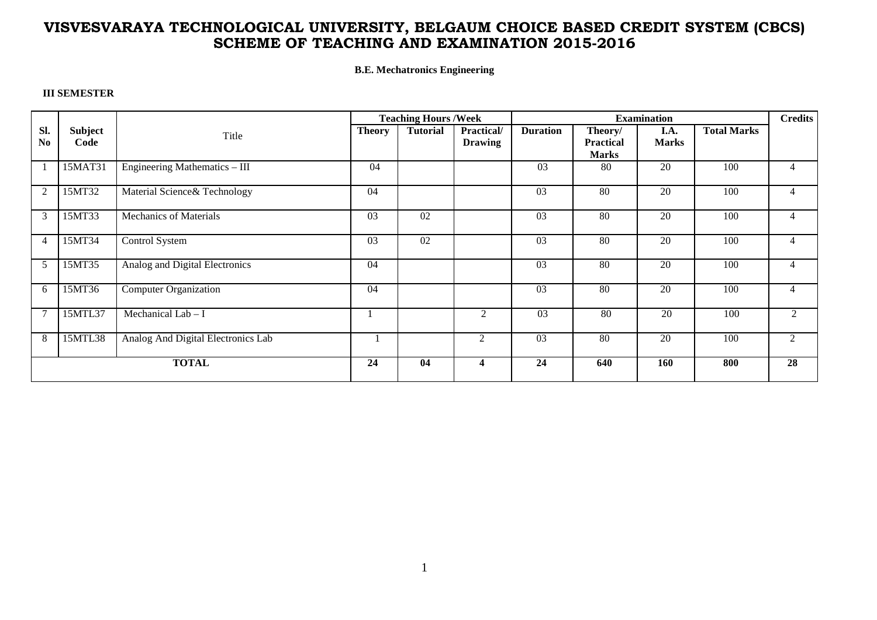# VISVESVARAYA TECHNOLOGICAL UNIVERSITY, BELGAUM CHOICE BASED CREDIT SYSTEM (CBCS) SCHEME OF TEACHING AND EXAMINATION 2015-2016

**B.E. Mechatronics Engineering**

**III SEMESTER**

| Sl. No | Subject Code | Title | Teaching Hours /Week | | | Examination | | | | Credits |
|---|---|---|---|---|---|---|---|---|---|---|
| | | | **Theory** | **Tutorial** | **Practical/ Drawing** | **Duration** | **Theory/ Practical Marks** | **I.A. Marks** | **Total Marks** | |
| 1 | 15MAT31 | Engineering Mathematics – III | 04 | | | 03 | 80 | 20 | 100 | 4 |
| 2 | 15MT32 | Material Science& Technology | 04 | | | 03 | 80 | 20 | 100 | 4 |
| 3 | 15MT33 | Mechanics of Materials | 03 | 02 | | 03 | 80 | 20 | 100 | 4 |
| 4 | 15MT34 | Control System | 03 | 02 | | 03 | 80 | 20 | 100 | 4 |
| 5 | 15MT35 | Analog and Digital Electronics | 04 | | | 03 | 80 | 20 | 100 | 4 |
| 6 | 15MT36 | Computer Organization | 04 | | | 03 | 80 | 20 | 100 | 4 |
| 7 | 15MTL37 | Mechanical Lab – I | 1 | | 2 | 03 | 80 | 20 | 100 | 2 |
| 8 | 15MTL38 | Analog And Digital Electronics Lab | 1 | | 2 | 03 | 80 | 20 | 100 | 2 |
| **TOTAL** | | | **24** | **04** | **4** | **24** | **640** | **160** | **800** | **28** |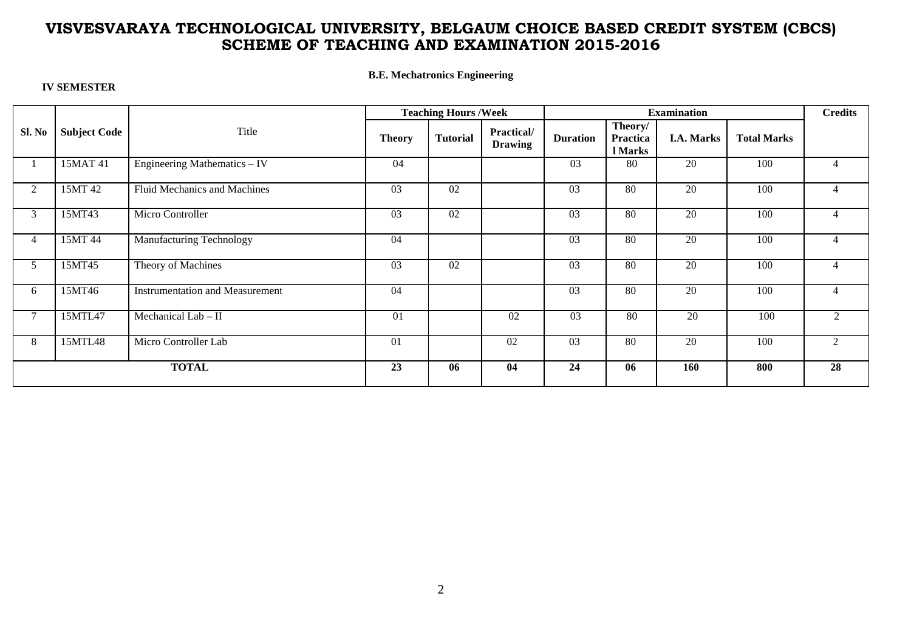# VISVESVARAYA TECHNOLOGICAL UNIVERSITY, BELGAUM CHOICE BASED CREDIT SYSTEM (CBCS) SCHEME OF TEACHING AND EXAMINATION 2015-2016

**B.E. Mechatronics Engineering**

**IV SEMESTER**

| Sl. No | Subject Code | Title | Teaching Hours /Week | | | Examination | | | | Credits |
|---|---|---|---|---|---|---|---|---|---|---|
| | | | **Theory** | **Tutorial** | **Practical/ Drawing** | **Duration** | **Theory/ Practical Marks** | **I.A. Marks** | **Total Marks** | |
| 1 | 15MAT 41 | Engineering Mathematics – IV | 04 | | | 03 | 80 | 20 | 100 | 4 |
| 2 | 15MT 42 | Fluid Mechanics and Machines | 03 | 02 | | 03 | 80 | 20 | 100 | 4 |
| 3 | 15MT43 | Micro Controller | 03 | 02 | | 03 | 80 | 20 | 100 | 4 |
| 4 | 15MT 44 | Manufacturing Technology | 04 | | | 03 | 80 | 20 | 100 | 4 |
| 5 | 15MT45 | Theory of Machines | 03 | 02 | | 03 | 80 | 20 | 100 | 4 |
| 6 | 15MT46 | Instrumentation and Measurement | 04 | | | 03 | 80 | 20 | 100 | 4 |
| 7 | 15MTL47 | Mechanical Lab – II | 01 | | 02 | 03 | 80 | 20 | 100 | 2 |
| 8 | 15MTL48 | Micro Controller Lab | 01 | | 02 | 03 | 80 | 20 | 100 | 2 |
| **TOTAL** | | | **23** | **06** | **04** | **24** | **06** | **160** | **800** | **28** |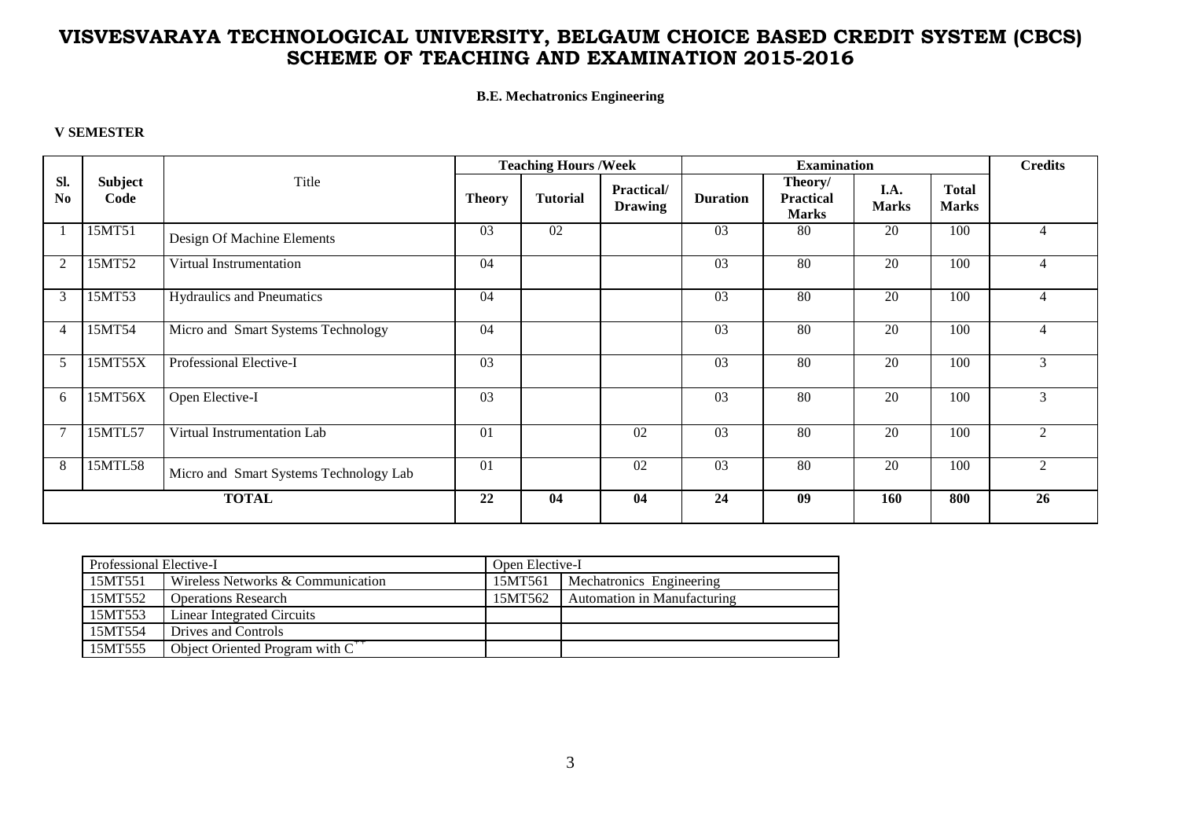# VISVESVARAYA TECHNOLOGICAL UNIVERSITY, BELGAUM CHOICE BASED CREDIT SYSTEM (CBCS) SCHEME OF TEACHING AND EXAMINATION 2015-2016

**B.E. Mechatronics Engineering**

**V SEMESTER**

| Sl. No | Subject Code | Title | Teaching Hours /Week | | | Examination | | | | Credits |
|---|---|---|---|---|---|---|---|---|---|---|
| | | | Theory | Tutorial | Practical/ Drawing | Duration | Theory/ Practical Marks | I.A. Marks | Total Marks | |
| 1 | 15MT51 | Design Of Machine Elements | 03 | 02 | | 03 | 80 | 20 | 100 | 4 |
| 2 | 15MT52 | Virtual Instrumentation | 04 | | | 03 | 80 | 20 | 100 | 4 |
| 3 | 15MT53 | Hydraulics and Pneumatics | 04 | | | 03 | 80 | 20 | 100 | 4 |
| 4 | 15MT54 | Micro and Smart Systems Technology | 04 | | | 03 | 80 | 20 | 100 | 4 |
| 5 | 15MT55X | Professional Elective-I | 03 | | | 03 | 80 | 20 | 100 | 3 |
| 6 | 15MT56X | Open Elective-I | 03 | | | 03 | 80 | 20 | 100 | 3 |
| 7 | 15MTL57 | Virtual Instrumentation Lab | 01 | | 02 | 03 | 80 | 20 | 100 | 2 |
| 8 | 15MTL58 | Micro and Smart Systems Technology Lab | 01 | | 02 | 03 | 80 | 20 | 100 | 2 |
| | | **TOTAL** | **22** | **04** | **04** | **24** | **09** | **160** | **800** | **26** |

| Professional Elective-I | | Open Elective-I | |
|---|---|---|---|
| 15MT551 | Wireless Networks & Communication | 15MT561 | Mechatronics Engineering |
| 15MT552 | Operations Research | 15MT562 | Automation in Manufacturing |
| 15MT553 | Linear Integrated Circuits | | |
| 15MT554 | Drives and Controls | | |
| 15MT555 | Object Oriented Program with C++ | | |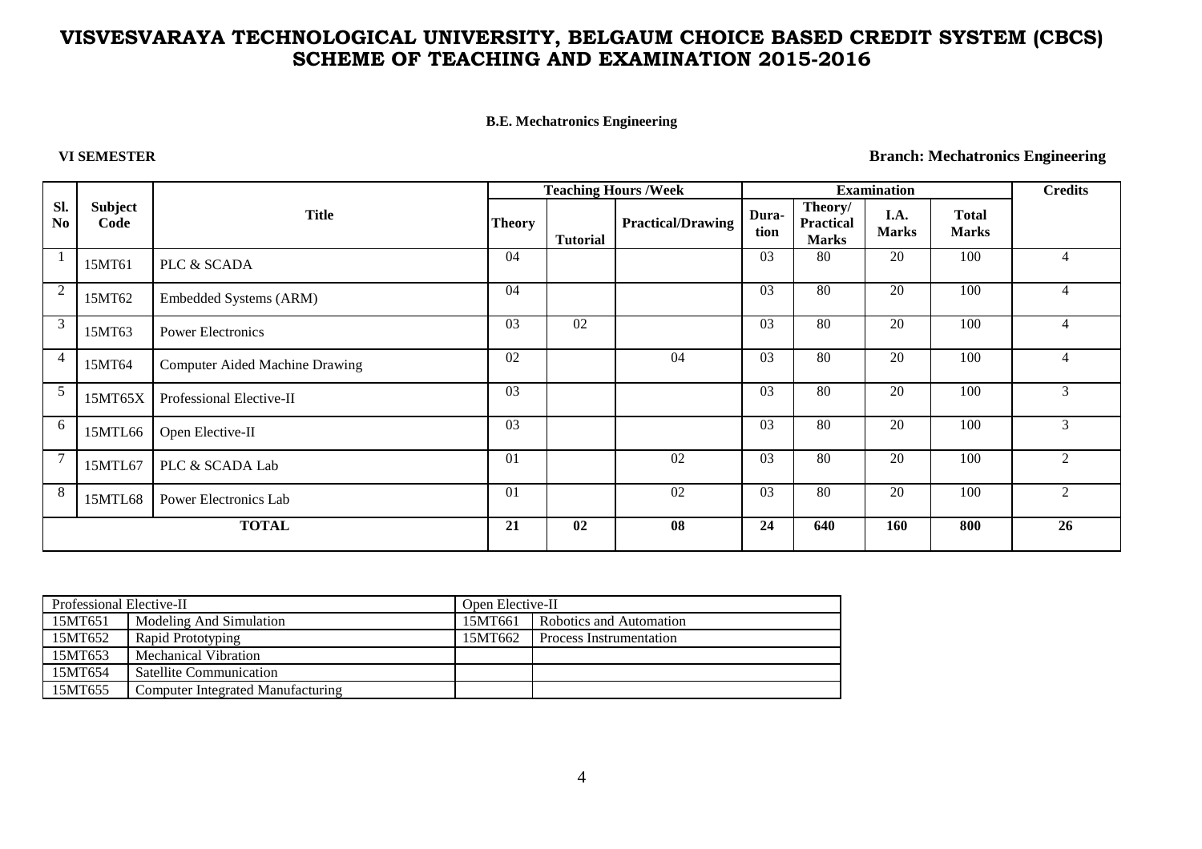# VISVESVARAYA TECHNOLOGICAL UNIVERSITY, BELGAUM CHOICE BASED CREDIT SYSTEM (CBCS) SCHEME OF TEACHING AND EXAMINATION 2015-2016

**B.E. Mechatronics Engineering**

**VI SEMESTER** **Branch: Mechatronics Engineering**

| Sl. No | Subject Code | Title | Teaching Hours /Week | | | Examination | | | | Credits |
|---|---|---|---|---|---|---|---|---|---|---|
| | | | Theory | Tutorial | Practical/Drawing | Duration | Theory/ Practical Marks | I.A. Marks | Total Marks | |
| 1 | 15MT61 | PLC & SCADA | 04 | | | 03 | 80 | 20 | 100 | 4 |
| 2 | 15MT62 | Embedded Systems (ARM) | 04 | | | 03 | 80 | 20 | 100 | 4 |
| 3 | 15MT63 | Power Electronics | 03 | 02 | | 03 | 80 | 20 | 100 | 4 |
| 4 | 15MT64 | Computer Aided Machine Drawing | 02 | | 04 | 03 | 80 | 20 | 100 | 4 |
| 5 | 15MT65X | Professional Elective-II | 03 | | | 03 | 80 | 20 | 100 | 3 |
| 6 | 15MTL66 | Open Elective-II | 03 | | | 03 | 80 | 20 | 100 | 3 |
| 7 | 15MTL67 | PLC & SCADA Lab | 01 | | 02 | 03 | 80 | 20 | 100 | 2 |
| 8 | 15MTL68 | Power Electronics Lab | 01 | | 02 | 03 | 80 | 20 | 100 | 2 |
| | | **TOTAL** | **21** | **02** | **08** | **24** | **640** | **160** | **800** | **26** |

| Professional Elective-II | | Open Elective-II | |
|---|---|---|---|
| 15MT651 | Modeling And Simulation | 15MT661 | Robotics and Automation |
| 15MT652 | Rapid Prototyping | 15MT662 | Process Instrumentation |
| 15MT653 | Mechanical Vibration | | |
| 15MT654 | Satellite Communication | | |
| 15MT655 | Computer Integrated Manufacturing | | |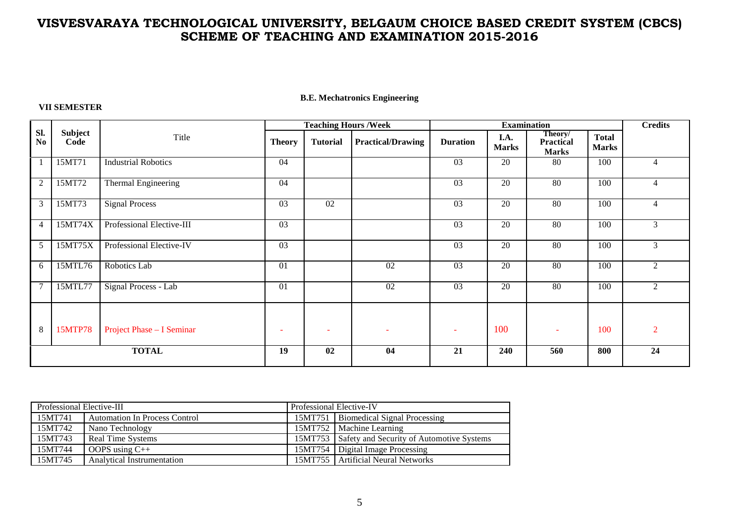# VISVESVARAYA TECHNOLOGICAL UNIVERSITY, BELGAUM CHOICE BASED CREDIT SYSTEM (CBCS) SCHEME OF TEACHING AND EXAMINATION 2015-2016

**B.E. Mechatronics Engineering**

**VII SEMESTER**

| Sl. No | Subject Code | Title | Teaching Hours /Week | | | Examination | | | | Credits |
|---|---|---|---|---|---|---|---|---|---|---|
| | | | Theory | Tutorial | Practical/Drawing | Duration | I.A. Marks | Theory/ Practical Marks | Total Marks | |
| 1 | 15MT71 | Industrial Robotics | 04 | | | 03 | 20 | 80 | 100 | 4 |
| 2 | 15MT72 | Thermal Engineering | 04 | | | 03 | 20 | 80 | 100 | 4 |
| 3 | 15MT73 | Signal Process | 03 | 02 | | 03 | 20 | 80 | 100 | 4 |
| 4 | 15MT74X | Professional Elective-III | 03 | | | 03 | 20 | 80 | 100 | 3 |
| 5 | 15MT75X | Professional Elective-IV | 03 | | | 03 | 20 | 80 | 100 | 3 |
| 6 | 15MTL76 | Robotics Lab | 01 | | 02 | 03 | 20 | 80 | 100 | 2 |
| 7 | 15MTL77 | Signal Process - Lab | 01 | | 02 | 03 | 20 | 80 | 100 | 2 |
| 8 | 15MTP78 | Project Phase – I Seminar | - | - | - | - | 100 | - | 100 | 2 |
| | | **TOTAL** | **19** | **02** | **04** | **21** | **240** | **560** | **800** | **24** |

| Professional Elective-III | | Professional Elective-IV | |
|---|---|---|---|
| 15MT741 | Automation In Process Control | 15MT751 | Biomedical Signal Processing |
| 15MT742 | Nano Technology | 15MT752 | Machine Learning |
| 15MT743 | Real Time Systems | 15MT753 | Safety and Security of Automotive Systems |
| 15MT744 | OOPS using C++ | 15MT754 | Digital Image Processing |
| 15MT745 | Analytical Instrumentation | 15MT755 | Artificial Neural Networks |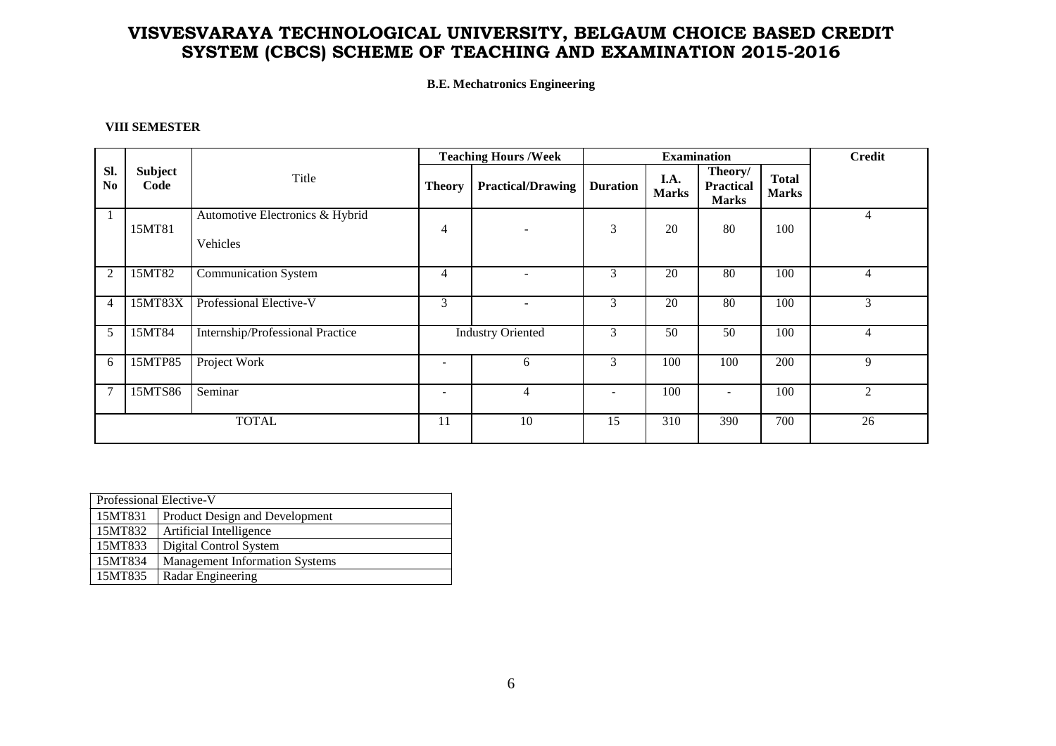# VISVESVARAYA TECHNOLOGICAL UNIVERSITY, BELGAUM CHOICE BASED CREDIT SYSTEM (CBCS) SCHEME OF TEACHING AND EXAMINATION 2015-2016

**B.E. Mechatronics Engineering**

**VIII SEMESTER**

| Sl. No | Subject Code | Title | Teaching Hours /Week | | Examination | | | | Credit |
|---|---|---|---|---|---|---|---|---|---|
| | | | Theory | Practical/Drawing | Duration | I.A. Marks | Theory/ Practical Marks | Total Marks | |
| 1 | 15MT81 | Automotive Electronics & Hybrid Vehicles | 4 | - | 3 | 20 | 80 | 100 | 4 |
| 2 | 15MT82 | Communication System | 4 | - | 3 | 20 | 80 | 100 | 4 |
| 4 | 15MT83X | Professional Elective-V | 3 | - | 3 | 20 | 80 | 100 | 3 |
| 5 | 15MT84 | Internship/Professional Practice | Industry Oriented | | 3 | 50 | 50 | 100 | 4 |
| 6 | 15MTP85 | Project Work | - | 6 | 3 | 100 | 100 | 200 | 9 |
| 7 | 15MTS86 | Seminar | - | 4 | - | 100 | - | 100 | 2 |
| TOTAL | | | 11 | 10 | 15 | 310 | 390 | 700 | 26 |

| Professional Elective-V | |
|---|---|
| 15MT831 | Product Design and Development |
| 15MT832 | Artificial Intelligence |
| 15MT833 | Digital Control System |
| 15MT834 | Management Information Systems |
| 15MT835 | Radar Engineering |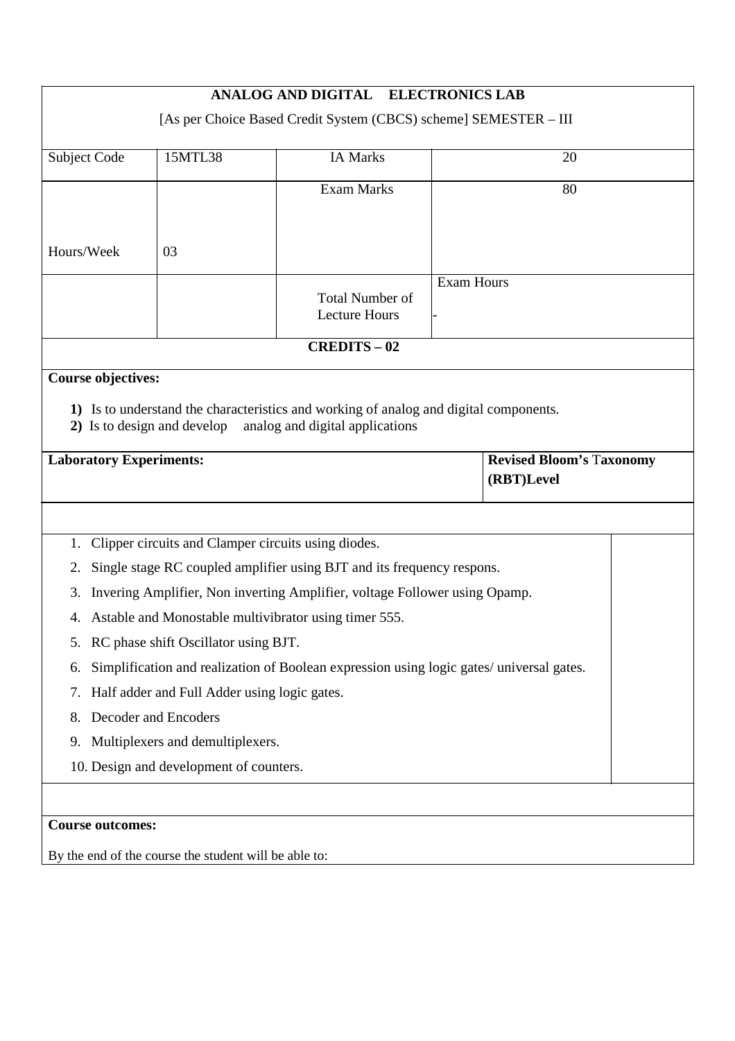## ANALOG AND DIGITAL ELECTRONICS LAB

[As per Choice Based Credit System (CBCS) scheme] SEMESTER – III

| Subject Code | 15MTL38 | IA Marks | 20 |
|---|---|---|---|
| Hours/Week | 03 | Exam Marks | 80 |
| | | Total Number of Lecture Hours | Exam Hours - |

**CREDITS – 02**

**Course objectives:**

1) Is to understand the characteristics and working of analog and digital components.
2) Is to design and develop analog and digital applications

| **Laboratory Experiments:** | **Revised Bloom's Taxonomy (RBT)Level** |
|---|---|

1. Clipper circuits and Clamper circuits using diodes.
2. Single stage RC coupled amplifier using BJT and its frequency respons.
3. Invering Amplifier, Non inverting Amplifier, voltage Follower using Opamp.
4. Astable and Monostable multivibrator using timer 555.
5. RC phase shift Oscillator using BJT.
6. Simplification and realization of Boolean expression using logic gates/ universal gates.
7. Half adder and Full Adder using logic gates.
8. Decoder and Encoders
9. Multiplexers and demultiplexers.
10. Design and development of counters.

**Course outcomes:**

By the end of the course the student will be able to: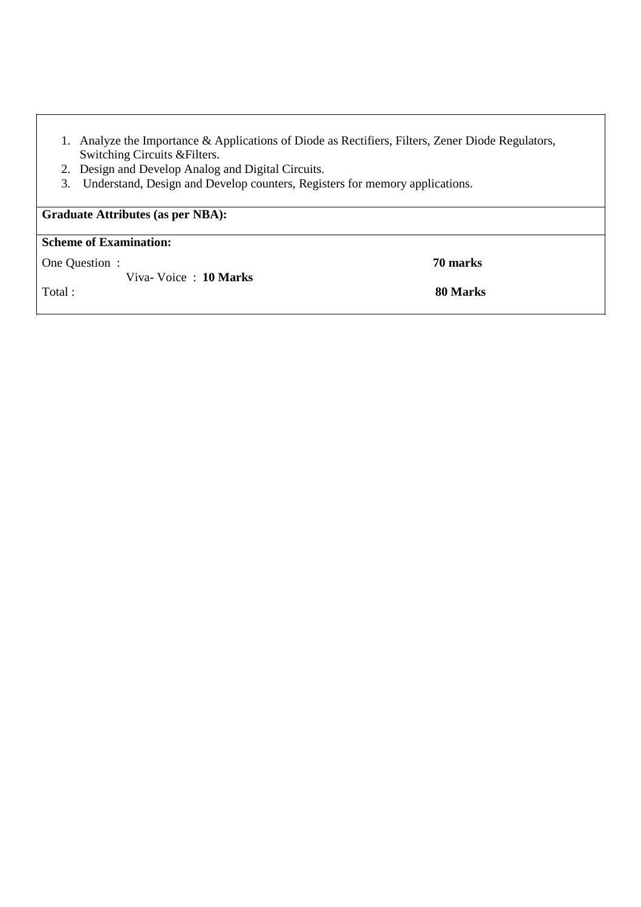1. Analyze the Importance & Applications of Diode as Rectifiers, Filters, Zener Diode Regulators, Switching Circuits &Filters.
2. Design and Develop Analog and Digital Circuits.
3. Understand, Design and Develop counters, Registers for memory applications.

**Graduate Attributes (as per NBA):**

**Scheme of Examination:**

One Question : **70 marks**

Viva- Voice : **10 Marks**

Total : **80 Marks**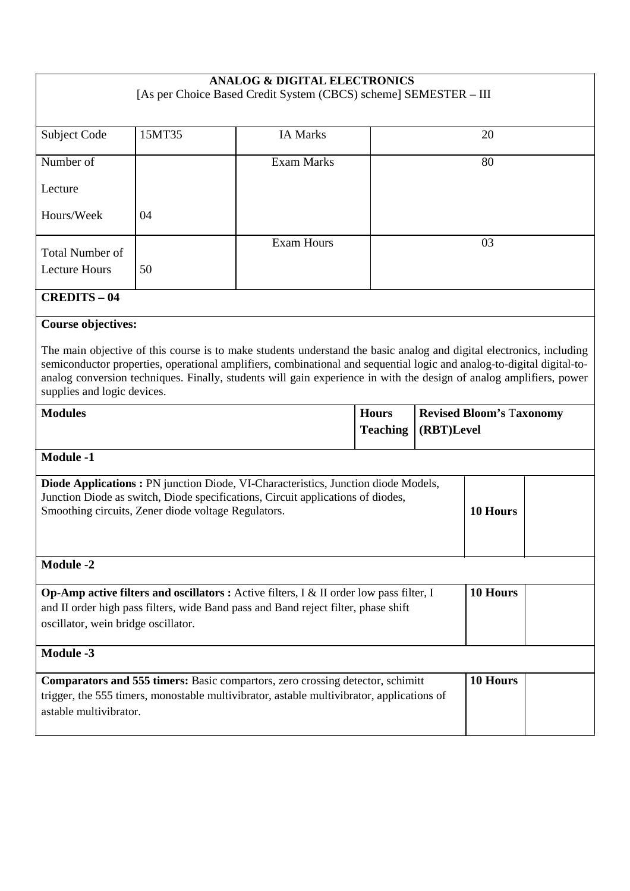**ANALOG & DIGITAL ELECTRONICS**

[As per Choice Based Credit System (CBCS) scheme] SEMESTER – III

| Subject Code | 15MT35 | IA Marks | 20 |
|---|---|---|---|
| Number of Lecture Hours/Week | 04 | Exam Marks | 80 |
| Total Number of Lecture Hours | 50 | Exam Hours | 03 |

**CREDITS – 04**

**Course objectives:**

The main objective of this course is to make students understand the basic analog and digital electronics, including semiconductor properties, operational amplifiers, combinational and sequential logic and analog-to-digital digital-to-analog conversion techniques. Finally, students will gain experience in with the design of analog amplifiers, power supplies and logic devices.

| Modules | Hours Teaching | Revised Bloom's Taxonomy (RBT)Level |
|---|---|---|
| **Module -1** | | |
| **Diode Applications :** PN junction Diode, VI-Characteristics, Junction diode Models, Junction Diode as switch, Diode specifications, Circuit applications of diodes, Smoothing circuits, Zener diode voltage Regulators. | **10 Hours** | |
| **Module -2** | | |
| **Op-Amp active filters and oscillators :** Active filters, I & II order low pass filter, I and II order high pass filters, wide Band pass and Band reject filter, phase shift oscillator, wein bridge oscillator. | **10 Hours** | |
| **Module -3** | | |
| **Comparators and 555 timers:** Basic compartors, zero crossing detector, schimitt trigger, the 555 timers, monostable multivibrator, astable multivibrator, applications of astable multivibrator. | **10 Hours** | |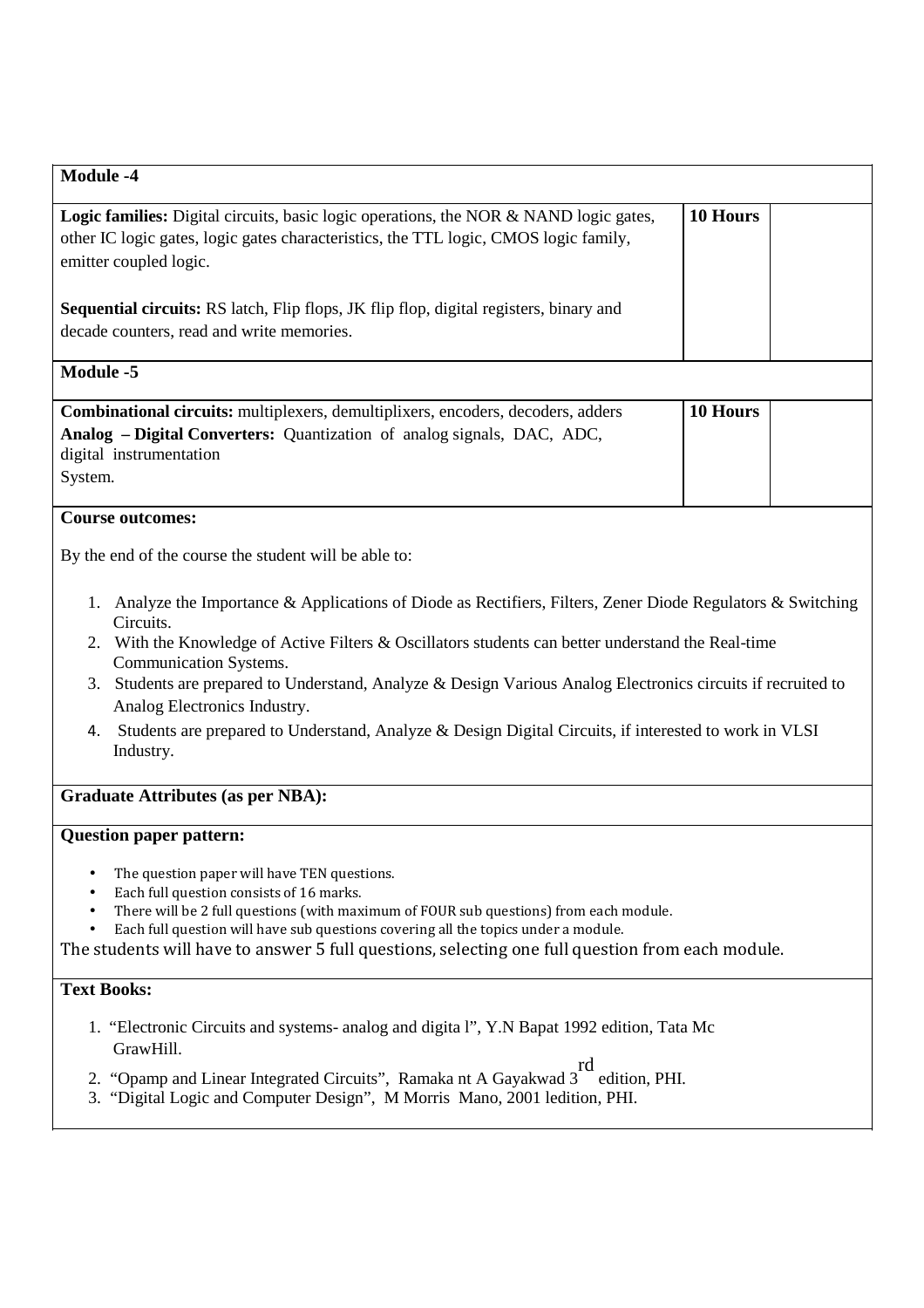| Module -4 | | |
|---|---|---|
| **Logic families:** Digital circuits, basic logic operations, the NOR & NAND logic gates, other IC logic gates, logic gates characteristics, the TTL logic, CMOS logic family, emitter coupled logic.<br><br>**Sequential circuits:** RS latch, Flip flops, JK flip flop, digital registers, binary and decade counters, read and write memories. | **10 Hours** | |
| **Module -5** | | |
| **Combinational circuits:** multiplexers, demultiplixers, encoders, decoders, adders<br>**Analog – Digital Converters:** Quantization of analog signals, DAC, ADC, digital instrumentation System. | **10 Hours** | |

**Course outcomes:**

By the end of the course the student will be able to:

1. Analyze the Importance & Applications of Diode as Rectifiers, Filters, Zener Diode Regulators & Switching Circuits.
2. With the Knowledge of Active Filters & Oscillators students can better understand the Real-time Communication Systems.
3. Students are prepared to Understand, Analyze & Design Various Analog Electronics circuits if recruited to Analog Electronics Industry.
4. Students are prepared to Understand, Analyze & Design Digital Circuits, if interested to work in VLSI Industry.

**Graduate Attributes (as per NBA):**

**Question paper pattern:**

- The question paper will have TEN questions.
- Each full question consists of 16 marks.
- There will be 2 full questions (with maximum of FOUR sub questions) from each module.
- Each full question will have sub questions covering all the topics under a module.

The students will have to answer 5 full questions, selecting one full question from each module.

**Text Books:**

1. "Electronic Circuits and systems- analog and digita l", Y.N Bapat 1992 edition, Tata Mc GrawHill.
2. "Opamp and Linear Integrated Circuits", Ramaka nt A Gayakwad 3rd edition, PHI.
3. "Digital Logic and Computer Design", M Morris Mano, 2001 ledition, PHI.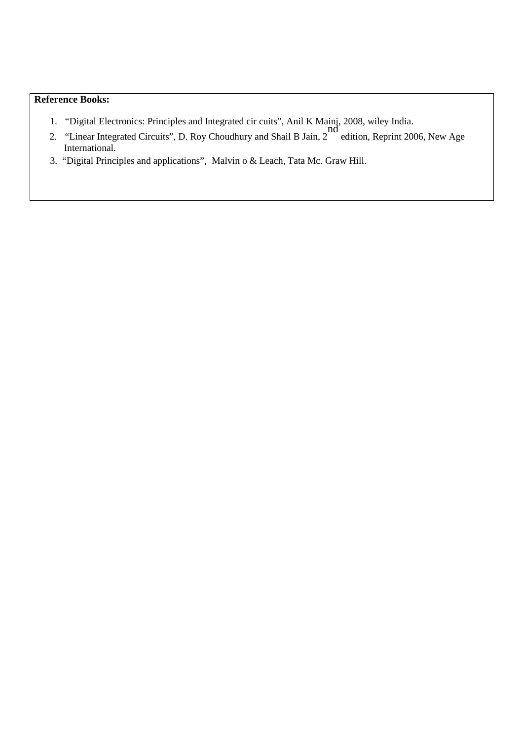**Reference Books:**

1. "Digital Electronics: Principles and Integrated cir cuits", Anil K Maini, 2008, wiley India.
2. "Linear Integrated Circuits", D. Roy Choudhury and Shail B Jain, 2nd edition, Reprint 2006, New Age International.
3. "Digital Principles and applications", Malvin o & Leach, Tata Mc. Graw Hill.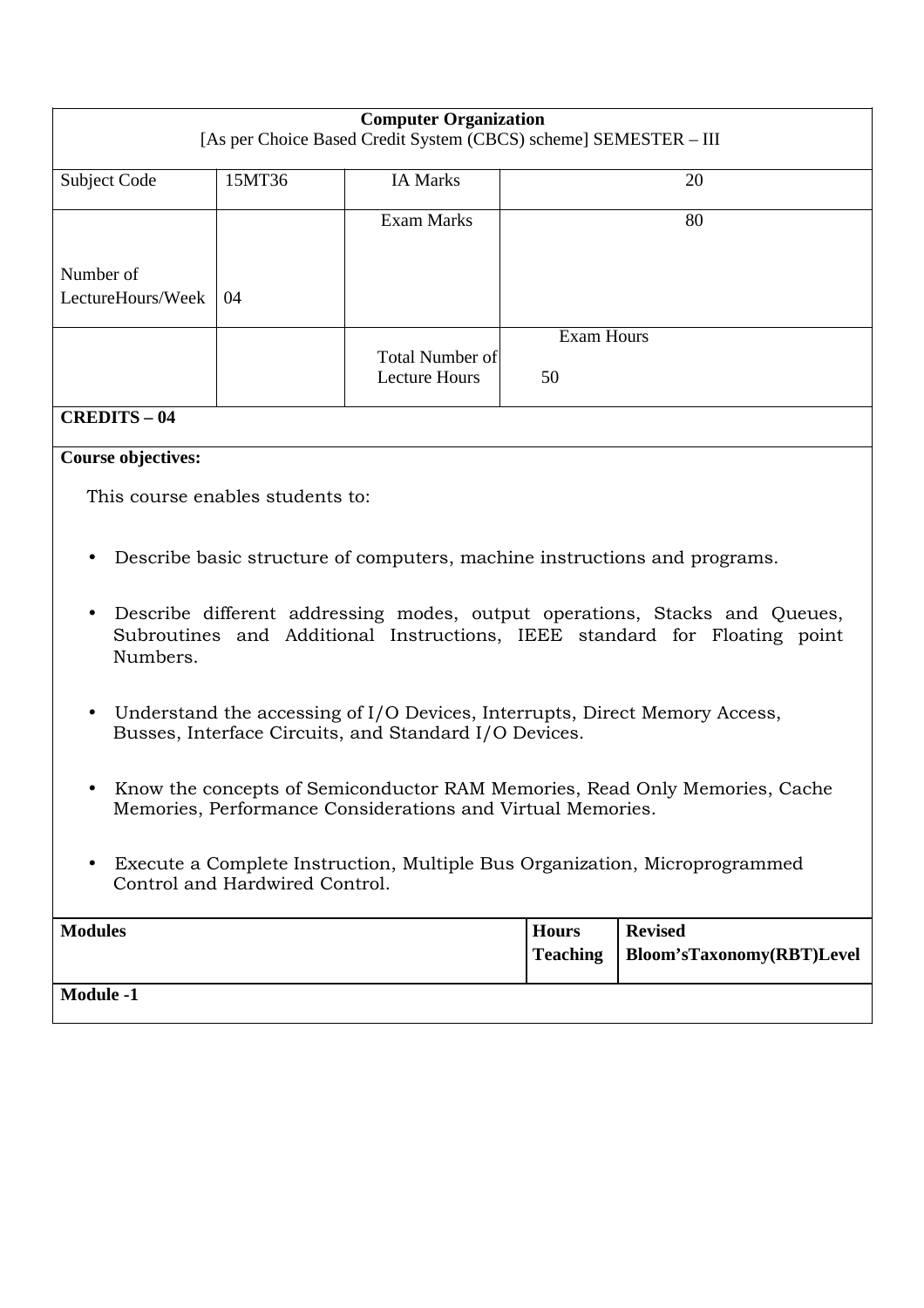| **Computer Organization**<br>[As per Choice Based Credit System (CBCS) scheme] SEMESTER – III | | | |
|---|---|---|---|
| Subject Code | 15MT36 | IA Marks | 20 |
| Number of LectureHours/Week | 04 | Exam Marks | 80 |
| | | Total Number of Lecture Hours | Exam Hours<br>50 |
| **CREDITS – 04** | | | |

**Course objectives:**

This course enables students to:

- Describe basic structure of computers, machine instructions and programs.
- Describe different addressing modes, output operations, Stacks and Queues, Subroutines and Additional Instructions, IEEE standard for Floating point Numbers.
- Understand the accessing of I/O Devices, Interrupts, Direct Memory Access, Busses, Interface Circuits, and Standard I/O Devices.
- Know the concepts of Semiconductor RAM Memories, Read Only Memories, Cache Memories, Performance Considerations and Virtual Memories.
- Execute a Complete Instruction, Multiple Bus Organization, Microprogrammed Control and Hardwired Control.

| **Modules** | **Hours Teaching** | **Revised Bloom'sTaxonomy(RBT)Level** |
|---|---|---|
| **Module -1** | | |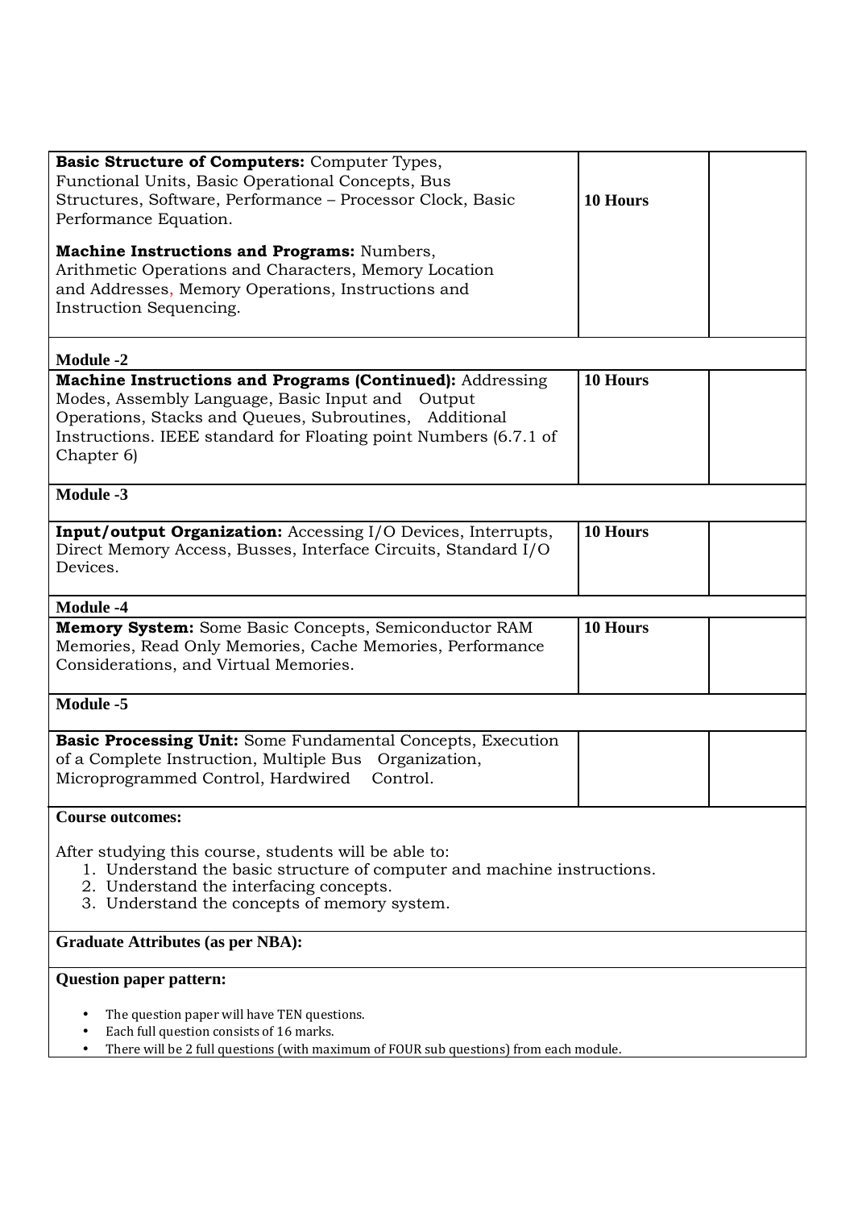| | | |
|---|---|---|
| **Basic Structure of Computers:** Computer Types, Functional Units, Basic Operational Concepts, Bus Structures, Software, Performance – Processor Clock, Basic Performance Equation.<br><br>**Machine Instructions and Programs:** Numbers, Arithmetic Operations and Characters, Memory Location and Addresses, Memory Operations, Instructions and Instruction Sequencing. | **10 Hours** | |
| **Module -2** | | |
| **Machine Instructions and Programs (Continued):** Addressing Modes, Assembly Language, Basic Input and Output Operations, Stacks and Queues, Subroutines, Additional Instructions. IEEE standard for Floating point Numbers (6.7.1 of Chapter 6) | **10 Hours** | |
| **Module -3** | | |
| **Input/output Organization:** Accessing I/O Devices, Interrupts, Direct Memory Access, Busses, Interface Circuits, Standard I/O Devices. | **10 Hours** | |
| **Module -4** | | |
| **Memory System:** Some Basic Concepts, Semiconductor RAM Memories, Read Only Memories, Cache Memories, Performance Considerations, and Virtual Memories. | **10 Hours** | |
| **Module -5** | | |
| **Basic Processing Unit:** Some Fundamental Concepts, Execution of a Complete Instruction, Multiple Bus Organization, Microprogrammed Control, Hardwired Control. | | |

**Course outcomes:**

After studying this course, students will be able to:

1. Understand the basic structure of computer and machine instructions.
2. Understand the interfacing concepts.
3. Understand the concepts of memory system.

**Graduate Attributes (as per NBA):**

**Question paper pattern:**

- The question paper will have TEN questions.
- Each full question consists of 16 marks.
- There will be 2 full questions (with maximum of FOUR sub questions) from each module.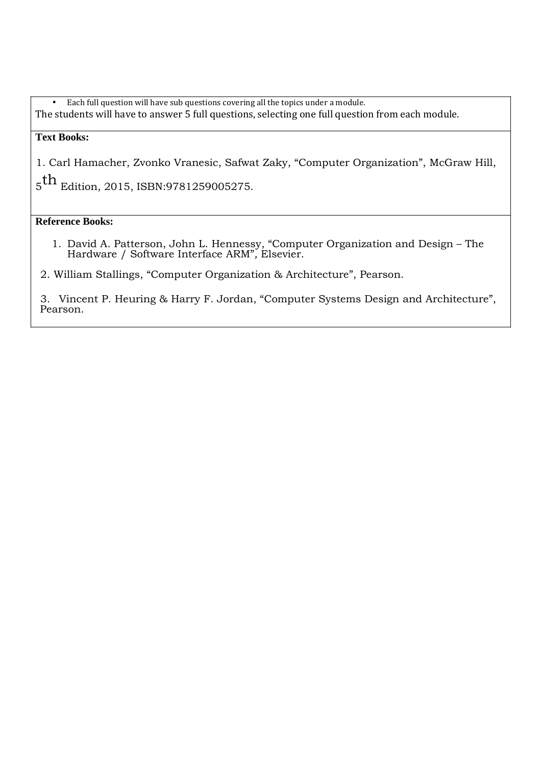- Each full question will have sub questions covering all the topics under a module.

The students will have to answer 5 full questions, selecting one full question from each module.

**Text Books:**

1. Carl Hamacher, Zvonko Vranesic, Safwat Zaky, "Computer Organization", McGraw Hill, 5th Edition, 2015, ISBN:9781259005275.

**Reference Books:**

1. David A. Patterson, John L. Hennessy, "Computer Organization and Design – The Hardware / Software Interface ARM", Elsevier.
2. William Stallings, "Computer Organization & Architecture", Pearson.
3. Vincent P. Heuring & Harry F. Jordan, "Computer Systems Design and Architecture", Pearson.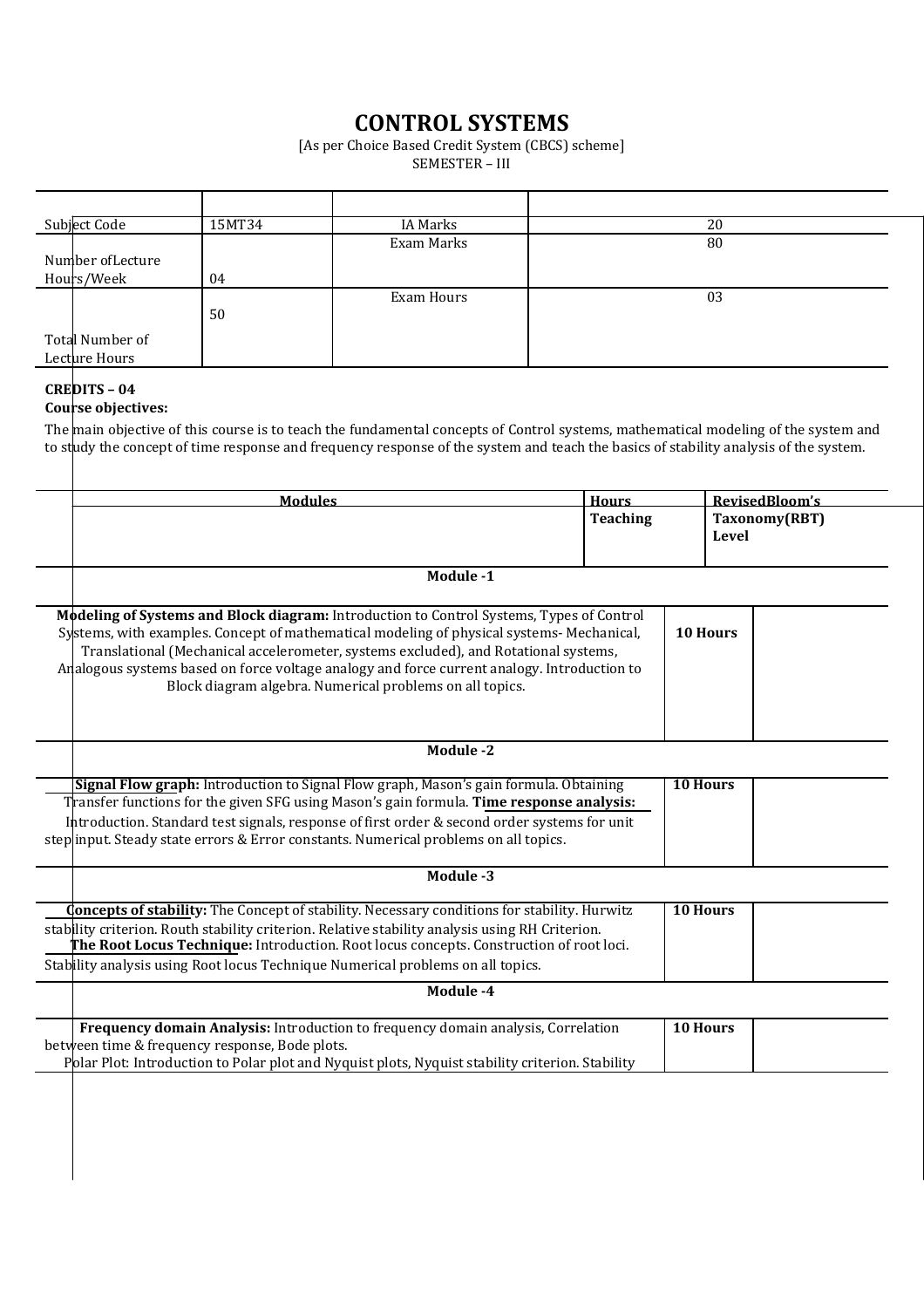# CONTROL SYSTEMS

[As per Choice Based Credit System (CBCS) scheme]
SEMESTER – III

| | | | |
|---|---|---|---|
| Subject Code | 15MT34 | IA Marks | 20 |
| Number ofLecture Hours/Week | 04 | Exam Marks | 80 |
| Total Number of Lecture Hours | 50 | Exam Hours | 03 |

**CREDITS – 04**

**Course objectives:**

The main objective of this course is to teach the fundamental concepts of Control systems, mathematical modeling of the system and to study the concept of time response and frequency response of the system and teach the basics of stability analysis of the system.

| Modules | Teaching Hours | RevisedBloom's Taxonomy(RBT) Level |
|---|---|---|
| **Module -1** | | |
| **Modeling of Systems and Block diagram:** Introduction to Control Systems, Types of Control Systems, with examples. Concept of mathematical modeling of physical systems- Mechanical, Translational (Mechanical accelerometer, systems excluded), and Rotational systems, Analogous systems based on force voltage analogy and force current analogy. Introduction to Block diagram algebra. Numerical problems on all topics. | **10 Hours** | |
| **Module -2** | | |
| **Signal Flow graph:** Introduction to Signal Flow graph, Mason's gain formula. Obtaining Transfer functions for the given SFG using Mason's gain formula. **Time response analysis:** Introduction. Standard test signals, response of first order & second order systems for unit step input. Steady state errors & Error constants. Numerical problems on all topics. | **10 Hours** | |
| **Module -3** | | |
| **Concepts of stability:** The Concept of stability. Necessary conditions for stability. Hurwitz stability criterion. Routh stability criterion. Relative stability analysis using RH Criterion. **The Root Locus Technique:** Introduction. Root locus concepts. Construction of root loci. Stability analysis using Root locus Technique Numerical problems on all topics. | **10 Hours** | |
| **Module -4** | | |
| **Frequency domain Analysis:** Introduction to frequency domain analysis, Correlation between time & frequency response, Bode plots. Polar Plot: Introduction to Polar plot and Nyquist plots, Nyquist stability criterion. Stability | **10 Hours** | |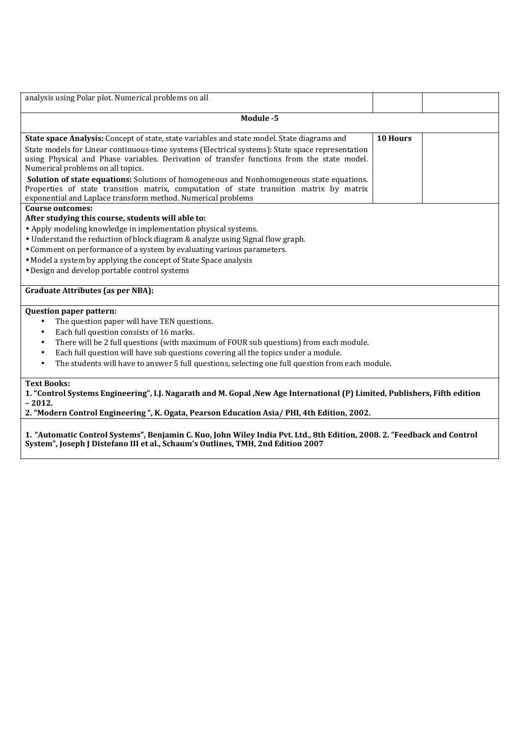| | | |
|---|---|---|
| analysis using Polar plot. Numerical problems on all | | |
| **Module -5** | | |
| **State space Analysis:** Concept of state, state variables and state model. State diagrams and State models for Linear continuous-time systems (Electrical systems): State space representation using Physical and Phase variables. Derivation of transfer functions from the state model. Numerical problems on all topics. **Solution of state equations:** Solutions of homogeneous and Nonhomogeneous state equations. Properties of state transition matrix, computation of state transition matrix by matrix exponential and Laplace transform method. Numerical problems | **10 Hours** | |

**Course outcomes:**

**After studying this course, students will able to:**

- Apply modeling knowledge in implementation physical systems.
- Understand the reduction of block diagram & analyze using Signal flow graph.
- Comment on performance of a system by evaluating various parameters.
- Model a system by applying the concept of State Space analysis
- Design and develop portable control systems

**Graduate Attributes (as per NBA):**

**Question paper pattern:**

- The question paper will have TEN questions.
- Each full question consists of 16 marks.
- There will be 2 full questions (with maximum of FOUR sub questions) from each module.
- Each full question will have sub questions covering all the topics under a module.
- The students will have to answer 5 full questions, selecting one full question from each module.

**Text Books:**

**1. "Control Systems Engineering", I.J. Nagarath and M. Gopal ,New Age International (P) Limited, Publishers, Fifth edition – 2012.**

**2. "Modern Control Engineering ", K. Ogata, Pearson Education Asia/ PHI, 4th Edition, 2002.**

**1. "Automatic Control Systems", Benjamin C. Kuo, John Wiley India Pvt. Ltd., 8th Edition, 2008. 2. "Feedback and Control System", Joseph J Distefano III et al., Schaum's Outlines, TMH, 2nd Edition 2007**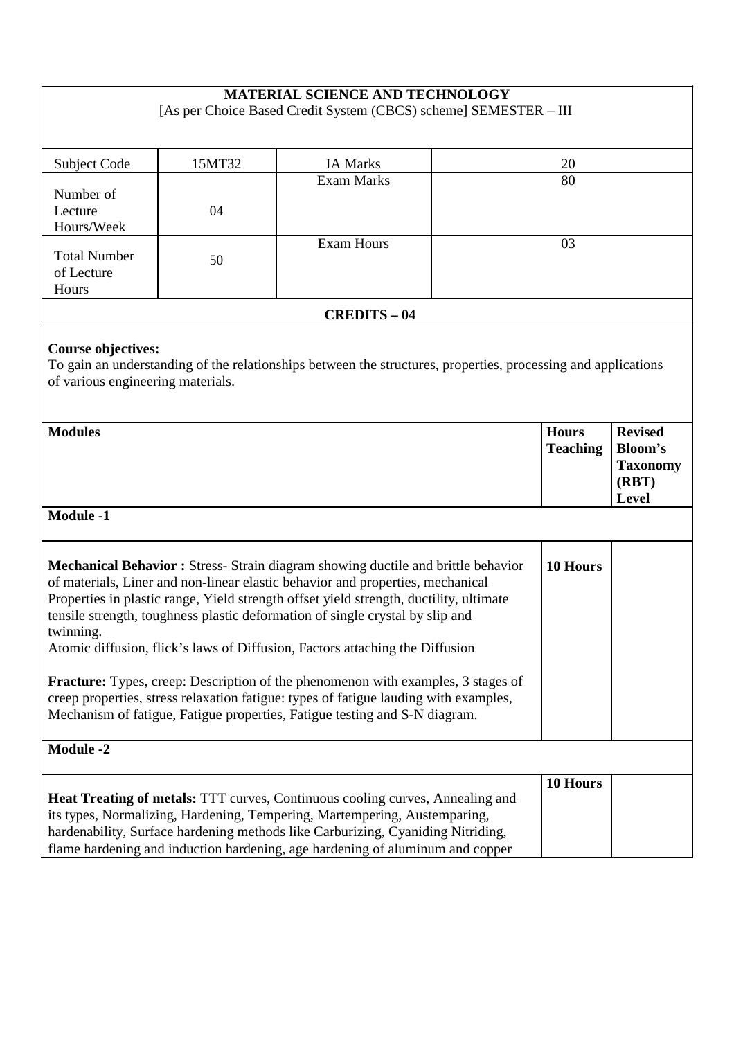**MATERIAL SCIENCE AND TECHNOLOGY**

[As per Choice Based Credit System (CBCS) scheme] SEMESTER – III

| Subject Code | 15MT32 | IA Marks | 20 |
|---|---|---|---|
| Number of Lecture Hours/Week | 04 | Exam Marks | 80 |
| Total Number of Lecture Hours | 50 | Exam Hours | 03 |

**CREDITS – 04**

**Course objectives:**
To gain an understanding of the relationships between the structures, properties, processing and applications of various engineering materials.

| **Modules** | **Hours Teaching** | **Revised Bloom's Taxonomy (RBT) Level** |
|---|---|---|
| **Module -1** | | |
| **Mechanical Behavior :** Stress- Strain diagram showing ductile and brittle behavior of materials, Liner and non-linear elastic behavior and properties, mechanical Properties in plastic range, Yield strength offset yield strength, ductility, ultimate tensile strength, toughness plastic deformation of single crystal by slip and twinning.<br>Atomic diffusion, flick's laws of Diffusion, Factors attaching the Diffusion<br><br>**Fracture:** Types, creep: Description of the phenomenon with examples, 3 stages of creep properties, stress relaxation fatigue: types of fatigue lauding with examples, Mechanism of fatigue, Fatigue properties, Fatigue testing and S-N diagram. | **10 Hours** | |
| **Module -2** | | |
| **Heat Treating of metals:** TTT curves, Continuous cooling curves, Annealing and its types, Normalizing, Hardening, Tempering, Martempering, Austemparing, hardenability, Surface hardening methods like Carburizing, Cyaniding Nitriding, flame hardening and induction hardening, age hardening of aluminum and copper | **10 Hours** | |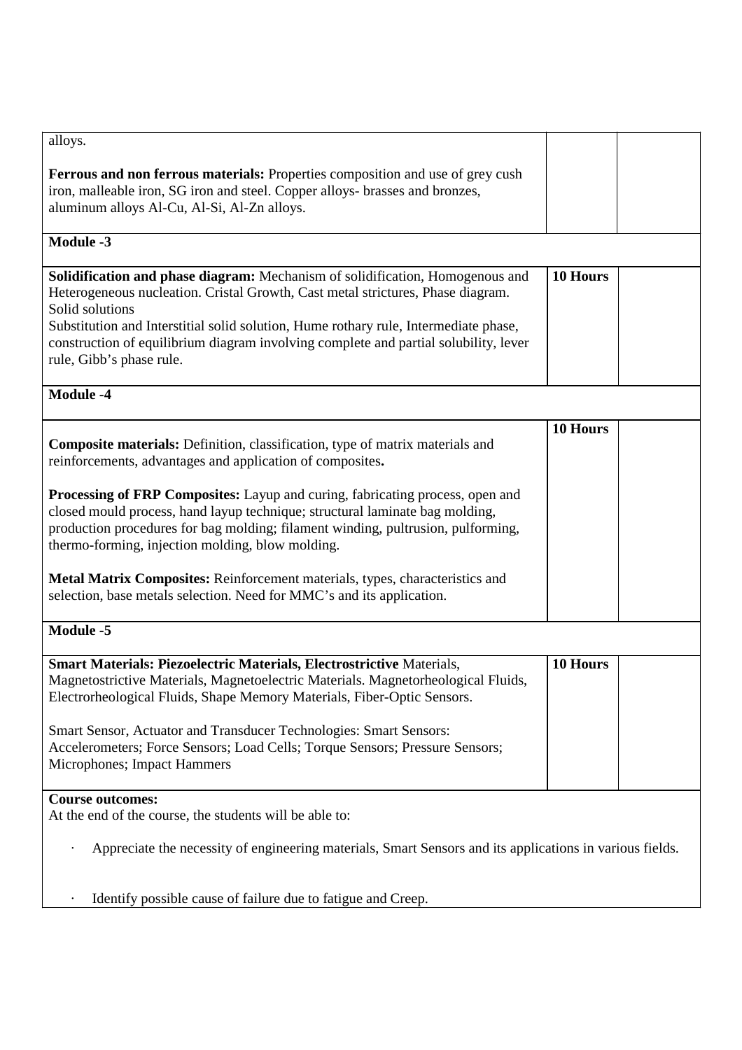| | | |
|---|---|---|
| alloys.<br><br>**Ferrous and non ferrous materials:** Properties composition and use of grey cush iron, malleable iron, SG iron and steel. Copper alloys- brasses and bronzes, aluminum alloys Al-Cu, Al-Si, Al-Zn alloys. | | |
| **Module -3** | | |
| **Solidification and phase diagram:** Mechanism of solidification, Homogenous and Heterogeneous nucleation. Cristal Growth, Cast metal strictures, Phase diagram. Solid solutions<br>Substitution and Interstitial solid solution, Hume rothary rule, Intermediate phase, construction of equilibrium diagram involving complete and partial solubility, lever rule, Gibb's phase rule. | **10 Hours** | |
| **Module -4** | | |
| **Composite materials:** Definition, classification, type of matrix materials and reinforcements, advantages and application of composites**.**<br><br>**Processing of FRP Composites:** Layup and curing, fabricating process, open and closed mould process, hand layup technique; structural laminate bag molding, production procedures for bag molding; filament winding, pultrusion, pulforming, thermo-forming, injection molding, blow molding.<br><br>**Metal Matrix Composites:** Reinforcement materials, types, characteristics and selection, base metals selection. Need for MMC's and its application. | **10 Hours** | |
| **Module -5** | | |
| **Smart Materials: Piezoelectric Materials, Electrostrictive** Materials, Magnetostrictive Materials, Magnetoelectric Materials. Magnetorheological Fluids, Electrorheological Fluids, Shape Memory Materials, Fiber-Optic Sensors.<br><br>Smart Sensor, Actuator and Transducer Technologies: Smart Sensors: Accelerometers; Force Sensors; Load Cells; Torque Sensors; Pressure Sensors; Microphones; Impact Hammers | **10 Hours** | |

**Course outcomes:**

At the end of the course, the students will be able to:

- Appreciate the necessity of engineering materials, Smart Sensors and its applications in various fields.
- Identify possible cause of failure due to fatigue and Creep.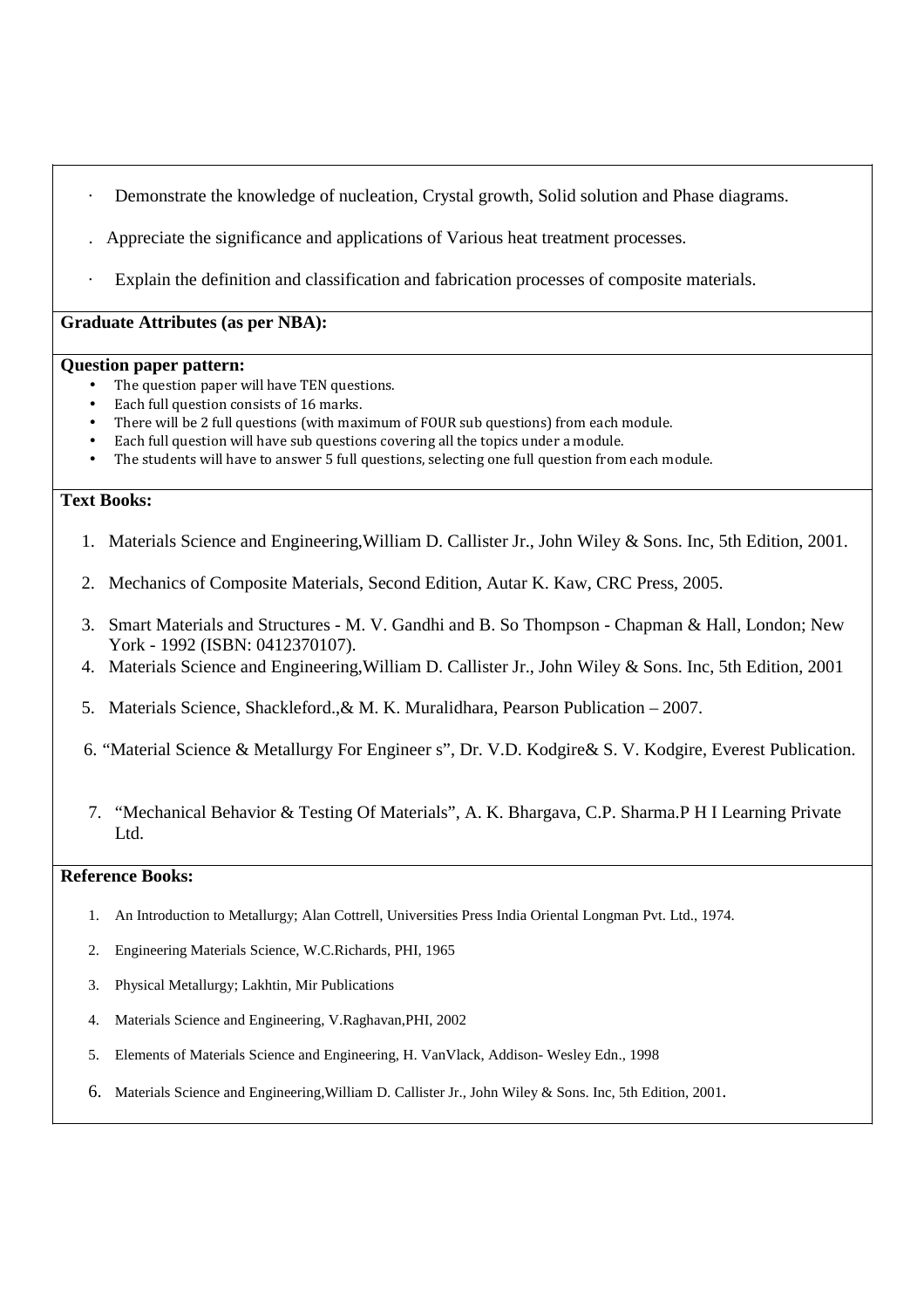- Demonstrate the knowledge of nucleation, Crystal growth, Solid solution and Phase diagrams.
- Appreciate the significance and applications of Various heat treatment processes.
- Explain the definition and classification and fabrication processes of composite materials.

**Graduate Attributes (as per NBA):**

**Question paper pattern:**

- The question paper will have TEN questions.
- Each full question consists of 16 marks.
- There will be 2 full questions (with maximum of FOUR sub questions) from each module.
- Each full question will have sub questions covering all the topics under a module.
- The students will have to answer 5 full questions, selecting one full question from each module.

**Text Books:**

1. Materials Science and Engineering,William D. Callister Jr., John Wiley & Sons. Inc, 5th Edition, 2001.
2. Mechanics of Composite Materials, Second Edition, Autar K. Kaw, CRC Press, 2005.
3. Smart Materials and Structures - M. V. Gandhi and B. So Thompson - Chapman & Hall, London; New York - 1992 (ISBN: 0412370107).
4. Materials Science and Engineering,William D. Callister Jr., John Wiley & Sons. Inc, 5th Edition, 2001
5. Materials Science, Shackleford.,& M. K. Muralidhara, Pearson Publication – 2007.
6. "Material Science & Metallurgy For Engineer s", Dr. V.D. Kodgire& S. V. Kodgire, Everest Publication.
7. "Mechanical Behavior & Testing Of Materials", A. K. Bhargava, C.P. Sharma.P H I Learning Private Ltd.

**Reference Books:**

1. An Introduction to Metallurgy; Alan Cottrell, Universities Press India Oriental Longman Pvt. Ltd., 1974.
2. Engineering Materials Science, W.C.Richards, PHI, 1965
3. Physical Metallurgy; Lakhtin, Mir Publications
4. Materials Science and Engineering, V.Raghavan,PHI, 2002
5. Elements of Materials Science and Engineering, H. VanVlack, Addison- Wesley Edn., 1998
6. Materials Science and Engineering,William D. Callister Jr., John Wiley & Sons. Inc, 5th Edition, 2001.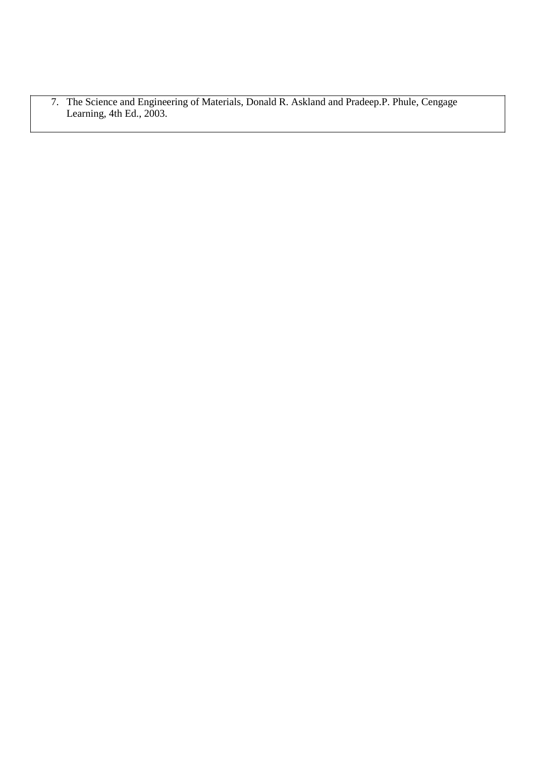7. The Science and Engineering of Materials, Donald R. Askland and Pradeep.P. Phule, Cengage Learning, 4th Ed., 2003.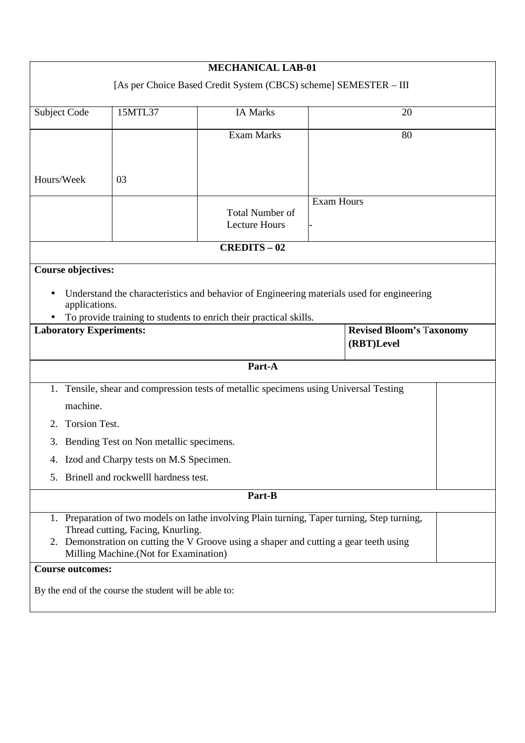# MECHANICAL LAB-01

[As per Choice Based Credit System (CBCS) scheme] SEMESTER – III

| Subject Code | 15MTL37 | IA Marks | 20 |
|---|---|---|---|
| Hours/Week | 03 | Exam Marks | 80 |
| | | Total Number of Lecture Hours | Exam Hours - |

**CREDITS – 02**

**Course objectives:**

- Understand the characteristics and behavior of Engineering materials used for engineering applications.
- To provide training to students to enrich their practical skills.

| **Laboratory Experiments:** | **Revised Bloom's Taxonomy (RBT)Level** |
|---|---|
| **Part-A** | |
| 1. Tensile, shear and compression tests of metallic specimens using Universal Testing machine.<br>2. Torsion Test.<br>3. Bending Test on Non metallic specimens.<br>4. Izod and Charpy tests on M.S Specimen.<br>5. Brinell and rockwelll hardness test. | |
| **Part-B** | |
| 1. Preparation of two models on lathe involving Plain turning, Taper turning, Step turning, Thread cutting, Facing, Knurling.<br>2. Demonstration on cutting the V Groove using a shaper and cutting a gear teeth using Milling Machine.(Not for Examination) | |

**Course outcomes:**

By the end of the course the student will be able to: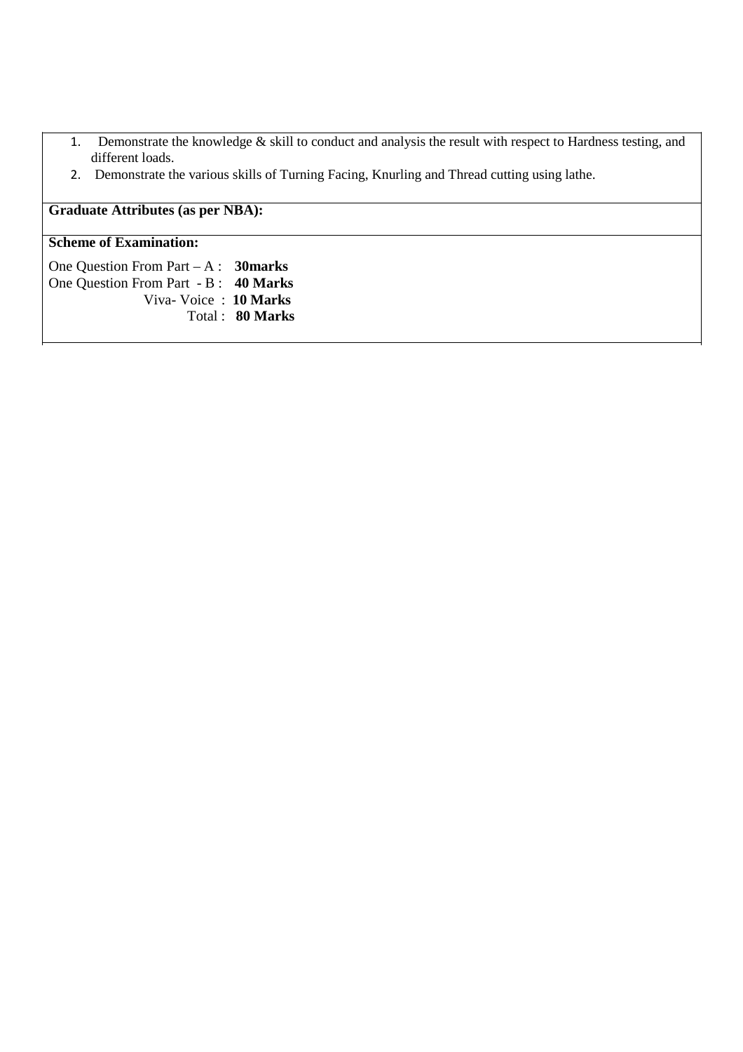1. Demonstrate the knowledge & skill to conduct and analysis the result with respect to Hardness testing, and different loads.
2. Demonstrate the various skills of Turning Facing, Knurling and Thread cutting using lathe.

**Graduate Attributes (as per NBA):**

**Scheme of Examination:**

One Question From Part – A : **30marks**
One Question From Part - B : **40 Marks**
Viva- Voice : **10 Marks**
Total : **80 Marks**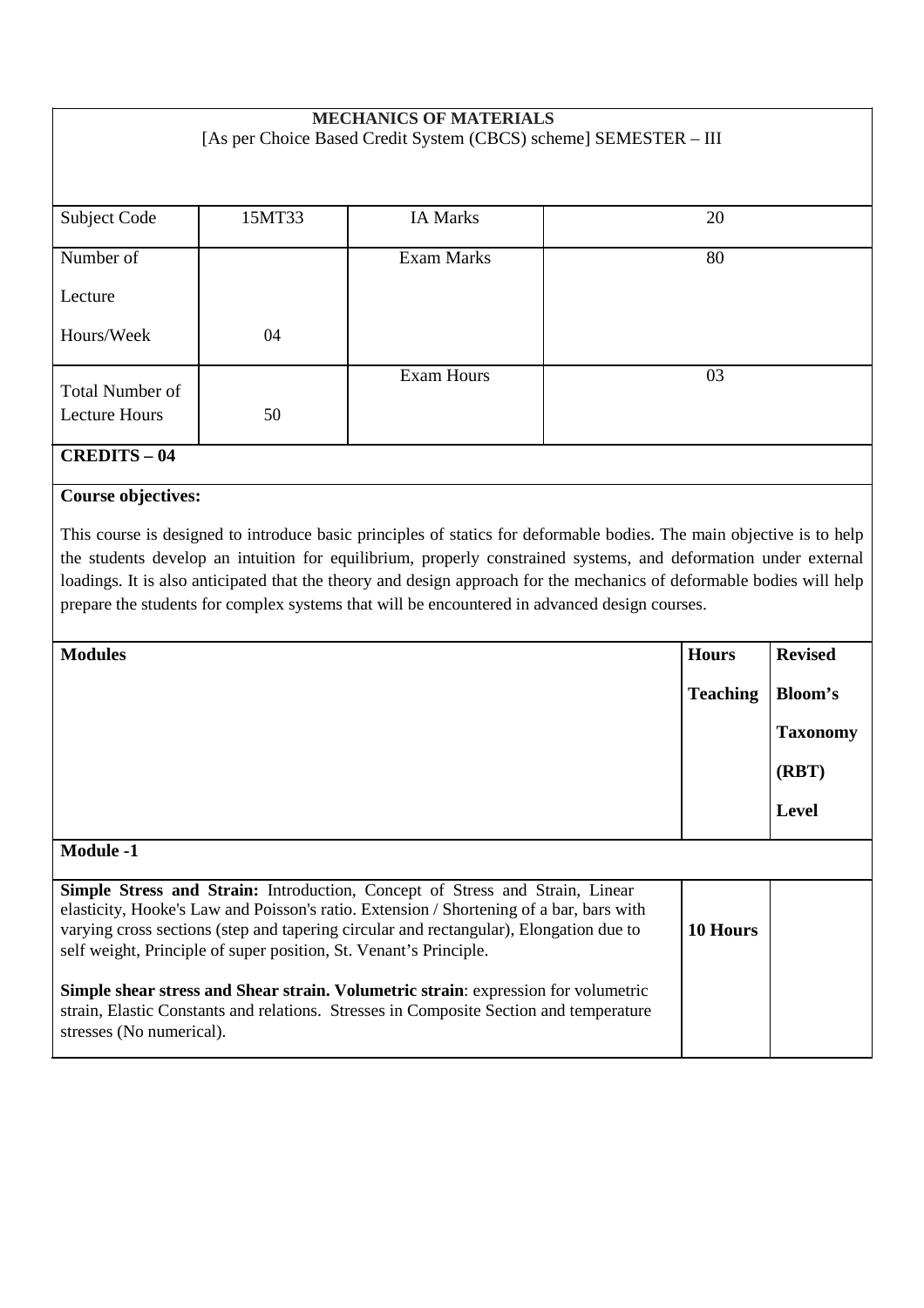# MECHANICS OF MATERIALS

[As per Choice Based Credit System (CBCS) scheme] SEMESTER – III

| Subject Code | 15MT33 | IA Marks | 20 |
|---|---|---|---|
| Number of Lecture Hours/Week | 04 | Exam Marks | 80 |
| Total Number of Lecture Hours | 50 | Exam Hours | 03 |

**CREDITS – 04**

**Course objectives:**

This course is designed to introduce basic principles of statics for deformable bodies. The main objective is to help the students develop an intuition for equilibrium, properly constrained systems, and deformation under external loadings. It is also anticipated that the theory and design approach for the mechanics of deformable bodies will help prepare the students for complex systems that will be encountered in advanced design courses.

| **Modules** | **Hours Teaching** | **Revised Bloom's Taxonomy (RBT) Level** |
|---|---|---|
| **Module -1** | | |
| **Simple Stress and Strain:** Introduction, Concept of Stress and Strain, Linear elasticity, Hooke's Law and Poisson's ratio. Extension / Shortening of a bar, bars with varying cross sections (step and tapering circular and rectangular), Elongation due to self weight, Principle of super position, St. Venant's Principle.<br><br>**Simple shear stress and Shear strain. Volumetric strain**: expression for volumetric strain, Elastic Constants and relations. Stresses in Composite Section and temperature stresses (No numerical). | **10 Hours** | |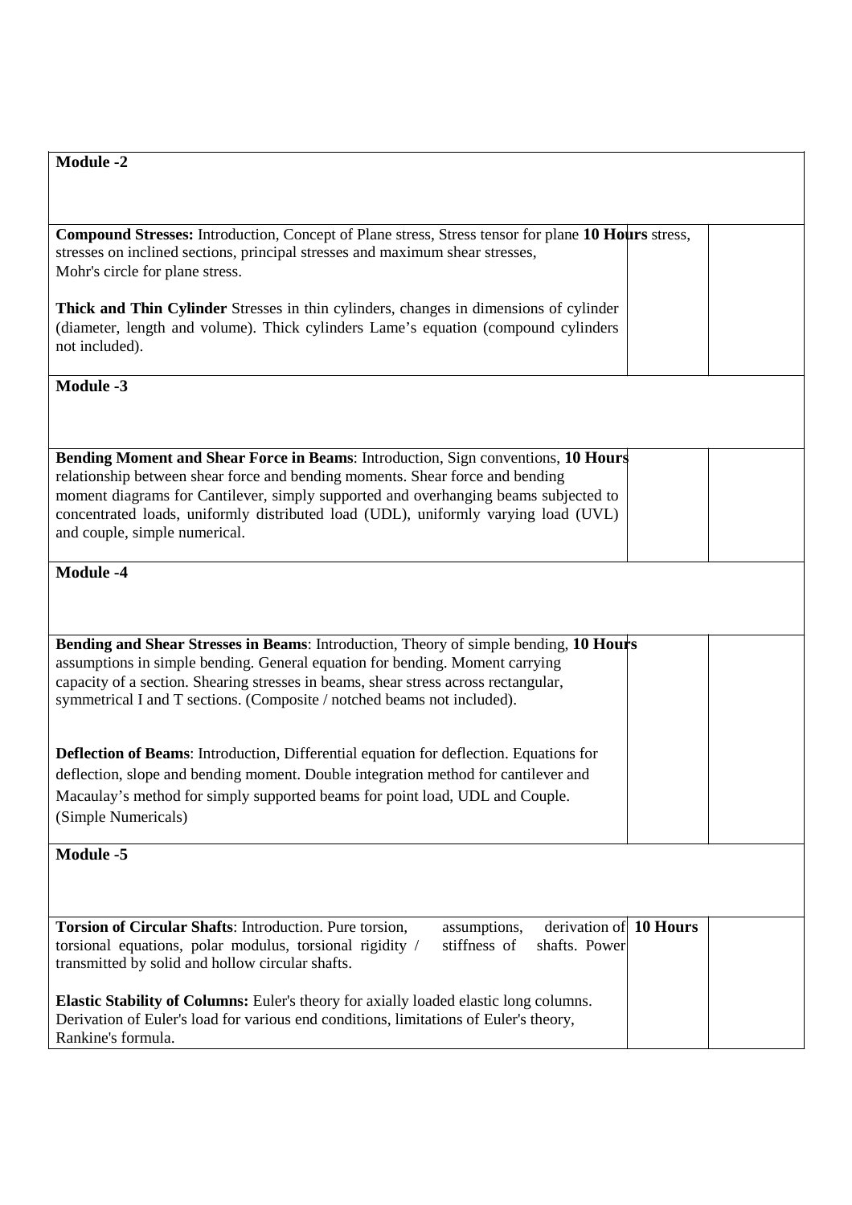| Module -2 | | |
|---|---|---|
| **Compound Stresses:** Introduction, Concept of Plane stress, Stress tensor for plane stress, stresses on inclined sections, principal stresses and maximum shear stresses, Mohr's circle for plane stress.<br><br>**Thick and Thin Cylinder** Stresses in thin cylinders, changes in dimensions of cylinder (diameter, length and volume). Thick cylinders Lame's equation (compound cylinders not included). | **10 Hours** | |
| **Module -3** | | |
| **Bending Moment and Shear Force in Beams**: Introduction, Sign conventions, relationship between shear force and bending moments. Shear force and bending moment diagrams for Cantilever, simply supported and overhanging beams subjected to concentrated loads, uniformly distributed load (UDL), uniformly varying load (UVL) and couple, simple numerical. | **10 Hours** | |
| **Module -4** | | |
| **Bending and Shear Stresses in Beams**: Introduction, Theory of simple bending, assumptions in simple bending. General equation for bending. Moment carrying capacity of a section. Shearing stresses in beams, shear stress across rectangular, symmetrical I and T sections. (Composite / notched beams not included).<br><br>**Deflection of Beams**: Introduction, Differential equation for deflection. Equations for deflection, slope and bending moment. Double integration method for cantilever and Macaulay's method for simply supported beams for point load, UDL and Couple. (Simple Numericals) | **10 Hours** | |
| **Module -5** | | |
| **Torsion of Circular Shafts**: Introduction. Pure torsion, assumptions, derivation of torsional equations, polar modulus, torsional rigidity / stiffness of shafts. Power transmitted by solid and hollow circular shafts.<br><br>**Elastic Stability of Columns:** Euler's theory for axially loaded elastic long columns. Derivation of Euler's load for various end conditions, limitations of Euler's theory, Rankine's formula. | **10 Hours** | |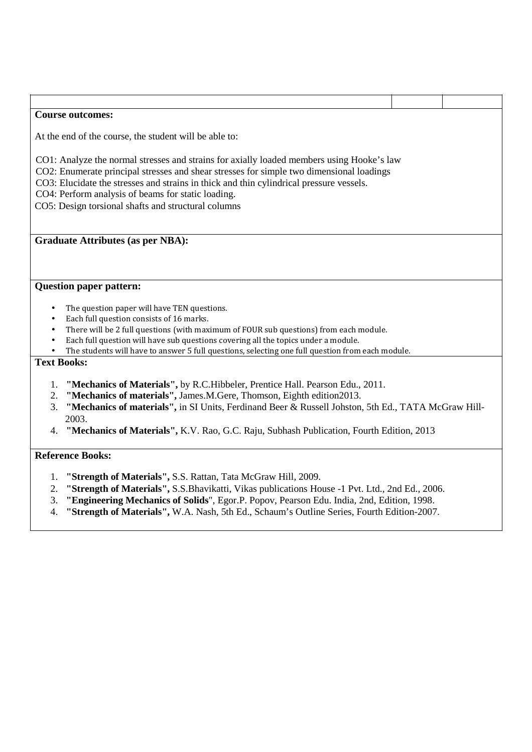**Course outcomes:**

At the end of the course, the student will be able to:

CO1: Analyze the normal stresses and strains for axially loaded members using Hooke's law
CO2: Enumerate principal stresses and shear stresses for simple two dimensional loadings
CO3: Elucidate the stresses and strains in thick and thin cylindrical pressure vessels.
CO4: Perform analysis of beams for static loading.
CO5: Design torsional shafts and structural columns

**Graduate Attributes (as per NBA):**

**Question paper pattern:**

- The question paper will have TEN questions.
- Each full question consists of 16 marks.
- There will be 2 full questions (with maximum of FOUR sub questions) from each module.
- Each full question will have sub questions covering all the topics under a module.
- The students will have to answer 5 full questions, selecting one full question from each module.

**Text Books:**

1. **"Mechanics of Materials",** by R.C.Hibbeler, Prentice Hall. Pearson Edu., 2011.
2. **"Mechanics of materials",** James.M.Gere, Thomson, Eighth edition2013.
3. **"Mechanics of materials",** in SI Units, Ferdinand Beer & Russell Johston, 5th Ed., TATA McGraw Hill-2003.
4. **"Mechanics of Materials",** K.V. Rao, G.C. Raju, Subhash Publication, Fourth Edition, 2013

**Reference Books:**

1. **"Strength of Materials",** S.S. Rattan, Tata McGraw Hill, 2009.
2. **"Strength of Materials",** S.S.Bhavikatti, Vikas publications House -1 Pvt. Ltd., 2nd Ed., 2006.
3. **"Engineering Mechanics of Solids**", Egor.P. Popov, Pearson Edu. India, 2nd, Edition, 1998.
4. **"Strength of Materials",** W.A. Nash, 5th Ed., Schaum's Outline Series, Fourth Edition-2007.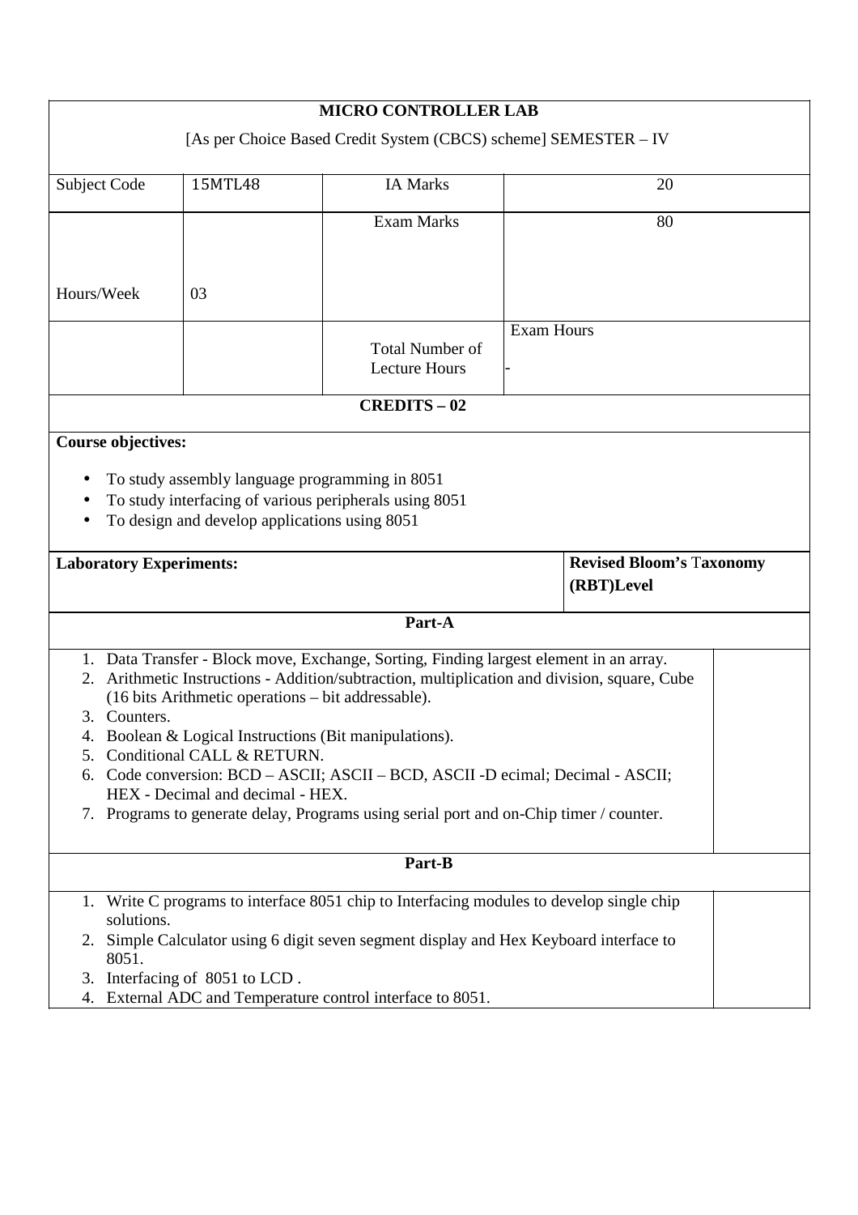**MICRO CONTROLLER LAB**

[As per Choice Based Credit System (CBCS) scheme] SEMESTER – IV

| Subject Code | 15MTL48 | IA Marks | 20 |
|---|---|---|---|
| Hours/Week | 03 | Exam Marks | 80 |
| | | Total Number of Lecture Hours | Exam Hours - |

**CREDITS – 02**

**Course objectives:**

- To study assembly language programming in 8051
- To study interfacing of various peripherals using 8051
- To design and develop applications using 8051

| Laboratory Experiments: | Revised Bloom's Taxonomy (RBT)Level |
|---|---|

**Part-A**

1. Data Transfer - Block move, Exchange, Sorting, Finding largest element in an array.
2. Arithmetic Instructions - Addition/subtraction, multiplication and division, square, Cube (16 bits Arithmetic operations – bit addressable).
3. Counters.
4. Boolean & Logical Instructions (Bit manipulations).
5. Conditional CALL & RETURN.
6. Code conversion: BCD – ASCII; ASCII – BCD, ASCII -D ecimal; Decimal - ASCII; HEX - Decimal and decimal - HEX.
7. Programs to generate delay, Programs using serial port and on-Chip timer / counter.

**Part-B**

1. Write C programs to interface 8051 chip to Interfacing modules to develop single chip solutions.
2. Simple Calculator using 6 digit seven segment display and Hex Keyboard interface to 8051.
3. Interfacing of 8051 to LCD .
4. External ADC and Temperature control interface to 8051.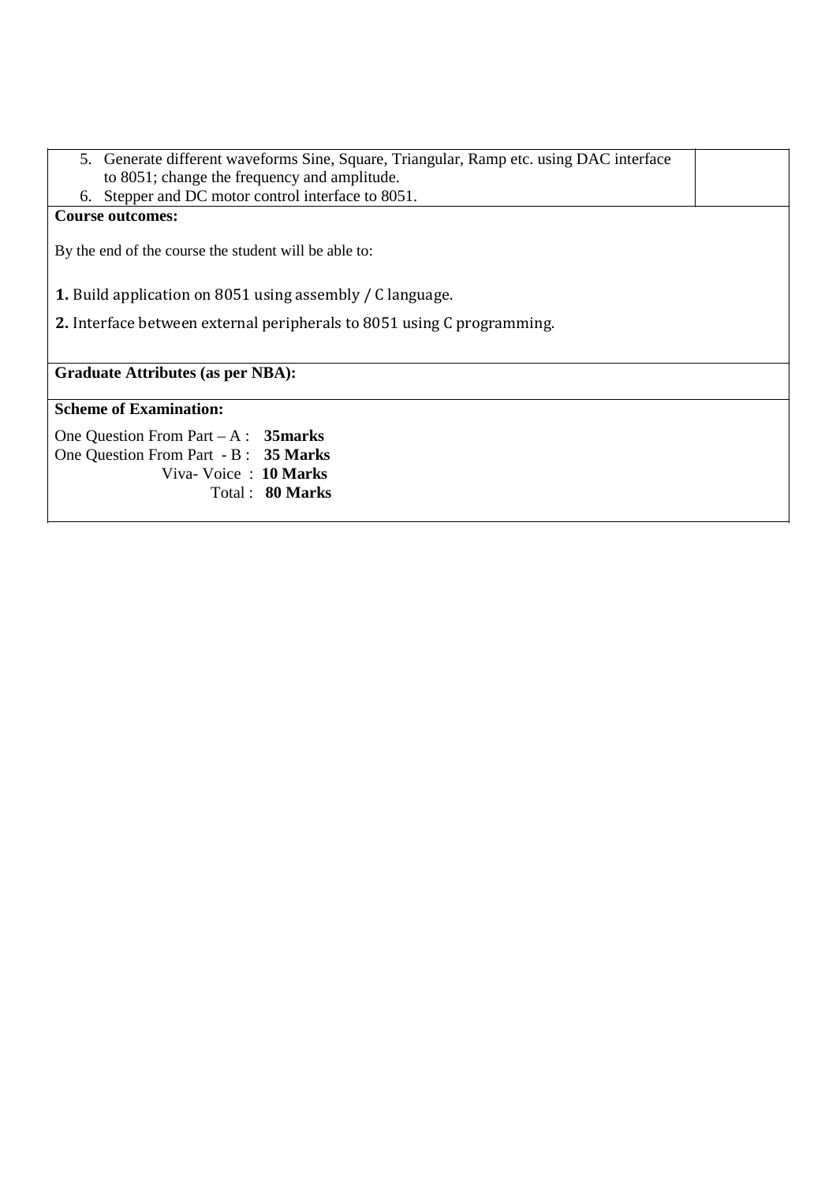5. Generate different waveforms Sine, Square, Triangular, Ramp etc. using DAC interface to 8051; change the frequency and amplitude.
6. Stepper and DC motor control interface to 8051.

**Course outcomes:**

By the end of the course the student will be able to:

**1.** Build application on 8051 using assembly / C language.

**2.** Interface between external peripherals to 8051 using C programming.

**Graduate Attributes (as per NBA):**

**Scheme of Examination:**

One Question From Part – A : **35marks**
One Question From Part - B : **35 Marks**
Viva- Voice : **10 Marks**
Total : **80 Marks**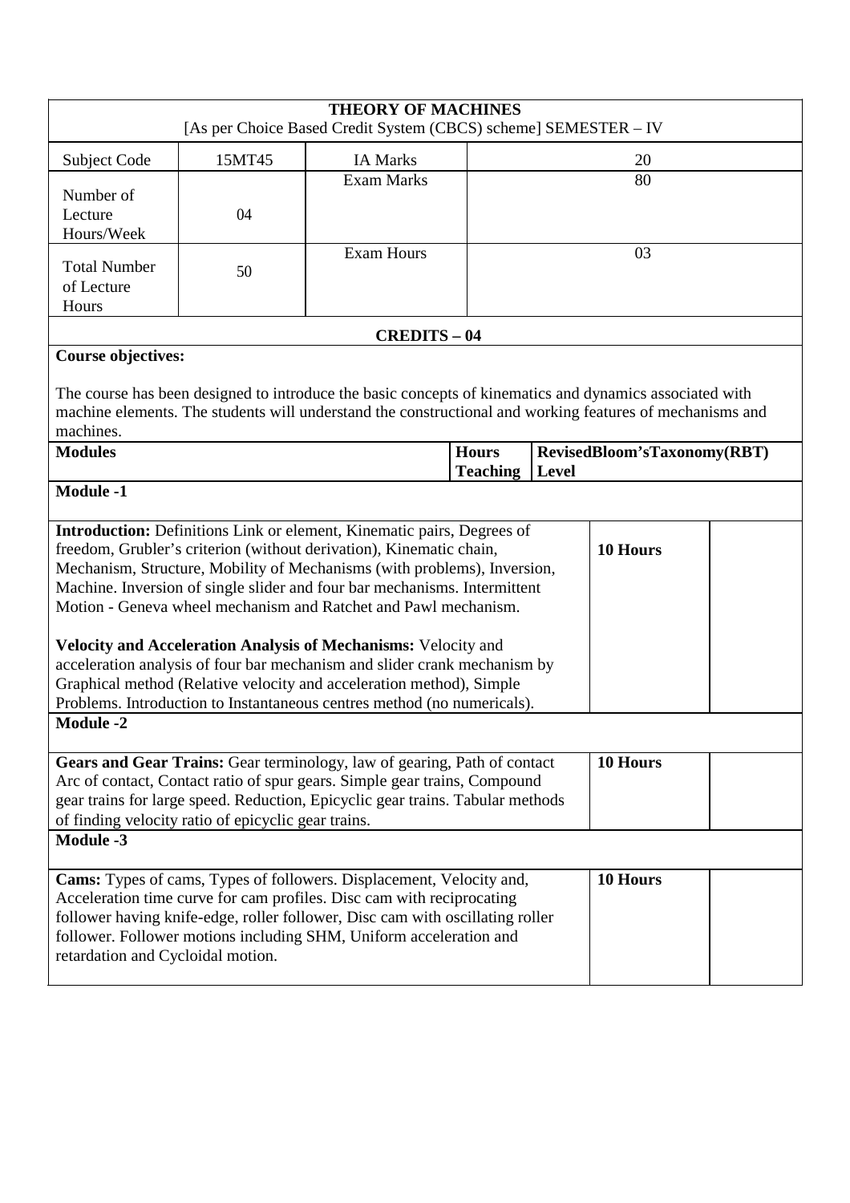| THEORY OF MACHINES | | | |
|---|---|---|---|
| [As per Choice Based Credit System (CBCS) scheme] SEMESTER – IV | | | |
| Subject Code | 15MT45 | IA Marks | 20 |
| Number of Lecture Hours/Week | 04 | Exam Marks | 80 |
| Total Number of Lecture Hours | 50 | Exam Hours | 03 |

**CREDITS – 04**

**Course objectives:**

The course has been designed to introduce the basic concepts of kinematics and dynamics associated with machine elements. The students will understand the constructional and working features of mechanisms and machines.

| Modules | Hours Teaching | RevisedBloom'sTaxonomy(RBT) Level |
|---|---|---|
| **Module -1** | | |
| **Introduction:** Definitions Link or element, Kinematic pairs, Degrees of freedom, Grubler's criterion (without derivation), Kinematic chain, Mechanism, Structure, Mobility of Mechanisms (with problems), Inversion, Machine. Inversion of single slider and four bar mechanisms. Intermittent Motion - Geneva wheel mechanism and Ratchet and Pawl mechanism.<br><br>**Velocity and Acceleration Analysis of Mechanisms:** Velocity and acceleration analysis of four bar mechanism and slider crank mechanism by Graphical method (Relative velocity and acceleration method), Simple Problems. Introduction to Instantaneous centres method (no numericals). | **10 Hours** | |
| **Module -2** | | |
| **Gears and Gear Trains:** Gear terminology, law of gearing, Path of contact Arc of contact, Contact ratio of spur gears. Simple gear trains, Compound gear trains for large speed. Reduction, Epicyclic gear trains. Tabular methods of finding velocity ratio of epicyclic gear trains. | **10 Hours** | |
| **Module -3** | | |
| **Cams:** Types of cams, Types of followers. Displacement, Velocity and, Acceleration time curve for cam profiles. Disc cam with reciprocating follower having knife-edge, roller follower, Disc cam with oscillating roller follower. Follower motions including SHM, Uniform acceleration and retardation and Cycloidal motion. | **10 Hours** | |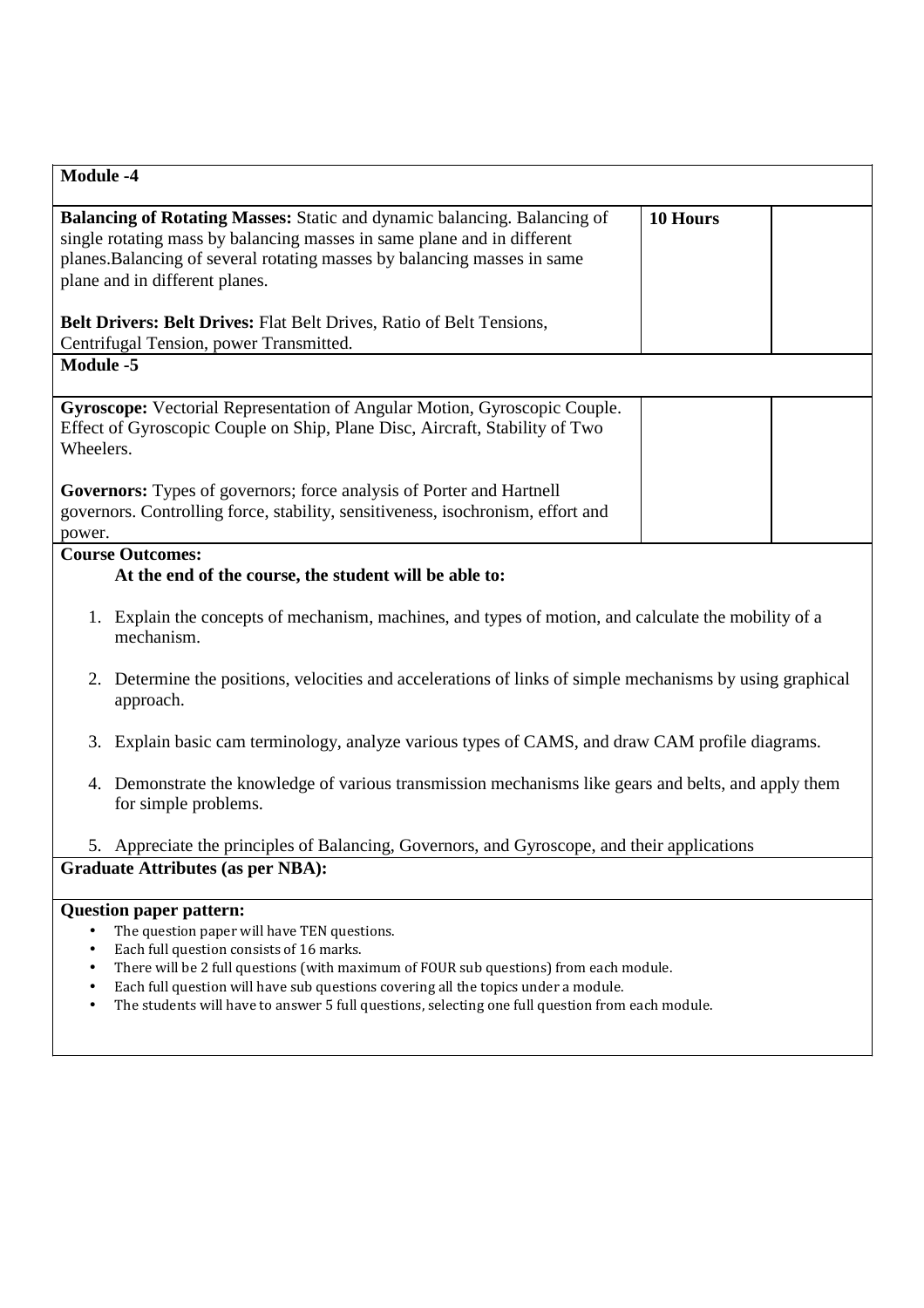| Module -4 | | |
|---|---|---|
| **Balancing of Rotating Masses:** Static and dynamic balancing. Balancing of single rotating mass by balancing masses in same plane and in different planes.Balancing of several rotating masses by balancing masses in same plane and in different planes.<br><br>**Belt Drivers: Belt Drives:** Flat Belt Drives, Ratio of Belt Tensions, Centrifugal Tension, power Transmitted. | **10 Hours** | |
| **Module -5** | | |
| **Gyroscope:** Vectorial Representation of Angular Motion, Gyroscopic Couple. Effect of Gyroscopic Couple on Ship, Plane Disc, Aircraft, Stability of Two Wheelers.<br><br>**Governors:** Types of governors; force analysis of Porter and Hartnell governors. Controlling force, stability, sensitiveness, isochronism, effort and power. | | |

**Course Outcomes:**

**At the end of the course, the student will be able to:**

1. Explain the concepts of mechanism, machines, and types of motion, and calculate the mobility of a mechanism.
2. Determine the positions, velocities and accelerations of links of simple mechanisms by using graphical approach.
3. Explain basic cam terminology, analyze various types of CAMS, and draw CAM profile diagrams.
4. Demonstrate the knowledge of various transmission mechanisms like gears and belts, and apply them for simple problems.
5. Appreciate the principles of Balancing, Governors, and Gyroscope, and their applications

**Graduate Attributes (as per NBA):**

**Question paper pattern:**

- The question paper will have TEN questions.
- Each full question consists of 16 marks.
- There will be 2 full questions (with maximum of FOUR sub questions) from each module.
- Each full question will have sub questions covering all the topics under a module.
- The students will have to answer 5 full questions, selecting one full question from each module.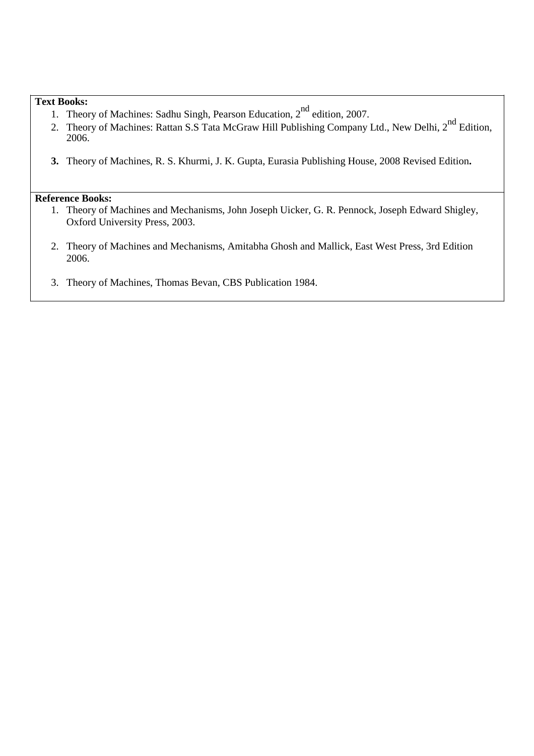**Text Books:**

1. Theory of Machines: Sadhu Singh, Pearson Education, 2$^{nd}$ edition, 2007.
2. Theory of Machines: Rattan S.S Tata McGraw Hill Publishing Company Ltd., New Delhi, 2$^{nd}$ Edition, 2006.
3. Theory of Machines, R. S. Khurmi, J. K. Gupta, Eurasia Publishing House, 2008 Revised Edition**.**

**Reference Books:**

1. Theory of Machines and Mechanisms, John Joseph Uicker, G. R. Pennock, Joseph Edward Shigley, Oxford University Press, 2003.
2. Theory of Machines and Mechanisms, Amitabha Ghosh and Mallick, East West Press, 3rd Edition 2006.
3. Theory of Machines, Thomas Bevan, CBS Publication 1984.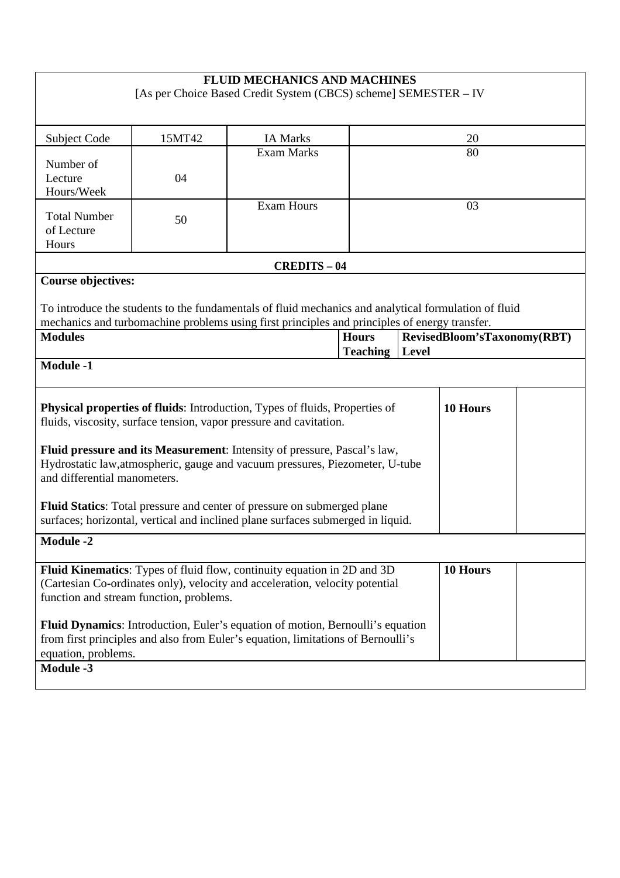**FLUID MECHANICS AND MACHINES**

[As per Choice Based Credit System (CBCS) scheme] SEMESTER – IV

| Subject Code | 15MT42 | IA Marks | 20 |
|---|---|---|---|
| Number of Lecture Hours/Week | 04 | Exam Marks | 80 |
| Total Number of Lecture Hours | 50 | Exam Hours | 03 |

**CREDITS – 04**

**Course objectives:**

To introduce the students to the fundamentals of fluid mechanics and analytical formulation of fluid mechanics and turbomachine problems using first principles and principles of energy transfer.

| Modules | Hours Teaching | RevisedBloom'sTaxonomy(RBT) Level |
|---|---|---|
| **Module -1** | | |
| **Physical properties of fluids**: Introduction, Types of fluids, Properties of fluids, viscosity, surface tension, vapor pressure and cavitation.<br><br>**Fluid pressure and its Measurement**: Intensity of pressure, Pascal's law, Hydrostatic law,atmospheric, gauge and vacuum pressures, Piezometer, U-tube and differential manometers.<br><br>**Fluid Statics**: Total pressure and center of pressure on submerged plane surfaces; horizontal, vertical and inclined plane surfaces submerged in liquid. | **10 Hours** | |
| **Module -2** | | |
| **Fluid Kinematics**: Types of fluid flow, continuity equation in 2D and 3D (Cartesian Co-ordinates only), velocity and acceleration, velocity potential function and stream function, problems.<br><br>**Fluid Dynamics**: Introduction, Euler's equation of motion, Bernoulli's equation from first principles and also from Euler's equation, limitations of Bernoulli's equation, problems. | **10 Hours** | |
| **Module -3** | | |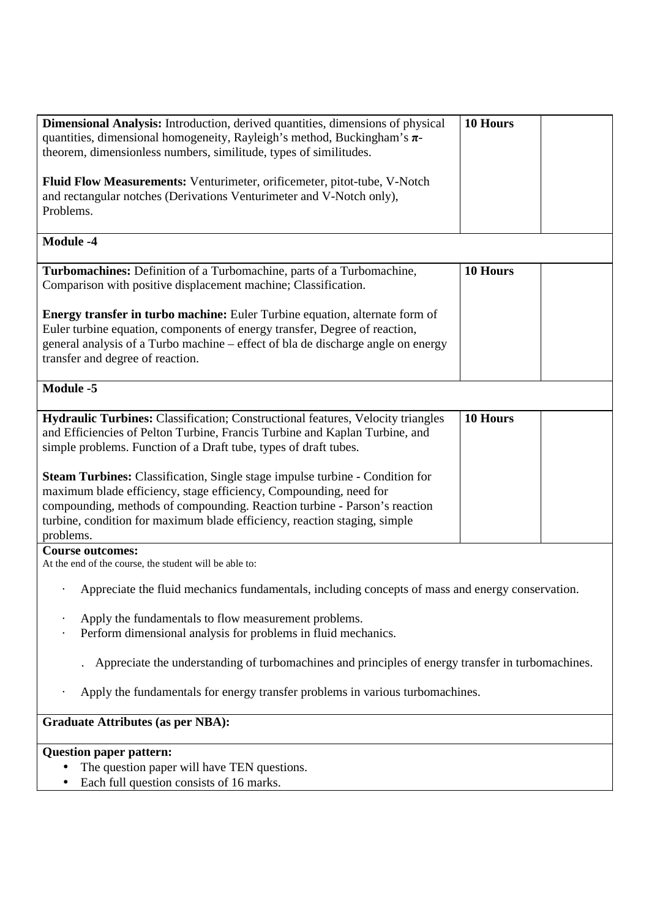| | | |
|---|---|---|
| **Dimensional Analysis:** Introduction, derived quantities, dimensions of physical quantities, dimensional homogeneity, Rayleigh's method, Buckingham's **π**-theorem, dimensionless numbers, similitude, types of similitudes.<br><br>**Fluid Flow Measurements:** Venturimeter, orificemeter, pitot-tube, V-Notch and rectangular notches (Derivations Venturimeter and V-Notch only), Problems. | **10 Hours** | |
| **Module -4** | | |
| **Turbomachines:** Definition of a Turbomachine, parts of a Turbomachine, Comparison with positive displacement machine; Classification.<br><br>**Energy transfer in turbo machine:** Euler Turbine equation, alternate form of Euler turbine equation, components of energy transfer, Degree of reaction, general analysis of a Turbo machine – effect of bla de discharge angle on energy transfer and degree of reaction. | **10 Hours** | |
| **Module -5** | | |
| **Hydraulic Turbines:** Classification; Constructional features, Velocity triangles and Efficiencies of Pelton Turbine, Francis Turbine and Kaplan Turbine, and simple problems. Function of a Draft tube, types of draft tubes.<br><br>**Steam Turbines:** Classification, Single stage impulse turbine - Condition for maximum blade efficiency, stage efficiency, Compounding, need for compounding, methods of compounding. Reaction turbine - Parson's reaction turbine, condition for maximum blade efficiency, reaction staging, simple problems. | **10 Hours** | |

**Course outcomes:**

At the end of the course, the student will be able to:

- Appreciate the fluid mechanics fundamentals, including concepts of mass and energy conservation.
- Apply the fundamentals to flow measurement problems.
- Perform dimensional analysis for problems in fluid mechanics.
- Appreciate the understanding of turbomachines and principles of energy transfer in turbomachines.
- Apply the fundamentals for energy transfer problems in various turbomachines.

**Graduate Attributes (as per NBA):**

**Question paper pattern:**

- The question paper will have TEN questions.
- Each full question consists of 16 marks.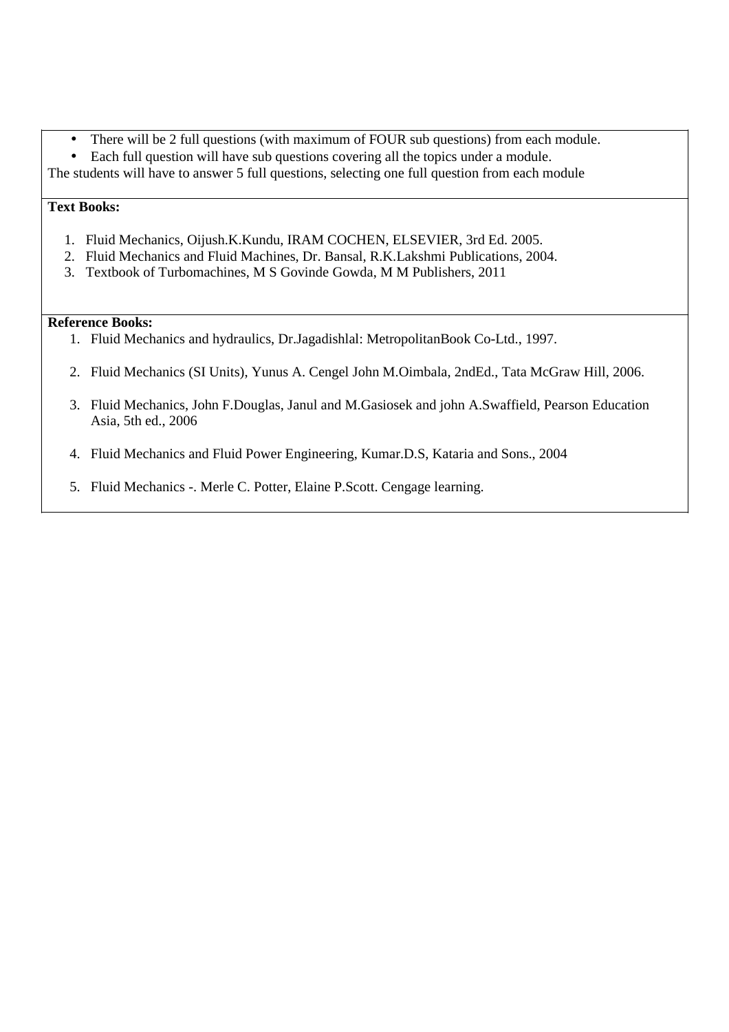- There will be 2 full questions (with maximum of FOUR sub questions) from each module.
- Each full question will have sub questions covering all the topics under a module.

The students will have to answer 5 full questions, selecting one full question from each module

**Text Books:**

1. Fluid Mechanics, Oijush.K.Kundu, IRAM COCHEN, ELSEVIER, 3rd Ed. 2005.
2. Fluid Mechanics and Fluid Machines, Dr. Bansal, R.K.Lakshmi Publications, 2004.
3. Textbook of Turbomachines, M S Govinde Gowda, M M Publishers, 2011

**Reference Books:**

1. Fluid Mechanics and hydraulics, Dr.Jagadishlal: MetropolitanBook Co-Ltd., 1997.
2. Fluid Mechanics (SI Units), Yunus A. Cengel John M.Oimbala, 2ndEd., Tata McGraw Hill, 2006.
3. Fluid Mechanics, John F.Douglas, Janul and M.Gasiosek and john A.Swaffield, Pearson Education Asia, 5th ed., 2006
4. Fluid Mechanics and Fluid Power Engineering, Kumar.D.S, Kataria and Sons., 2004
5. Fluid Mechanics -. Merle C. Potter, Elaine P.Scott. Cengage learning.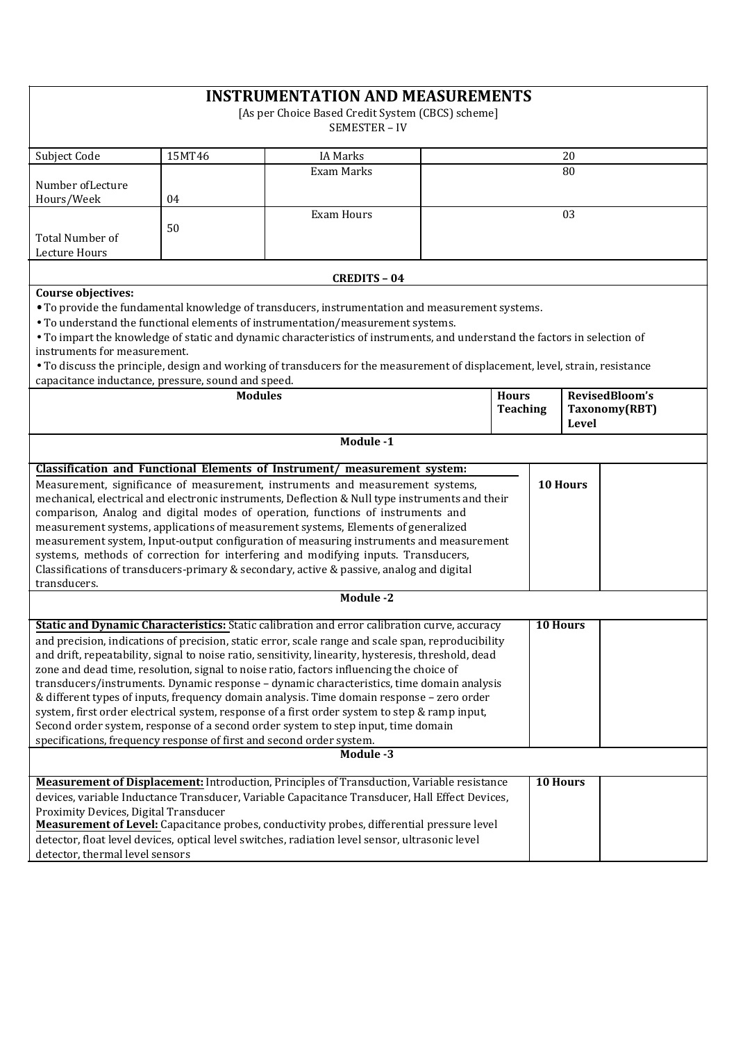# INSTRUMENTATION AND MEASUREMENTS

[As per Choice Based Credit System (CBCS) scheme]
SEMESTER – IV

| Subject Code | 15MT46 | IA Marks | 20 |
|---|---|---|---|
| Number ofLecture Hours/Week | 04 | Exam Marks | 80 |
| Total Number of Lecture Hours | 50 | Exam Hours | 03 |

**CREDITS – 04**

**Course objectives:**

- To provide the fundamental knowledge of transducers, instrumentation and measurement systems.
- To understand the functional elements of instrumentation/measurement systems.
- To impart the knowledge of static and dynamic characteristics of instruments, and understand the factors in selection of instruments for measurement.
- To discuss the principle, design and working of transducers for the measurement of displacement, level, strain, resistance capacitance inductance, pressure, sound and speed.

| Modules | Hours Teaching | RevisedBloom's Taxonomy(RBT) Level |
|---|---|---|
| **Module -1** | | |
| **Classification and Functional Elements of Instrument/ measurement system:** Measurement, significance of measurement, instruments and measurement systems, mechanical, electrical and electronic instruments, Deflection & Null type instruments and their comparison, Analog and digital modes of operation, functions of instruments and measurement systems, applications of measurement systems, Elements of generalized measurement system, Input-output configuration of measuring instruments and measurement systems, methods of correction for interfering and modifying inputs. Transducers, Classifications of transducers-primary & secondary, active & passive, analog and digital transducers. | 10 Hours | |
| **Module -2** | | |
| **Static and Dynamic Characteristics:** Static calibration and error calibration curve, accuracy and precision, indications of precision, static error, scale range and scale span, reproducibility and drift, repeatability, signal to noise ratio, sensitivity, linearity, hysteresis, threshold, dead zone and dead time, resolution, signal to noise ratio, factors influencing the choice of transducers/instruments. Dynamic response – dynamic characteristics, time domain analysis & different types of inputs, frequency domain analysis. Time domain response – zero order system, first order electrical system, response of a first order system to step & ramp input, Second order system, response of a second order system to step input, time domain specifications, frequency response of first and second order system. | 10 Hours | |
| **Module -3** | | |
| **Measurement of Displacement:** Introduction, Principles of Transduction, Variable resistance devices, variable Inductance Transducer, Variable Capacitance Transducer, Hall Effect Devices, Proximity Devices, Digital Transducer<br>**Measurement of Level:** Capacitance probes, conductivity probes, differential pressure level detector, float level devices, optical level switches, radiation level sensor, ultrasonic level detector, thermal level sensors | 10 Hours | |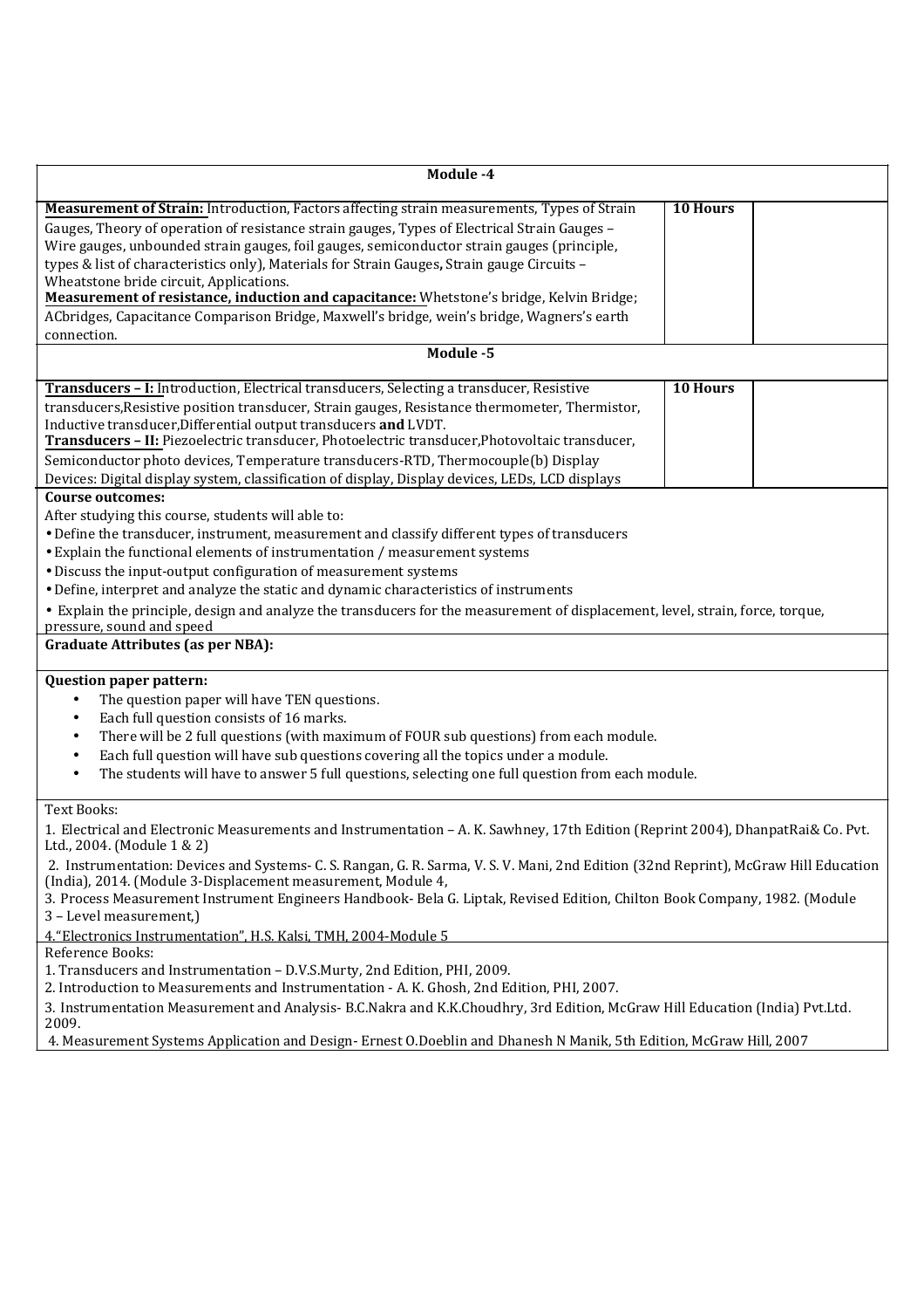| Module -4 | | |
|---|---|---|
| **Measurement of Strain:** Introduction, Factors affecting strain measurements, Types of Strain Gauges, Theory of operation of resistance strain gauges, Types of Electrical Strain Gauges – Wire gauges, unbounded strain gauges, foil gauges, semiconductor strain gauges (principle, types & list of characteristics only), Materials for Strain Gauges**,** Strain gauge Circuits – Wheatstone bride circuit, Applications. **Measurement of resistance, induction and capacitance:** Whetstone's bridge, Kelvin Bridge; ACbridges, Capacitance Comparison Bridge, Maxwell's bridge, wein's bridge, Wagners's earth connection. | **10 Hours** | |
| **Module -5** | | |
| **Transducers – I:** Introduction, Electrical transducers, Selecting a transducer, Resistive transducers,Resistive position transducer, Strain gauges, Resistance thermometer, Thermistor, Inductive transducer,Differential output transducers **and** LVDT. **Transducers – II:** Piezoelectric transducer, Photoelectric transducer,Photovoltaic transducer, Semiconductor photo devices, Temperature transducers-RTD, Thermocouple(b) Display Devices: Digital display system, classification of display, Display devices, LEDs, LCD displays | **10 Hours** | |

**Course outcomes:**

After studying this course, students will able to:

- Define the transducer, instrument, measurement and classify different types of transducers
- Explain the functional elements of instrumentation / measurement systems
- Discuss the input-output configuration of measurement systems
- Define, interpret and analyze the static and dynamic characteristics of instruments
- Explain the principle, design and analyze the transducers for the measurement of displacement, level, strain, force, torque, pressure, sound and speed

**Graduate Attributes (as per NBA):**

**Question paper pattern:**

- The question paper will have TEN questions.
- Each full question consists of 16 marks.
- There will be 2 full questions (with maximum of FOUR sub questions) from each module.
- Each full question will have sub questions covering all the topics under a module.
- The students will have to answer 5 full questions, selecting one full question from each module.

Text Books:

1. Electrical and Electronic Measurements and Instrumentation – A. K. Sawhney, 17th Edition (Reprint 2004), DhanpatRai& Co. Pvt. Ltd., 2004. (Module 1 & 2)
2. Instrumentation: Devices and Systems- C. S. Rangan, G. R. Sarma, V. S. V. Mani, 2nd Edition (32nd Reprint), McGraw Hill Education (India), 2014. (Module 3-Displacement measurement, Module 4,
3. Process Measurement Instrument Engineers Handbook- Bela G. Liptak, Revised Edition, Chilton Book Company, 1982. (Module 3 – Level measurement,)
4. "Electronics Instrumentation", H.S. Kalsi, TMH, 2004-Module 5

Reference Books:

1. Transducers and Instrumentation – D.V.S.Murty, 2nd Edition, PHI, 2009.
2. Introduction to Measurements and Instrumentation - A. K. Ghosh, 2nd Edition, PHI, 2007.
3. Instrumentation Measurement and Analysis- B.C.Nakra and K.K.Choudhry, 3rd Edition, McGraw Hill Education (India) Pvt.Ltd. 2009.
4. Measurement Systems Application and Design- Ernest O.Doeblin and Dhanesh N Manik, 5th Edition, McGraw Hill, 2007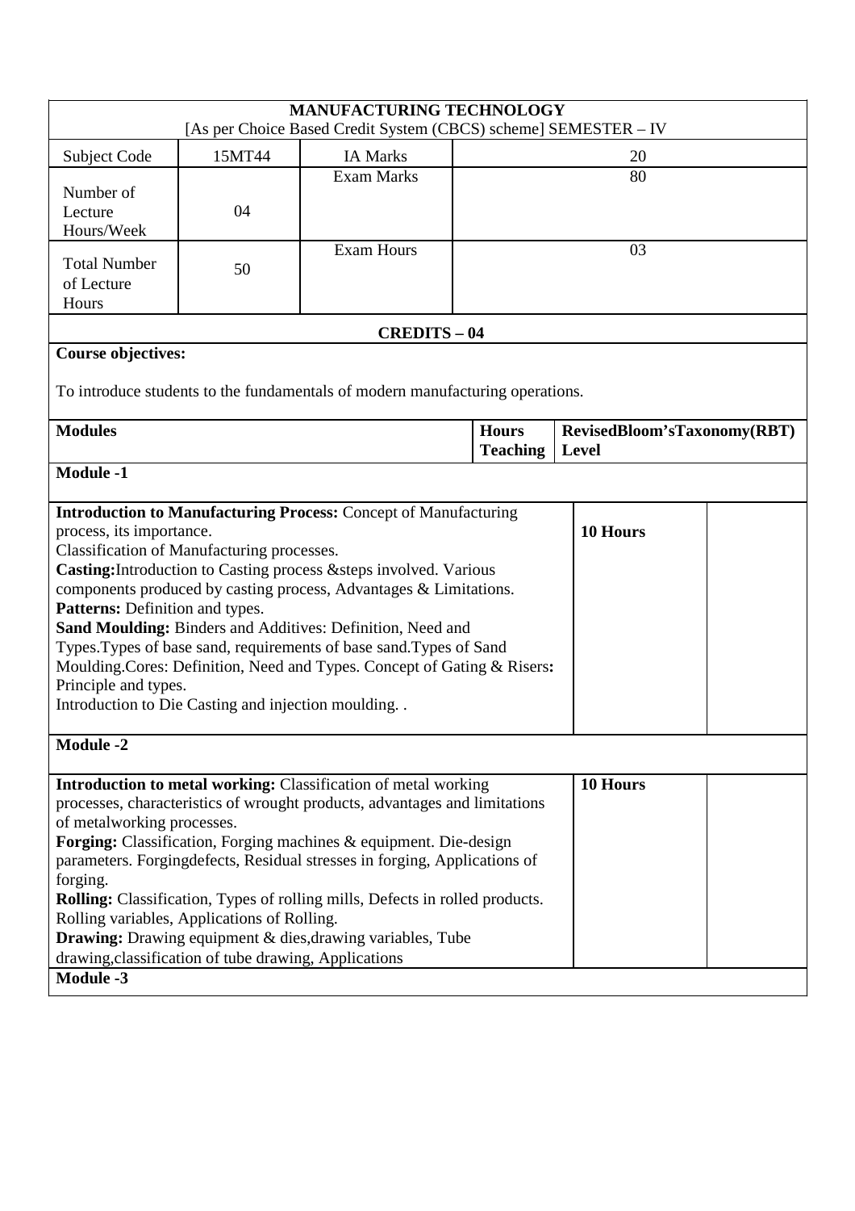| MANUFACTURING TECHNOLOGY<br>[As per Choice Based Credit System (CBCS) scheme] SEMESTER – IV | | | |
|---|---|---|---|
| Subject Code | 15MT44 | IA Marks | 20 |
| Number of Lecture Hours/Week | 04 | Exam Marks | 80 |
| Total Number of Lecture Hours | 50 | Exam Hours | 03 |

**CREDITS – 04**

**Course objectives:**

To introduce students to the fundamentals of modern manufacturing operations.

| Modules | Hours Teaching | RevisedBloom'sTaxonomy(RBT) Level |
|---|---|---|
| **Module -1** | | |
| **Introduction to Manufacturing Process:** Concept of Manufacturing process, its importance.<br>Classification of Manufacturing processes.<br>**Casting:**Introduction to Casting process &steps involved. Various components produced by casting process, Advantages & Limitations.<br>**Patterns:** Definition and types.<br>**Sand Moulding:** Binders and Additives: Definition, Need and Types.Types of base sand, requirements of base sand.Types of Sand Moulding.Cores: Definition, Need and Types. Concept of Gating & Risers**:** Principle and types.<br>Introduction to Die Casting and injection moulding. . | **10 Hours** | |
| **Module -2** | | |
| **Introduction to metal working:** Classification of metal working processes, characteristics of wrought products, advantages and limitations of metalworking processes.<br>**Forging:** Classification, Forging machines & equipment. Die-design parameters. Forgingdefects, Residual stresses in forging, Applications of forging.<br>**Rolling:** Classification, Types of rolling mills, Defects in rolled products. Rolling variables, Applications of Rolling.<br>**Drawing:** Drawing equipment & dies,drawing variables, Tube drawing,classification of tube drawing, Applications | **10 Hours** | |
| **Module -3** | | |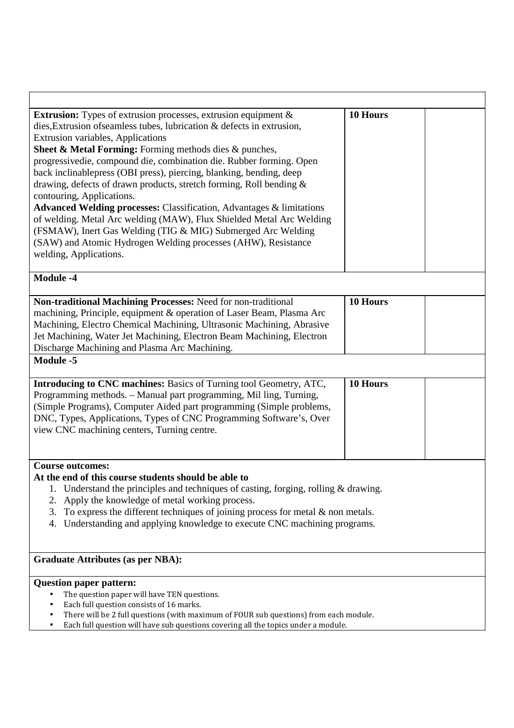| | | |
|---|---|---|
| **Extrusion:** Types of extrusion processes, extrusion equipment & dies,Extrusion ofseamless tubes, lubrication & defects in extrusion, Extrusion variables, Applications<br>**Sheet & Metal Forming:** Forming methods dies & punches, progressivedie, compound die, combination die. Rubber forming. Open back inclinablepress (OBI press), piercing, blanking, bending, deep drawing, defects of drawn products, stretch forming, Roll bending & contouring, Applications.<br>**Advanced Welding processes:** Classification, Advantages & limitations of welding. Metal Arc welding (MAW), Flux Shielded Metal Arc Welding (FSMAW), Inert Gas Welding (TIG & MIG) Submerged Arc Welding (SAW) and Atomic Hydrogen Welding processes (AHW), Resistance welding, Applications. | **10 Hours** | |
| **Module -4** | | |
| **Non-traditional Machining Processes:** Need for non-traditional machining, Principle, equipment & operation of Laser Beam, Plasma Arc Machining, Electro Chemical Machining, Ultrasonic Machining, Abrasive Jet Machining, Water Jet Machining, Electron Beam Machining, Electron Discharge Machining and Plasma Arc Machining. | **10 Hours** | |
| **Module -5** | | |
| **Introducing to CNC machines:** Basics of Turning tool Geometry, ATC, Programming methods. – Manual part programming, Mil ling, Turning, (Simple Programs), Computer Aided part programming (Simple problems, DNC, Types, Applications, Types of CNC Programming Software's, Over view CNC machining centers, Turning centre. | **10 Hours** | |

**Course outcomes:**

**At the end of this course students should be able to**

1. Understand the principles and techniques of casting, forging, rolling & drawing.
2. Apply the knowledge of metal working process.
3. To express the different techniques of joining process for metal & non metals.
4. Understanding and applying knowledge to execute CNC machining programs.

**Graduate Attributes (as per NBA):**

**Question paper pattern:**

- The question paper will have TEN questions.
- Each full question consists of 16 marks.
- There will be 2 full questions (with maximum of FOUR sub questions) from each module.
- Each full question will have sub questions covering all the topics under a module.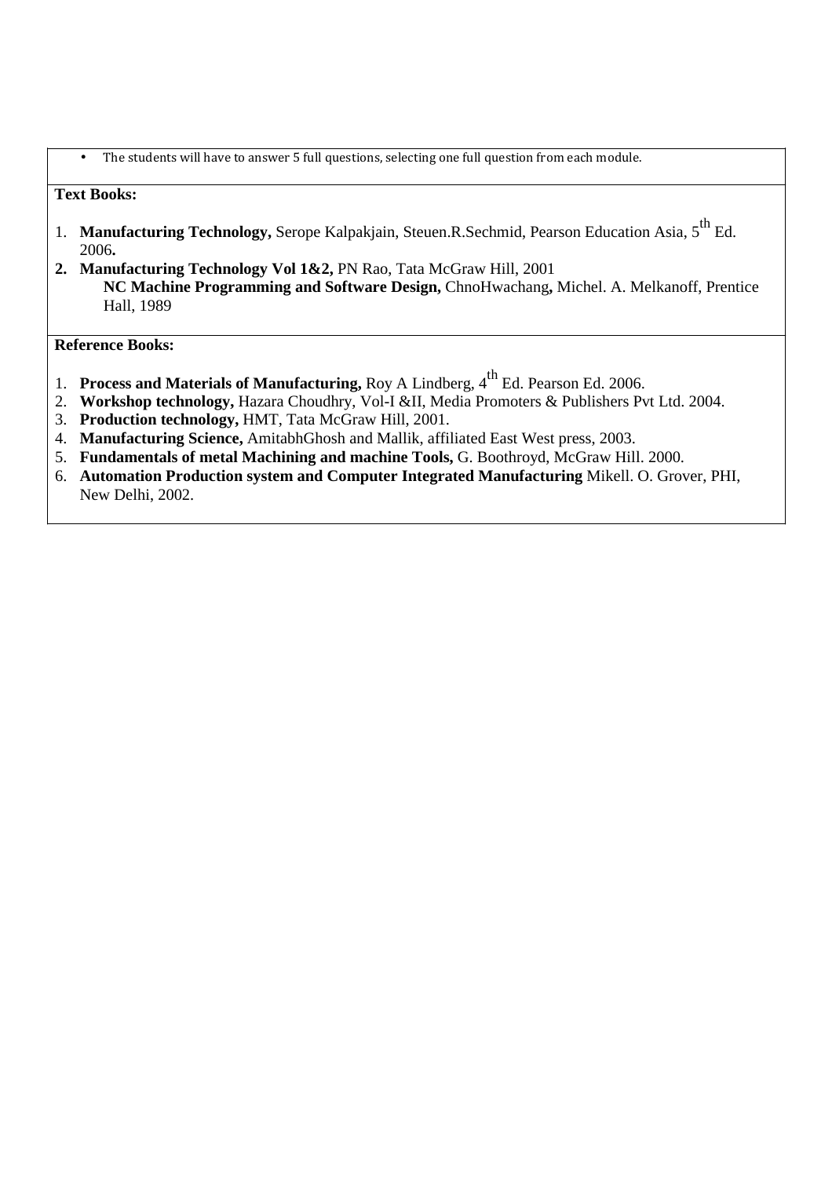- The students will have to answer 5 full questions, selecting one full question from each module.

**Text Books:**

1. **Manufacturing Technology,** Serope Kalpakjain, Steuen.R.Sechmid, Pearson Education Asia, 5th Ed. 2006**.**
2. **Manufacturing Technology Vol 1&2,** PN Rao, Tata McGraw Hill, 2001
   **NC Machine Programming and Software Design,** ChnoHwachang**,** Michel. A. Melkanoff, Prentice Hall, 1989

**Reference Books:**

1. **Process and Materials of Manufacturing,** Roy A Lindberg, 4th Ed. Pearson Ed. 2006.
2. **Workshop technology,** Hazara Choudhry, Vol-I &II, Media Promoters & Publishers Pvt Ltd. 2004.
3. **Production technology,** HMT, Tata McGraw Hill, 2001.
4. **Manufacturing Science,** AmitabhGhosh and Mallik, affiliated East West press, 2003.
5. **Fundamentals of metal Machining and machine Tools,** G. Boothroyd, McGraw Hill. 2000.
6. **Automation Production system and Computer Integrated Manufacturing** Mikell. O. Grover, PHI, New Delhi, 2002.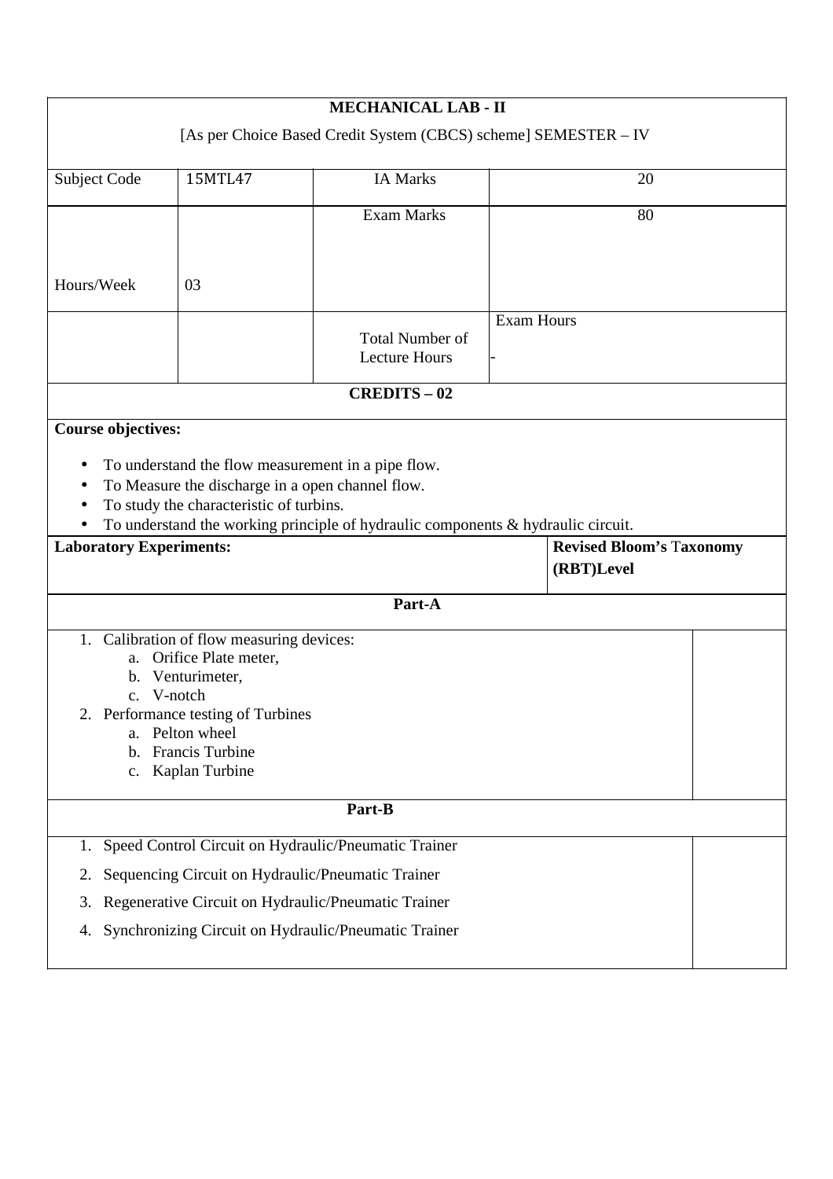**MECHANICAL LAB - II**

[As per Choice Based Credit System (CBCS) scheme] SEMESTER – IV

| Subject Code | 15MTL47 | IA Marks | 20 |
|---|---|---|---|
| Hours/Week | 03 | Exam Marks | 80 |
| | | Total Number of Lecture Hours | Exam Hours - |

**CREDITS – 02**

**Course objectives:**

- To understand the flow measurement in a pipe flow.
- To Measure the discharge in a open channel flow.
- To study the characteristic of turbins.
- To understand the working principle of hydraulic components & hydraulic circuit.

| **Laboratory Experiments:** | **Revised Bloom's Taxonomy (RBT)Level** |
|---|---|

**Part-A**

1. Calibration of flow measuring devices:
   a. Orifice Plate meter,
   b. Venturimeter,
   c. V-notch
2. Performance testing of Turbines
   a. Pelton wheel
   b. Francis Turbine
   c. Kaplan Turbine

**Part-B**

1. Speed Control Circuit on Hydraulic/Pneumatic Trainer
2. Sequencing Circuit on Hydraulic/Pneumatic Trainer
3. Regenerative Circuit on Hydraulic/Pneumatic Trainer
4. Synchronizing Circuit on Hydraulic/Pneumatic Trainer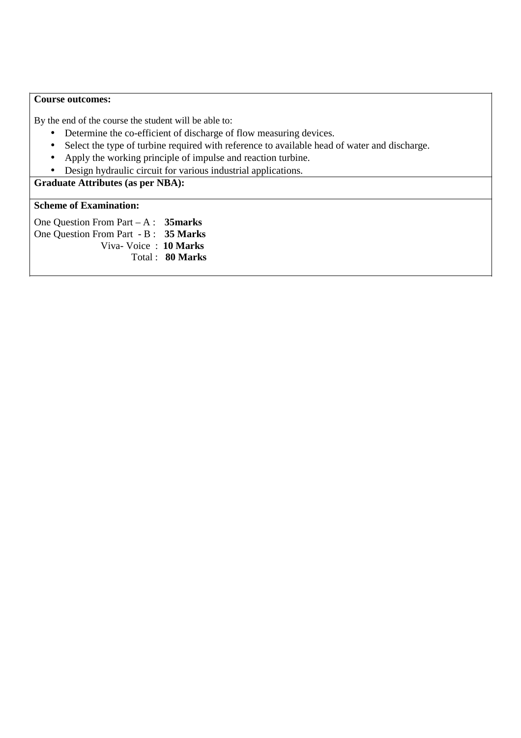**Course outcomes:**

By the end of the course the student will be able to:

- Determine the co-efficient of discharge of flow measuring devices.
- Select the type of turbine required with reference to available head of water and discharge.
- Apply the working principle of impulse and reaction turbine.
- Design hydraulic circuit for various industrial applications.

**Graduate Attributes (as per NBA):**

**Scheme of Examination:**

One Question From Part – A : **35marks**
One Question From Part - B : **35 Marks**
Viva- Voice : **10 Marks**
Total : **80 Marks**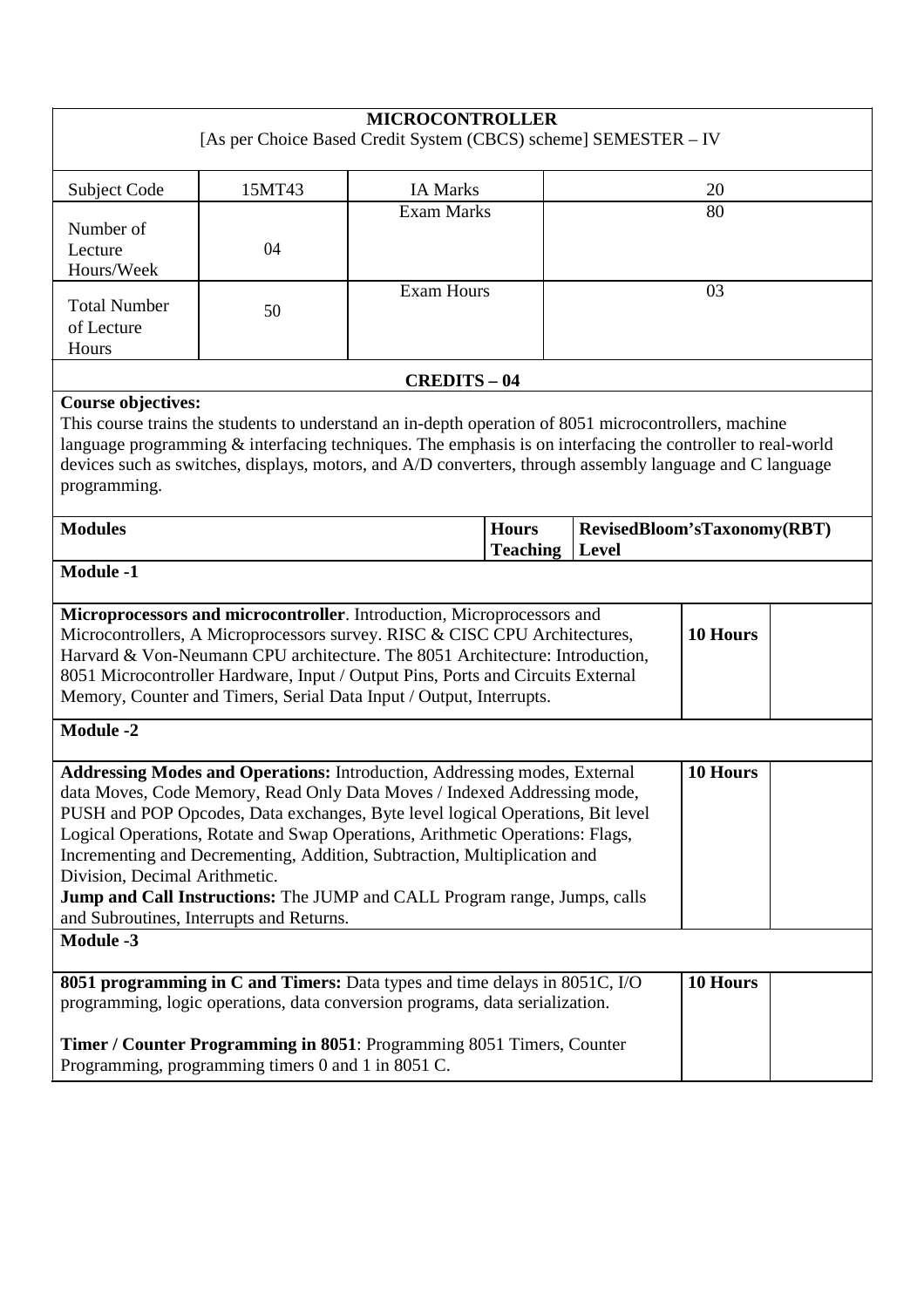**MICROCONTROLLER**
[As per Choice Based Credit System (CBCS) scheme] SEMESTER – IV

| Subject Code | 15MT43 | IA Marks | 20 |
|---|---|---|---|
| Number of Lecture Hours/Week | 04 | Exam Marks | 80 |
| Total Number of Lecture Hours | 50 | Exam Hours | 03 |

**CREDITS – 04**

**Course objectives:**
This course trains the students to understand an in-depth operation of 8051 microcontrollers, machine language programming & interfacing techniques. The emphasis is on interfacing the controller to real-world devices such as switches, displays, motors, and A/D converters, through assembly language and C language programming.

| **Modules** | **Hours Teaching** | **RevisedBloom'sTaxonomy(RBT) Level** |
|---|---|---|
| **Module -1** | | |
| **Microprocessors and microcontroller**. Introduction, Microprocessors and Microcontrollers, A Microprocessors survey. RISC & CISC CPU Architectures, Harvard & Von-Neumann CPU architecture. The 8051 Architecture: Introduction, 8051 Microcontroller Hardware, Input / Output Pins, Ports and Circuits External Memory, Counter and Timers, Serial Data Input / Output, Interrupts. | **10 Hours** | |
| **Module -2** | | |
| **Addressing Modes and Operations:** Introduction, Addressing modes, External data Moves, Code Memory, Read Only Data Moves / Indexed Addressing mode, PUSH and POP Opcodes, Data exchanges, Byte level logical Operations, Bit level Logical Operations, Rotate and Swap Operations, Arithmetic Operations: Flags, Incrementing and Decrementing, Addition, Subtraction, Multiplication and Division, Decimal Arithmetic. **Jump and Call Instructions:** The JUMP and CALL Program range, Jumps, calls and Subroutines, Interrupts and Returns. | **10 Hours** | |
| **Module -3** | | |
| **8051 programming in C and Timers:** Data types and time delays in 8051C, I/O programming, logic operations, data conversion programs, data serialization. **Timer / Counter Programming in 8051**: Programming 8051 Timers, Counter Programming, programming timers 0 and 1 in 8051 C. | **10 Hours** | |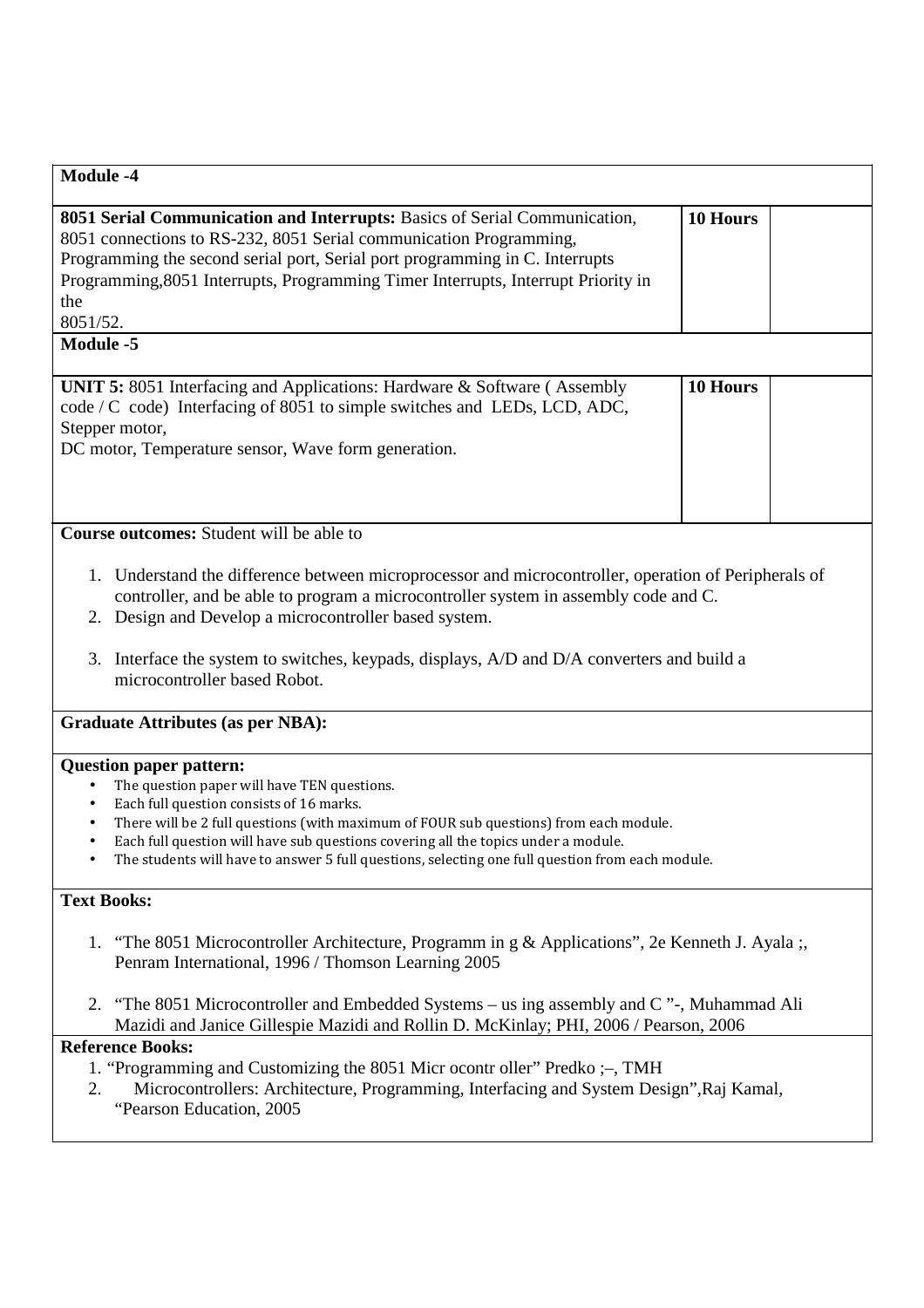| Module -4 | | |
|---|---|---|
| **8051 Serial Communication and Interrupts:** Basics of Serial Communication, 8051 connections to RS-232, 8051 Serial communication Programming, Programming the second serial port, Serial port programming in C. Interrupts Programming,8051 Interrupts, Programming Timer Interrupts, Interrupt Priority in the 8051/52. | **10 Hours** | |
| **Module -5** | | |
| **UNIT 5:** 8051 Interfacing and Applications: Hardware & Software ( Assembly code / C code) Interfacing of 8051 to simple switches and LEDs, LCD, ADC, Stepper motor, DC motor, Temperature sensor, Wave form generation. | **10 Hours** | |

**Course outcomes:** Student will be able to

1. Understand the difference between microprocessor and microcontroller, operation of Peripherals of controller, and be able to program a microcontroller system in assembly code and C.
2. Design and Develop a microcontroller based system.
3. Interface the system to switches, keypads, displays, A/D and D/A converters and build a microcontroller based Robot.

**Graduate Attributes (as per NBA):**

**Question paper pattern:**

- The question paper will have TEN questions.
- Each full question consists of 16 marks.
- There will be 2 full questions (with maximum of FOUR sub questions) from each module.
- Each full question will have sub questions covering all the topics under a module.
- The students will have to answer 5 full questions, selecting one full question from each module.

**Text Books:**

1. "The 8051 Microcontroller Architecture, Programm in g & Applications", 2e Kenneth J. Ayala ;, Penram International, 1996 / Thomson Learning 2005
2. "The 8051 Microcontroller and Embedded Systems – us ing assembly and C "-, Muhammad Ali Mazidi and Janice Gillespie Mazidi and Rollin D. McKinlay; PHI, 2006 / Pearson, 2006

**Reference Books:**

1. "Programming and Customizing the 8051 Micr ocontr oller" Predko ;–, TMH
2. Microcontrollers: Architecture, Programming, Interfacing and System Design",Raj Kamal, "Pearson Education, 2005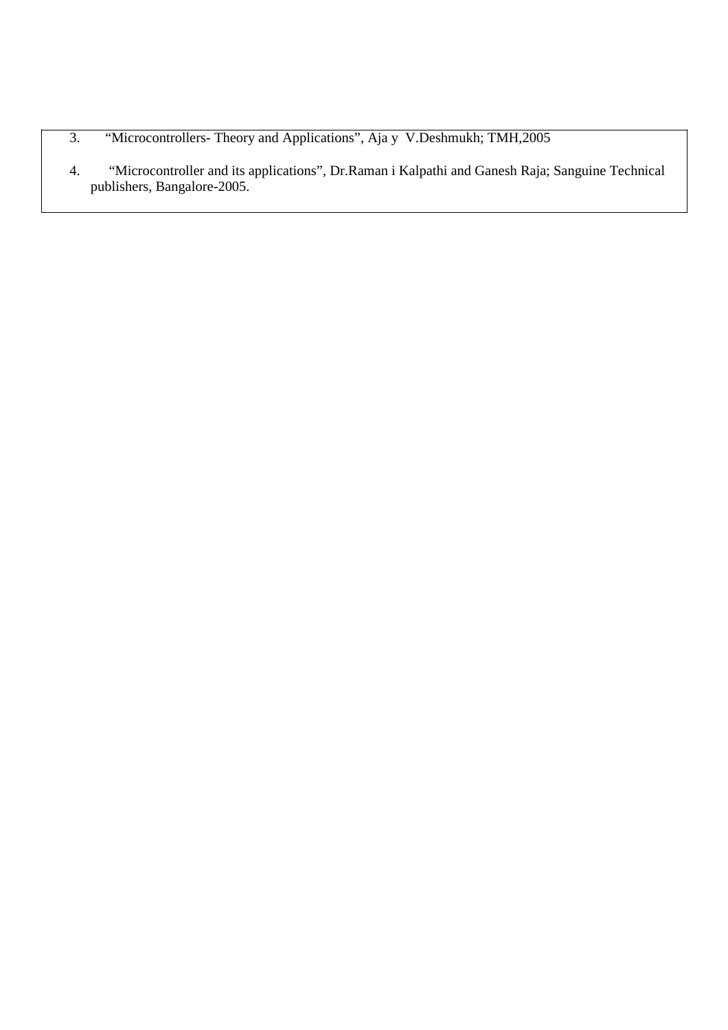3. "Microcontrollers- Theory and Applications", Aja y V.Deshmukh; TMH,2005

4. "Microcontroller and its applications", Dr.Raman i Kalpathi and Ganesh Raja; Sanguine Technical publishers, Bangalore-2005.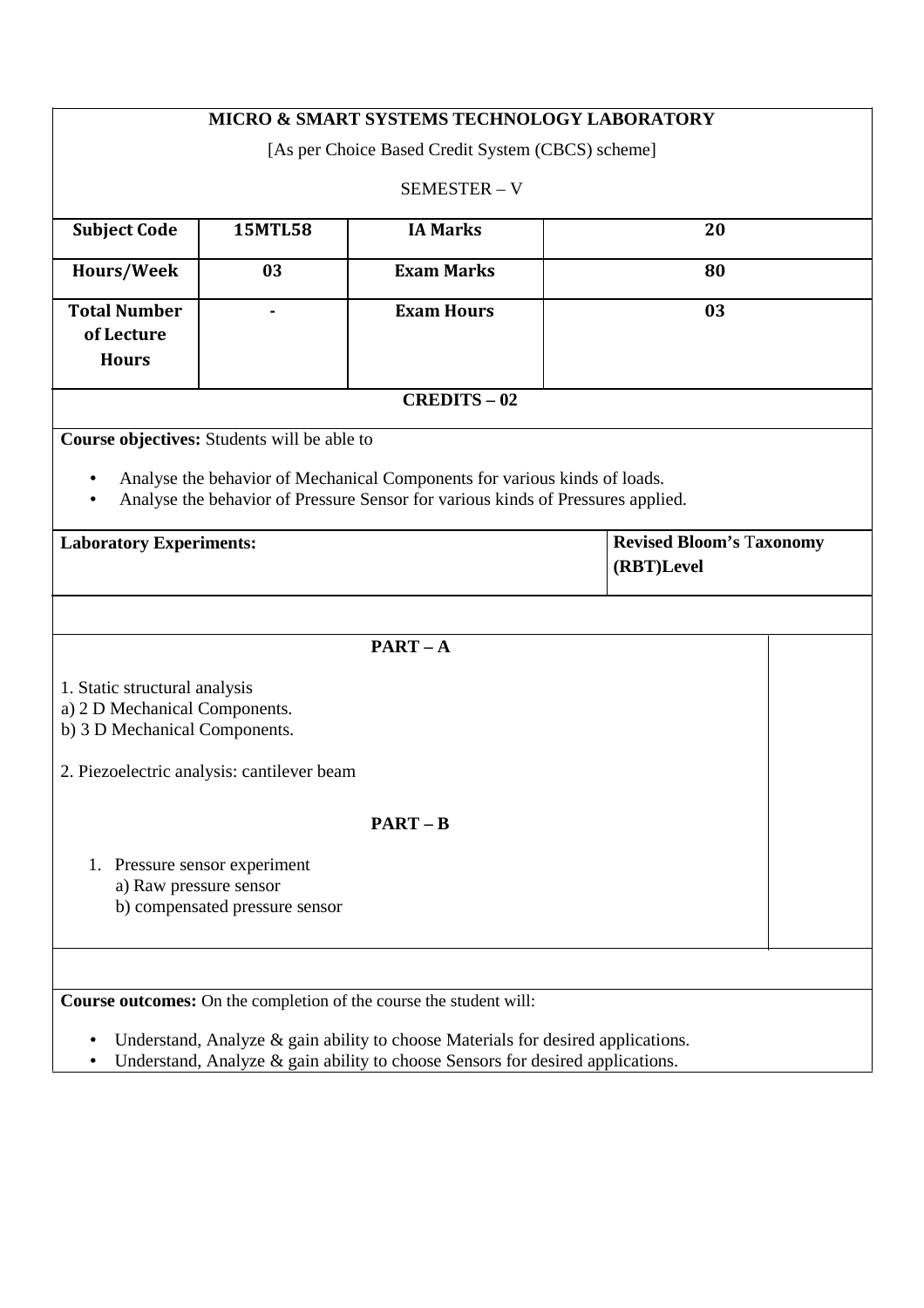## MICRO & SMART SYSTEMS TECHNOLOGY LABORATORY

[As per Choice Based Credit System (CBCS) scheme]

SEMESTER – V

| Subject Code | 15MTL58 | IA Marks | 20 |
|---|---|---|---|
| Hours/Week | 03 | Exam Marks | 80 |
| Total Number of Lecture Hours | - | Exam Hours | 03 |

**CREDITS – 02**

**Course objectives:** Students will be able to

- Analyse the behavior of Mechanical Components for various kinds of loads.
- Analyse the behavior of Pressure Sensor for various kinds of Pressures applied.

| Laboratory Experiments: | Revised Bloom's Taxonomy (RBT)Level |
|---|---|

**PART – A**

1. Static structural analysis
a) 2 D Mechanical Components.
b) 3 D Mechanical Components.

2. Piezoelectric analysis: cantilever beam

**PART – B**

1. Pressure sensor experiment
   a) Raw pressure sensor
   b) compensated pressure sensor

**Course outcomes:** On the completion of the course the student will:

- Understand, Analyze & gain ability to choose Materials for desired applications.
- Understand, Analyze & gain ability to choose Sensors for desired applications.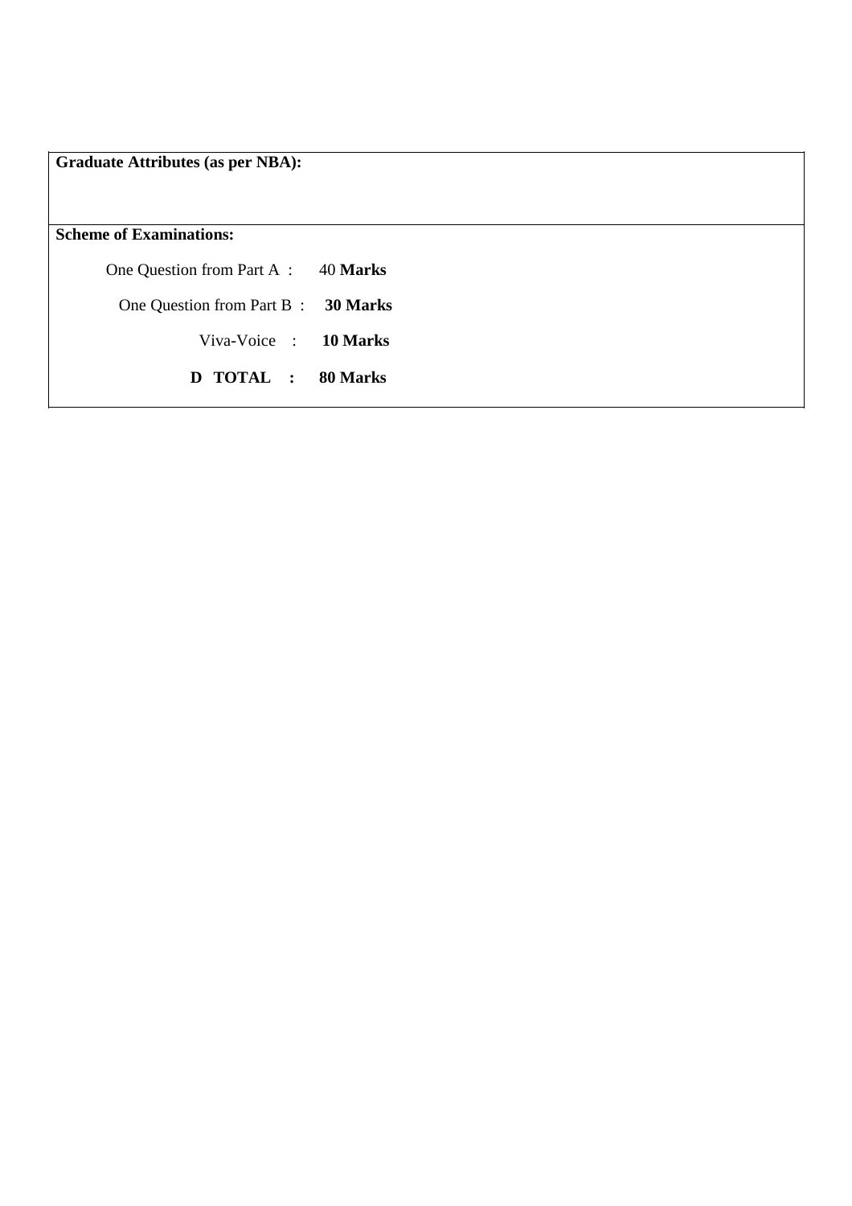**Graduate Attributes (as per NBA):**

**Scheme of Examinations:**

One Question from Part A : 40 **Marks**

One Question from Part B : **30 Marks**

Viva-Voice : **10 Marks**

**D TOTAL : 80 Marks**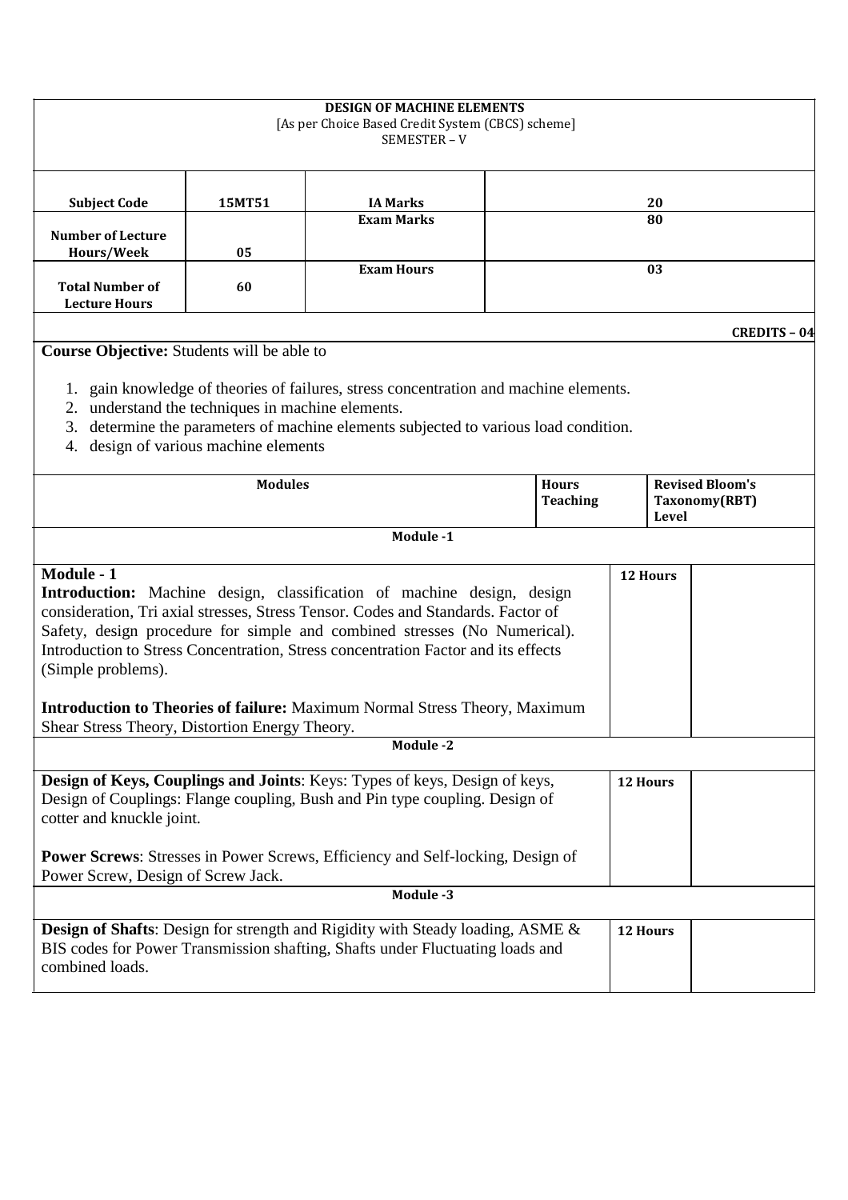# DESIGN OF MACHINE ELEMENTS

[As per Choice Based Credit System (CBCS) scheme]

SEMESTER – V

| Subject Code | 15MT51 | IA Marks | 20 |
|---|---|---|---|
| Number of Lecture Hours/Week | 05 | Exam Marks | 80 |
| Total Number of Lecture Hours | 60 | Exam Hours | 03 |

**CREDITS – 04**

**Course Objective:** Students will be able to

1. gain knowledge of theories of failures, stress concentration and machine elements.
2. understand the techniques in machine elements.
3. determine the parameters of machine elements subjected to various load condition.
4. design of various machine elements

| Modules | Hours Teaching | Revised Bloom's Taxonomy(RBT) Level |
|---|---|---|
| **Module -1** | | |
| **Module - 1**<br>**Introduction:** Machine design, classification of machine design, design consideration, Tri axial stresses, Stress Tensor. Codes and Standards. Factor of Safety, design procedure for simple and combined stresses (No Numerical). Introduction to Stress Concentration, Stress concentration Factor and its effects (Simple problems).<br><br>**Introduction to Theories of failure:** Maximum Normal Stress Theory, Maximum Shear Stress Theory, Distortion Energy Theory. | 12 Hours | |
| **Module -2** | | |
| **Design of Keys, Couplings and Joints**: Keys: Types of keys, Design of keys, Design of Couplings: Flange coupling, Bush and Pin type coupling. Design of cotter and knuckle joint.<br><br>**Power Screws**: Stresses in Power Screws, Efficiency and Self-locking, Design of Power Screw, Design of Screw Jack. | 12 Hours | |
| **Module -3** | | |
| **Design of Shafts**: Design for strength and Rigidity with Steady loading, ASME & BIS codes for Power Transmission shafting, Shafts under Fluctuating loads and combined loads. | 12 Hours | |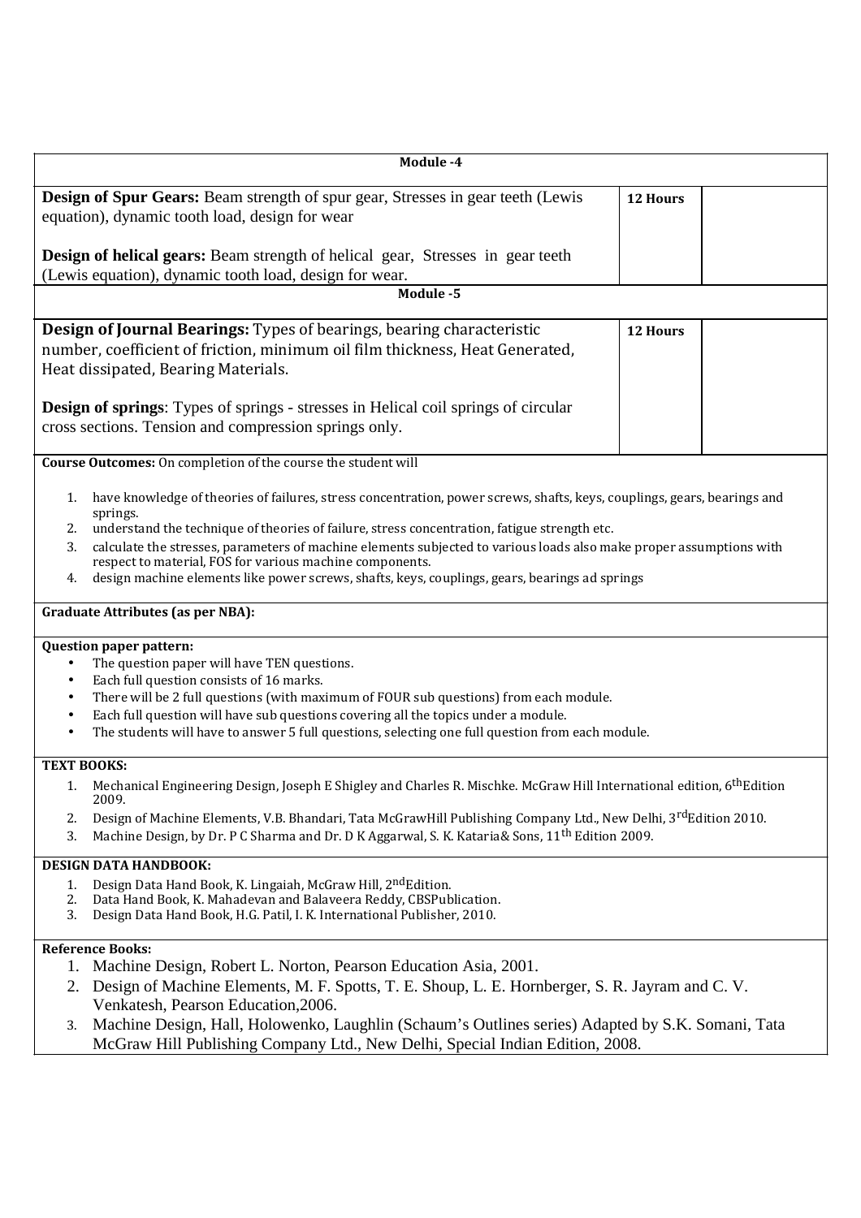| Module -4 | | |
|---|---|---|
| **Design of Spur Gears:** Beam strength of spur gear, Stresses in gear teeth (Lewis equation), dynamic tooth load, design for wear<br><br>**Design of helical gears:** Beam strength of helical gear, Stresses in gear teeth (Lewis equation), dynamic tooth load, design for wear. | **12 Hours** | |
| **Module -5** | | |
| **Design of Journal Bearings:** Types of bearings, bearing characteristic number, coefficient of friction, minimum oil film thickness, Heat Generated, Heat dissipated, Bearing Materials.<br><br>**Design of springs**: Types of springs - stresses in Helical coil springs of circular cross sections. Tension and compression springs only. | **12 Hours** | |

**Course Outcomes:** On completion of the course the student will

1. have knowledge of theories of failures, stress concentration, power screws, shafts, keys, couplings, gears, bearings and springs.
2. understand the technique of theories of failure, stress concentration, fatigue strength etc.
3. calculate the stresses, parameters of machine elements subjected to various loads also make proper assumptions with respect to material, FOS for various machine components.
4. design machine elements like power screws, shafts, keys, couplings, gears, bearings ad springs

**Graduate Attributes (as per NBA):**

**Question paper pattern:**

- The question paper will have TEN questions.
- Each full question consists of 16 marks.
- There will be 2 full questions (with maximum of FOUR sub questions) from each module.
- Each full question will have sub questions covering all the topics under a module.
- The students will have to answer 5 full questions, selecting one full question from each module.

**TEXT BOOKS:**

1. Mechanical Engineering Design, Joseph E Shigley and Charles R. Mischke. McGraw Hill International edition, 6th Edition 2009.
2. Design of Machine Elements, V.B. Bhandari, Tata McGrawHill Publishing Company Ltd., New Delhi, 3rd Edition 2010.
3. Machine Design, by Dr. P C Sharma and Dr. D K Aggarwal, S. K. Kataria& Sons, 11th Edition 2009.

**DESIGN DATA HANDBOOK:**

1. Design Data Hand Book, K. Lingaiah, McGraw Hill, 2nd Edition.
2. Data Hand Book, K. Mahadevan and Balaveera Reddy, CBSPublication.
3. Design Data Hand Book, H.G. Patil, I. K. International Publisher, 2010.

**Reference Books:**

1. Machine Design, Robert L. Norton, Pearson Education Asia, 2001.
2. Design of Machine Elements, M. F. Spotts, T. E. Shoup, L. E. Hornberger, S. R. Jayram and C. V. Venkatesh, Pearson Education,2006.
3. Machine Design, Hall, Holowenko, Laughlin (Schaum's Outlines series) Adapted by S.K. Somani, Tata McGraw Hill Publishing Company Ltd., New Delhi, Special Indian Edition, 2008.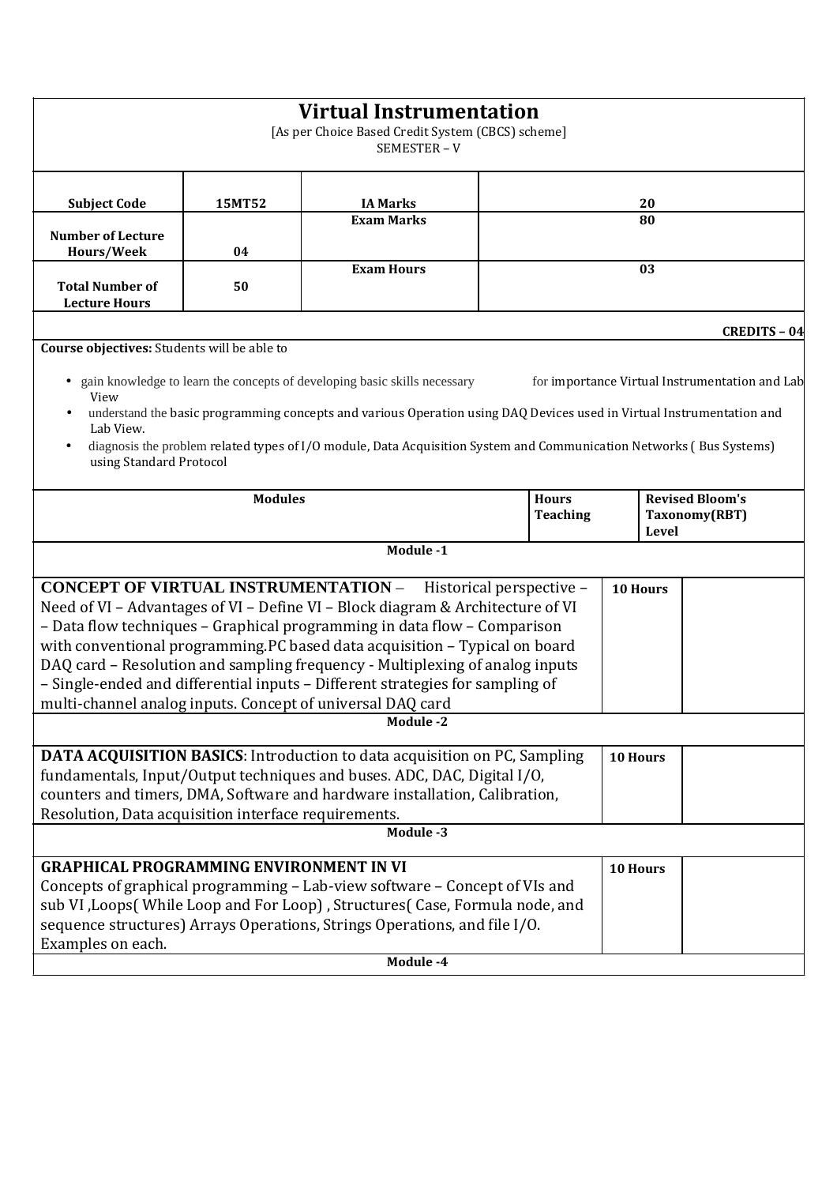# Virtual Instrumentation

[As per Choice Based Credit System (CBCS) scheme]
SEMESTER – V

| Subject Code | 15MT52 | IA Marks | 20 |
|---|---|---|---|
| Number of Lecture Hours/Week | 04 | Exam Marks | 80 |
| Total Number of Lecture Hours | 50 | Exam Hours | 03 |

**CREDITS – 04**

**Course objectives:** Students will be able to

- gain knowledge to learn the concepts of developing basic skills necessary for importance Virtual Instrumentation and Lab View
- understand the basic programming concepts and various Operation using DAQ Devices used in Virtual Instrumentation and Lab View.
- diagnosis the problem related types of I/O module, Data Acquisition System and Communication Networks ( Bus Systems) using Standard Protocol

| Modules | Hours Teaching | Revised Bloom's Taxonomy(RBT) Level |
|---|---|---|
| **Module -1** | | |
| **CONCEPT OF VIRTUAL INSTRUMENTATION** – Historical perspective – Need of VI – Advantages of VI – Define VI – Block diagram & Architecture of VI – Data flow techniques – Graphical programming in data flow – Comparison with conventional programming.PC based data acquisition – Typical on board DAQ card – Resolution and sampling frequency - Multiplexing of analog inputs – Single-ended and differential inputs – Different strategies for sampling of multi-channel analog inputs. Concept of universal DAQ card | 10 Hours | |
| **Module -2** | | |
| **DATA ACQUISITION BASICS**: Introduction to data acquisition on PC, Sampling fundamentals, Input/Output techniques and buses. ADC, DAC, Digital I/O, counters and timers, DMA, Software and hardware installation, Calibration, Resolution, Data acquisition interface requirements. | 10 Hours | |
| **Module -3** | | |
| **GRAPHICAL PROGRAMMING ENVIRONMENT IN VI** Concepts of graphical programming – Lab-view software – Concept of VIs and sub VI ,Loops( While Loop and For Loop) , Structures( Case, Formula node, and sequence structures) Arrays Operations, Strings Operations, and file I/O. Examples on each. | 10 Hours | |
| **Module -4** | | |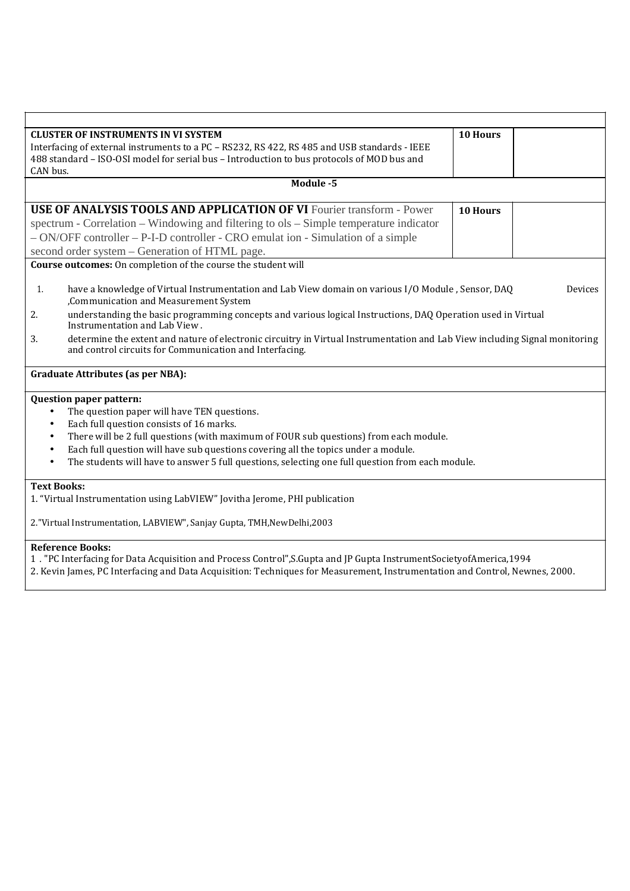| | | |
|---|---|---|
| **CLUSTER OF INSTRUMENTS IN VI SYSTEM** Interfacing of external instruments to a PC – RS232, RS 422, RS 485 and USB standards - IEEE 488 standard – ISO-OSI model for serial bus – Introduction to bus protocols of MOD bus and CAN bus. | **10 Hours** | |
| **Module -5** | | |
| **USE OF ANALYSIS TOOLS AND APPLICATION OF VI** Fourier transform - Power spectrum - Correlation – Windowing and filtering to ols – Simple temperature indicator – ON/OFF controller – P-I-D controller - CRO emulat ion - Simulation of a simple second order system – Generation of HTML page. | **10 Hours** | |

**Course outcomes:** On completion of the course the student will

1. have a knowledge of Virtual Instrumentation and Lab View domain on various I/O Module , Sensor, DAQ Devices ,Communication and Measurement System
2. understanding the basic programming concepts and various logical Instructions, DAQ Operation used in Virtual Instrumentation and Lab View .
3. determine the extent and nature of electronic circuitry in Virtual Instrumentation and Lab View including Signal monitoring and control circuits for Communication and Interfacing.

**Graduate Attributes (as per NBA):**

**Question paper pattern:**

- The question paper will have TEN questions.
- Each full question consists of 16 marks.
- There will be 2 full questions (with maximum of FOUR sub questions) from each module.
- Each full question will have sub questions covering all the topics under a module.
- The students will have to answer 5 full questions, selecting one full question from each module.

**Text Books:**

1. "Virtual Instrumentation using LabVIEW" Jovitha Jerome, PHI publication

2. "Virtual Instrumentation, LABVIEW", Sanjay Gupta, TMH,NewDelhi,2003

**Reference Books:**

1 . "PC Interfacing for Data Acquisition and Process Control",S.Gupta and JP Gupta InstrumentSocietyofAmerica,1994

2. Kevin James, PC Interfacing and Data Acquisition: Techniques for Measurement, Instrumentation and Control, Newnes, 2000.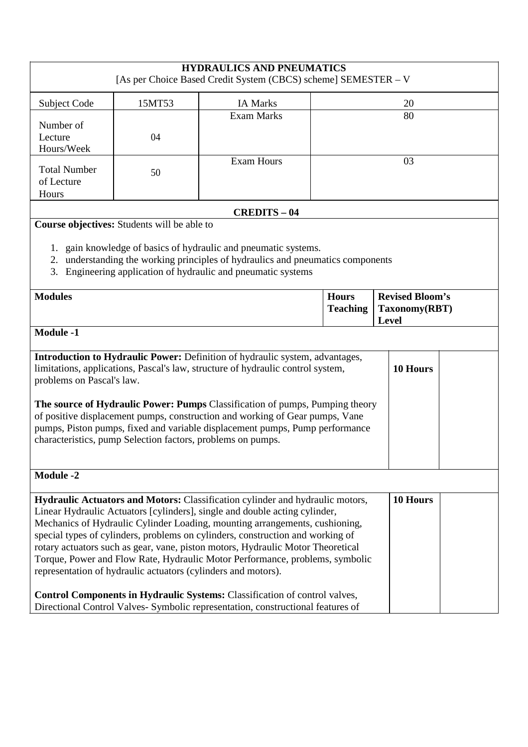| **HYDRAULICS AND PNEUMATICS** [As per Choice Based Credit System (CBCS) scheme] SEMESTER – V | | | |
|---|---|---|---|
| Subject Code | 15MT53 | IA Marks | 20 |
| Number of Lecture Hours/Week | 04 | Exam Marks | 80 |
| Total Number of Lecture Hours | 50 | Exam Hours | 03 |

**CREDITS – 04**

**Course objectives:** Students will be able to

1. gain knowledge of basics of hydraulic and pneumatic systems.
2. understanding the working principles of hydraulics and pneumatics components
3. Engineering application of hydraulic and pneumatic systems

| **Modules** | **Hours Teaching** | **Revised Bloom's Taxonomy(RBT) Level** |
|---|---|---|
| **Module -1** | | |
| **Introduction to Hydraulic Power:** Definition of hydraulic system, advantages, limitations, applications, Pascal's law, structure of hydraulic control system, problems on Pascal's law.<br><br>**The source of Hydraulic Power: Pumps** Classification of pumps, Pumping theory of positive displacement pumps, construction and working of Gear pumps, Vane pumps, Piston pumps, fixed and variable displacement pumps, Pump performance characteristics, pump Selection factors, problems on pumps. | **10 Hours** | |
| **Module -2** | | |
| **Hydraulic Actuators and Motors:** Classification cylinder and hydraulic motors, Linear Hydraulic Actuators [cylinders], single and double acting cylinder, Mechanics of Hydraulic Cylinder Loading, mounting arrangements, cushioning, special types of cylinders, problems on cylinders, construction and working of rotary actuators such as gear, vane, piston motors, Hydraulic Motor Theoretical Torque, Power and Flow Rate, Hydraulic Motor Performance, problems, symbolic representation of hydraulic actuators (cylinders and motors).<br><br>**Control Components in Hydraulic Systems:** Classification of control valves, Directional Control Valves- Symbolic representation, constructional features of | **10 Hours** | |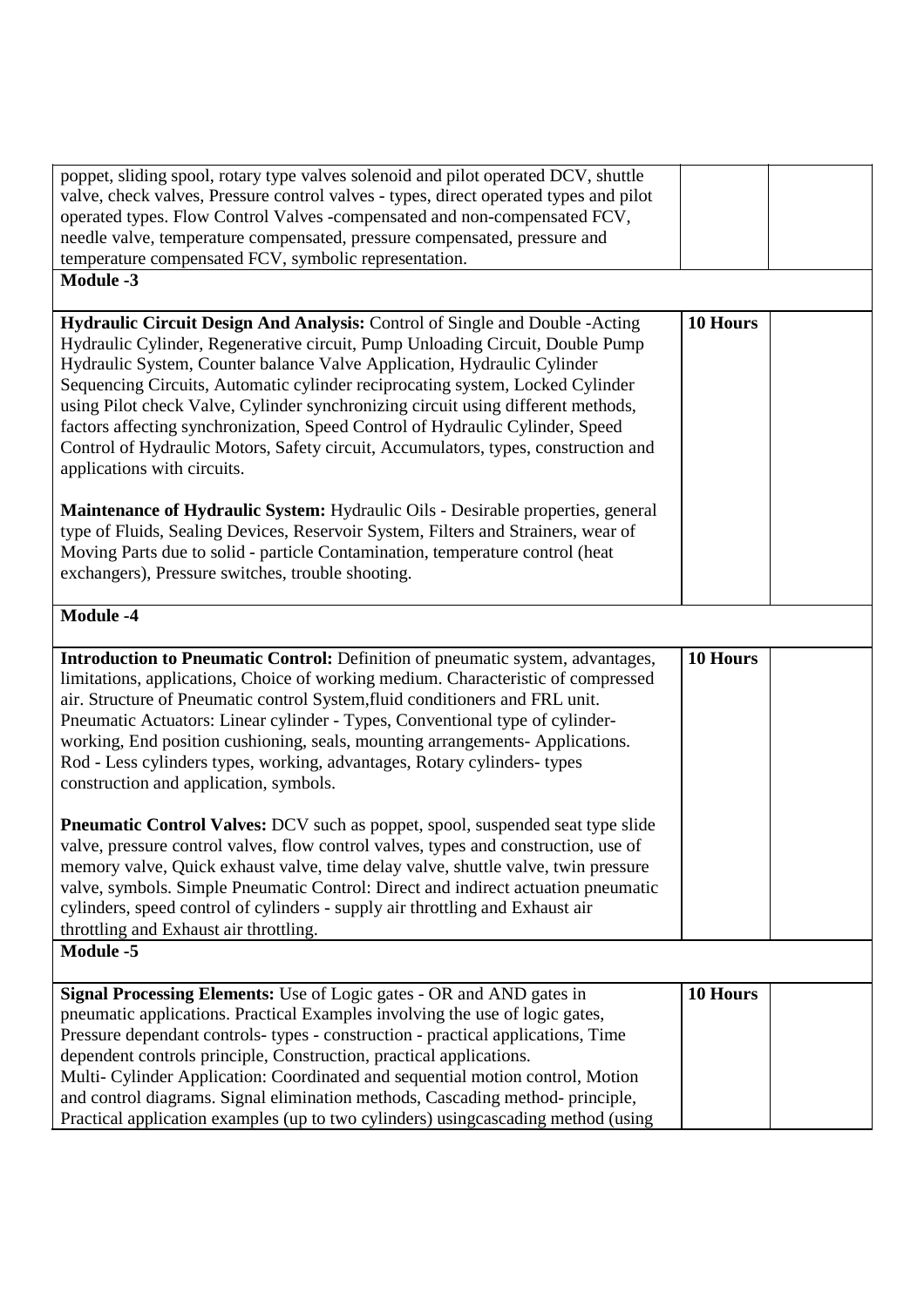| | | |
|---|---|---|
| poppet, sliding spool, rotary type valves solenoid and pilot operated DCV, shuttle valve, check valves, Pressure control valves - types, direct operated types and pilot operated types. Flow Control Valves -compensated and non-compensated FCV, needle valve, temperature compensated, pressure compensated, pressure and temperature compensated FCV, symbolic representation. | | |
| **Module -3** | | |
| **Hydraulic Circuit Design And Analysis:** Control of Single and Double -Acting Hydraulic Cylinder, Regenerative circuit, Pump Unloading Circuit, Double Pump Hydraulic System, Counter balance Valve Application, Hydraulic Cylinder Sequencing Circuits, Automatic cylinder reciprocating system, Locked Cylinder using Pilot check Valve, Cylinder synchronizing circuit using different methods, factors affecting synchronization, Speed Control of Hydraulic Cylinder, Speed Control of Hydraulic Motors, Safety circuit, Accumulators, types, construction and applications with circuits.<br><br>**Maintenance of Hydraulic System:** Hydraulic Oils - Desirable properties, general type of Fluids, Sealing Devices, Reservoir System, Filters and Strainers, wear of Moving Parts due to solid - particle Contamination, temperature control (heat exchangers), Pressure switches, trouble shooting. | **10 Hours** | |
| **Module -4** | | |
| **Introduction to Pneumatic Control:** Definition of pneumatic system, advantages, limitations, applications, Choice of working medium. Characteristic of compressed air. Structure of Pneumatic control System,fluid conditioners and FRL unit. Pneumatic Actuators: Linear cylinder - Types, Conventional type of cylinder-working, End position cushioning, seals, mounting arrangements- Applications. Rod - Less cylinders types, working, advantages, Rotary cylinders- types construction and application, symbols.<br><br>**Pneumatic Control Valves:** DCV such as poppet, spool, suspended seat type slide valve, pressure control valves, flow control valves, types and construction, use of memory valve, Quick exhaust valve, time delay valve, shuttle valve, twin pressure valve, symbols. Simple Pneumatic Control: Direct and indirect actuation pneumatic cylinders, speed control of cylinders - supply air throttling and Exhaust air throttling and Exhaust air throttling. | **10 Hours** | |
| **Module -5** | | |
| **Signal Processing Elements:** Use of Logic gates - OR and AND gates in pneumatic applications. Practical Examples involving the use of logic gates, Pressure dependant controls- types - construction - practical applications, Time dependent controls principle, Construction, practical applications.<br>Multi- Cylinder Application: Coordinated and sequential motion control, Motion and control diagrams. Signal elimination methods, Cascading method- principle, Practical application examples (up to two cylinders) usingcascading method (using | **10 Hours** | |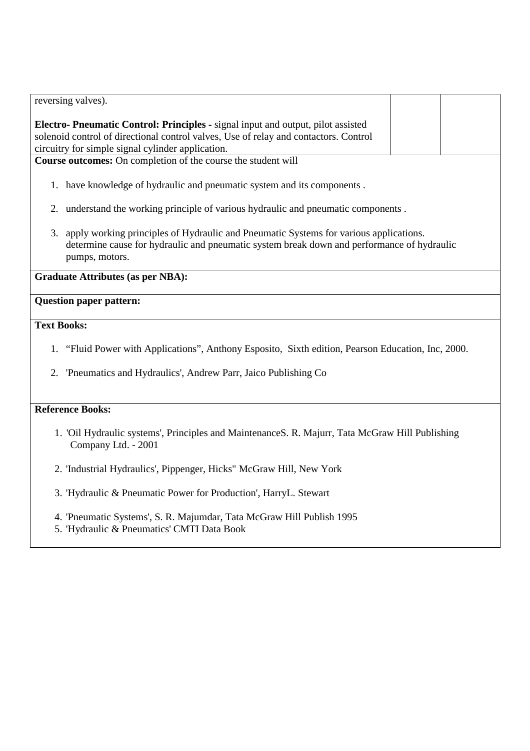| reversing valves).<br><br>**Electro- Pneumatic Control: Principles** - signal input and output, pilot assisted solenoid control of directional control valves, Use of relay and contactors. Control circuitry for simple signal cylinder application. | | |
|---|---|---|

**Course outcomes:** On completion of the course the student will

1. have knowledge of hydraulic and pneumatic system and its components .
2. understand the working principle of various hydraulic and pneumatic components .
3. apply working principles of Hydraulic and Pneumatic Systems for various applications. determine cause for hydraulic and pneumatic system break down and performance of hydraulic pumps, motors.

**Graduate Attributes (as per NBA):**

**Question paper pattern:**

**Text Books:**

1. "Fluid Power with Applications", Anthony Esposito, Sixth edition, Pearson Education, Inc, 2000.
2. 'Pneumatics and Hydraulics', Andrew Parr, Jaico Publishing Co

**Reference Books:**

1. 'Oil Hydraulic systems', Principles and MaintenanceS. R. Majurr, Tata McGraw Hill Publishing Company Ltd. - 2001
2. 'Industrial Hydraulics', Pippenger, Hicks" McGraw Hill, New York
3. 'Hydraulic & Pneumatic Power for Production', HarryL. Stewart
4. 'Pneumatic Systems', S. R. Majumdar, Tata McGraw Hill Publish 1995
5. 'Hydraulic & Pneumatics' CMTI Data Book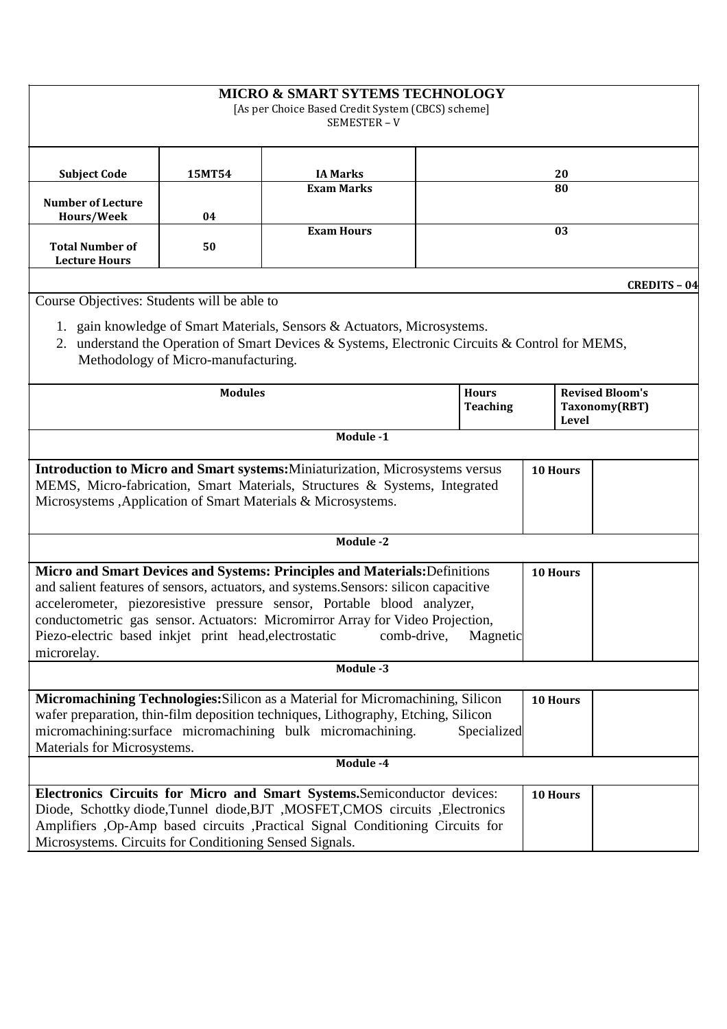# MICRO & SMART SYTEMS TECHNOLOGY

[As per Choice Based Credit System (CBCS) scheme]

SEMESTER – V

| Subject Code | 15MT54 | IA Marks | 20 |
|---|---|---|---|
| Number of Lecture Hours/Week | 04 | Exam Marks | 80 |
| Total Number of Lecture Hours | 50 | Exam Hours | 03 |

**CREDITS – 04**

Course Objectives: Students will be able to

1. gain knowledge of Smart Materials, Sensors & Actuators, Microsystems.
2. understand the Operation of Smart Devices & Systems, Electronic Circuits & Control for MEMS, Methodology of Micro-manufacturing.

| Modules | Hours Teaching | Revised Bloom's Taxonomy(RBT) Level |
|---|---|---|
| **Module -1** | | |
| **Introduction to Micro and Smart systems:** Miniaturization, Microsystems versus MEMS, Micro-fabrication, Smart Materials, Structures & Systems, Integrated Microsystems ,Application of Smart Materials & Microsystems. | 10 Hours | |
| **Module -2** | | |
| **Micro and Smart Devices and Systems: Principles and Materials:** Definitions and salient features of sensors, actuators, and systems. Sensors: silicon capacitive accelerometer, piezoresistive pressure sensor, Portable blood analyzer, conductometric gas sensor. Actuators: Micromirror Array for Video Projection, Piezo-electric based inkjet print head,electrostatic comb-drive, Magnetic microrelay. | 10 Hours | |
| **Module -3** | | |
| **Micromachining Technologies:** Silicon as a Material for Micromachining, Silicon wafer preparation, thin-film deposition techniques, Lithography, Etching, Silicon micromachining:surface micromachining bulk micromachining. Specialized Materials for Microsystems. | 10 Hours | |
| **Module -4** | | |
| **Electronics Circuits for Micro and Smart Systems.** Semiconductor devices: Diode, Schottky diode,Tunnel diode,BJT ,MOSFET,CMOS circuits ,Electronics Amplifiers ,Op-Amp based circuits ,Practical Signal Conditioning Circuits for Microsystems. Circuits for Conditioning Sensed Signals. | 10 Hours | |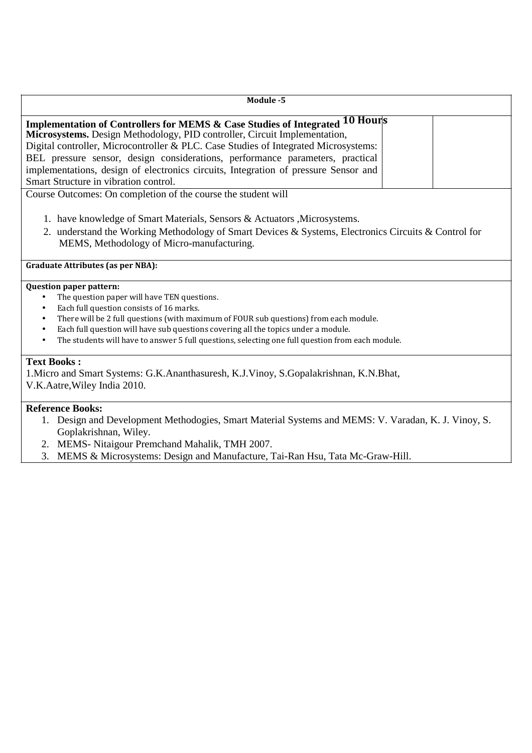| Module -5 | | |
|---|---|---|
| **Implementation of Controllers for MEMS & Case Studies of Integrated Microsystems.** Design Methodology, PID controller, Circuit Implementation, Digital controller, Microcontroller & PLC. Case Studies of Integrated Microsystems: BEL pressure sensor, design considerations, performance parameters, practical implementations, design of electronics circuits, Integration of pressure Sensor and Smart Structure in vibration control. | **10 Hours** | |

Course Outcomes: On completion of the course the student will

1. have knowledge of Smart Materials, Sensors & Actuators ,Microsystems.
2. understand the Working Methodology of Smart Devices & Systems, Electronics Circuits & Control for MEMS, Methodology of Micro-manufacturing.

**Graduate Attributes (as per NBA):**

**Question paper pattern:**

- The question paper will have TEN questions.
- Each full question consists of 16 marks.
- There will be 2 full questions (with maximum of FOUR sub questions) from each module.
- Each full question will have sub questions covering all the topics under a module.
- The students will have to answer 5 full questions, selecting one full question from each module.

**Text Books :**

1.Micro and Smart Systems: G.K.Ananthasuresh, K.J.Vinoy, S.Gopalakrishnan, K.N.Bhat, V.K.Aatre,Wiley India 2010.

**Reference Books:**

1. Design and Development Methodogies, Smart Material Systems and MEMS: V. Varadan, K. J. Vinoy, S. Goplakrishnan, Wiley.
2. MEMS- Nitaigour Premchand Mahalik, TMH 2007.
3. MEMS & Microsystems: Design and Manufacture, Tai-Ran Hsu, Tata Mc-Graw-Hill.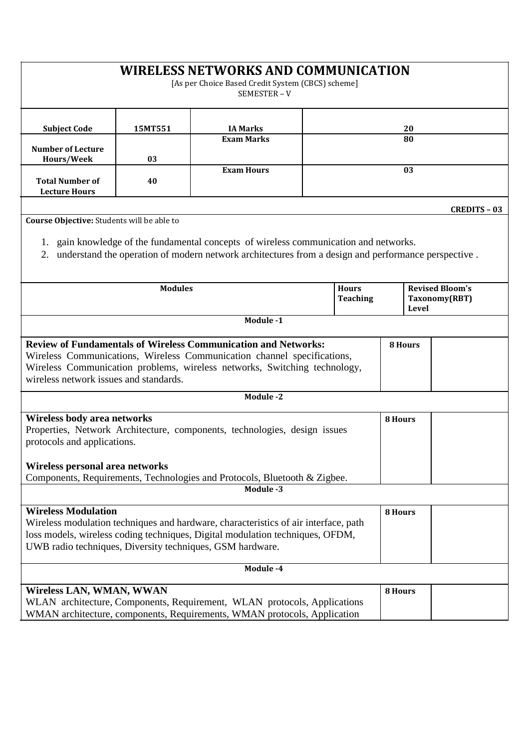# WIRELESS NETWORKS AND COMMUNICATION

[As per Choice Based Credit System (CBCS) scheme]
SEMESTER – V

| Subject Code | 15MT551 | IA Marks | 20 |
|---|---|---|---|
| Number of Lecture Hours/Week | 03 | Exam Marks | 80 |
| Total Number of Lecture Hours | 40 | Exam Hours | 03 |

**CREDITS – 03**

**Course Objective:** Students will be able to

1. gain knowledge of the fundamental concepts of wireless communication and networks.
2. understand the operation of modern network architectures from a design and performance perspective .

| Modules | Hours Teaching | Revised Bloom's Taxonomy(RBT) Level |
|---|---|---|
| **Module -1** | | |
| **Review of Fundamentals of Wireless Communication and Networks:** Wireless Communications, Wireless Communication channel specifications, Wireless Communication problems, wireless networks, Switching technology, wireless network issues and standards. | 8 Hours | |
| **Module -2** | | |
| **Wireless body area networks** Properties, Network Architecture, components, technologies, design issues protocols and applications. **Wireless personal area networks** Components, Requirements, Technologies and Protocols, Bluetooth & Zigbee. | 8 Hours | |
| **Module -3** | | |
| **Wireless Modulation** Wireless modulation techniques and hardware, characteristics of air interface, path loss models, wireless coding techniques, Digital modulation techniques, OFDM, UWB radio techniques, Diversity techniques, GSM hardware. | 8 Hours | |
| **Module -4** | | |
| **Wireless LAN, WMAN, WWAN** WLAN architecture, Components, Requirement, WLAN protocols, Applications WMAN architecture, components, Requirements, WMAN protocols, Application | 8 Hours | |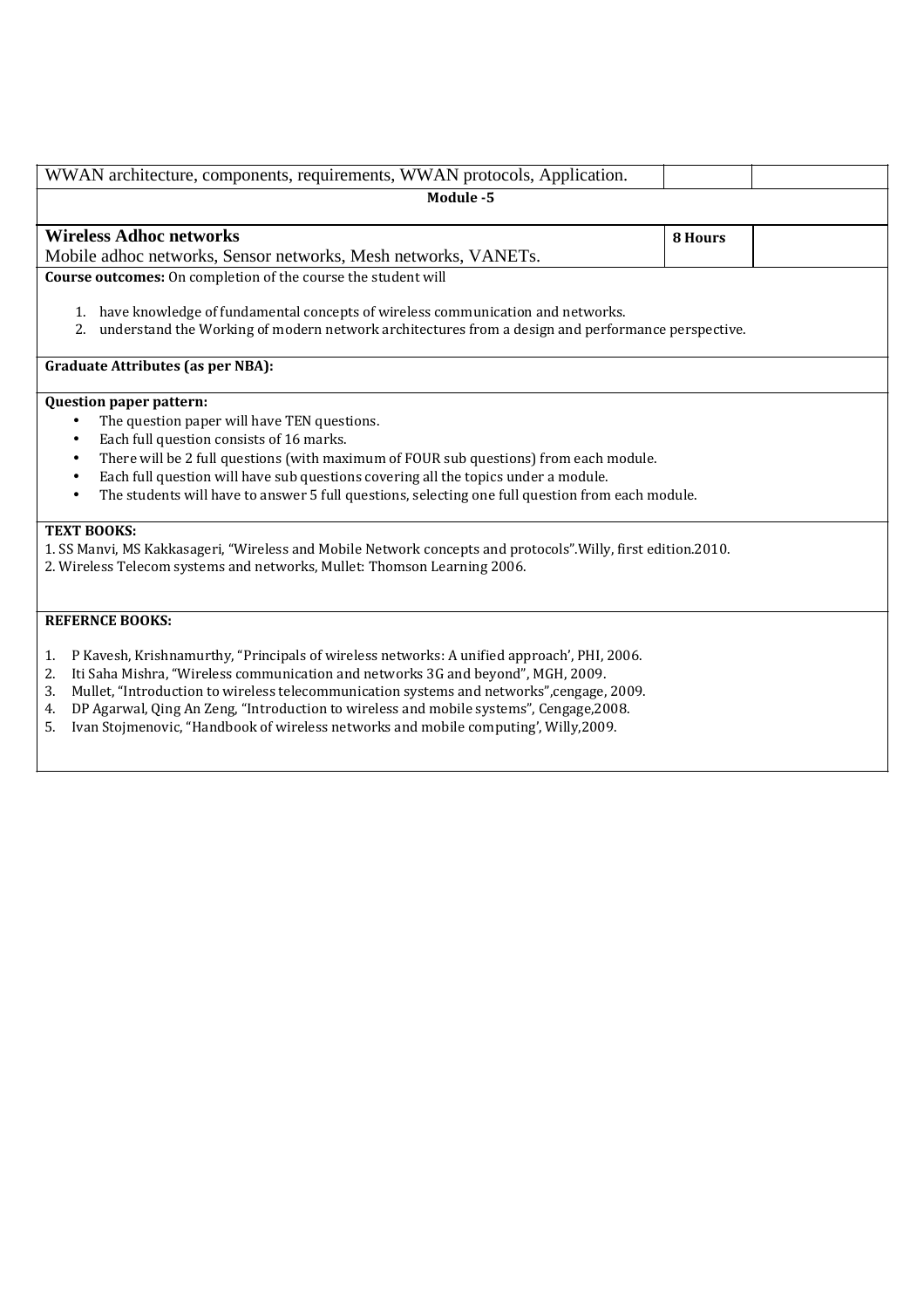| WWAN architecture, components, requirements, WWAN protocols, Application. | | |
|---|---|---|

**Module -5**

| **Wireless Adhoc networks**<br>Mobile adhoc networks, Sensor networks, Mesh networks, VANETs. | **8 Hours** | |
|---|---|---|

**Course outcomes:** On completion of the course the student will

1. have knowledge of fundamental concepts of wireless communication and networks.
2. understand the Working of modern network architectures from a design and performance perspective.

**Graduate Attributes (as per NBA):**

**Question paper pattern:**

- The question paper will have TEN questions.
- Each full question consists of 16 marks.
- There will be 2 full questions (with maximum of FOUR sub questions) from each module.
- Each full question will have sub questions covering all the topics under a module.
- The students will have to answer 5 full questions, selecting one full question from each module.

**TEXT BOOKS:**

1. SS Manvi, MS Kakkasageri, "Wireless and Mobile Network concepts and protocols".Willy, first edition.2010.
2. Wireless Telecom systems and networks, Mullet: Thomson Learning 2006.

**REFERNCE BOOKS:**

1. P Kavesh, Krishnamurthy, "Principals of wireless networks: A unified approach', PHI, 2006.
2. Iti Saha Mishra, "Wireless communication and networks 3G and beyond", MGH, 2009.
3. Mullet, "Introduction to wireless telecommunication systems and networks",cengage, 2009.
4. DP Agarwal, Qing An Zeng, "Introduction to wireless and mobile systems", Cengage,2008.
5. Ivan Stojmenovic, "Handbook of wireless networks and mobile computing', Willy,2009.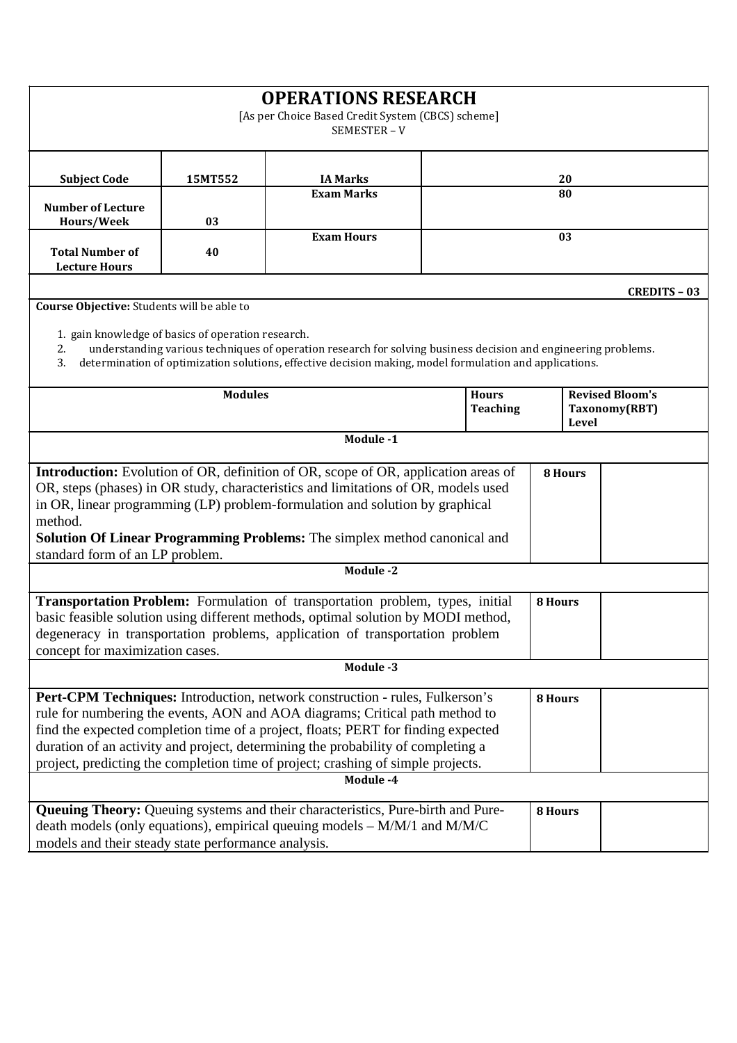# OPERATIONS RESEARCH

[As per Choice Based Credit System (CBCS) scheme]

SEMESTER – V

| Subject Code | 15MT552 | IA Marks | 20 |
|---|---|---|---|
| Number of Lecture Hours/Week | 03 | Exam Marks | 80 |
| Total Number of Lecture Hours | 40 | Exam Hours | 03 |

**CREDITS – 03**

**Course Objective:** Students will be able to

1. gain knowledge of basics of operation research.
2. understanding various techniques of operation research for solving business decision and engineering problems.
3. determination of optimization solutions, effective decision making, model formulation and applications.

| Modules | Hours Teaching | Revised Bloom's Taxonomy(RBT) Level |
|---|---|---|
| **Module -1** | | |
| **Introduction:** Evolution of OR, definition of OR, scope of OR, application areas of OR, steps (phases) in OR study, characteristics and limitations of OR, models used in OR, linear programming (LP) problem-formulation and solution by graphical method. **Solution Of Linear Programming Problems:** The simplex method canonical and standard form of an LP problem. | 8 Hours | |
| **Module -2** | | |
| **Transportation Problem:** Formulation of transportation problem, types, initial basic feasible solution using different methods, optimal solution by MODI method, degeneracy in transportation problems, application of transportation problem concept for maximization cases. | 8 Hours | |
| **Module -3** | | |
| **Pert-CPM Techniques:** Introduction, network construction - rules, Fulkerson's rule for numbering the events, AON and AOA diagrams; Critical path method to find the expected completion time of a project, floats; PERT for finding expected duration of an activity and project, determining the probability of completing a project, predicting the completion time of project; crashing of simple projects. | 8 Hours | |
| **Module -4** | | |
| **Queuing Theory:** Queuing systems and their characteristics, Pure-birth and Pure-death models (only equations), empirical queuing models – M/M/1 and M/M/C models and their steady state performance analysis. | 8 Hours | |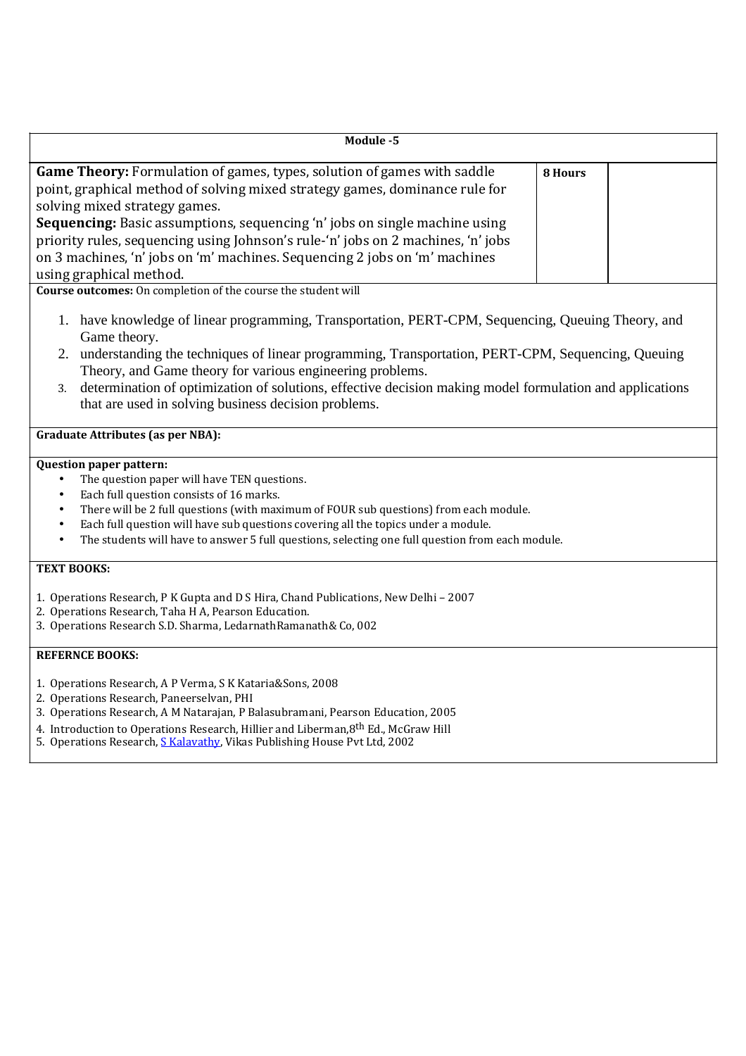| Module -5 | | |
|---|---|---|
| **Game Theory:** Formulation of games, types, solution of games with saddle point, graphical method of solving mixed strategy games, dominance rule for solving mixed strategy games.<br>**Sequencing:** Basic assumptions, sequencing 'n' jobs on single machine using priority rules, sequencing using Johnson's rule-'n' jobs on 2 machines, 'n' jobs on 3 machines, 'n' jobs on 'm' machines. Sequencing 2 jobs on 'm' machines using graphical method. | **8 Hours** | |

**Course outcomes:** On completion of the course the student will

1. have knowledge of linear programming, Transportation, PERT-CPM, Sequencing, Queuing Theory, and Game theory.
2. understanding the techniques of linear programming, Transportation, PERT-CPM, Sequencing, Queuing Theory, and Game theory for various engineering problems.
3. determination of optimization of solutions, effective decision making model formulation and applications that are used in solving business decision problems.

**Graduate Attributes (as per NBA):**

**Question paper pattern:**

- The question paper will have TEN questions.
- Each full question consists of 16 marks.
- There will be 2 full questions (with maximum of FOUR sub questions) from each module.
- Each full question will have sub questions covering all the topics under a module.
- The students will have to answer 5 full questions, selecting one full question from each module.

**TEXT BOOKS:**

1. Operations Research, P K Gupta and D S Hira, Chand Publications, New Delhi – 2007
2. Operations Research, Taha H A, Pearson Education.
3. Operations Research S.D. Sharma, LedarnathRamanath& Co, 002

**REFERNCE BOOKS:**

1. Operations Research, A P Verma, S K Kataria&Sons, 2008
2. Operations Research, Paneerselvan, PHI
3. Operations Research, A M Natarajan, P Balasubramani, Pearson Education, 2005
4. Introduction to Operations Research, Hillier and Liberman,8th Ed., McGraw Hill
5. Operations Research, S Kalavathy, Vikas Publishing House Pvt Ltd, 2002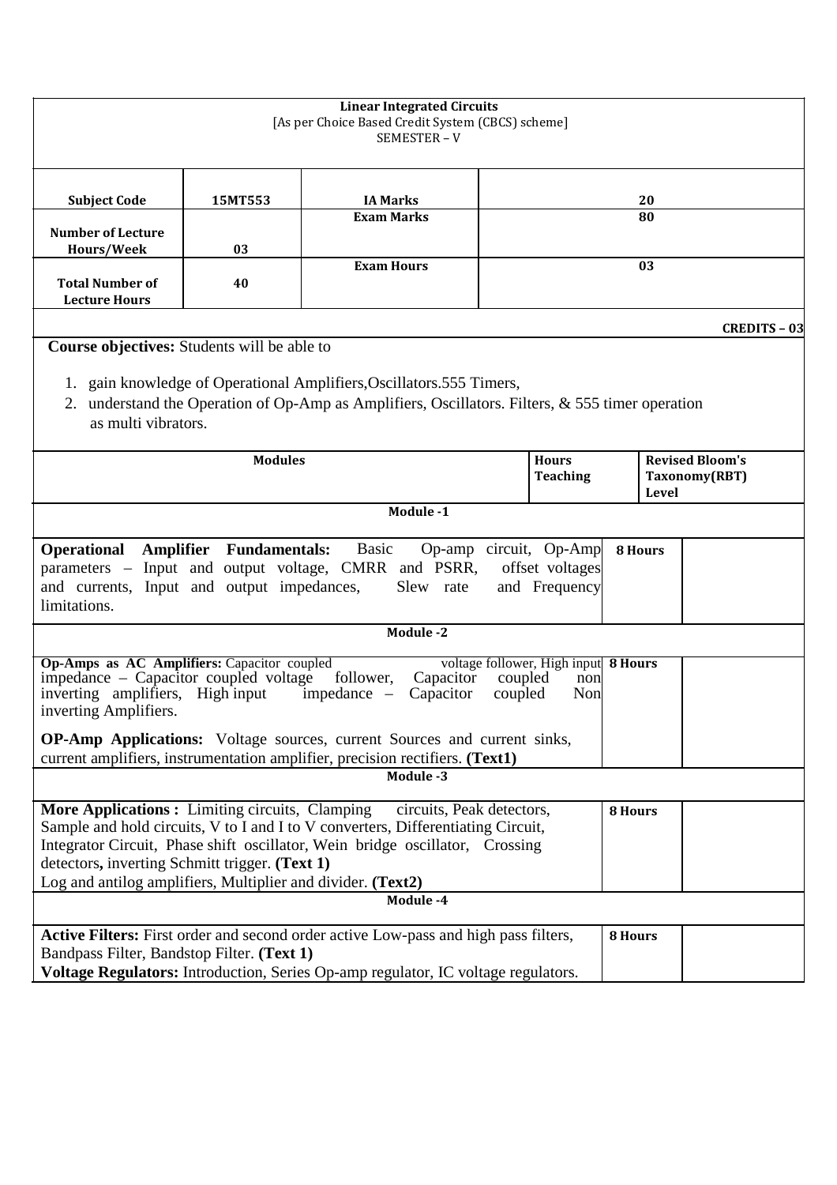**Linear Integrated Circuits**
[As per Choice Based Credit System (CBCS) scheme]
SEMESTER – V

| Subject Code | 15MT553 | IA Marks | 20 |
|---|---|---|---|
| Number of Lecture Hours/Week | 03 | Exam Marks | 80 |
| Total Number of Lecture Hours | 40 | Exam Hours | 03 |

**CREDITS – 03**

**Course objectives:** Students will be able to

1. gain knowledge of Operational Amplifiers,Oscillators.555 Timers,
2. understand the Operation of Op-Amp as Amplifiers, Oscillators. Filters, & 555 timer operation as multi vibrators.

| Modules | Hours Teaching | Revised Bloom's Taxonomy(RBT) Level |
|---|---|---|
| **Module -1** | | |
| **Operational Amplifier Fundamentals:** Basic Op-amp circuit, Op-Amp parameters – Input and output voltage, CMRR and PSRR, offset voltages and currents, Input and output impedances, Slew rate and Frequency limitations. | 8 Hours | |
| **Module -2** | | |
| **Op-Amps as AC Amplifiers:** Capacitor coupled voltage follower, High input impedance – Capacitor coupled voltage follower, Capacitor coupled non inverting amplifiers, High input impedance – Capacitor coupled Non inverting Amplifiers.<br><br>**OP-Amp Applications:** Voltage sources, current Sources and current sinks, current amplifiers, instrumentation amplifier, precision rectifiers. **(Text1)** | 8 Hours | |
| **Module -3** | | |
| **More Applications :** Limiting circuits, Clamping circuits, Peak detectors, Sample and hold circuits, V to I and I to V converters, Differentiating Circuit, Integrator Circuit, Phase shift oscillator, Wein bridge oscillator, Crossing detectors**,** inverting Schmitt trigger. **(Text 1)**<br>Log and antilog amplifiers, Multiplier and divider. **(Text2)** | 8 Hours | |
| **Module -4** | | |
| **Active Filters:** First order and second order active Low-pass and high pass filters, Bandpass Filter, Bandstop Filter. **(Text 1)**<br>**Voltage Regulators:** Introduction, Series Op-amp regulator, IC voltage regulators. | 8 Hours | |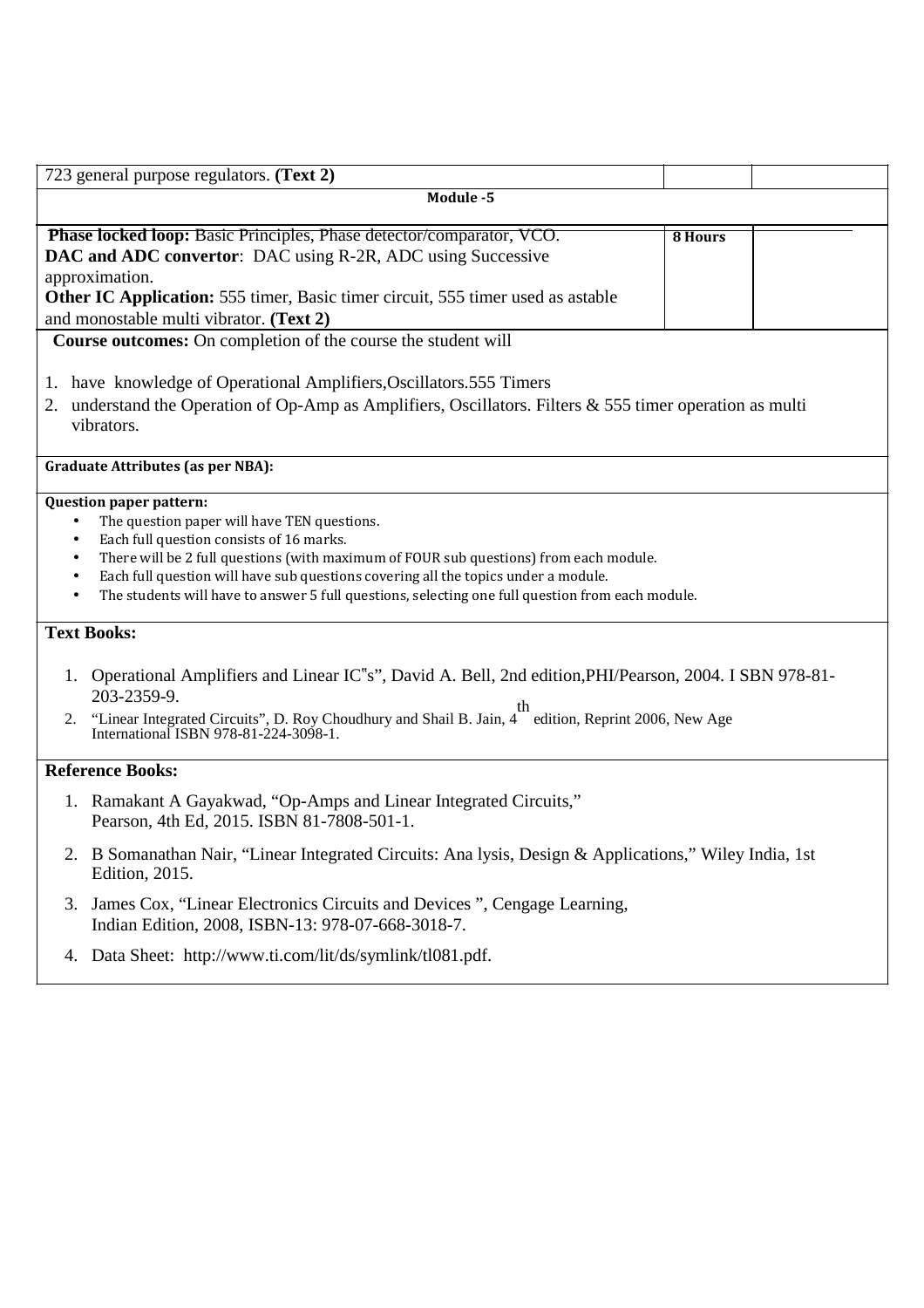| 723 general purpose regulators. **(Text 2)** | | |
|---|---|---|
| **Module -5** | | |
| **Phase locked loop:** Basic Principles, Phase detector/comparator, VCO.<br>**DAC and ADC convertor**: DAC using R-2R, ADC using Successive approximation.<br>**Other IC Application:** 555 timer, Basic timer circuit, 555 timer used as astable and monostable multi vibrator. **(Text 2)** | **8 Hours** | |

**Course outcomes:** On completion of the course the student will

1. have knowledge of Operational Amplifiers,Oscillators.555 Timers
2. understand the Operation of Op-Amp as Amplifiers, Oscillators. Filters & 555 timer operation as multi vibrators.

**Graduate Attributes (as per NBA):**

**Question paper pattern:**

- The question paper will have TEN questions.
- Each full question consists of 16 marks.
- There will be 2 full questions (with maximum of FOUR sub questions) from each module.
- Each full question will have sub questions covering all the topics under a module.
- The students will have to answer 5 full questions, selecting one full question from each module.

**Text Books:**

1. Operational Amplifiers and Linear IC"s", David A. Bell, 2nd edition,PHI/Pearson, 2004. I SBN 978-81-203-2359-9.
2. "Linear Integrated Circuits", D. Roy Choudhury and Shail B. Jain, 4th edition, Reprint 2006, New Age International ISBN 978-81-224-3098-1.

**Reference Books:**

1. Ramakant A Gayakwad, "Op-Amps and Linear Integrated Circuits," Pearson, 4th Ed, 2015. ISBN 81-7808-501-1.
2. B Somanathan Nair, "Linear Integrated Circuits: Ana lysis, Design & Applications," Wiley India, 1st Edition, 2015.
3. James Cox, "Linear Electronics Circuits and Devices ", Cengage Learning, Indian Edition, 2008, ISBN-13: 978-07-668-3018-7.
4. Data Sheet: http://www.ti.com/lit/ds/symlink/tl081.pdf.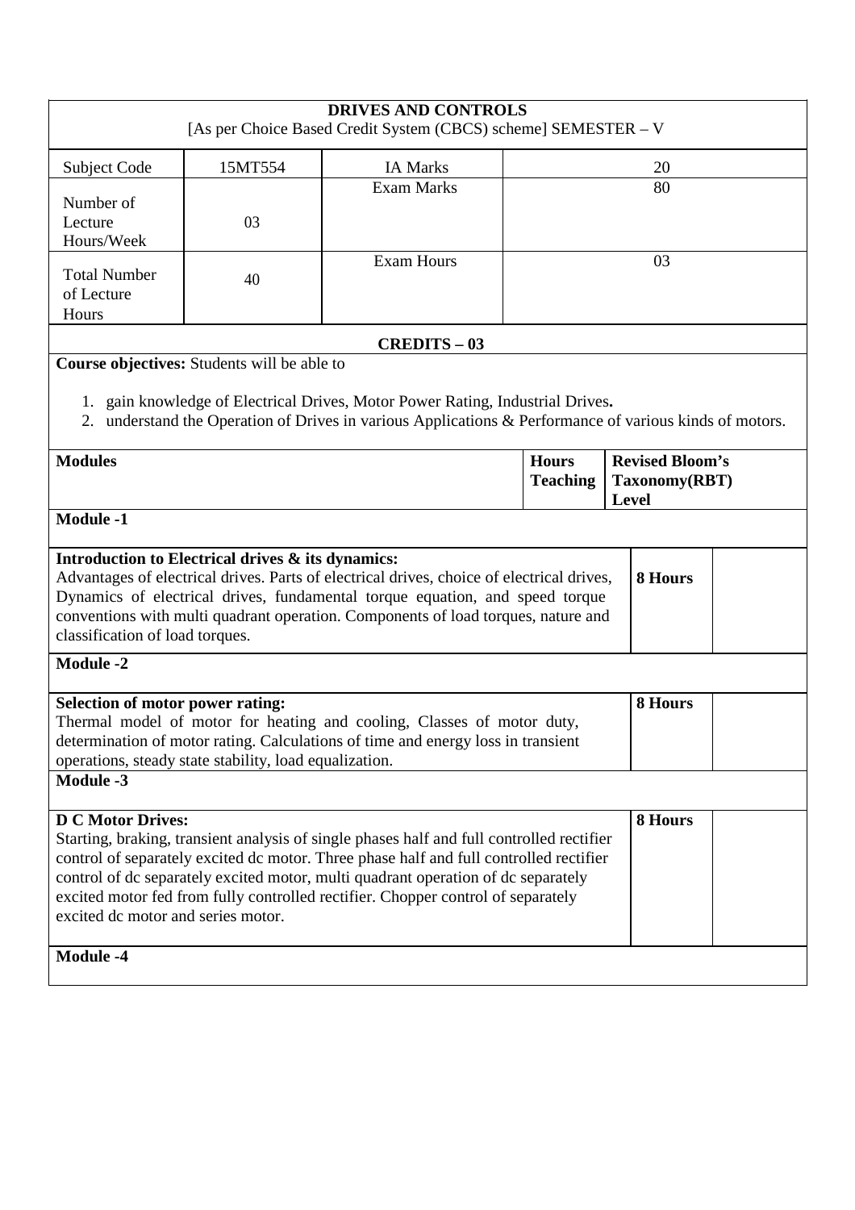# DRIVES AND CONTROLS

[As per Choice Based Credit System (CBCS) scheme] SEMESTER – V

| Subject Code | 15MT554 | IA Marks | 20 |
|---|---|---|---|
| Number of Lecture Hours/Week | 03 | Exam Marks | 80 |
| Total Number of Lecture Hours | 40 | Exam Hours | 03 |

**CREDITS – 03**

**Course objectives:** Students will be able to

1. gain knowledge of Electrical Drives, Motor Power Rating, Industrial Drives**.**
2. understand the Operation of Drives in various Applications & Performance of various kinds of motors.

| **Modules** | **Hours Teaching** | **Revised Bloom's Taxonomy(RBT) Level** |
|---|---|---|
| **Module -1** | | |
| **Introduction to Electrical drives & its dynamics:** Advantages of electrical drives. Parts of electrical drives, choice of electrical drives, Dynamics of electrical drives, fundamental torque equation, and speed torque conventions with multi quadrant operation. Components of load torques, nature and classification of load torques. | **8 Hours** | |
| **Module -2** | | |
| **Selection of motor power rating:** Thermal model of motor for heating and cooling, Classes of motor duty, determination of motor rating. Calculations of time and energy loss in transient operations, steady state stability, load equalization. | **8 Hours** | |
| **Module -3** | | |
| **D C Motor Drives:** Starting, braking, transient analysis of single phases half and full controlled rectifier control of separately excited dc motor. Three phase half and full controlled rectifier control of dc separately excited motor, multi quadrant operation of dc separately excited motor fed from fully controlled rectifier. Chopper control of separately excited dc motor and series motor. | **8 Hours** | |
| **Module -4** | | |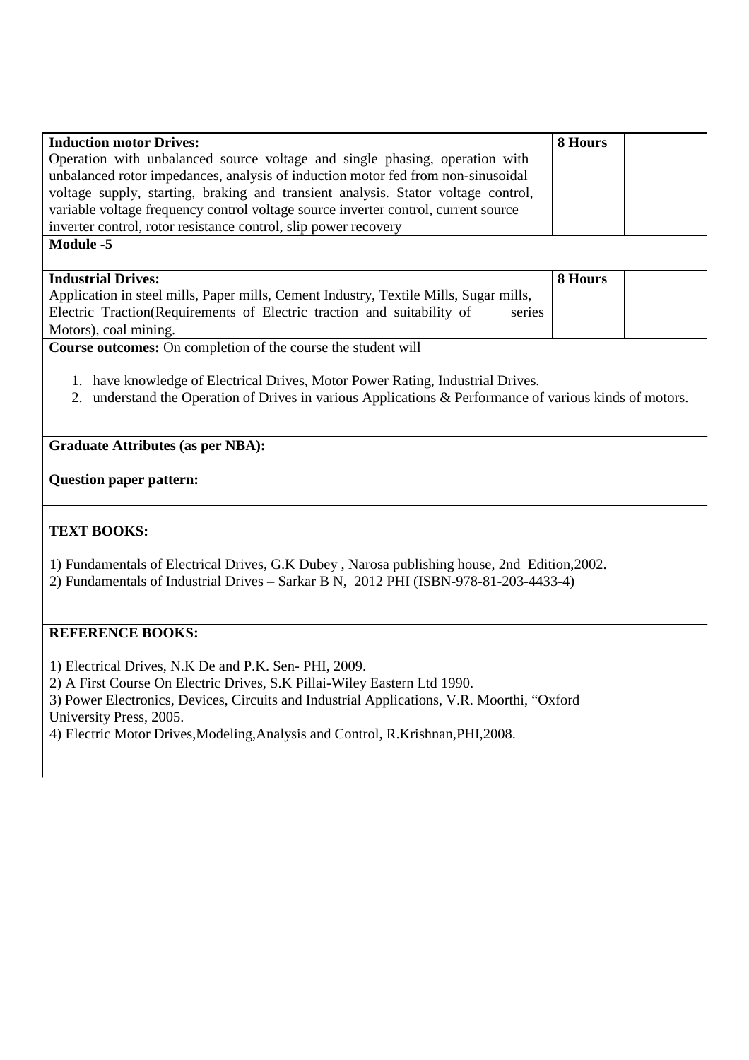| | | |
|---|---|---|
| **Induction motor Drives:**<br>Operation with unbalanced source voltage and single phasing, operation with unbalanced rotor impedances, analysis of induction motor fed from non-sinusoidal voltage supply, starting, braking and transient analysis. Stator voltage control, variable voltage frequency control voltage source inverter control, current source inverter control, rotor resistance control, slip power recovery | **8 Hours** | |
| **Module -5** | | |
| **Industrial Drives:**<br>Application in steel mills, Paper mills, Cement Industry, Textile Mills, Sugar mills, Electric Traction(Requirements of Electric traction and suitability of series Motors), coal mining. | **8 Hours** | |

**Course outcomes:** On completion of the course the student will

1. have knowledge of Electrical Drives, Motor Power Rating, Industrial Drives.
2. understand the Operation of Drives in various Applications & Performance of various kinds of motors.

**Graduate Attributes (as per NBA):**

**Question paper pattern:**

**TEXT BOOKS:**

1) Fundamentals of Electrical Drives, G.K Dubey , Narosa publishing house, 2nd Edition,2002.
2) Fundamentals of Industrial Drives – Sarkar B N, 2012 PHI (ISBN-978-81-203-4433-4)

**REFERENCE BOOKS:**

1) Electrical Drives, N.K De and P.K. Sen- PHI, 2009.
2) A First Course On Electric Drives, S.K Pillai-Wiley Eastern Ltd 1990.
3) Power Electronics, Devices, Circuits and Industrial Applications, V.R. Moorthi, "Oxford University Press, 2005.
4) Electric Motor Drives,Modeling,Analysis and Control, R.Krishnan,PHI,2008.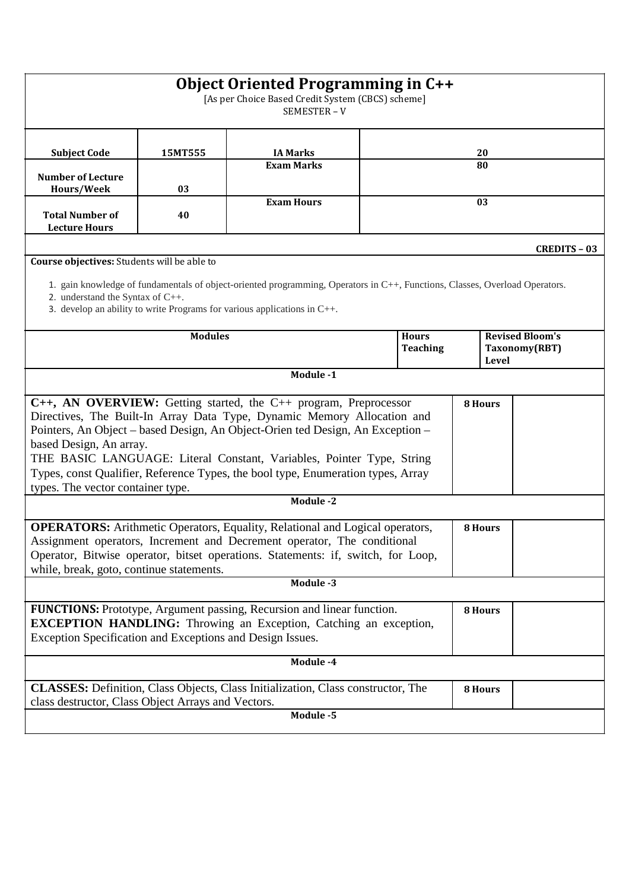# Object Oriented Programming in C++

[As per Choice Based Credit System (CBCS) scheme]

SEMESTER – V

| Subject Code | 15MT555 | IA Marks | 20 |
|---|---|---|---|
| Number of Lecture Hours/Week | 03 | Exam Marks | 80 |
| Total Number of Lecture Hours | 40 | Exam Hours | 03 |

**CREDITS – 03**

**Course objectives:** Students will be able to

1. gain knowledge of fundamentals of object-oriented programming, Operators in C++, Functions, Classes, Overload Operators.
2. understand the Syntax of C++.
3. develop an ability to write Programs for various applications in C++.

| Modules | Hours Teaching | Revised Bloom's Taxonomy(RBT) Level |
|---|---|---|
| **Module -1** | | |
| **C++, AN OVERVIEW:** Getting started, the C++ program, Preprocessor Directives, The Built-In Array Data Type, Dynamic Memory Allocation and Pointers, An Object – based Design, An Object-Orien ted Design, An Exception – based Design, An array. THE BASIC LANGUAGE: Literal Constant, Variables, Pointer Type, String Types, const Qualifier, Reference Types, the bool type, Enumeration types, Array types. The vector container type. | 8 Hours | |
| **Module -2** | | |
| **OPERATORS:** Arithmetic Operators, Equality, Relational and Logical operators, Assignment operators, Increment and Decrement operator, The conditional Operator, Bitwise operator, bitset operations. Statements: if, switch, for Loop, while, break, goto, continue statements. | 8 Hours | |
| **Module -3** | | |
| **FUNCTIONS:** Prototype, Argument passing, Recursion and linear function. **EXCEPTION HANDLING:** Throwing an Exception, Catching an exception, Exception Specification and Exceptions and Design Issues. | 8 Hours | |
| **Module -4** | | |
| **CLASSES:** Definition, Class Objects, Class Initialization, Class constructor, The class destructor, Class Object Arrays and Vectors. | 8 Hours | |
| **Module -5** | | |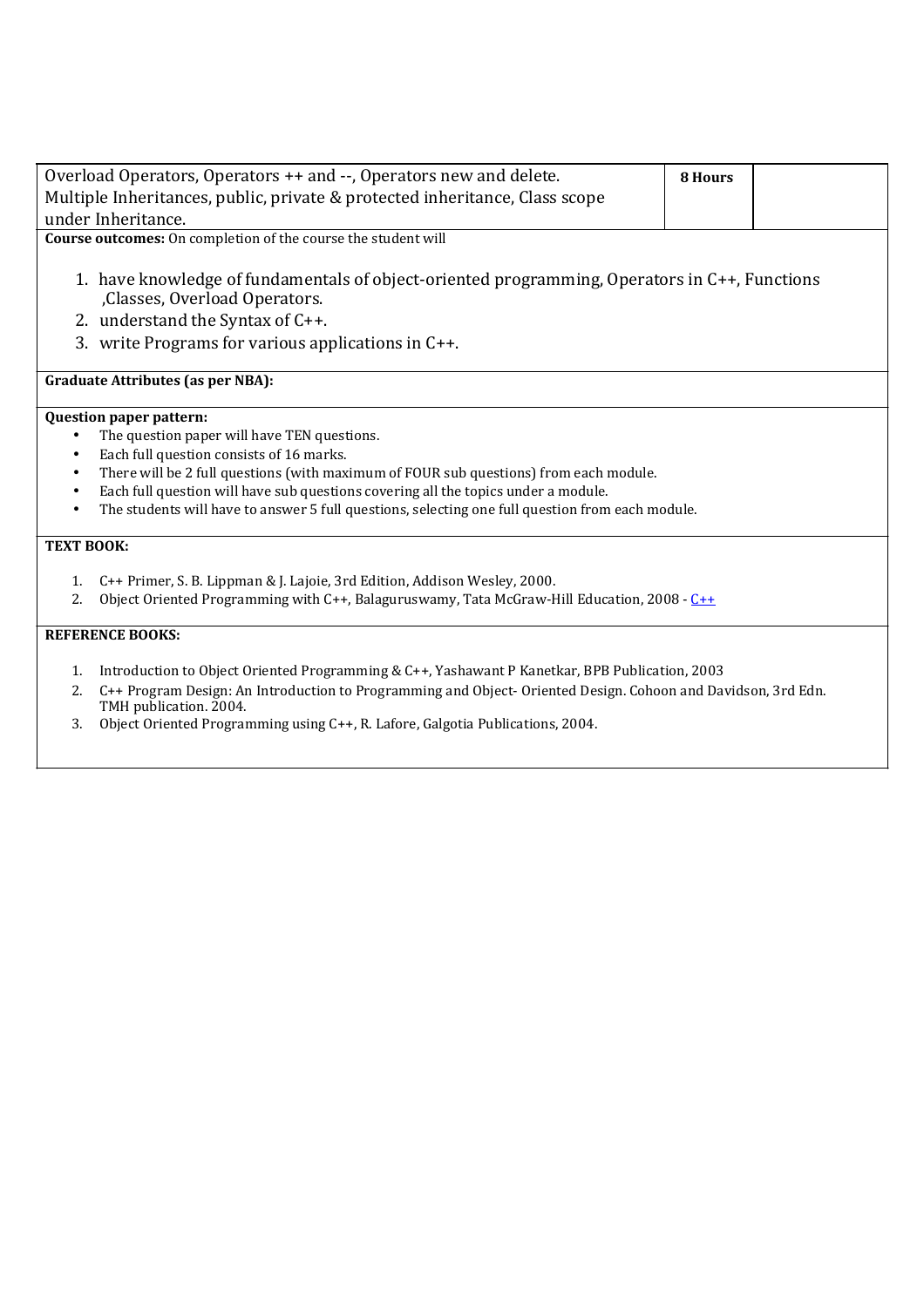| Overload Operators, Operators ++ and --, Operators new and delete. Multiple Inheritances, public, private & protected inheritance, Class scope under Inheritance. | **8 Hours** | |
|---|---|---|

**Course outcomes:** On completion of the course the student will

1. have knowledge of fundamentals of object-oriented programming, Operators in C++, Functions ,Classes, Overload Operators.
2. understand the Syntax of C++.
3. write Programs for various applications in C++.

**Graduate Attributes (as per NBA):**

**Question paper pattern:**

- The question paper will have TEN questions.
- Each full question consists of 16 marks.
- There will be 2 full questions (with maximum of FOUR sub questions) from each module.
- Each full question will have sub questions covering all the topics under a module.
- The students will have to answer 5 full questions, selecting one full question from each module.

**TEXT BOOK:**

1. C++ Primer, S. B. Lippman & J. Lajoie, 3rd Edition, Addison Wesley, 2000.
2. Object Oriented Programming with C++, Balaguruswamy, Tata McGraw-Hill Education, 2008 - C++

**REFERENCE BOOKS:**

1. Introduction to Object Oriented Programming & C++, Yashawant P Kanetkar, BPB Publication, 2003
2. C++ Program Design: An Introduction to Programming and Object- Oriented Design. Cohoon and Davidson, 3rd Edn. TMH publication. 2004.
3. Object Oriented Programming using C++, R. Lafore, Galgotia Publications, 2004.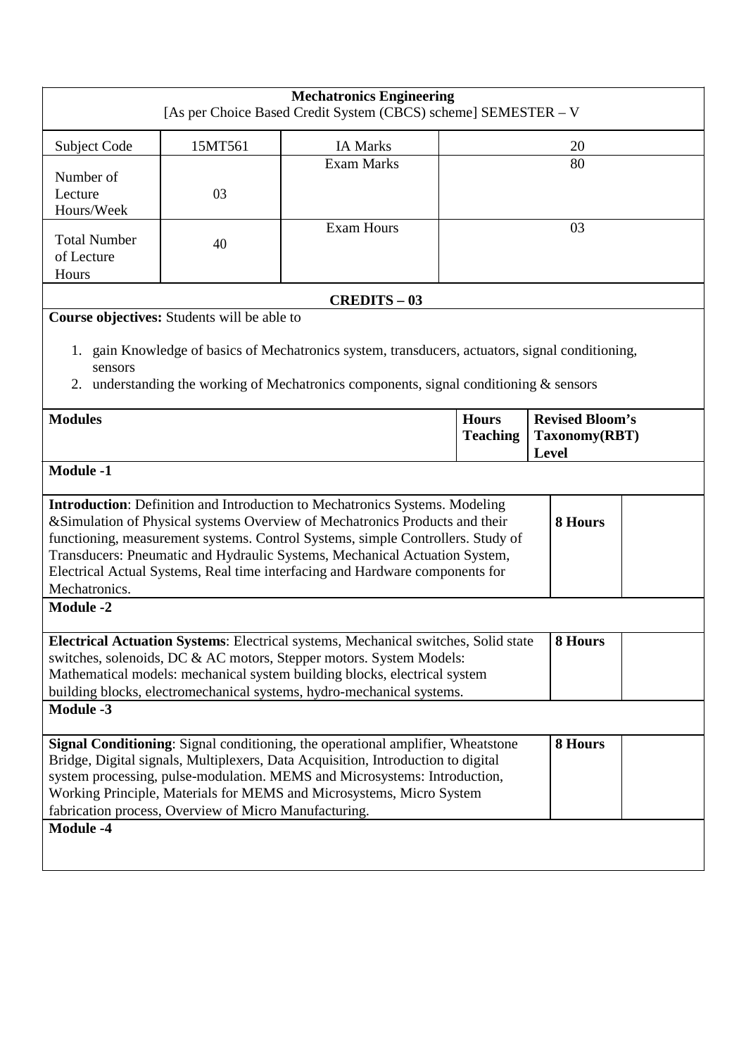**Mechatronics Engineering**
[As per Choice Based Credit System (CBCS) scheme] SEMESTER – V

| Subject Code | 15MT561 | IA Marks | 20 |
|---|---|---|---|
| Number of Lecture Hours/Week | 03 | Exam Marks | 80 |
| Total Number of Lecture Hours | 40 | Exam Hours | 03 |

**CREDITS – 03**

**Course objectives:** Students will be able to

1. gain Knowledge of basics of Mechatronics system, transducers, actuators, signal conditioning, sensors
2. understanding the working of Mechatronics components, signal conditioning & sensors

| Modules | Hours Teaching | Revised Bloom's Taxonomy(RBT) Level |
|---|---|---|
| **Module -1** | | |
| **Introduction**: Definition and Introduction to Mechatronics Systems. Modeling &Simulation of Physical systems Overview of Mechatronics Products and their functioning, measurement systems. Control Systems, simple Controllers. Study of Transducers: Pneumatic and Hydraulic Systems, Mechanical Actuation System, Electrical Actual Systems, Real time interfacing and Hardware components for Mechatronics. | **8 Hours** | |
| **Module -2** | | |
| **Electrical Actuation Systems**: Electrical systems, Mechanical switches, Solid state switches, solenoids, DC & AC motors, Stepper motors. System Models: Mathematical models: mechanical system building blocks, electrical system building blocks, electromechanical systems, hydro-mechanical systems. | **8 Hours** | |
| **Module -3** | | |
| **Signal Conditioning**: Signal conditioning, the operational amplifier, Wheatstone Bridge, Digital signals, Multiplexers, Data Acquisition, Introduction to digital system processing, pulse-modulation. MEMS and Microsystems: Introduction, Working Principle, Materials for MEMS and Microsystems, Micro System fabrication process, Overview of Micro Manufacturing. | **8 Hours** | |
| **Module -4** | | |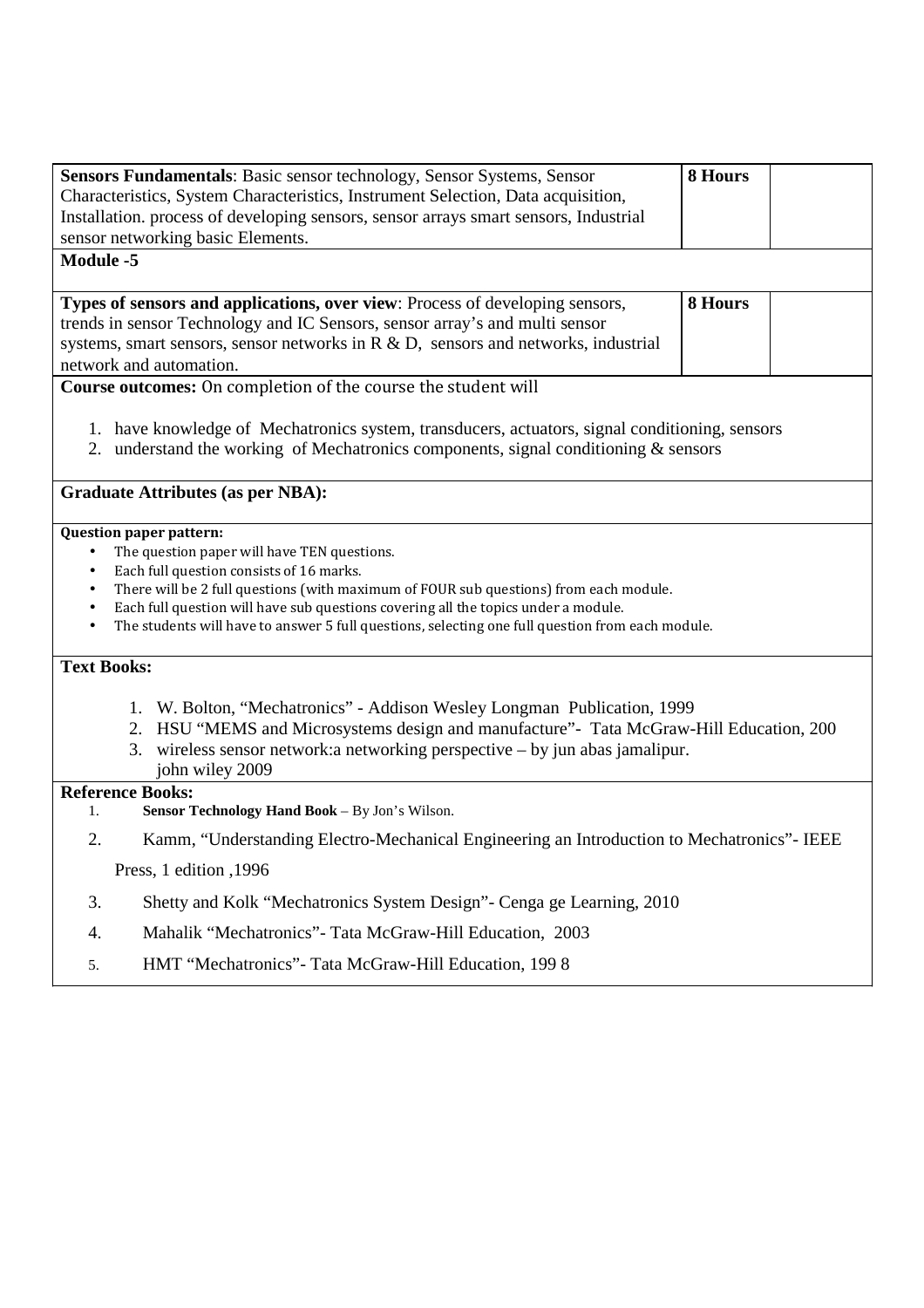| | | |
|---|---|---|
| **Sensors Fundamentals**: Basic sensor technology, Sensor Systems, Sensor Characteristics, System Characteristics, Instrument Selection, Data acquisition, Installation. process of developing sensors, sensor arrays smart sensors, Industrial sensor networking basic Elements. | **8 Hours** | |

**Module -5**

| | | |
|---|---|---|
| **Types of sensors and applications, over view**: Process of developing sensors, trends in sensor Technology and IC Sensors, sensor array's and multi sensor systems, smart sensors, sensor networks in R & D, sensors and networks, industrial network and automation. | **8 Hours** | |

**Course outcomes:** On completion of the course the student will

1. have knowledge of Mechatronics system, transducers, actuators, signal conditioning, sensors
2. understand the working of Mechatronics components, signal conditioning & sensors

**Graduate Attributes (as per NBA):**

**Question paper pattern:**

- The question paper will have TEN questions.
- Each full question consists of 16 marks.
- There will be 2 full questions (with maximum of FOUR sub questions) from each module.
- Each full question will have sub questions covering all the topics under a module.
- The students will have to answer 5 full questions, selecting one full question from each module.

**Text Books:**

1. W. Bolton, "Mechatronics" - Addison Wesley Longman Publication, 1999
2. HSU "MEMS and Microsystems design and manufacture"- Tata McGraw-Hill Education, 200
3. wireless sensor network:a networking perspective – by jun abas jamalipur. john wiley 2009

**Reference Books:**

1. **Sensor Technology Hand Book** – By Jon's Wilson.
2. Kamm, "Understanding Electro-Mechanical Engineering an Introduction to Mechatronics"- IEEE Press, 1 edition ,1996
3. Shetty and Kolk "Mechatronics System Design"- Cenga ge Learning, 2010
4. Mahalik "Mechatronics"- Tata McGraw-Hill Education, 2003
5. HMT "Mechatronics"- Tata McGraw-Hill Education, 199 8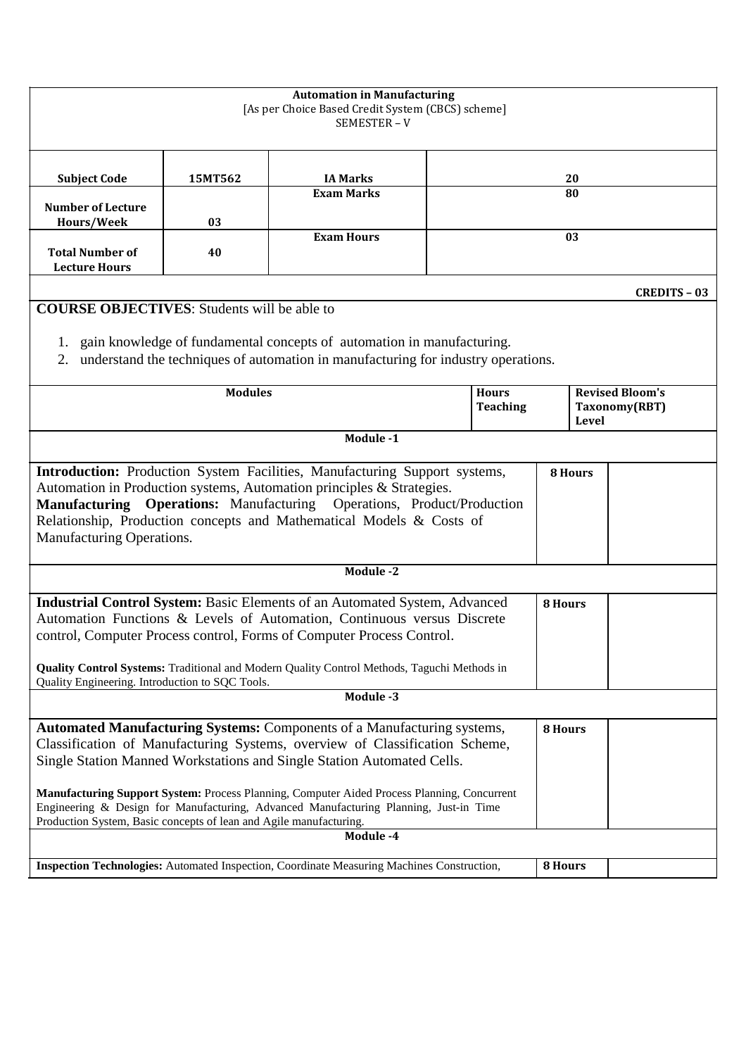**Automation in Manufacturing**
[As per Choice Based Credit System (CBCS) scheme]
SEMESTER – V

| Subject Code | 15MT562 | IA Marks | 20 |
|---|---|---|---|
| Number of Lecture Hours/Week | 03 | Exam Marks | 80 |
| Total Number of Lecture Hours | 40 | Exam Hours | 03 |

**CREDITS – 03**

**COURSE OBJECTIVES**: Students will be able to

1. gain knowledge of fundamental concepts of automation in manufacturing.
2. understand the techniques of automation in manufacturing for industry operations.

| Modules | Hours Teaching | Revised Bloom's Taxonomy(RBT) Level |
|---|---|---|
| **Module -1** | | |
| **Introduction:** Production System Facilities, Manufacturing Support systems, Automation in Production systems, Automation principles & Strategies. **Manufacturing Operations:** Manufacturing Operations, Product/Production Relationship, Production concepts and Mathematical Models & Costs of Manufacturing Operations. | 8 Hours | |
| **Module -2** | | |
| **Industrial Control System:** Basic Elements of an Automated System, Advanced Automation Functions & Levels of Automation, Continuous versus Discrete control, Computer Process control, Forms of Computer Process Control. **Quality Control Systems:** Traditional and Modern Quality Control Methods, Taguchi Methods in Quality Engineering. Introduction to SQC Tools. | 8 Hours | |
| **Module -3** | | |
| **Automated Manufacturing Systems:** Components of a Manufacturing systems, Classification of Manufacturing Systems, overview of Classification Scheme, Single Station Manned Workstations and Single Station Automated Cells. **Manufacturing Support System:** Process Planning, Computer Aided Process Planning, Concurrent Engineering & Design for Manufacturing, Advanced Manufacturing Planning, Just-in Time Production System, Basic concepts of lean and Agile manufacturing. | 8 Hours | |
| **Module -4** | | |
| **Inspection Technologies:** Automated Inspection, Coordinate Measuring Machines Construction, | 8 Hours | |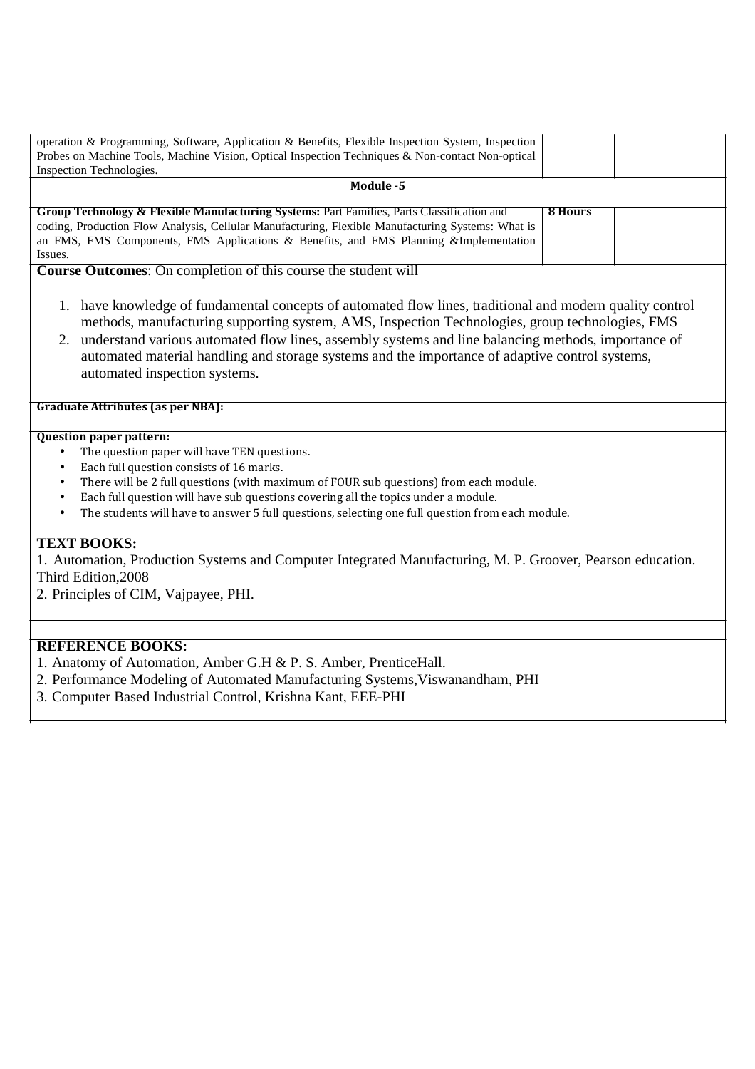| | | |
|---|---|---|
| operation & Programming, Software, Application & Benefits, Flexible Inspection System, Inspection Probes on Machine Tools, Machine Vision, Optical Inspection Techniques & Non-contact Non-optical Inspection Technologies. | | |
| **Module -5** | | |
| **Group Technology & Flexible Manufacturing Systems:** Part Families, Parts Classification and coding, Production Flow Analysis, Cellular Manufacturing, Flexible Manufacturing Systems: What is an FMS, FMS Components, FMS Applications & Benefits, and FMS Planning &Implementation Issues. | **8 Hours** | |

**Course Outcomes**: On completion of this course the student will

1. have knowledge of fundamental concepts of automated flow lines, traditional and modern quality control methods, manufacturing supporting system, AMS, Inspection Technologies, group technologies, FMS
2. understand various automated flow lines, assembly systems and line balancing methods, importance of automated material handling and storage systems and the importance of adaptive control systems, automated inspection systems.

**Graduate Attributes (as per NBA):**

**Question paper pattern:**

- The question paper will have TEN questions.
- Each full question consists of 16 marks.
- There will be 2 full questions (with maximum of FOUR sub questions) from each module.
- Each full question will have sub questions covering all the topics under a module.
- The students will have to answer 5 full questions, selecting one full question from each module.

**TEXT BOOKS:**

1. Automation, Production Systems and Computer Integrated Manufacturing, M. P. Groover, Pearson education. Third Edition,2008
2. Principles of CIM, Vajpayee, PHI.

**REFERENCE BOOKS:**

1. Anatomy of Automation, Amber G.H & P. S. Amber, PrenticeHall.
2. Performance Modeling of Automated Manufacturing Systems,Viswanandham, PHI
3. Computer Based Industrial Control, Krishna Kant, EEE-PHI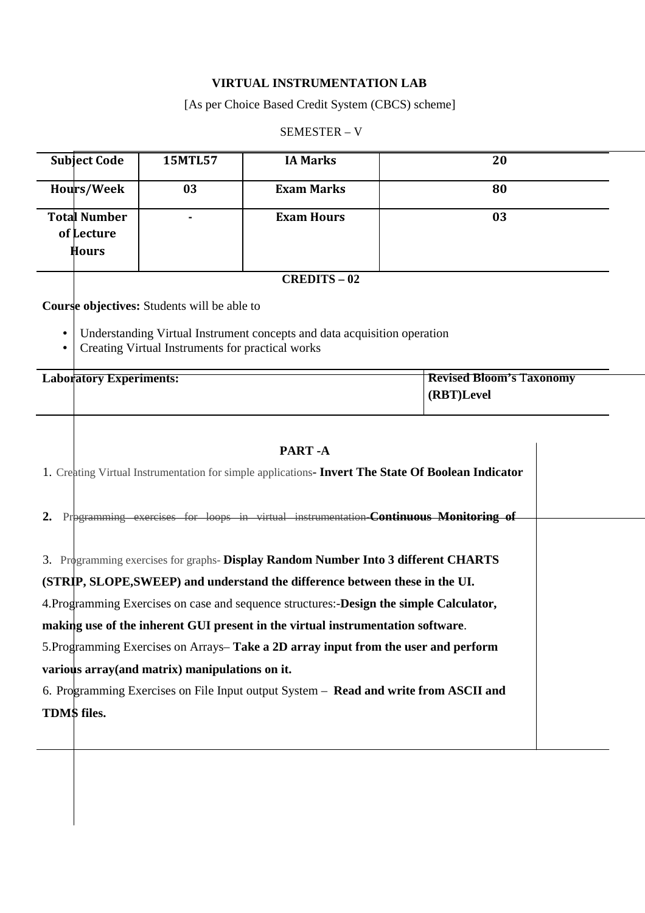**VIRTUAL INSTRUMENTATION LAB**

[As per Choice Based Credit System (CBCS) scheme]

SEMESTER – V

| Subject Code | 15MTL57 | IA Marks | 20 |
|---|---|---|---|
| Hours/Week | 03 | Exam Marks | 80 |
| Total Number of Lecture Hours | - | Exam Hours | 03 |

**CREDITS – 02**

**Course objectives:** Students will be able to

- Understanding Virtual Instrument concepts and data acquisition operation
- Creating Virtual Instruments for practical works

| Laboratory Experiments: | Revised Bloom's Taxonomy (RBT)Level |
|---|---|

**PART -A**

1. Creating Virtual Instrumentation for simple applications**- Invert The State Of Boolean Indicator**

2. Programming exercises for loops in virtual instrumentation-**Continuous Monitoring of**

3. Programming exercises for graphs- **Display Random Number Into 3 different CHARTS (STRIP, SLOPE,SWEEP) and understand the difference between these in the UI.**

4. Programming Exercises on case and sequence structures:-**Design the simple Calculator, making use of the inherent GUI present in the virtual instrumentation software**.

5. Programming Exercises on Arrays– **Take a 2D array input from the user and perform various array(and matrix) manipulations on it.**

6. Programming Exercises on File Input output System – **Read and write from ASCII and TDMS files.**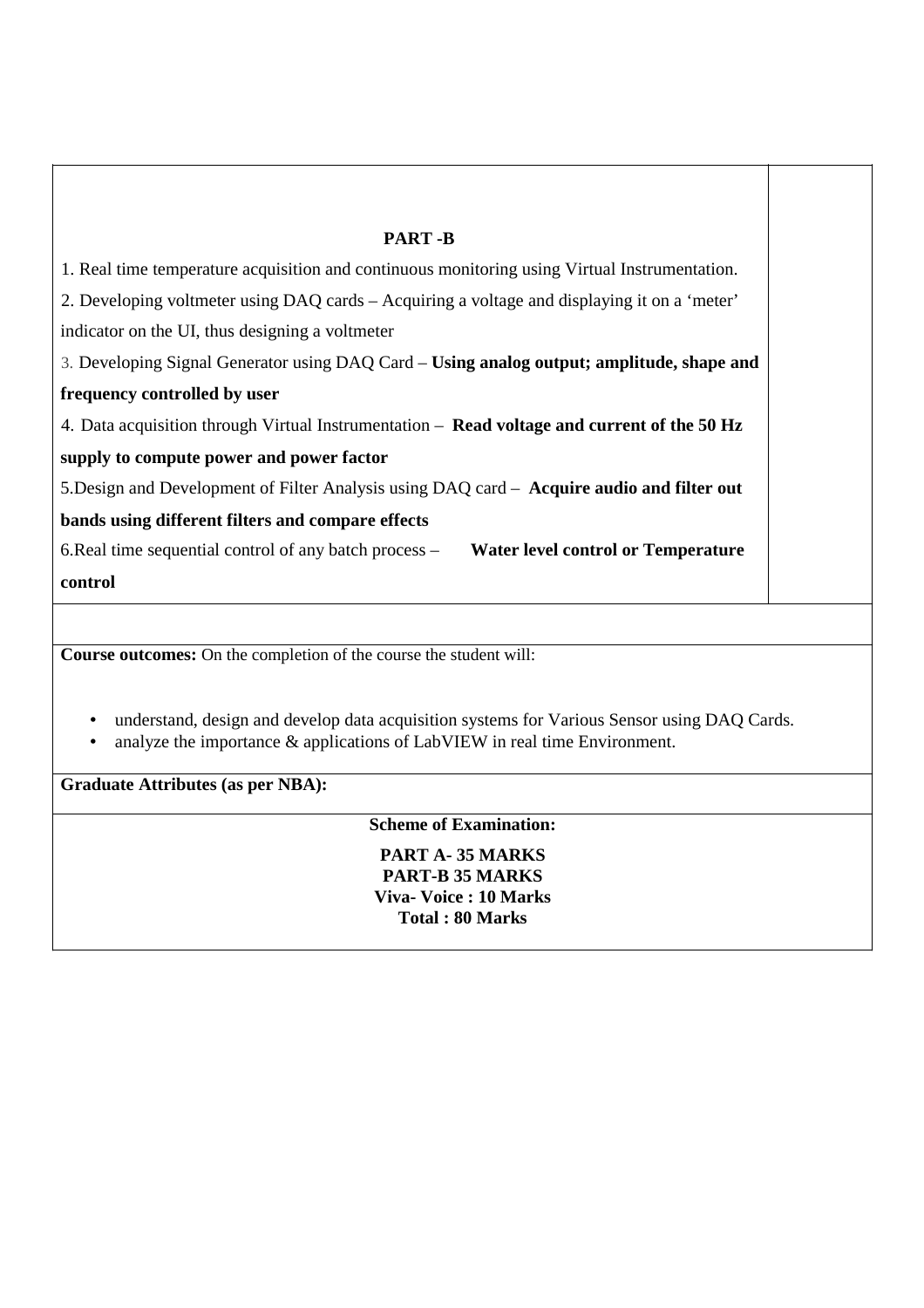## PART -B

1. Real time temperature acquisition and continuous monitoring using Virtual Instrumentation.
2. Developing voltmeter using DAQ cards – Acquiring a voltage and displaying it on a 'meter' indicator on the UI, thus designing a voltmeter
3. Developing Signal Generator using DAQ Card – **Using analog output; amplitude, shape and frequency controlled by user**
4. Data acquisition through Virtual Instrumentation – **Read voltage and current of the 50 Hz supply to compute power and power factor**
5. Design and Development of Filter Analysis using DAQ card – **Acquire audio and filter out bands using different filters and compare effects**
6. Real time sequential control of any batch process – **Water level control or Temperature control**

**Course outcomes:** On the completion of the course the student will:

- understand, design and develop data acquisition systems for Various Sensor using DAQ Cards.
- analyze the importance & applications of LabVIEW in real time Environment.

**Graduate Attributes (as per NBA):**

**Scheme of Examination:**

**PART A- 35 MARKS**
**PART-B 35 MARKS**
**Viva- Voice : 10 Marks**
**Total : 80 Marks**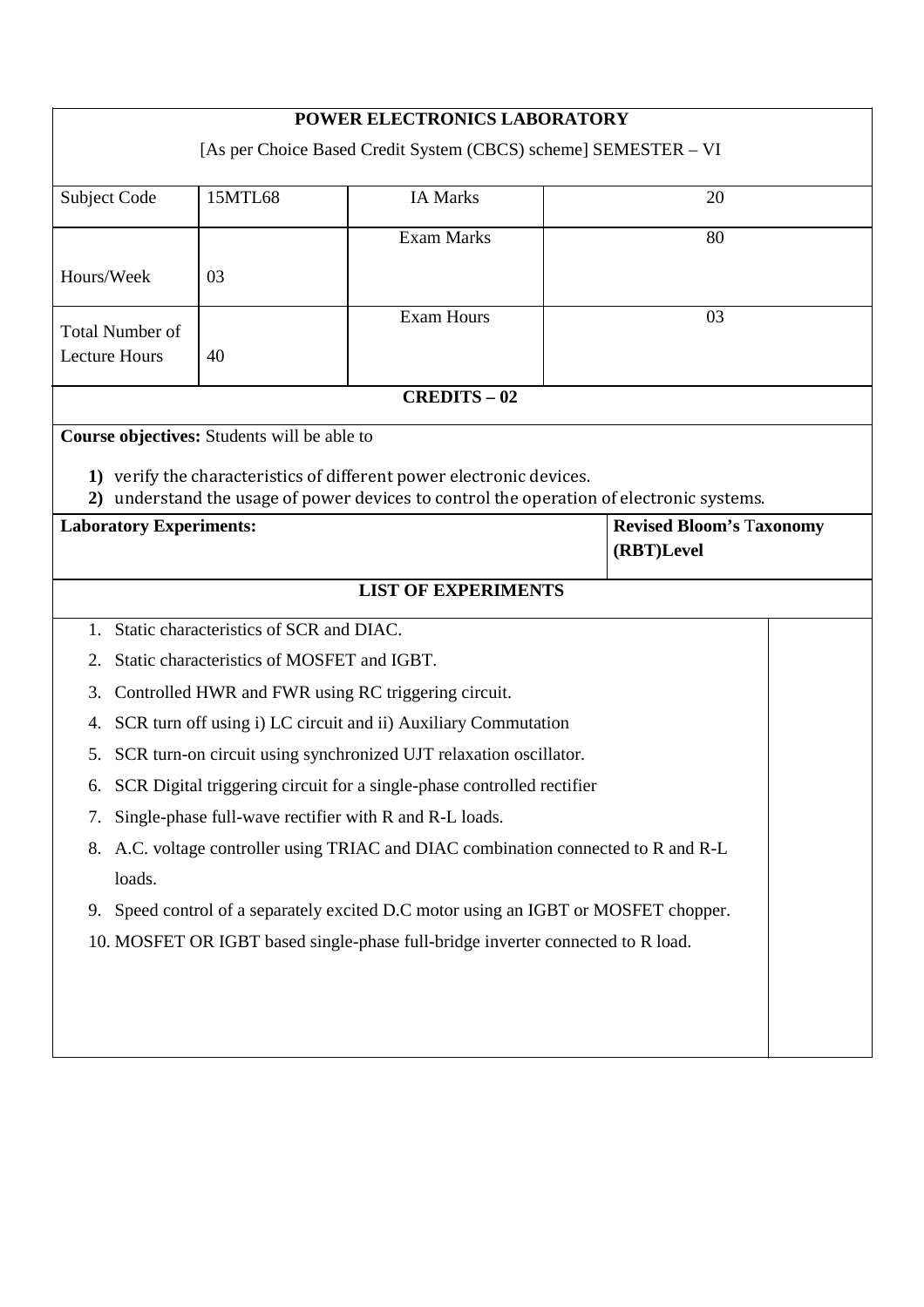# POWER ELECTRONICS LABORATORY

[As per Choice Based Credit System (CBCS) scheme] SEMESTER – VI

| Subject Code | 15MTL68 | IA Marks | 20 |
|---|---|---|---|
| Hours/Week | 03 | Exam Marks | 80 |
| Total Number of Lecture Hours | 40 | Exam Hours | 03 |

**CREDITS – 02**

**Course objectives:** Students will be able to

1) verify the characteristics of different power electronic devices.
2) understand the usage of power devices to control the operation of electronic systems.

| **Laboratory Experiments:** | **Revised Bloom's Taxonomy (RBT)Level** |
|---|---|

## LIST OF EXPERIMENTS

1. Static characteristics of SCR and DIAC.
2. Static characteristics of MOSFET and IGBT.
3. Controlled HWR and FWR using RC triggering circuit.
4. SCR turn off using i) LC circuit and ii) Auxiliary Commutation
5. SCR turn-on circuit using synchronized UJT relaxation oscillator.
6. SCR Digital triggering circuit for a single-phase controlled rectifier
7. Single-phase full-wave rectifier with R and R-L loads.
8. A.C. voltage controller using TRIAC and DIAC combination connected to R and R-L loads.
9. Speed control of a separately excited D.C motor using an IGBT or MOSFET chopper.
10. MOSFET OR IGBT based single-phase full-bridge inverter connected to R load.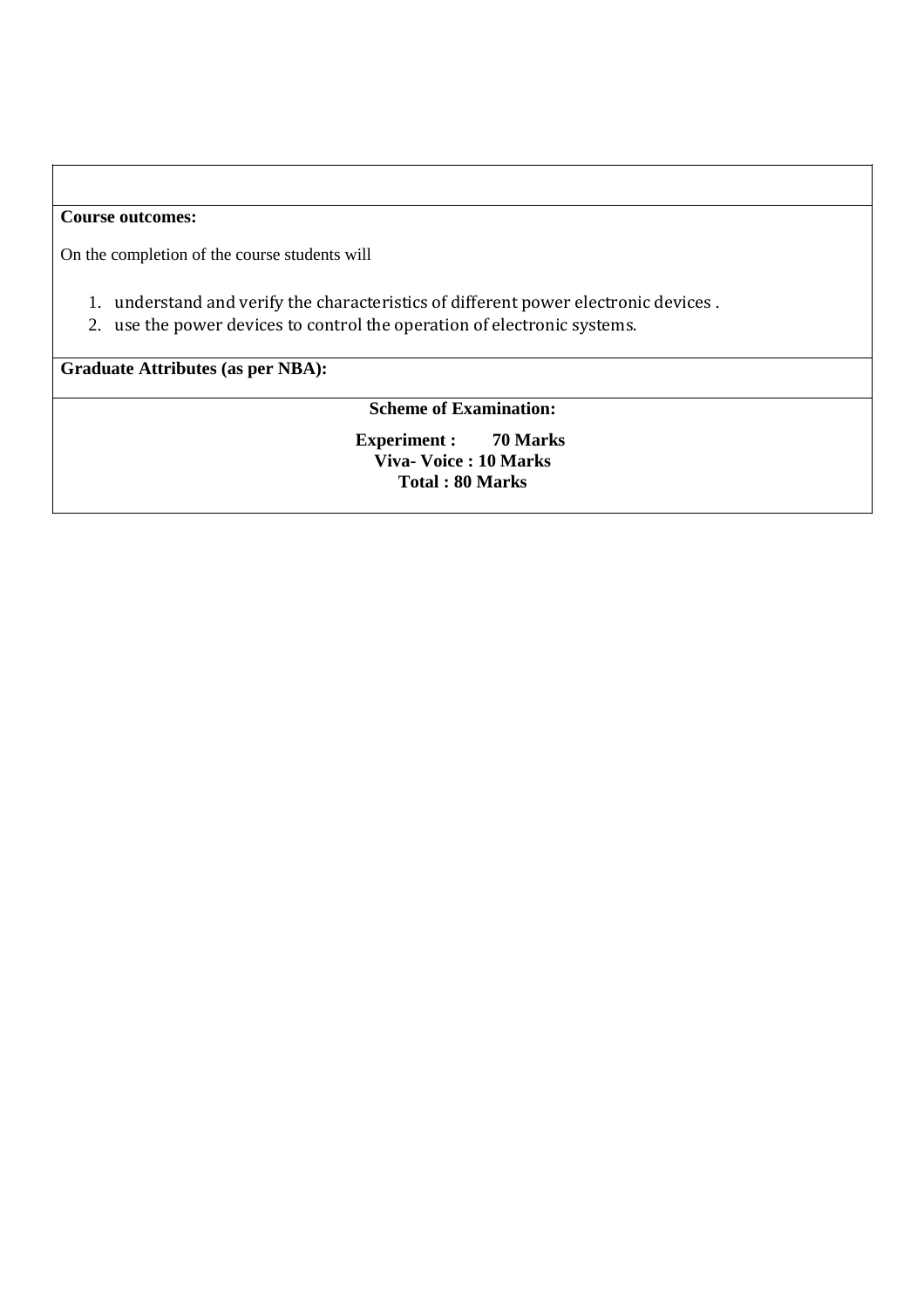**Course outcomes:**

On the completion of the course students will

1. understand and verify the characteristics of different power electronic devices .
2. use the power devices to control the operation of electronic systems.

**Graduate Attributes (as per NBA):**

**Scheme of Examination:**

**Experiment : 70 Marks**
**Viva- Voice : 10 Marks**
**Total : 80 Marks**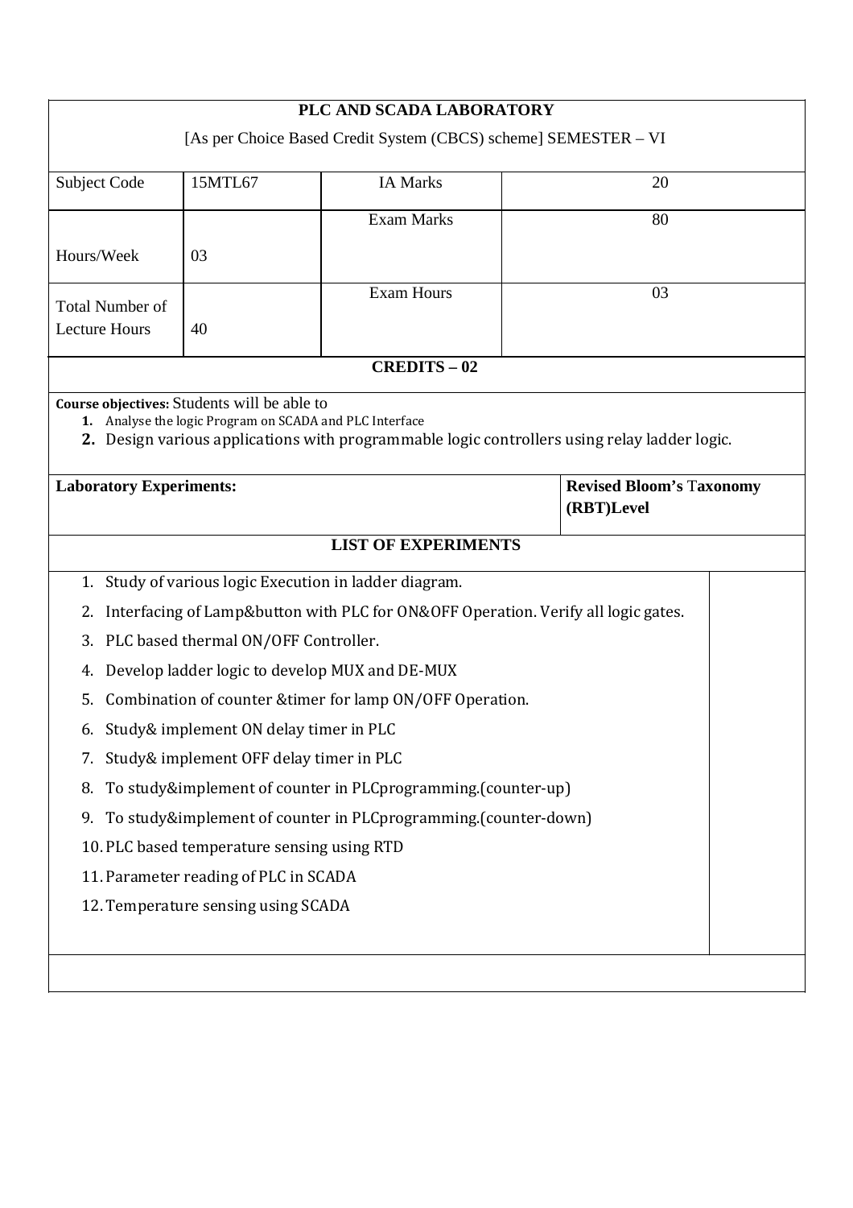# PLC AND SCADA LABORATORY

[As per Choice Based Credit System (CBCS) scheme] SEMESTER – VI

| Subject Code | 15MTL67 | IA Marks | 20 |
|---|---|---|---|
| Hours/Week | 03 | Exam Marks | 80 |
| Total Number of Lecture Hours | 40 | Exam Hours | 03 |

**CREDITS – 02**

**Course objectives:** Students will be able to

1. Analyse the logic Program on SCADA and PLC Interface
2. Design various applications with programmable logic controllers using relay ladder logic.

| **Laboratory Experiments:** | **Revised Bloom's Taxonomy (RBT)Level** |
|---|---|

**LIST OF EXPERIMENTS**

1. Study of various logic Execution in ladder diagram.
2. Interfacing of Lamp&button with PLC for ON&OFF Operation. Verify all logic gates.
3. PLC based thermal ON/OFF Controller.
4. Develop ladder logic to develop MUX and DE-MUX
5. Combination of counter &timer for lamp ON/OFF Operation.
6. Study& implement ON delay timer in PLC
7. Study& implement OFF delay timer in PLC
8. To study&implement of counter in PLCprogramming.(counter-up)
9. To study&implement of counter in PLCprogramming.(counter-down)
10. PLC based temperature sensing using RTD
11. Parameter reading of PLC in SCADA
12. Temperature sensing using SCADA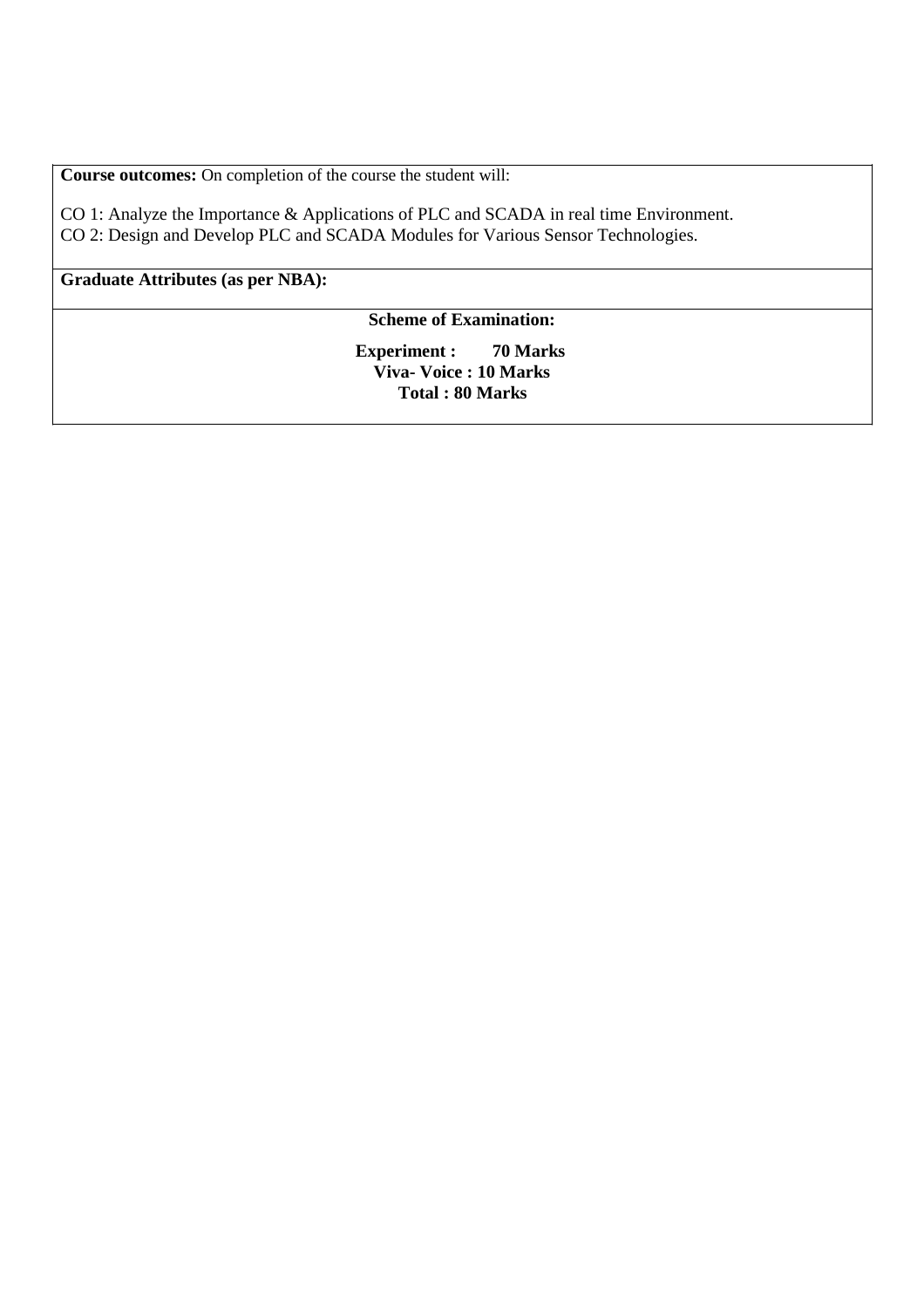**Course outcomes:** On completion of the course the student will:

CO 1: Analyze the Importance & Applications of PLC and SCADA in real time Environment.
CO 2: Design and Develop PLC and SCADA Modules for Various Sensor Technologies.

**Graduate Attributes (as per NBA):**

**Scheme of Examination:**

**Experiment : 70 Marks**
**Viva- Voice : 10 Marks**
**Total : 80 Marks**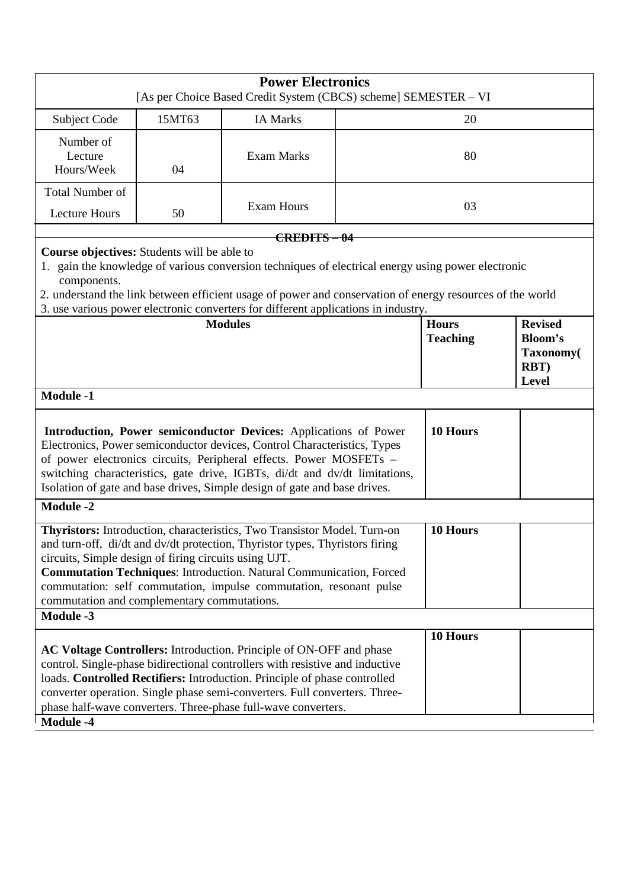# Power Electronics

[As per Choice Based Credit System (CBCS) scheme] SEMESTER – VI

| Subject Code | 15MT63 | IA Marks | 20 |
|---|---|---|---|
| Number of Lecture Hours/Week | 04 | Exam Marks | 80 |
| Total Number of Lecture Hours | 50 | Exam Hours | 03 |

**CREDITS – 04**

**Course objectives:** Students will be able to

1. gain the knowledge of various conversion techniques of electrical energy using power electronic components.
2. understand the link between efficient usage of power and conservation of energy resources of the world
3. use various power electronic converters for different applications in industry.

| Modules | Hours Teaching | Revised Bloom's Taxonomy(RBT) Level |
|---|---|---|
| **Module -1** | | |
| **Introduction, Power semiconductor Devices:** Applications of Power Electronics, Power semiconductor devices, Control Characteristics, Types of power electronics circuits, Peripheral effects. Power MOSFETs – switching characteristics, gate drive, IGBTs, di/dt and dv/dt limitations, Isolation of gate and base drives, Simple design of gate and base drives. | **10 Hours** | |
| **Module -2** | | |
| **Thyristors:** Introduction, characteristics, Two Transistor Model. Turn-on and turn-off, di/dt and dv/dt protection, Thyristor types, Thyristors firing circuits, Simple design of firing circuits using UJT.<br>**Commutation Techniques**: Introduction. Natural Communication, Forced commutation: self commutation, impulse commutation, resonant pulse commutation and complementary commutations. | **10 Hours** | |
| **Module -3** | | |
| **AC Voltage Controllers:** Introduction. Principle of ON-OFF and phase control. Single-phase bidirectional controllers with resistive and inductive loads. **Controlled Rectifiers:** Introduction. Principle of phase controlled converter operation. Single phase semi-converters. Full converters. Three-phase half-wave converters. Three-phase full-wave converters. | **10 Hours** | |
| **Module -4** | | |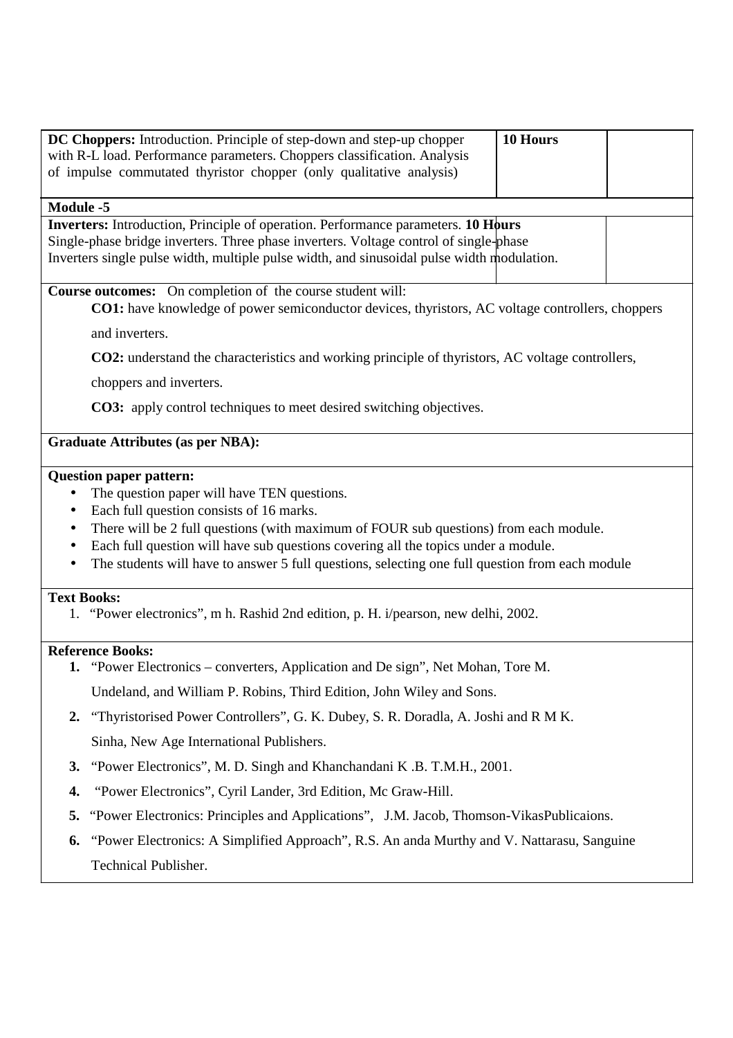| | | |
|---|---|---|
| **DC Choppers:** Introduction. Principle of step-down and step-up chopper with R-L load. Performance parameters. Choppers classification. Analysis of impulse commutated thyristor chopper (only qualitative analysis) | **10 Hours** | |
| **Module -5** | | |
| **Inverters:** Introduction, Principle of operation. Performance parameters. Single-phase bridge inverters. Three phase inverters. Voltage control of single-phase Inverters single pulse width, multiple pulse width, and sinusoidal pulse width modulation. | **10 Hours** | |

**Course outcomes:** On completion of the course student will:

**CO1:** have knowledge of power semiconductor devices, thyristors, AC voltage controllers, choppers and inverters.

**CO2:** understand the characteristics and working principle of thyristors, AC voltage controllers, choppers and inverters.

**CO3:** apply control techniques to meet desired switching objectives.

**Graduate Attributes (as per NBA):**

**Question paper pattern:**

- The question paper will have TEN questions.
- Each full question consists of 16 marks.
- There will be 2 full questions (with maximum of FOUR sub questions) from each module.
- Each full question will have sub questions covering all the topics under a module.
- The students will have to answer 5 full questions, selecting one full question from each module

**Text Books:**

1. "Power electronics", m h. Rashid 2nd edition, p. H. i/pearson, new delhi, 2002.

**Reference Books:**

1. "Power Electronics – converters, Application and De sign", Net Mohan, Tore M. Undeland, and William P. Robins, Third Edition, John Wiley and Sons.
2. "Thyristorised Power Controllers", G. K. Dubey, S. R. Doradla, A. Joshi and R M K. Sinha, New Age International Publishers.
3. "Power Electronics", M. D. Singh and Khanchandani K .B. T.M.H., 2001.
4. "Power Electronics", Cyril Lander, 3rd Edition, Mc Graw-Hill.
5. "Power Electronics: Principles and Applications", J.M. Jacob, Thomson-VikasPublicaions.
6. "Power Electronics: A Simplified Approach", R.S. An anda Murthy and V. Nattarasu, Sanguine Technical Publisher.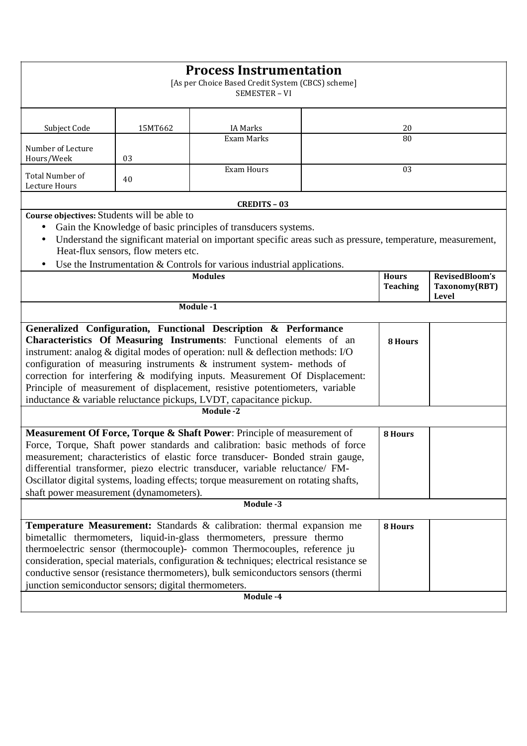# Process Instrumentation

[As per Choice Based Credit System (CBCS) scheme]
SEMESTER – VI

| Subject Code | 15MT662 | IA Marks | 20 |
|---|---|---|---|
| Number of Lecture Hours/Week | 03 | Exam Marks | 80 |
| Total Number of Lecture Hours | 40 | Exam Hours | 03 |

**CREDITS – 03**

**Course objectives:** Students will be able to

- Gain the Knowledge of basic principles of transducers systems.
- Understand the significant material on important specific areas such as pressure, temperature, measurement, Heat-flux sensors, flow meters etc.
- Use the Instrumentation & Controls for various industrial applications.

| Modules | Hours Teaching | RevisedBloom's Taxonomy(RBT) Level |
|---|---|---|
| **Module -1** | | |
| **Generalized Configuration, Functional Description & Performance Characteristics Of Measuring Instruments**: Functional elements of an instrument: analog & digital modes of operation: null & deflection methods: I/O configuration of measuring instruments & instrument system- methods of correction for interfering & modifying inputs. Measurement Of Displacement: Principle of measurement of displacement, resistive potentiometers, variable inductance & variable reluctance pickups, LVDT, capacitance pickup. | **8 Hours** | |
| **Module -2** | | |
| **Measurement Of Force, Torque & Shaft Power**: Principle of measurement of Force, Torque, Shaft power standards and calibration: basic methods of force measurement; characteristics of elastic force transducer- Bonded strain gauge, differential transformer, piezo electric transducer, variable reluctance/ FM-Oscillator digital systems, loading effects; torque measurement on rotating shafts, shaft power measurement (dynamometers). | **8 Hours** | |
| **Module -3** | | |
| **Temperature Measurement:** Standards & calibration: thermal expansion me bimetallic thermometers, liquid-in-glass thermometers, pressure thermo thermoelectric sensor (thermocouple)- common Thermocouples, reference ju consideration, special materials, configuration & techniques; electrical resistance se conductive sensor (resistance thermometers), bulk semiconductors sensors (thermi junction semiconductor sensors; digital thermometers. | **8 Hours** | |
| **Module -4** | | |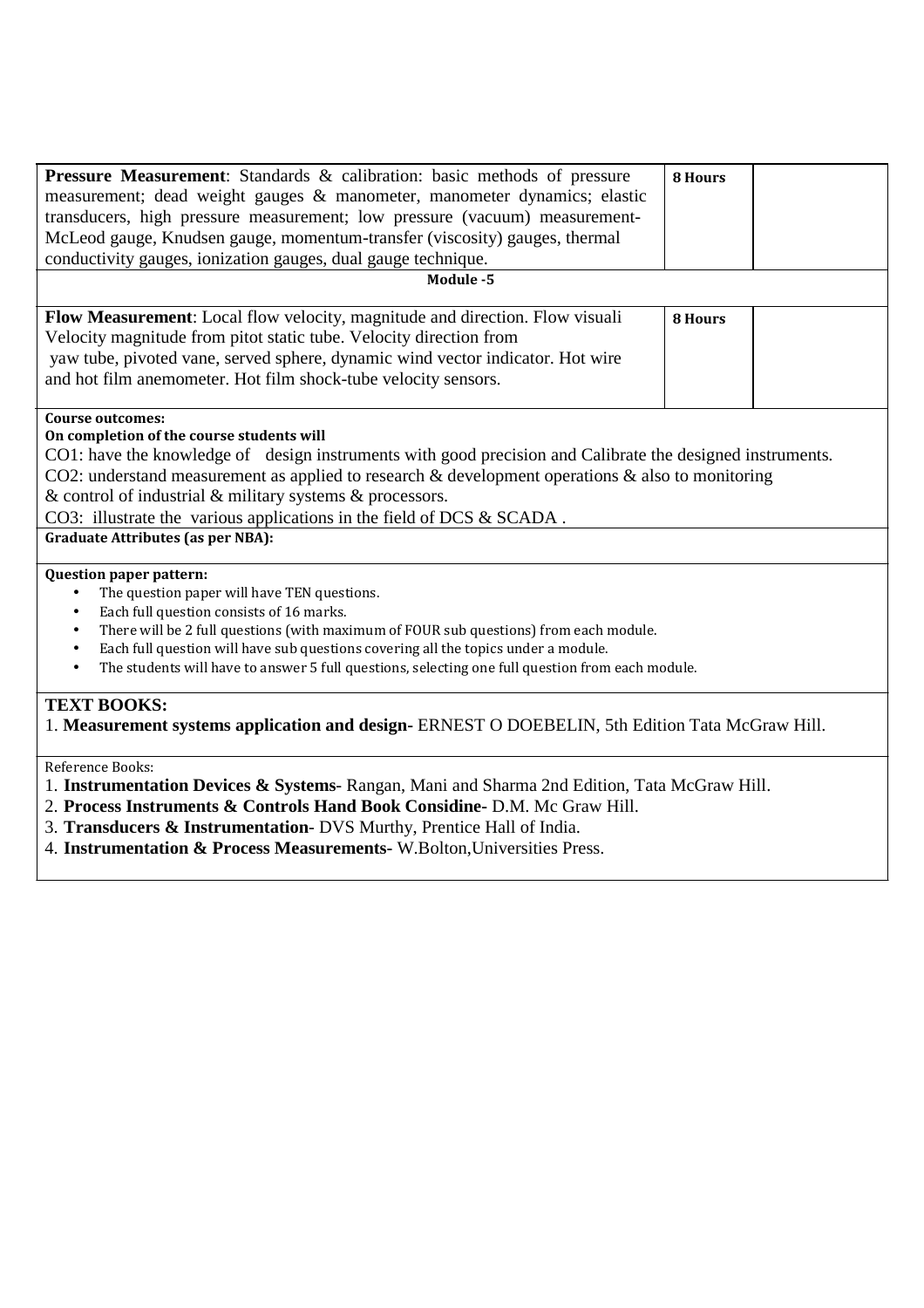| | | |
|---|---|---|
| **Pressure Measurement**: Standards & calibration: basic methods of pressure measurement; dead weight gauges & manometer, manometer dynamics; elastic transducers, high pressure measurement; low pressure (vacuum) measurement-McLeod gauge, Knudsen gauge, momentum-transfer (viscosity) gauges, thermal conductivity gauges, ionization gauges, dual gauge technique. | **8 Hours** | |
| **Module -5** | | |
| **Flow Measurement**: Local flow velocity, magnitude and direction. Flow visuali Velocity magnitude from pitot static tube. Velocity direction from yaw tube, pivoted vane, served sphere, dynamic wind vector indicator. Hot wire and hot film anemometer. Hot film shock-tube velocity sensors. | **8 Hours** | |

**Course outcomes:**

**On completion of the course students will**

CO1: have the knowledge of design instruments with good precision and Calibrate the designed instruments.

CO2: understand measurement as applied to research & development operations & also to monitoring & control of industrial & military systems & processors.

CO3: illustrate the various applications in the field of DCS & SCADA .

**Graduate Attributes (as per NBA):**

**Question paper pattern:**

- The question paper will have TEN questions.
- Each full question consists of 16 marks.
- There will be 2 full questions (with maximum of FOUR sub questions) from each module.
- Each full question will have sub questions covering all the topics under a module.
- The students will have to answer 5 full questions, selecting one full question from each module.

**TEXT BOOKS:**

1. **Measurement systems application and design**- ERNEST O DOEBELIN, 5th Edition Tata McGraw Hill.

Reference Books:

1. **Instrumentation Devices & Systems**- Rangan, Mani and Sharma 2nd Edition, Tata McGraw Hill.
2. **Process Instruments & Controls Hand Book Considine-** D.M. Mc Graw Hill.
3. **Transducers & Instrumentation**- DVS Murthy, Prentice Hall of India.
4. **Instrumentation & Process Measurements-** W.Bolton,Universities Press.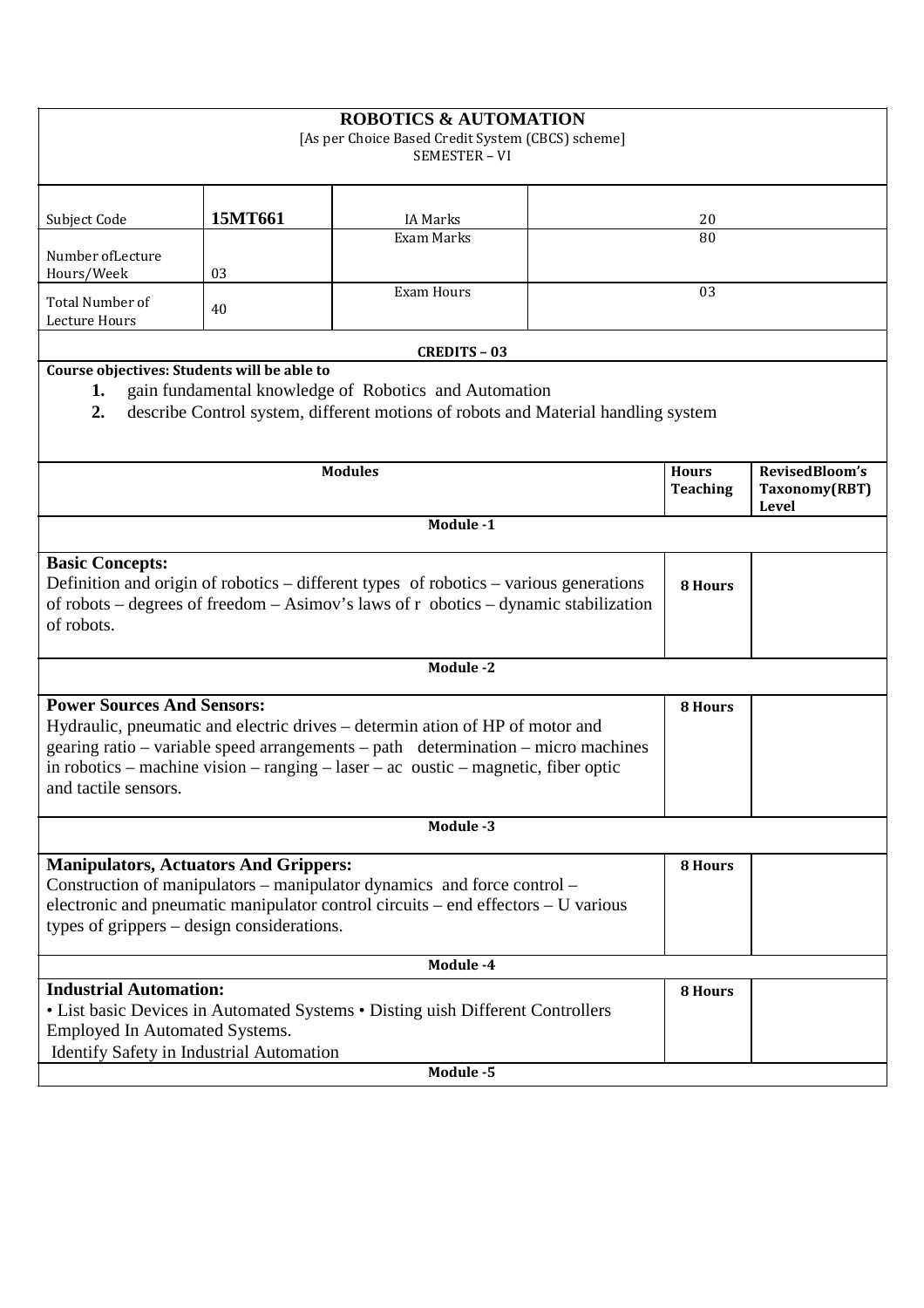## ROBOTICS & AUTOMATION

[As per Choice Based Credit System (CBCS) scheme]
SEMESTER – VI

| | | | |
|---|---|---|---|
| Subject Code | **15MT661** | IA Marks | 20 |
| Number ofLecture Hours/Week | 03 | Exam Marks | 80 |
| Total Number of Lecture Hours | 40 | Exam Hours | 03 |

**CREDITS – 03**

**Course objectives: Students will be able to**

1. gain fundamental knowledge of Robotics and Automation
2. describe Control system, different motions of robots and Material handling system

| Modules | Hours Teaching | RevisedBloom's Taxonomy(RBT) Level |
|---|---|---|
| **Module -1** | | |
| **Basic Concepts:** Definition and origin of robotics – different types of robotics – various generations of robots – degrees of freedom – Asimov's laws of r obotics – dynamic stabilization of robots. | **8 Hours** | |
| **Module -2** | | |
| **Power Sources And Sensors:** Hydraulic, pneumatic and electric drives – determin ation of HP of motor and gearing ratio – variable speed arrangements – path determination – micro machines in robotics – machine vision – ranging – laser – ac oustic – magnetic, fiber optic and tactile sensors. | **8 Hours** | |
| **Module -3** | | |
| **Manipulators, Actuators And Grippers:** Construction of manipulators – manipulator dynamics and force control – electronic and pneumatic manipulator control circuits – end effectors – U various types of grippers – design considerations. | **8 Hours** | |
| **Module -4** | | |
| **Industrial Automation:** • List basic Devices in Automated Systems • Disting uish Different Controllers Employed In Automated Systems. Identify Safety in Industrial Automation | **8 Hours** | |
| **Module -5** | | |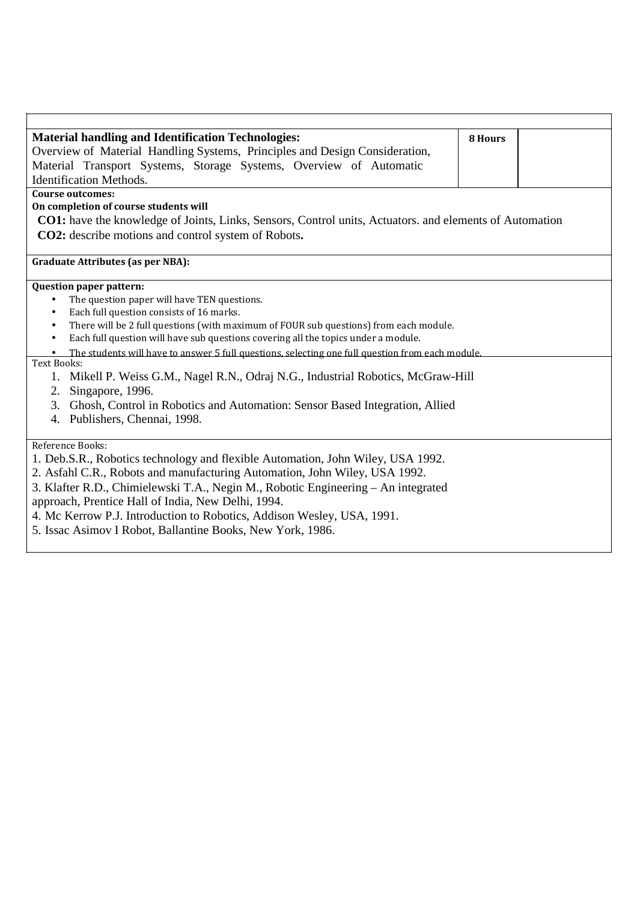| Material handling and Identification Technologies: Overview of Material Handling Systems, Principles and Design Consideration, Material Transport Systems, Storage Systems, Overview of Automatic Identification Methods. | 8 Hours | |
|---|---|---|

**Course outcomes:**

**On completion of course students will**

**CO1:** have the knowledge of Joints, Links, Sensors, Control units, Actuators. and elements of Automation

**CO2:** describe motions and control system of Robots**.**

**Graduate Attributes (as per NBA):**

**Question paper pattern:**

- The question paper will have TEN questions.
- Each full question consists of 16 marks.
- There will be 2 full questions (with maximum of FOUR sub questions) from each module.
- Each full question will have sub questions covering all the topics under a module.
- The students will have to answer 5 full questions, selecting one full question from each module.

Text Books:

1. Mikell P. Weiss G.M., Nagel R.N., Odraj N.G., Industrial Robotics, McGraw-Hill
2. Singapore, 1996.
3. Ghosh, Control in Robotics and Automation: Sensor Based Integration, Allied
4. Publishers, Chennai, 1998.

Reference Books:

1. Deb.S.R., Robotics technology and flexible Automation, John Wiley, USA 1992.
2. Asfahl C.R., Robots and manufacturing Automation, John Wiley, USA 1992.
3. Klafter R.D., Chimielewski T.A., Negin M., Robotic Engineering – An integrated approach, Prentice Hall of India, New Delhi, 1994.
4. Mc Kerrow P.J. Introduction to Robotics, Addison Wesley, USA, 1991.
5. Issac Asimov I Robot, Ballantine Books, New York, 1986.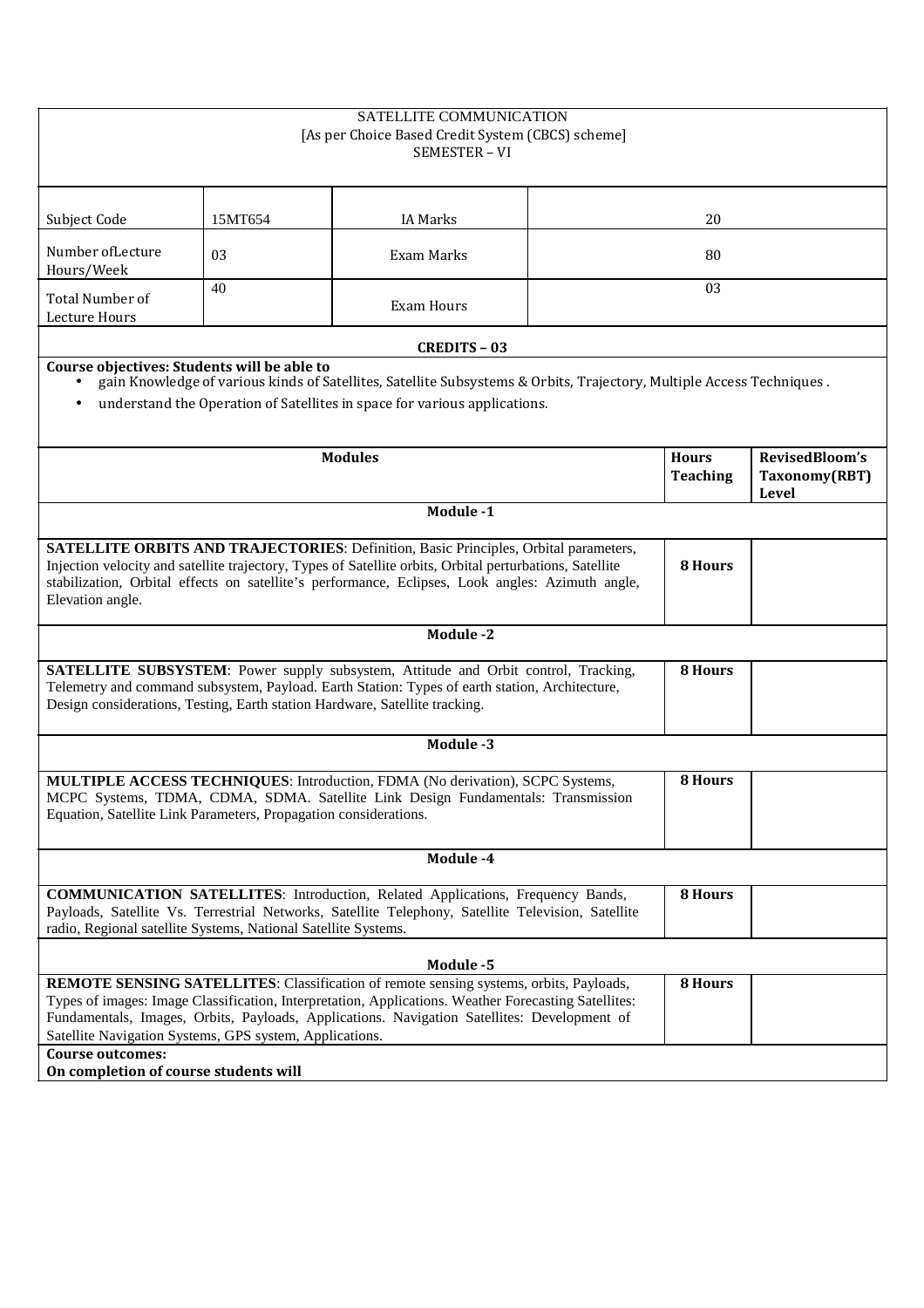# SATELLITE COMMUNICATION

[As per Choice Based Credit System (CBCS) scheme]

SEMESTER – VI

| Subject Code | 15MT654 | IA Marks | 20 |
|---|---|---|---|
| Number ofLecture Hours/Week | 03 | Exam Marks | 80 |
| Total Number of Lecture Hours | 40 | Exam Hours | 03 |

**CREDITS – 03**

**Course objectives: Students will be able to**

- gain Knowledge of various kinds of Satellites, Satellite Subsystems & Orbits, Trajectory, Multiple Access Techniques .
- understand the Operation of Satellites in space for various applications.

| Modules | Hours Teaching | RevisedBloom's Taxonomy(RBT) Level |
|---|---|---|
| **Module -1** | | |
| **SATELLITE ORBITS AND TRAJECTORIES**: Definition, Basic Principles, Orbital parameters, Injection velocity and satellite trajectory, Types of Satellite orbits, Orbital perturbations, Satellite stabilization, Orbital effects on satellite's performance, Eclipses, Look angles: Azimuth angle, Elevation angle. | **8 Hours** | |
| **Module -2** | | |
| **SATELLITE SUBSYSTEM**: Power supply subsystem, Attitude and Orbit control, Tracking, Telemetry and command subsystem, Payload. Earth Station: Types of earth station, Architecture, Design considerations, Testing, Earth station Hardware, Satellite tracking. | **8 Hours** | |
| **Module -3** | | |
| **MULTIPLE ACCESS TECHNIQUES**: Introduction, FDMA (No derivation), SCPC Systems, MCPC Systems, TDMA, CDMA, SDMA. Satellite Link Design Fundamentals: Transmission Equation, Satellite Link Parameters, Propagation considerations. | **8 Hours** | |
| **Module -4** | | |
| **COMMUNICATION SATELLITES**: Introduction, Related Applications, Frequency Bands, Payloads, Satellite Vs. Terrestrial Networks, Satellite Telephony, Satellite Television, Satellite radio, Regional satellite Systems, National Satellite Systems. | **8 Hours** | |
| **Module -5** | | |
| **REMOTE SENSING SATELLITES**: Classification of remote sensing systems, orbits, Payloads, Types of images: Image Classification, Interpretation, Applications. Weather Forecasting Satellites: Fundamentals, Images, Orbits, Payloads, Applications. Navigation Satellites: Development of Satellite Navigation Systems, GPS system, Applications. | **8 Hours** | |

**Course outcomes:**

**On completion of course students will**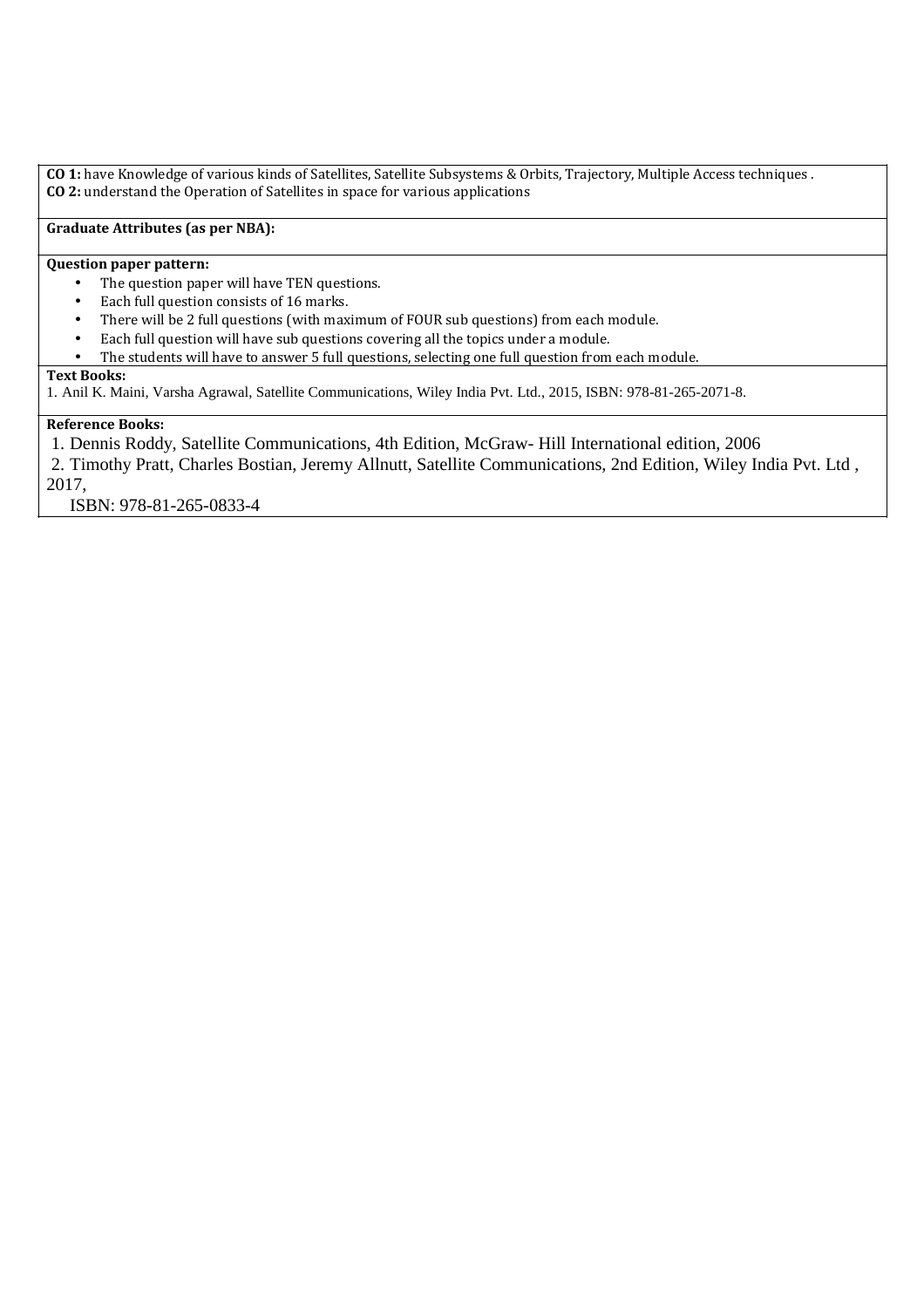**CO 1:** have Knowledge of various kinds of Satellites, Satellite Subsystems & Orbits, Trajectory, Multiple Access techniques .
**CO 2:** understand the Operation of Satellites in space for various applications

**Graduate Attributes (as per NBA):**

**Question paper pattern:**

- The question paper will have TEN questions.
- Each full question consists of 16 marks.
- There will be 2 full questions (with maximum of FOUR sub questions) from each module.
- Each full question will have sub questions covering all the topics under a module.
- The students will have to answer 5 full questions, selecting one full question from each module.

**Text Books:**

1. Anil K. Maini, Varsha Agrawal, Satellite Communications, Wiley India Pvt. Ltd., 2015, ISBN: 978-81-265-2071-8.

**Reference Books:**

1. Dennis Roddy, Satellite Communications, 4th Edition, McGraw- Hill International edition, 2006
2. Timothy Pratt, Charles Bostian, Jeremy Allnutt, Satellite Communications, 2nd Edition, Wiley India Pvt. Ltd , 2017,
   ISBN: 978-81-265-0833-4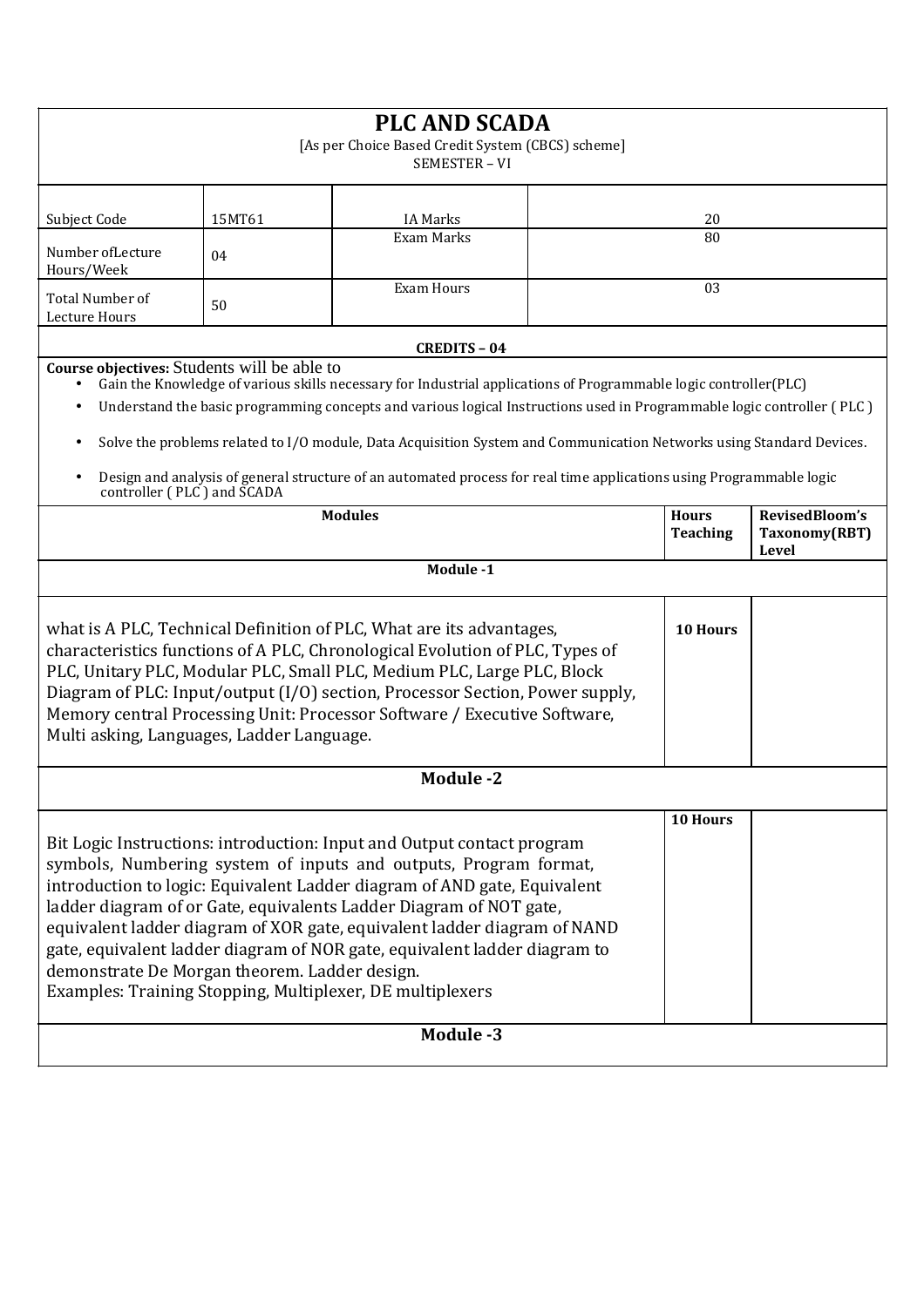# PLC AND SCADA

[As per Choice Based Credit System (CBCS) scheme]
SEMESTER – VI

| Subject Code | 15MT61 | IA Marks | 20 |
|---|---|---|---|
| Number ofLecture Hours/Week | 04 | Exam Marks | 80 |
| Total Number of Lecture Hours | 50 | Exam Hours | 03 |

**CREDITS – 04**

**Course objectives:** Students will be able to

- Gain the Knowledge of various skills necessary for Industrial applications of Programmable logic controller(PLC)
- Understand the basic programming concepts and various logical Instructions used in Programmable logic controller ( PLC )
- Solve the problems related to I/O module, Data Acquisition System and Communication Networks using Standard Devices.
- Design and analysis of general structure of an automated process for real time applications using Programmable logic controller ( PLC ) and SCADA

| Modules | Hours Teaching | RevisedBloom's Taxonomy(RBT) Level |
|---|---|---|
| **Module -1** | | |
| what is A PLC, Technical Definition of PLC, What are its advantages, characteristics functions of A PLC, Chronological Evolution of PLC, Types of PLC, Unitary PLC, Modular PLC, Small PLC, Medium PLC, Large PLC, Block Diagram of PLC: Input/output (I/O) section, Processor Section, Power supply, Memory central Processing Unit: Processor Software / Executive Software, Multi asking, Languages, Ladder Language. | 10 Hours | |
| **Module -2** | | |
| Bit Logic Instructions: introduction: Input and Output contact program symbols, Numbering system of inputs and outputs, Program format, introduction to logic: Equivalent Ladder diagram of AND gate, Equivalent ladder diagram of or Gate, equivalents Ladder Diagram of NOT gate, equivalent ladder diagram of XOR gate, equivalent ladder diagram of NAND gate, equivalent ladder diagram of NOR gate, equivalent ladder diagram to demonstrate De Morgan theorem. Ladder design. Examples: Training Stopping, Multiplexer, DE multiplexers | 10 Hours | |
| **Module -3** | | |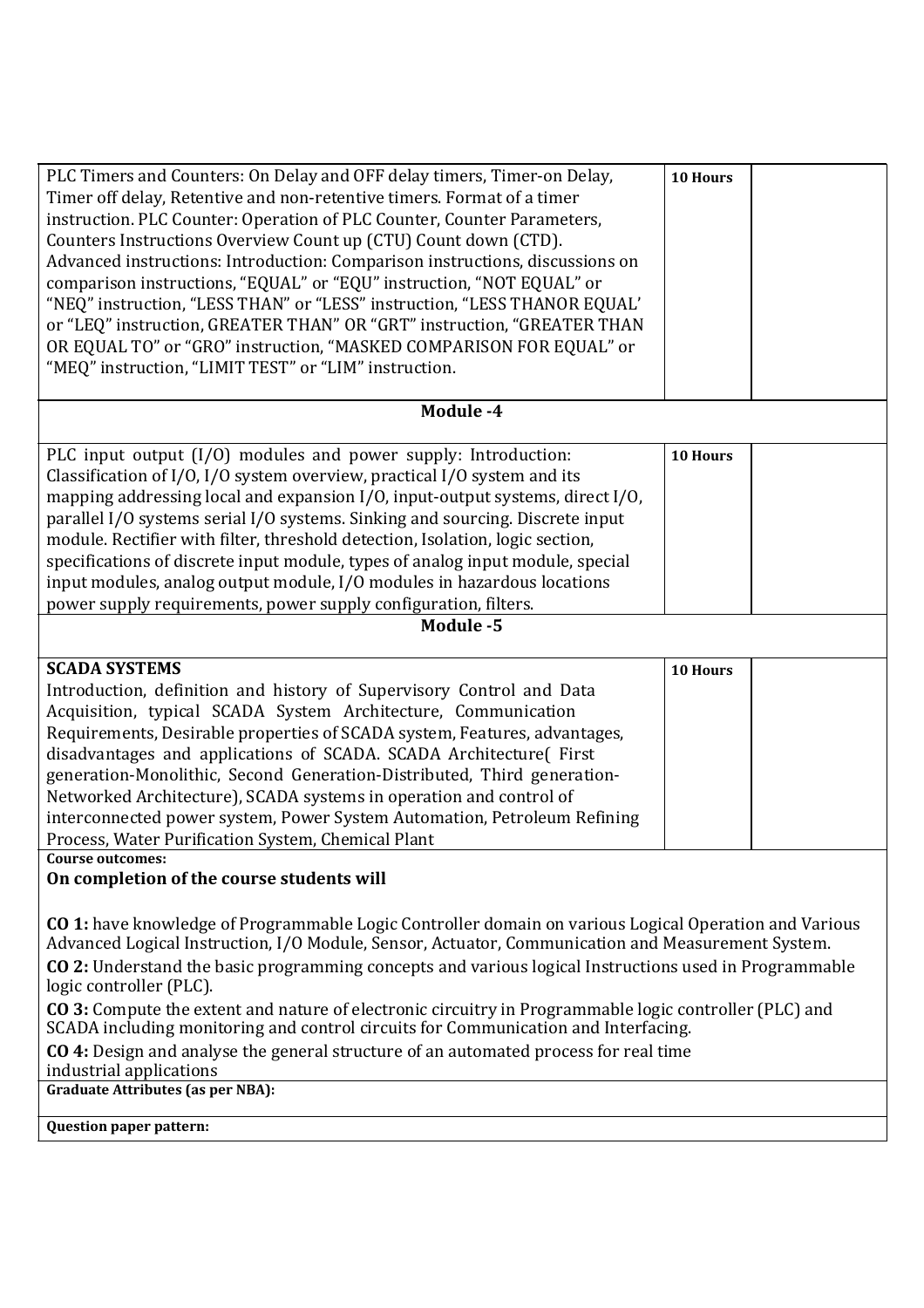| | | |
|---|---|---|
| PLC Timers and Counters: On Delay and OFF delay timers, Timer-on Delay, Timer off delay, Retentive and non-retentive timers. Format of a timer instruction. PLC Counter: Operation of PLC Counter, Counter Parameters, Counters Instructions Overview Count up (CTU) Count down (CTD). Advanced instructions: Introduction: Comparison instructions, discussions on comparison instructions, "EQUAL" or "EQU" instruction, "NOT EQUAL" or "NEQ" instruction, "LESS THAN" or "LESS" instruction, "LESS THANOR EQUAL' or "LEQ" instruction, GREATER THAN" OR "GRT" instruction, "GREATER THAN OR EQUAL TO" or "GRO" instruction, "MASKED COMPARISON FOR EQUAL" or "MEQ" instruction, "LIMIT TEST" or "LIM" instruction. | **10 Hours** | |
| **Module -4** | | |
| PLC input output (I/O) modules and power supply: Introduction: Classification of I/O, I/O system overview, practical I/O system and its mapping addressing local and expansion I/O, input-output systems, direct I/O, parallel I/O systems serial I/O systems. Sinking and sourcing. Discrete input module. Rectifier with filter, threshold detection, Isolation, logic section, specifications of discrete input module, types of analog input module, special input modules, analog output module, I/O modules in hazardous locations power supply requirements, power supply configuration, filters. | **10 Hours** | |
| **Module -5** | | |
| **SCADA SYSTEMS**<br>Introduction, definition and history of Supervisory Control and Data Acquisition, typical SCADA System Architecture, Communication Requirements, Desirable properties of SCADA system, Features, advantages, disadvantages and applications of SCADA. SCADA Architecture( First generation-Monolithic, Second Generation-Distributed, Third generation-Networked Architecture), SCADA systems in operation and control of interconnected power system, Power System Automation, Petroleum Refining Process, Water Purification System, Chemical Plant | **10 Hours** | |

**Course outcomes:**

**On completion of the course students will**

**CO 1:** have knowledge of Programmable Logic Controller domain on various Logical Operation and Various Advanced Logical Instruction, I/O Module, Sensor, Actuator, Communication and Measurement System.

**CO 2:** Understand the basic programming concepts and various logical Instructions used in Programmable logic controller (PLC).

**CO 3:** Compute the extent and nature of electronic circuitry in Programmable logic controller (PLC) and SCADA including monitoring and control circuits for Communication and Interfacing.

**CO 4:** Design and analyse the general structure of an automated process for real time industrial applications

**Graduate Attributes (as per NBA):**

**Question paper pattern:**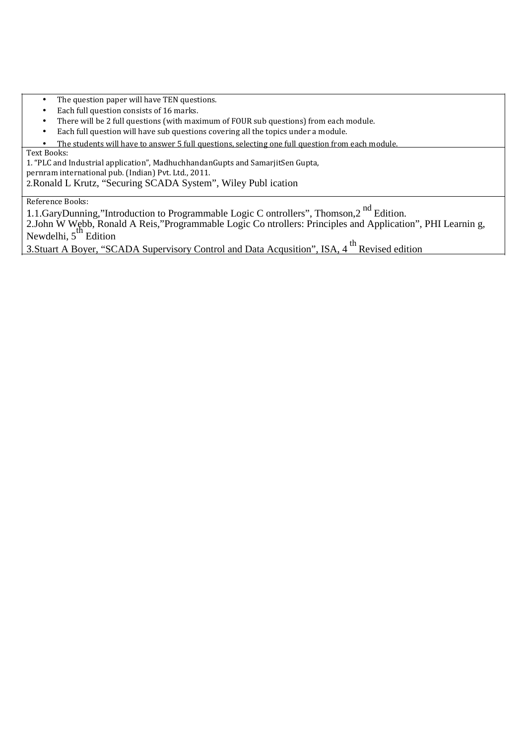- The question paper will have TEN questions.
- Each full question consists of 16 marks.
- There will be 2 full questions (with maximum of FOUR sub questions) from each module.
- Each full question will have sub questions covering all the topics under a module.
- The students will have to answer 5 full questions, selecting one full question from each module.

Text Books:

1. "PLC and Industrial application", MadhuchhandanGupts and SamarjitSen Gupta, pernram international pub. (Indian) Pvt. Ltd., 2011.
2. Ronald L Krutz, "Securing SCADA System", Wiley Publ ication

Reference Books:

1.1.GaryDunning,"Introduction to Programmable Logic C ontrollers", Thomson,2nd Edition.

2.John W Webb, Ronald A Reis,"Programmable Logic Co ntrollers: Principles and Application", PHI Learnin g, Newdelhi, 5th Edition

3.Stuart A Boyer, "SCADA Supervisory Control and Data Acqusition", ISA, 4th Revised edition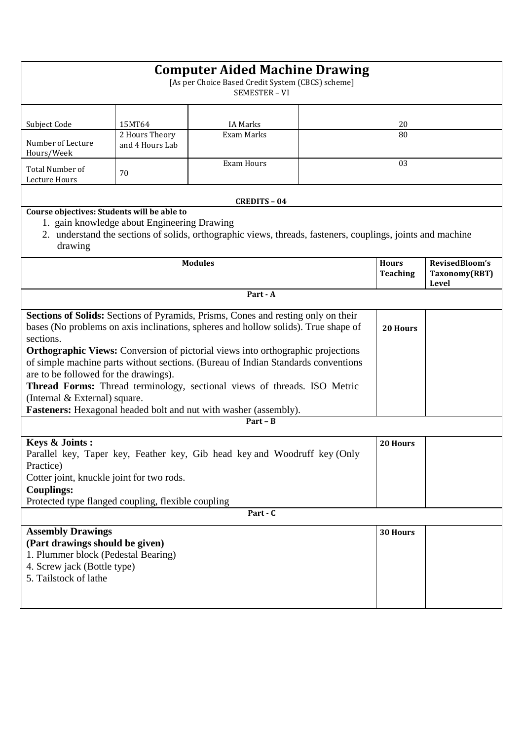# Computer Aided Machine Drawing

[As per Choice Based Credit System (CBCS) scheme]
SEMESTER – VI

| Subject Code | 15MT64 | IA Marks | 20 |
|---|---|---|---|
| Number of Lecture Hours/Week | 2 Hours Theory and 4 Hours Lab | Exam Marks | 80 |
| Total Number of Lecture Hours | 70 | Exam Hours | 03 |

**CREDITS – 04**

**Course objectives: Students will be able to**

1. gain knowledge about Engineering Drawing
2. understand the sections of solids, orthographic views, threads, fasteners, couplings, joints and machine drawing

| Modules | Hours Teaching | RevisedBloom's Taxonomy(RBT) Level |
|---|---|---|
| **Part - A** | | |
| **Sections of Solids:** Sections of Pyramids, Prisms, Cones and resting only on their bases (No problems on axis inclinations, spheres and hollow solids). True shape of sections. **Orthographic Views:** Conversion of pictorial views into orthographic projections of simple machine parts without sections. (Bureau of Indian Standards conventions are to be followed for the drawings). **Thread Forms:** Thread terminology, sectional views of threads. ISO Metric (Internal & External) square. **Fasteners:** Hexagonal headed bolt and nut with washer (assembly). | **20 Hours** | |
| **Part – B** | | |
| **Keys & Joints :** Parallel key, Taper key, Feather key, Gib head key and Woodruff key (Only Practice) Cotter joint, knuckle joint for two rods. **Couplings:** Protected type flanged coupling, flexible coupling | **20 Hours** | |
| **Part - C** | | |
| **Assembly Drawings** **(Part drawings should be given)** 1. Plummer block (Pedestal Bearing) 4. Screw jack (Bottle type) 5. Tailstock of lathe | **30 Hours** | |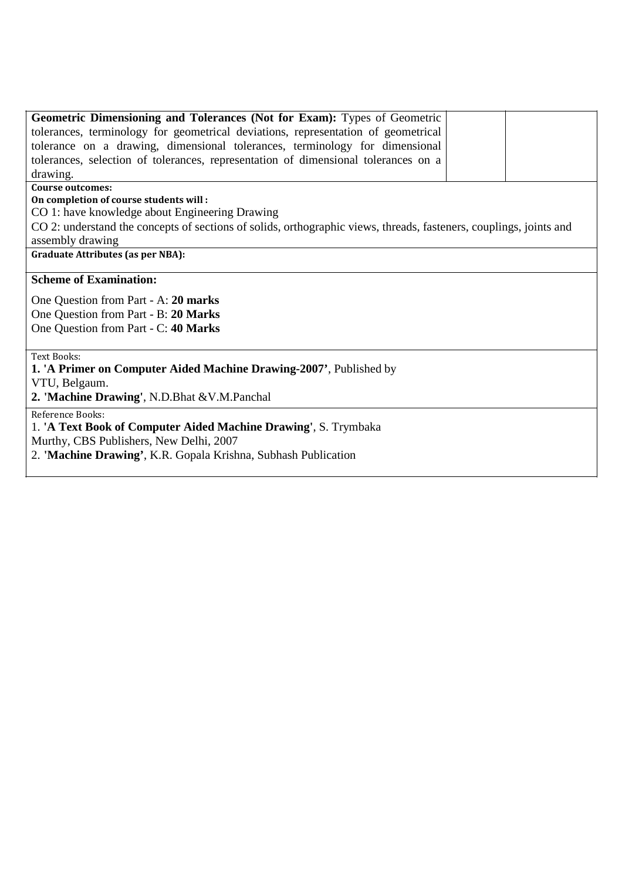| **Geometric Dimensioning and Tolerances (Not for Exam):** Types of Geometric tolerances, terminology for geometrical deviations, representation of geometrical tolerance on a drawing, dimensional tolerances, terminology for dimensional tolerances, selection of tolerances, representation of dimensional tolerances on a drawing. | | |
|---|---|---|

**Course outcomes:**

**On completion of course students will :**

CO 1: have knowledge about Engineering Drawing

CO 2: understand the concepts of sections of solids, orthographic views, threads, fasteners, couplings, joints and assembly drawing

**Graduate Attributes (as per NBA):**

**Scheme of Examination:**

One Question from Part - A: **20 marks**
One Question from Part - B: **20 Marks**
One Question from Part - C: **40 Marks**

Text Books:

**1. 'A Primer on Computer Aided Machine Drawing-2007'**, Published by VTU, Belgaum.

**2. 'Machine Drawing'**, N.D.Bhat &V.M.Panchal

Reference Books:

1. **'A Text Book of Computer Aided Machine Drawing'**, S. Trymbaka Murthy, CBS Publishers, New Delhi, 2007
2. **'Machine Drawing'**, K.R. Gopala Krishna, Subhash Publication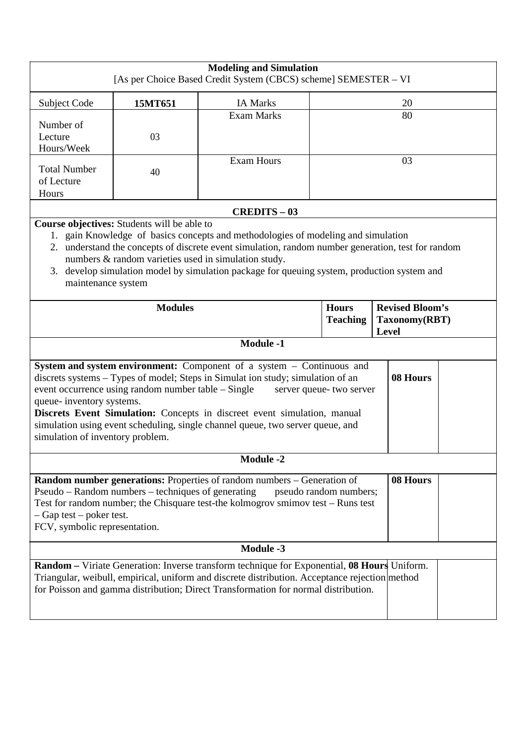**Modeling and Simulation**
[As per Choice Based Credit System (CBCS) scheme] SEMESTER – VI

| Subject Code | **15MT651** | IA Marks | 20 |
|---|---|---|---|
| Number of Lecture Hours/Week | 03 | Exam Marks | 80 |
| Total Number of Lecture Hours | 40 | Exam Hours | 03 |

**CREDITS – 03**

**Course objectives:** Students will be able to

1. gain Knowledge of basics concepts and methodologies of modeling and simulation
2. understand the concepts of discrete event simulation, random number generation, test for random numbers & random varieties used in simulation study.
3. develop simulation model by simulation package for queuing system, production system and maintenance system

| Modules | Hours Teaching | Revised Bloom's Taxonomy(RBT) Level |
|---|---|---|
| **Module -1** | | |
| **System and system environment:** Component of a system – Continuous and discrets systems – Types of model; Steps in Simulat ion study; simulation of an event occurrence using random number table – Single server queue- two server queue- inventory systems. **Discrets Event Simulation:** Concepts in discreet event simulation, manual simulation using event scheduling, single channel queue, two server queue, and simulation of inventory problem. | **08 Hours** | |
| **Module -2** | | |
| **Random number generations:** Properties of random numbers – Generation of Pseudo – Random numbers – techniques of generating pseudo random numbers; Test for random number; the Chisquare test-the kolmogrov smimov test – Runs test – Gap test – poker test. FCV, symbolic representation. | **08 Hours** | |
| **Module -3** | | |
| **Random –** Viriate Generation: Inverse transform technique for Exponential, Uniform. Triangular, weibull, empirical, uniform and discrete distribution. Acceptance rejection method for Poisson and gamma distribution; Direct Transformation for normal distribution. | **08 Hours** | |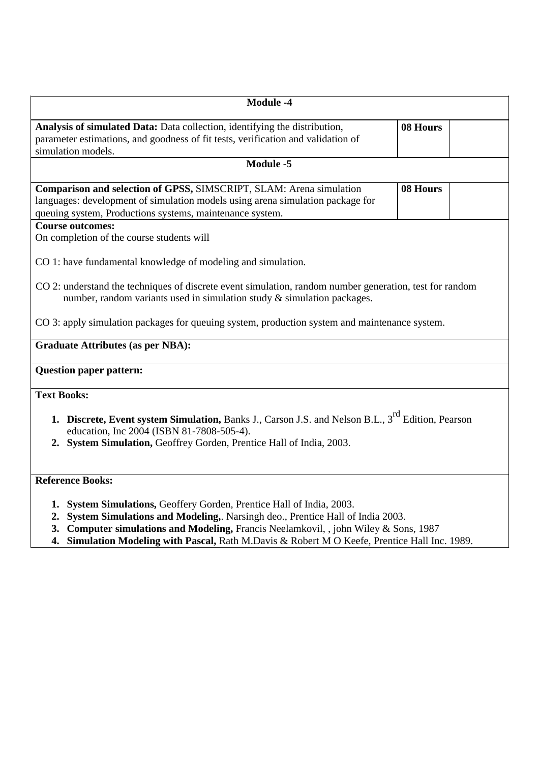| Module -4 | | |
|---|---|---|
| **Analysis of simulated Data:** Data collection, identifying the distribution, parameter estimations, and goodness of fit tests, verification and validation of simulation models. | **08 Hours** | |

| Module -5 | | |
|---|---|---|
| **Comparison and selection of GPSS,** SIMSCRIPT, SLAM: Arena simulation languages: development of simulation models using arena simulation package for queuing system, Productions systems, maintenance system. | **08 Hours** | |

**Course outcomes:**

On completion of the course students will

CO 1: have fundamental knowledge of modeling and simulation.

CO 2: understand the techniques of discrete event simulation, random number generation, test for random number, random variants used in simulation study & simulation packages.

CO 3: apply simulation packages for queuing system, production system and maintenance system.

**Graduate Attributes (as per NBA):**

**Question paper pattern:**

**Text Books:**

1. **Discrete, Event system Simulation,** Banks J., Carson J.S. and Nelson B.L., 3rd Edition, Pearson education, Inc 2004 (ISBN 81-7808-505-4).
2. **System Simulation,** Geoffrey Gorden, Prentice Hall of India, 2003.

**Reference Books:**

1. **System Simulations,** Geoffery Gorden, Prentice Hall of India, 2003.
2. **System Simulations and Modeling,**. Narsingh deo., Prentice Hall of India 2003.
3. **Computer simulations and Modeling,** Francis Neelamkovil, , john Wiley & Sons, 1987
4. **Simulation Modeling with Pascal,** Rath M.Davis & Robert M O Keefe, Prentice Hall Inc. 1989.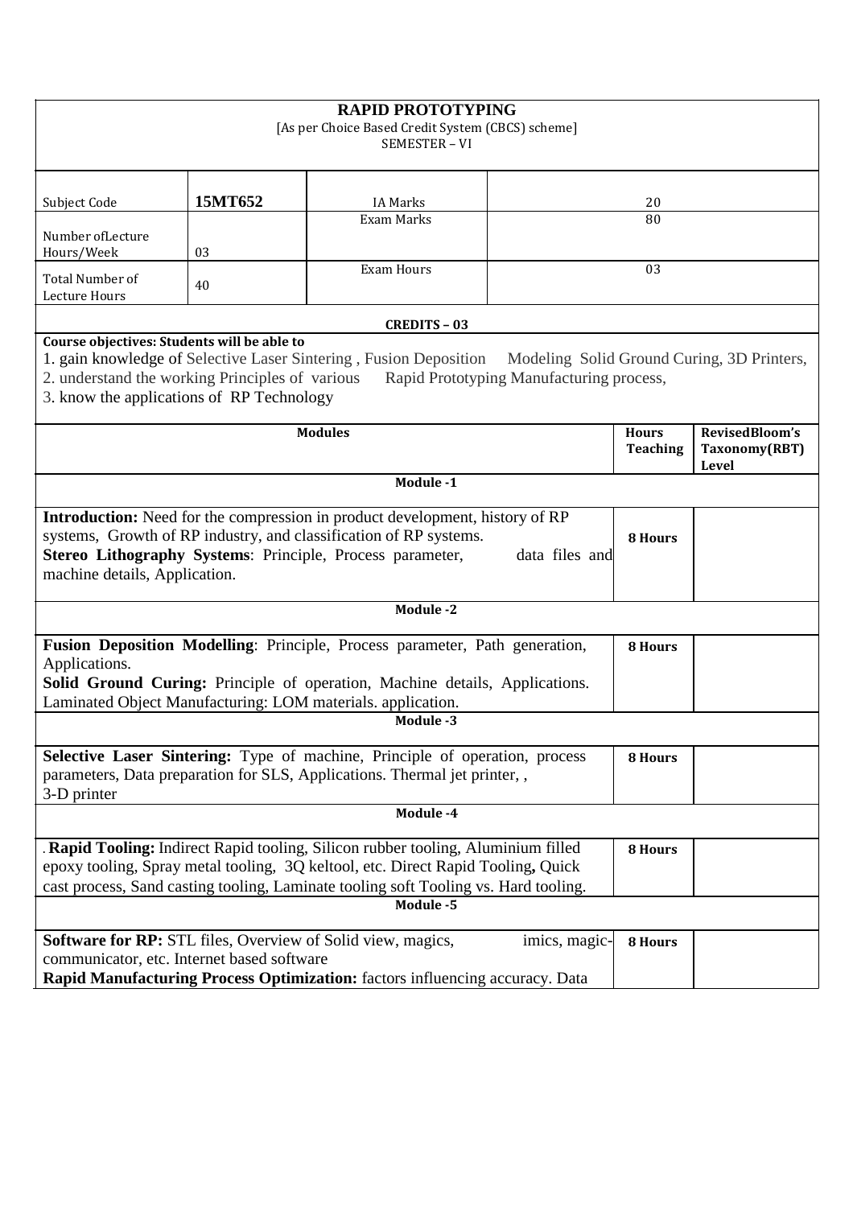## RAPID PROTOTYPING

[As per Choice Based Credit System (CBCS) scheme]
SEMESTER – VI

| Subject Code | 15MT652 | IA Marks | 20 |
|---|---|---|---|
| Number ofLecture Hours/Week | 03 | Exam Marks | 80 |
| Total Number of Lecture Hours | 40 | Exam Hours | 03 |

**CREDITS – 03**

**Course objectives: Students will be able to**

1. gain knowledge of Selective Laser Sintering , Fusion Deposition Modeling Solid Ground Curing, 3D Printers,
2. understand the working Principles of various Rapid Prototyping Manufacturing process,
3. know the applications of RP Technology

| Modules | Hours Teaching | RevisedBloom's Taxonomy(RBT) Level |
|---|---|---|
| **Module -1** | | |
| **Introduction:** Need for the compression in product development, history of RP systems, Growth of RP industry, and classification of RP systems. **Stereo Lithography Systems**: Principle, Process parameter, data files and machine details, Application. | 8 Hours | |
| **Module -2** | | |
| **Fusion Deposition Modelling**: Principle, Process parameter, Path generation, Applications. **Solid Ground Curing:** Principle of operation, Machine details, Applications. Laminated Object Manufacturing: LOM materials. application. | 8 Hours | |
| **Module -3** | | |
| **Selective Laser Sintering:** Type of machine, Principle of operation, process parameters, Data preparation for SLS, Applications. Thermal jet printer, , 3-D printer | 8 Hours | |
| **Module -4** | | |
| . **Rapid Tooling:** Indirect Rapid tooling, Silicon rubber tooling, Aluminium filled epoxy tooling, Spray metal tooling, 3Q keltool, etc. Direct Rapid Tooling**,** Quick cast process, Sand casting tooling, Laminate tooling soft Tooling vs. Hard tooling. | 8 Hours | |
| **Module -5** | | |
| **Software for RP:** STL files, Overview of Solid view, magics, imics, magic-communicator, etc. Internet based software **Rapid Manufacturing Process Optimization:** factors influencing accuracy. Data | 8 Hours | |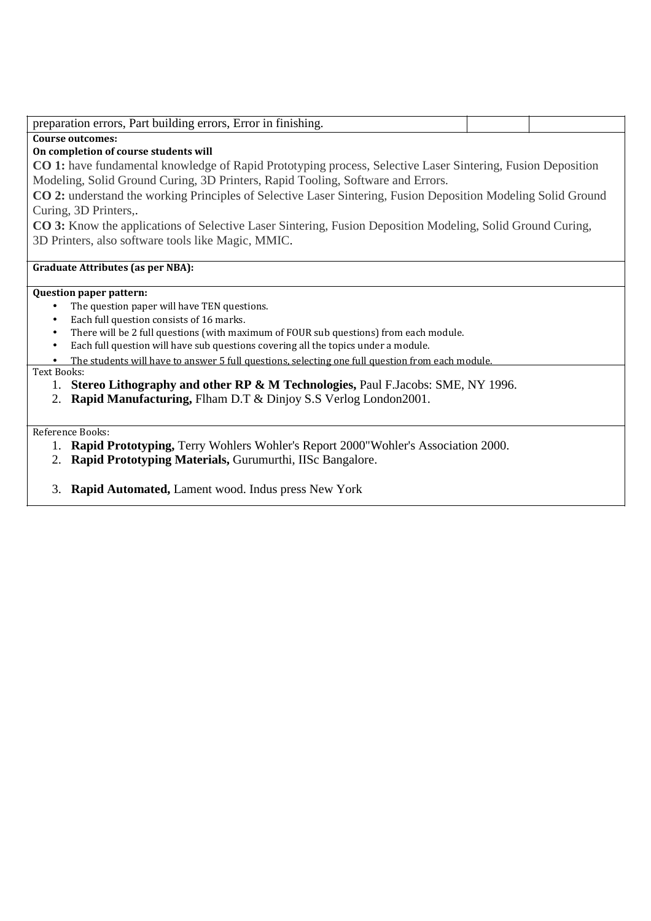| preparation errors, Part building errors, Error in finishing. | | |
|---|---|---|

**Course outcomes:**

**On completion of course students will**

**CO 1:** have fundamental knowledge of Rapid Prototyping process, Selective Laser Sintering, Fusion Deposition Modeling, Solid Ground Curing, 3D Printers, Rapid Tooling, Software and Errors.

**CO 2:** understand the working Principles of Selective Laser Sintering, Fusion Deposition Modeling Solid Ground Curing, 3D Printers,.

**CO 3:** Know the applications of Selective Laser Sintering, Fusion Deposition Modeling, Solid Ground Curing, 3D Printers, also software tools like Magic, MMIC.

**Graduate Attributes (as per NBA):**

**Question paper pattern:**

- The question paper will have TEN questions.
- Each full question consists of 16 marks.
- There will be 2 full questions (with maximum of FOUR sub questions) from each module.
- Each full question will have sub questions covering all the topics under a module.
- The students will have to answer 5 full questions, selecting one full question from each module.

Text Books:

1. **Stereo Lithography and other RP & M Technologies,** Paul F.Jacobs: SME, NY 1996.
2. **Rapid Manufacturing,** Flham D.T & Dinjoy S.S Verlog London2001.

Reference Books:

1. **Rapid Prototyping,** Terry Wohlers Wohler's Report 2000"Wohler's Association 2000.
2. **Rapid Prototyping Materials,** Gurumurthi, IISc Bangalore.
3. **Rapid Automated,** Lament wood. Indus press New York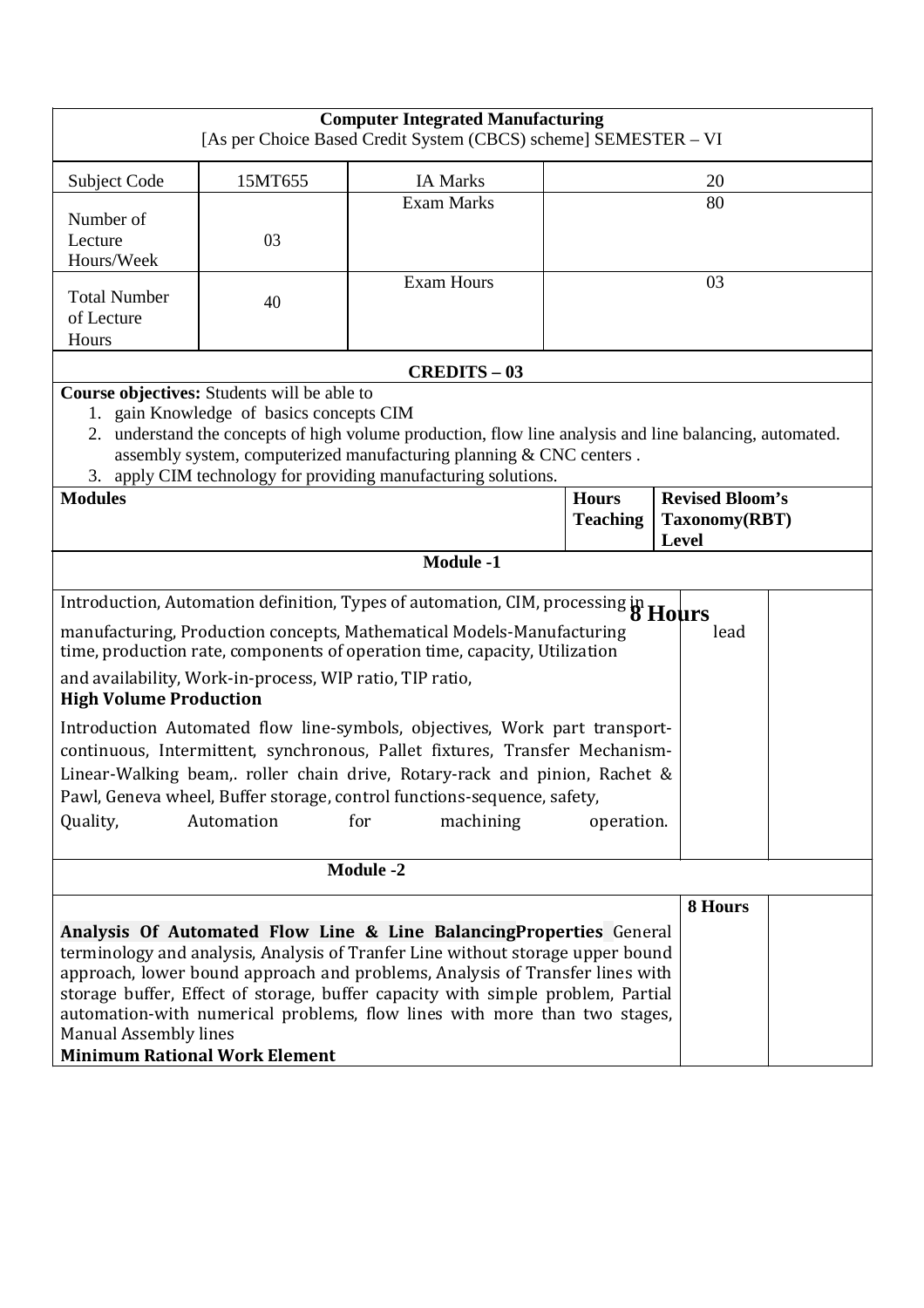**Computer Integrated Manufacturing**

[As per Choice Based Credit System (CBCS) scheme] SEMESTER – VI

| Subject Code | 15MT655 | IA Marks | 20 |
|---|---|---|---|
| Number of Lecture Hours/Week | 03 | Exam Marks | 80 |
| Total Number of Lecture Hours | 40 | Exam Hours | 03 |

**CREDITS – 03**

**Course objectives:** Students will be able to

1. gain Knowledge of basics concepts CIM
2. understand the concepts of high volume production, flow line analysis and line balancing, automated. assembly system, computerized manufacturing planning & CNC centers .
3. apply CIM technology for providing manufacturing solutions.

| Modules | Hours Teaching | Revised Bloom's Taxonomy(RBT) Level |
|---|---|---|
| **Module -1** | | |
| Introduction, Automation definition, Types of automation, CIM, processing in manufacturing, Production concepts, Mathematical Models-Manufacturing time, production rate, components of operation time, capacity, Utilization and availability, Work-in-process, WIP ratio, TIP ratio, **High Volume Production** Introduction Automated flow line-symbols, objectives, Work part transport-continuous, Intermittent, synchronous, Pallet fixtures, Transfer Mechanism-Linear-Walking beam,. roller chain drive, Rotary-rack and pinion, Rachet & Pawl, Geneva wheel, Buffer storage, control functions-sequence, safety, Quality, Automation for machining operation. | **8 Hours** lead | |
| **Module -2** | | |
| **Analysis Of Automated Flow Line & Line BalancingProperties** General terminology and analysis, Analysis of Tranfer Line without storage upper bound approach, lower bound approach and problems, Analysis of Transfer lines with storage buffer, Effect of storage, buffer capacity with simple problem, Partial automation-with numerical problems, flow lines with more than two stages, Manual Assembly lines **Minimum Rational Work Element** | **8 Hours** | |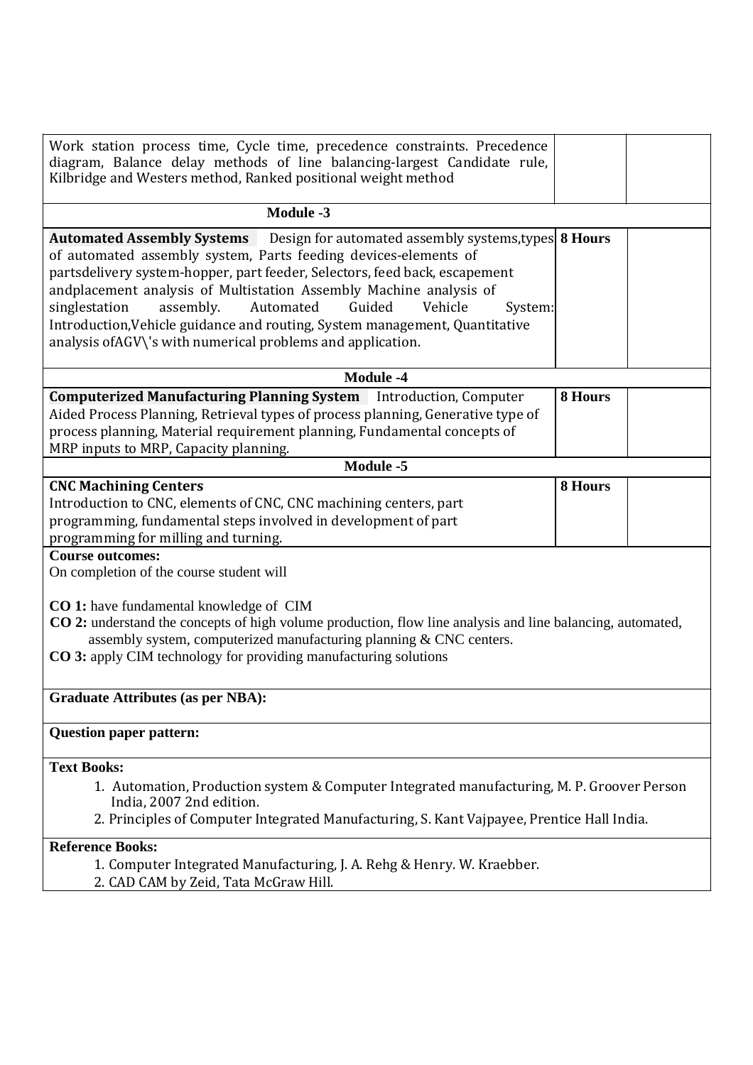| | | |
|---|---|---|
| Work station process time, Cycle time, precedence constraints. Precedence diagram, Balance delay methods of line balancing-largest Candidate rule, Kilbridge and Westers method, Ranked positional weight method | | |
| **Module -3** | | |
| **Automated Assembly Systems** Design for automated assembly systems,types of automated assembly system, Parts feeding devices-elements of partsdelivery system-hopper, part feeder, Selectors, feed back, escapement andplacement analysis of Multistation Assembly Machine analysis of singlestation assembly. Automated Guided Vehicle System: Introduction,Vehicle guidance and routing, System management, Quantitative analysis ofAGV\'s with numerical problems and application. | **8 Hours** | |
| **Module -4** | | |
| **Computerized Manufacturing Planning System** Introduction, Computer Aided Process Planning, Retrieval types of process planning, Generative type of process planning, Material requirement planning, Fundamental concepts of MRP inputs to MRP, Capacity planning. | **8 Hours** | |
| **Module -5** | | |
| **CNC Machining Centers** Introduction to CNC, elements of CNC, CNC machining centers, part programming, fundamental steps involved in development of part programming for milling and turning. | **8 Hours** | |

**Course outcomes:**

On completion of the course student will

**CO 1:** have fundamental knowledge of CIM

**CO 2:** understand the concepts of high volume production, flow line analysis and line balancing, automated, assembly system, computerized manufacturing planning & CNC centers.

**CO 3:** apply CIM technology for providing manufacturing solutions

**Graduate Attributes (as per NBA):**

**Question paper pattern:**

**Text Books:**

1. Automation, Production system & Computer Integrated manufacturing, M. P. Groover Person India, 2007 2nd edition.
2. Principles of Computer Integrated Manufacturing, S. Kant Vajpayee, Prentice Hall India.

**Reference Books:**

1. Computer Integrated Manufacturing, J. A. Rehg & Henry. W. Kraebber.
2. CAD CAM by Zeid, Tata McGraw Hill.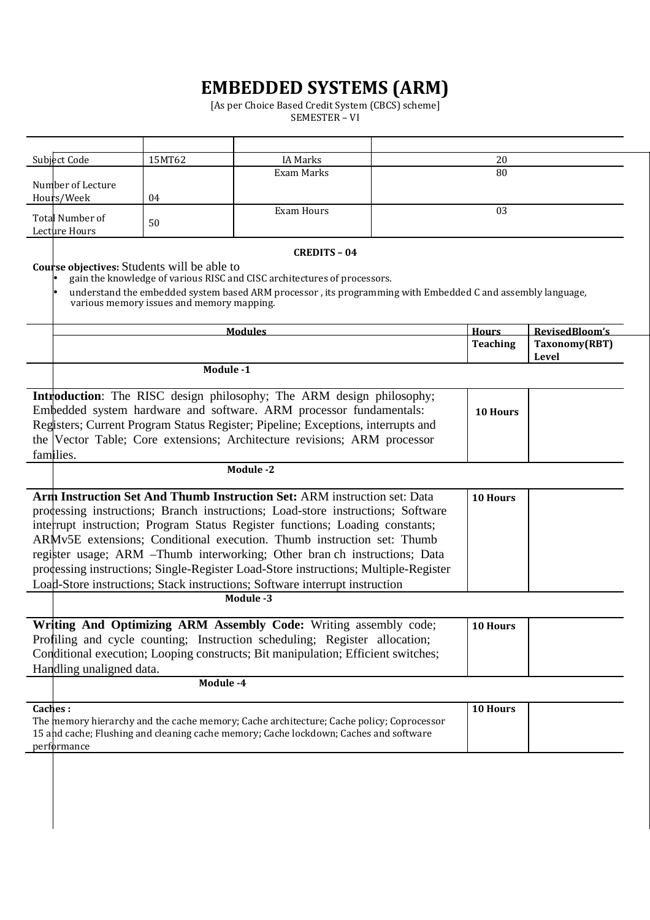# EMBEDDED SYSTEMS (ARM)

[As per Choice Based Credit System (CBCS) scheme]
SEMESTER – VI

| Subject Code | 15MT62 | IA Marks | 20 |
|---|---|---|---|
| Number of Lecture Hours/Week | 04 | Exam Marks | 80 |
| Total Number of Lecture Hours | 50 | Exam Hours | 03 |

**CREDITS – 04**

**Course objectives:** Students will be able to

- gain the knowledge of various RISC and CISC architectures of processors.
- understand the embedded system based ARM processor , its programming with Embedded C and assembly language, various memory issues and memory mapping.

| Modules | Teaching Hours | Revised Bloom's Taxonomy (RBT) Level |
|---|---|---|
| **Module -1** | | |
| **Introduction**: The RISC design philosophy; The ARM design philosophy; Embedded system hardware and software. ARM processor fundamentals: Registers; Current Program Status Register; Pipeline; Exceptions, interrupts and the Vector Table; Core extensions; Architecture revisions; ARM processor families. | **10 Hours** | |
| **Module -2** | | |
| **Arm Instruction Set And Thumb Instruction Set:** ARM instruction set: Data processing instructions; Branch instructions; Load-store instructions; Software interrupt instruction; Program Status Register functions; Loading constants; ARMv5E extensions; Conditional execution. Thumb instruction set: Thumb register usage; ARM –Thumb interworking; Other bran ch instructions; Data processing instructions; Single-Register Load-Store instructions; Multiple-Register Load-Store instructions; Stack instructions; Software interrupt instruction | **10 Hours** | |
| **Module -3** | | |
| **Writing And Optimizing ARM Assembly Code:** Writing assembly code; Profiling and cycle counting; Instruction scheduling; Register allocation; Conditional execution; Looping constructs; Bit manipulation; Efficient switches; Handling unaligned data. | **10 Hours** | |
| **Module -4** | | |
| **Caches :** The memory hierarchy and the cache memory; Cache architecture; Cache policy; Coprocessor 15 and cache; Flushing and cleaning cache memory; Cache lockdown; Caches and software performance | **10 Hours** | |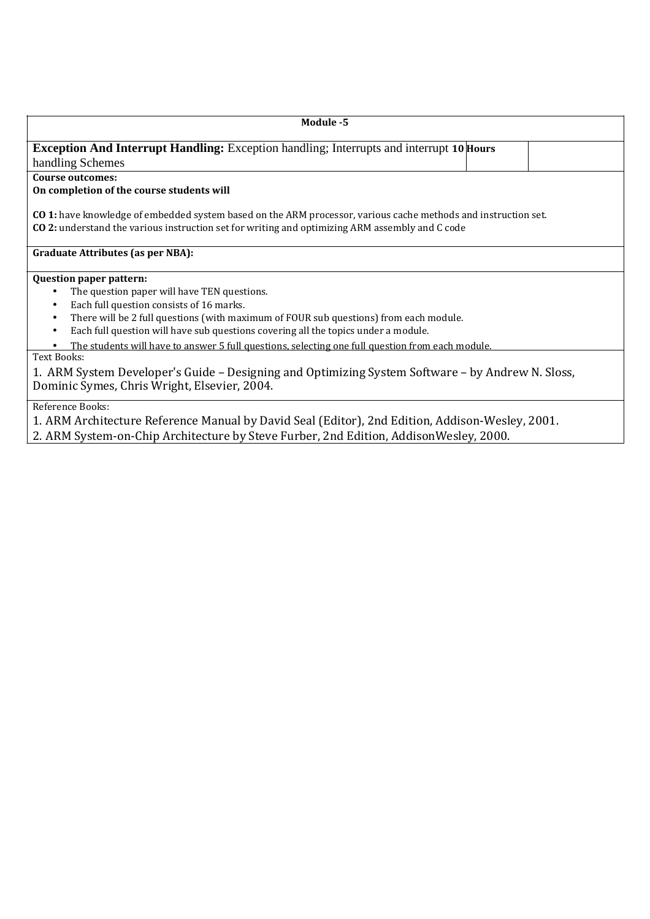**Module -5**

| **Exception And Interrupt Handling:** Exception handling; Interrupts and interrupt handling Schemes | **10 Hours** | |
|---|---|---|

**Course outcomes:**

**On completion of the course students will**

**CO 1:** have knowledge of embedded system based on the ARM processor, various cache methods and instruction set.
**CO 2:** understand the various instruction set for writing and optimizing ARM assembly and C code

**Graduate Attributes (as per NBA):**

**Question paper pattern:**

- The question paper will have TEN questions.
- Each full question consists of 16 marks.
- There will be 2 full questions (with maximum of FOUR sub questions) from each module.
- Each full question will have sub questions covering all the topics under a module.
- The students will have to answer 5 full questions, selecting one full question from each module.

Text Books:

1. ARM System Developer's Guide – Designing and Optimizing System Software – by Andrew N. Sloss, Dominic Symes, Chris Wright, Elsevier, 2004.

Reference Books:

1. ARM Architecture Reference Manual by David Seal (Editor), 2nd Edition, Addison-Wesley, 2001.
2. ARM System-on-Chip Architecture by Steve Furber, 2nd Edition, AddisonWesley, 2000.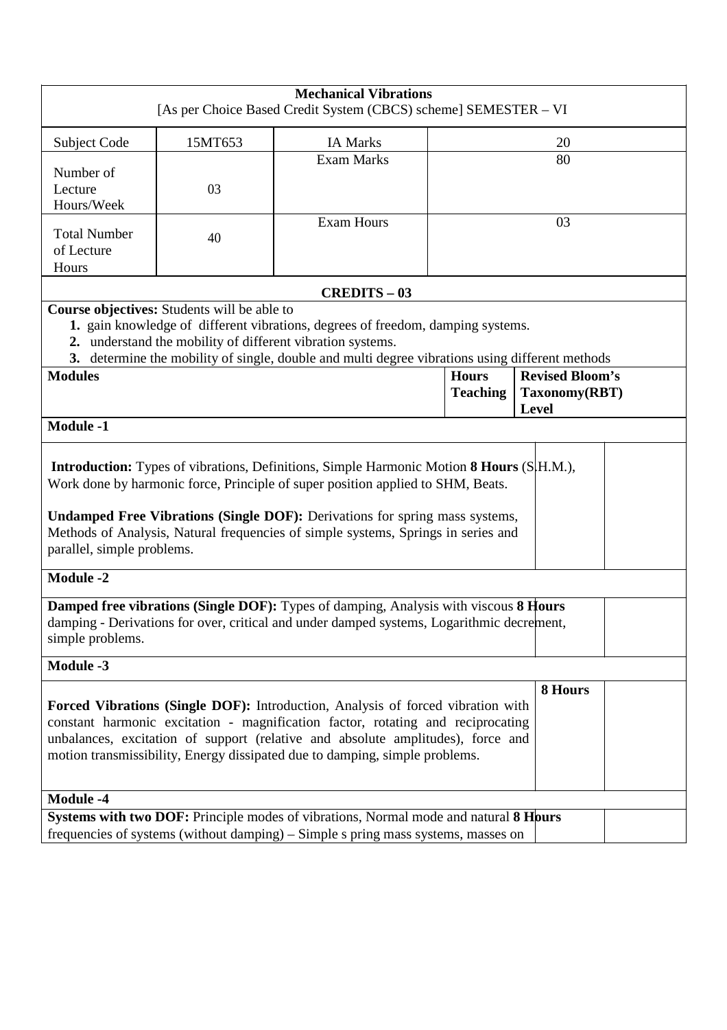| **Mechanical Vibrations**<br>[As per Choice Based Credit System (CBCS) scheme] SEMESTER – VI | | | |
|---|---|---|---|
| Subject Code | 15MT653 | IA Marks | 20 |
| Number of Lecture Hours/Week | 03 | Exam Marks | 80 |
| Total Number of Lecture Hours | 40 | Exam Hours | 03 |

**CREDITS – 03**

**Course objectives:** Students will be able to

1. gain knowledge of different vibrations, degrees of freedom, damping systems.
2. understand the mobility of different vibration systems.
3. determine the mobility of single, double and multi degree vibrations using different methods

| **Modules** | **Hours Teaching** | **Revised Bloom's Taxonomy(RBT) Level** |
|---|---|---|
| **Module -1** | | |
| **Introduction:** Types of vibrations, Definitions, Simple Harmonic Motion (S.H.M.), Work done by harmonic force, Principle of super position applied to SHM, Beats.<br><br>**Undamped Free Vibrations (Single DOF):** Derivations for spring mass systems, Methods of Analysis, Natural frequencies of simple systems, Springs in series and parallel, simple problems. | 8 Hours | |
| **Module -2** | | |
| **Damped free vibrations (Single DOF):** Types of damping, Analysis with viscous damping - Derivations for over, critical and under damped systems, Logarithmic decrement, simple problems. | 8 Hours | |
| **Module -3** | | |
| **Forced Vibrations (Single DOF):** Introduction, Analysis of forced vibration with constant harmonic excitation - magnification factor, rotating and reciprocating unbalances, excitation of support (relative and absolute amplitudes), force and motion transmissibility, Energy dissipated due to damping, simple problems. | 8 Hours | |
| **Module -4** | | |
| **Systems with two DOF:** Principle modes of vibrations, Normal mode and natural frequencies of systems (without damping) – Simple s pring mass systems, masses on | 8 Hours | |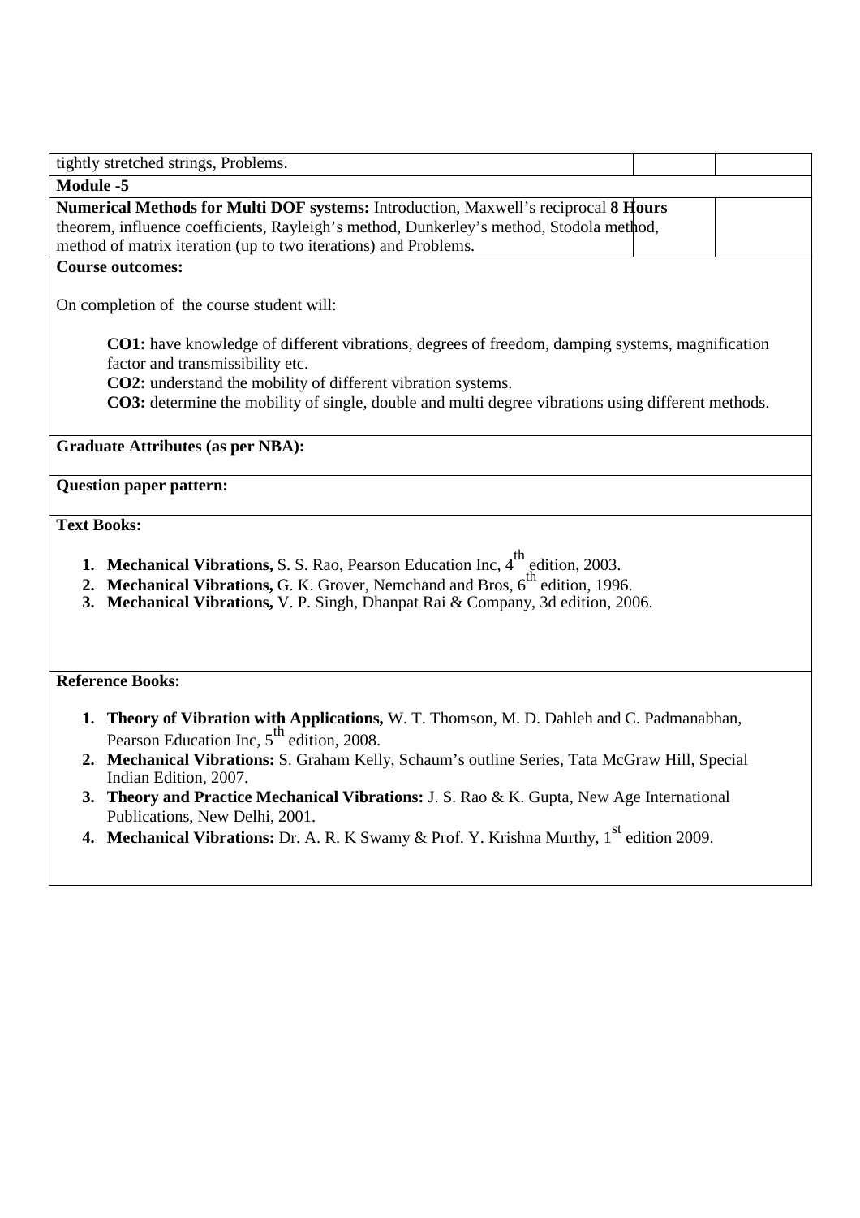| tightly stretched strings, Problems. | | |
|---|---|---|
| **Module -5** | | |
| **Numerical Methods for Multi DOF systems:** Introduction, Maxwell's reciprocal theorem, influence coefficients, Rayleigh's method, Dunkerley's method, Stodola method, method of matrix iteration (up to two iterations) and Problems. | **8 Hours** | |

**Course outcomes:**

On completion of the course student will:

- **CO1:** have knowledge of different vibrations, degrees of freedom, damping systems, magnification factor and transmissibility etc.
- **CO2:** understand the mobility of different vibration systems.
- **CO3:** determine the mobility of single, double and multi degree vibrations using different methods.

**Graduate Attributes (as per NBA):**

**Question paper pattern:**

**Text Books:**

1. **Mechanical Vibrations,** S. S. Rao, Pearson Education Inc, 4th edition, 2003.
2. **Mechanical Vibrations,** G. K. Grover, Nemchand and Bros, 6th edition, 1996.
3. **Mechanical Vibrations,** V. P. Singh, Dhanpat Rai & Company, 3d edition, 2006.

**Reference Books:**

1. **Theory of Vibration with Applications,** W. T. Thomson, M. D. Dahleh and C. Padmanabhan, Pearson Education Inc, 5th edition, 2008.
2. **Mechanical Vibrations:** S. Graham Kelly, Schaum's outline Series, Tata McGraw Hill, Special Indian Edition, 2007.
3. **Theory and Practice Mechanical Vibrations:** J. S. Rao & K. Gupta, New Age International Publications, New Delhi, 2001.
4. **Mechanical Vibrations:** Dr. A. R. K Swamy & Prof. Y. Krishna Murthy, 1st edition 2009.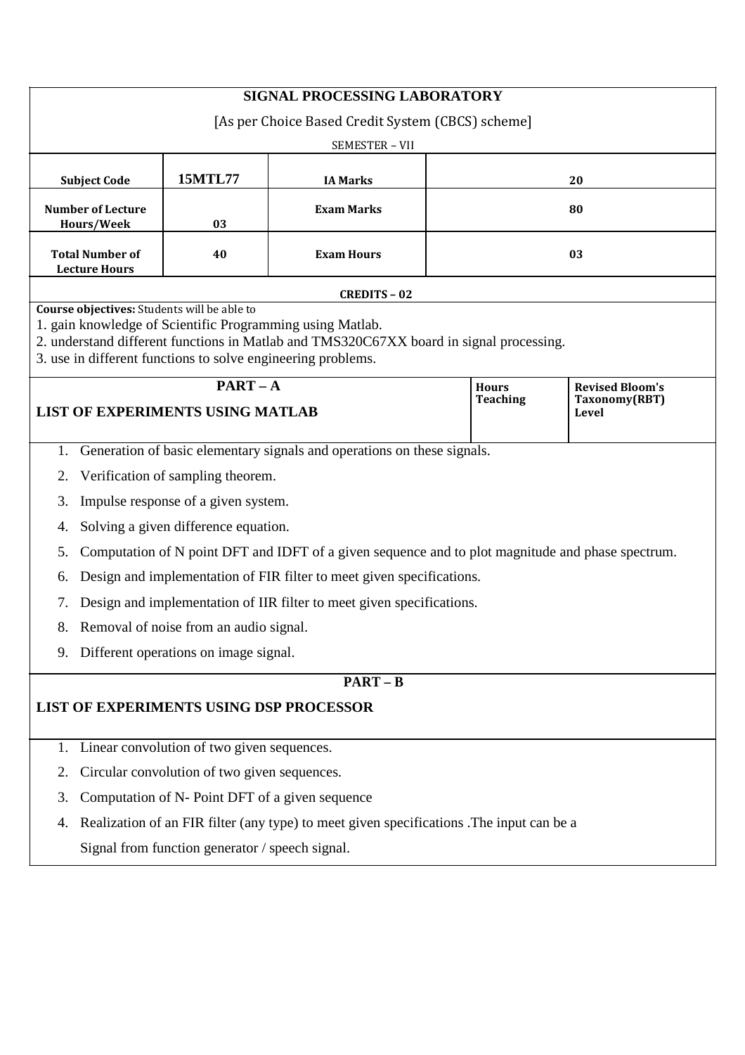# SIGNAL PROCESSING LABORATORY

[As per Choice Based Credit System (CBCS) scheme]

SEMESTER – VII

| Subject Code | 15MTL77 | IA Marks | 20 |
|---|---|---|---|
| Number of Lecture Hours/Week | 03 | Exam Marks | 80 |
| Total Number of Lecture Hours | 40 | Exam Hours | 03 |

**CREDITS – 02**

**Course objectives:** Students will be able to

1. gain knowledge of Scientific Programming using Matlab.
2. understand different functions in Matlab and TMS320C67XX board in signal processing.
3. use in different functions to solve engineering problems.

| PART – A<br>LIST OF EXPERIMENTS USING MATLAB | Hours Teaching | Revised Bloom's Taxonomy(RBT) Level |
|---|---|---|

1. Generation of basic elementary signals and operations on these signals.
2. Verification of sampling theorem.
3. Impulse response of a given system.
4. Solving a given difference equation.
5. Computation of N point DFT and IDFT of a given sequence and to plot magnitude and phase spectrum.
6. Design and implementation of FIR filter to meet given specifications.
7. Design and implementation of IIR filter to meet given specifications.
8. Removal of noise from an audio signal.
9. Different operations on image signal.

## PART – B

## LIST OF EXPERIMENTS USING DSP PROCESSOR

1. Linear convolution of two given sequences.
2. Circular convolution of two given sequences.
3. Computation of N- Point DFT of a given sequence
4. Realization of an FIR filter (any type) to meet given specifications .The input can be a Signal from function generator / speech signal.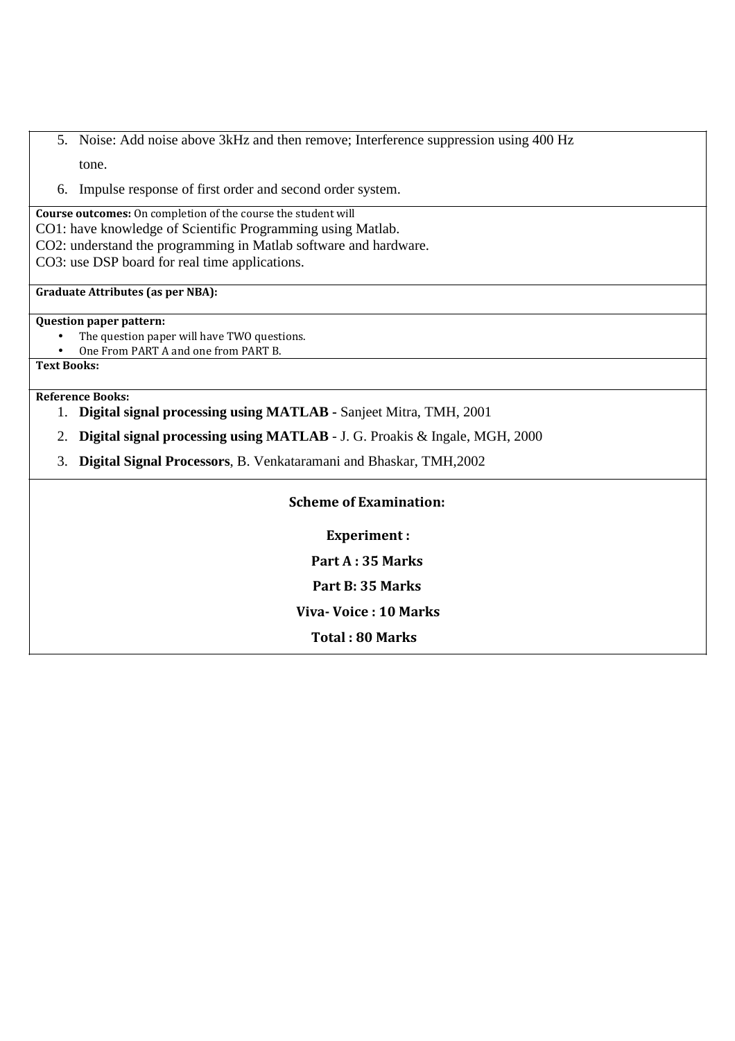5. Noise: Add noise above 3kHz and then remove; Interference suppression using 400 Hz tone.
6. Impulse response of first order and second order system.

**Course outcomes:** On completion of the course the student will

CO1: have knowledge of Scientific Programming using Matlab.

CO2: understand the programming in Matlab software and hardware.

CO3: use DSP board for real time applications.

**Graduate Attributes (as per NBA):**

**Question paper pattern:**

- The question paper will have TWO questions.
- One From PART A and one from PART B.

**Text Books:**

**Reference Books:**

1. **Digital signal processing using MATLAB -** Sanjeet Mitra, TMH, 2001
2. **Digital signal processing using MATLAB** - J. G. Proakis & Ingale, MGH, 2000
3. **Digital Signal Processors**, B. Venkataramani and Bhaskar, TMH,2002

**Scheme of Examination:**

**Experiment :**

**Part A : 35 Marks**

**Part B: 35 Marks**

**Viva- Voice : 10 Marks**

**Total : 80 Marks**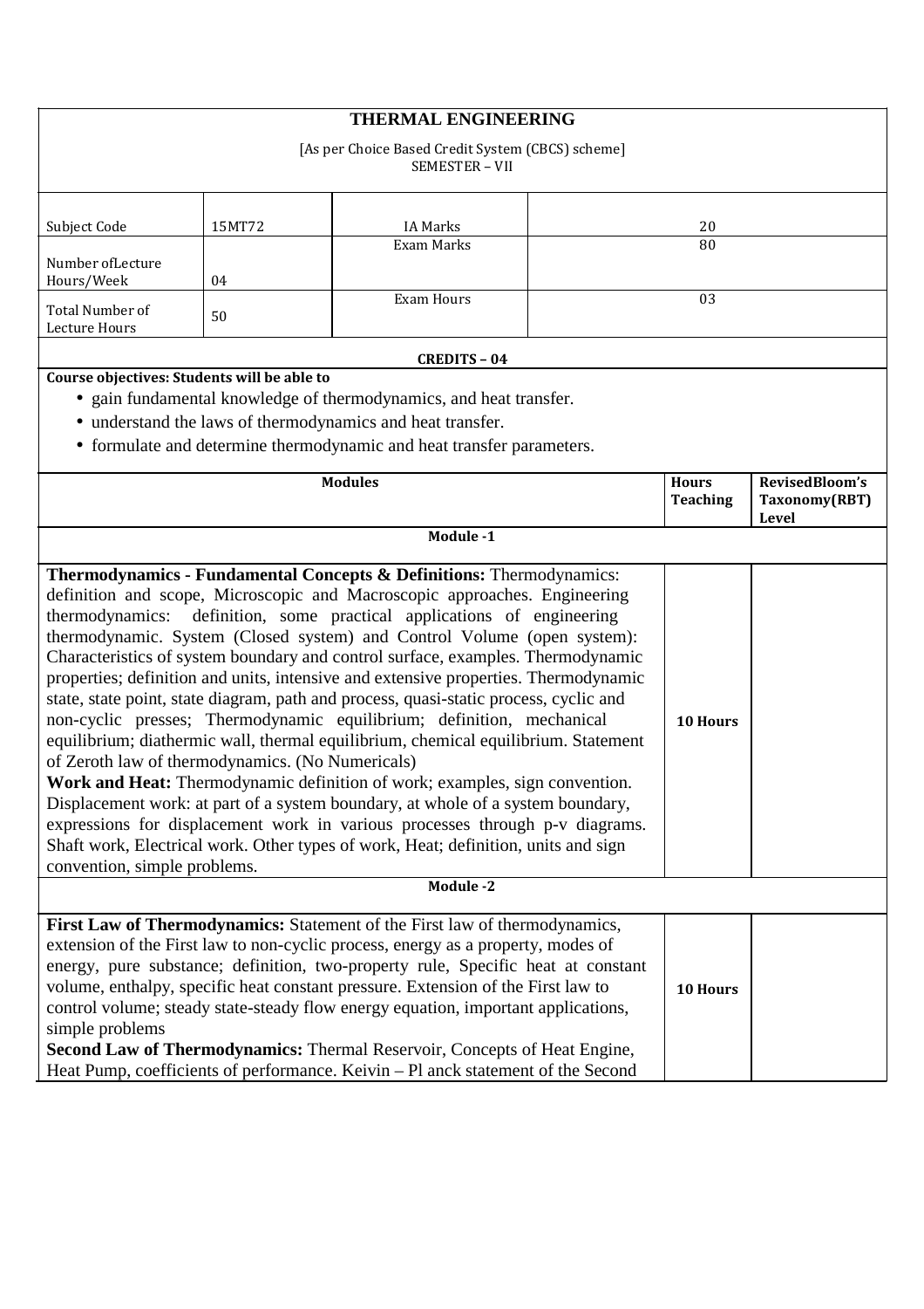# THERMAL ENGINEERING

[As per Choice Based Credit System (CBCS) scheme]
SEMESTER – VII

| Subject Code | 15MT72 | IA Marks | 20 |
|---|---|---|---|
| Number ofLecture Hours/Week | 04 | Exam Marks | 80 |
| Total Number of Lecture Hours | 50 | Exam Hours | 03 |

**CREDITS – 04**

**Course objectives: Students will be able to**

- gain fundamental knowledge of thermodynamics, and heat transfer.
- understand the laws of thermodynamics and heat transfer.
- formulate and determine thermodynamic and heat transfer parameters.

| Modules | Hours Teaching | RevisedBloom's Taxonomy(RBT) Level |
|---|---|---|
| **Module -1** | | |
| **Thermodynamics - Fundamental Concepts & Definitions:** Thermodynamics: definition and scope, Microscopic and Macroscopic approaches. Engineering thermodynamics: definition, some practical applications of engineering thermodynamic. System (Closed system) and Control Volume (open system): Characteristics of system boundary and control surface, examples. Thermodynamic properties; definition and units, intensive and extensive properties. Thermodynamic state, state point, state diagram, path and process, quasi-static process, cyclic and non-cyclic presses; Thermodynamic equilibrium; definition, mechanical equilibrium; diathermic wall, thermal equilibrium, chemical equilibrium. Statement of Zeroth law of thermodynamics. (No Numericals)<br>**Work and Heat:** Thermodynamic definition of work; examples, sign convention. Displacement work: at part of a system boundary, at whole of a system boundary, expressions for displacement work in various processes through p-v diagrams. Shaft work, Electrical work. Other types of work, Heat; definition, units and sign convention, simple problems. | **10 Hours** | |
| **Module -2** | | |
| **First Law of Thermodynamics:** Statement of the First law of thermodynamics, extension of the First law to non-cyclic process, energy as a property, modes of energy, pure substance; definition, two-property rule, Specific heat at constant volume, enthalpy, specific heat constant pressure. Extension of the First law to control volume; steady state-steady flow energy equation, important applications, simple problems<br>**Second Law of Thermodynamics:** Thermal Reservoir, Concepts of Heat Engine, Heat Pump, coefficients of performance. Keivin – Pl anck statement of the Second | **10 Hours** | |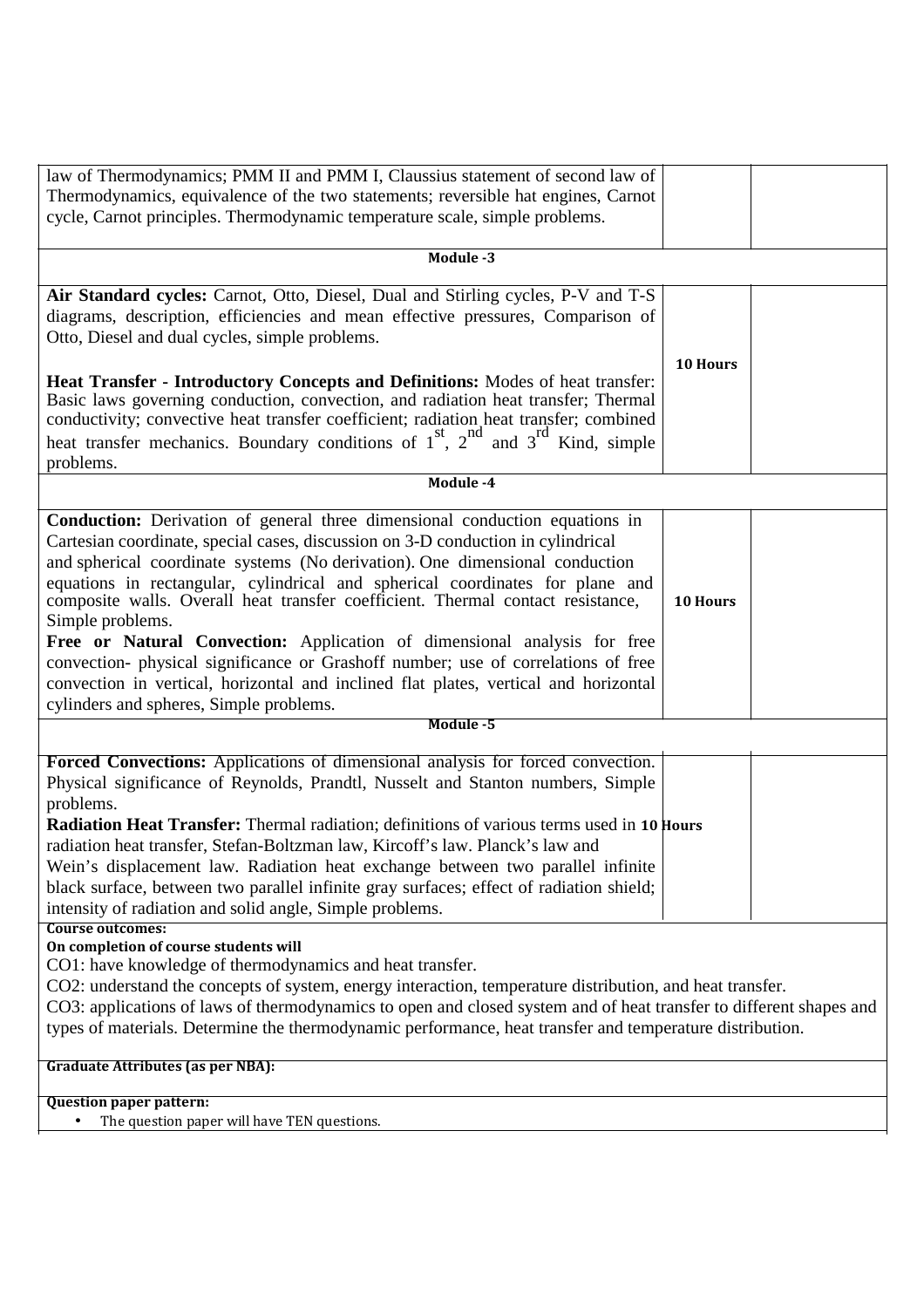| | | |
|---|---|---|
| law of Thermodynamics; PMM II and PMM I, Claussius statement of second law of Thermodynamics, equivalence of the two statements; reversible hat engines, Carnot cycle, Carnot principles. Thermodynamic temperature scale, simple problems. | | |
| **Module -3** | | |
| **Air Standard cycles:** Carnot, Otto, Diesel, Dual and Stirling cycles, P-V and T-S diagrams, description, efficiencies and mean effective pressures, Comparison of Otto, Diesel and dual cycles, simple problems.<br><br>**Heat Transfer - Introductory Concepts and Definitions:** Modes of heat transfer: Basic laws governing conduction, convection, and radiation heat transfer; Thermal conductivity; convective heat transfer coefficient; radiation heat transfer; combined heat transfer mechanics. Boundary conditions of 1st, 2nd and 3rd Kind, simple problems. | **10 Hours** | |
| **Module -4** | | |
| **Conduction:** Derivation of general three dimensional conduction equations in Cartesian coordinate, special cases, discussion on 3-D conduction in cylindrical and spherical coordinate systems (No derivation). One dimensional conduction equations in rectangular, cylindrical and spherical coordinates for plane and composite walls. Overall heat transfer coefficient. Thermal contact resistance, Simple problems.<br>**Free or Natural Convection:** Application of dimensional analysis for free convection- physical significance or Grashoff number; use of correlations of free convection in vertical, horizontal and inclined flat plates, vertical and horizontal cylinders and spheres, Simple problems. | **10 Hours** | |
| **Module -5** | | |
| **Forced Convections:** Applications of dimensional analysis for forced convection. Physical significance of Reynolds, Prandtl, Nusselt and Stanton numbers, Simple problems.<br>**Radiation Heat Transfer:** Thermal radiation; definitions of various terms used in radiation heat transfer, Stefan-Boltzman law, Kircoff's law. Planck's law and Wein's displacement law. Radiation heat exchange between two parallel infinite black surface, between two parallel infinite gray surfaces; effect of radiation shield; intensity of radiation and solid angle, Simple problems. | **10 Hours** | |

**Course outcomes:**

**On completion of course students will**

CO1: have knowledge of thermodynamics and heat transfer.

CO2: understand the concepts of system, energy interaction, temperature distribution, and heat transfer.

CO3: applications of laws of thermodynamics to open and closed system and of heat transfer to different shapes and types of materials. Determine the thermodynamic performance, heat transfer and temperature distribution.

**Graduate Attributes (as per NBA):**

**Question paper pattern:**

- The question paper will have TEN questions.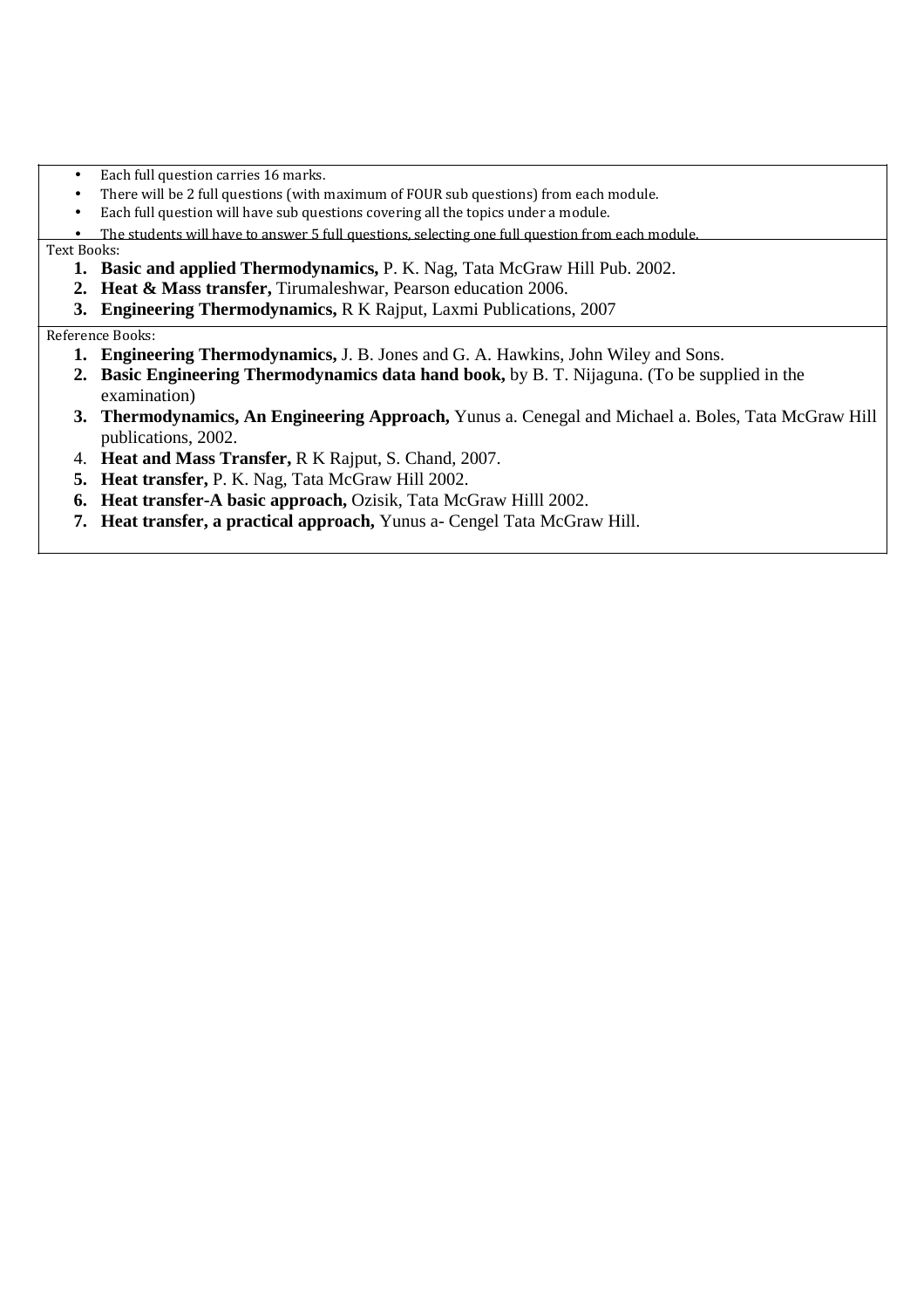- Each full question carries 16 marks.
- There will be 2 full questions (with maximum of FOUR sub questions) from each module.
- Each full question will have sub questions covering all the topics under a module.
- The students will have to answer 5 full questions, selecting one full question from each module.

Text Books:

1. **Basic and applied Thermodynamics,** P. K. Nag, Tata McGraw Hill Pub. 2002.
2. **Heat & Mass transfer,** Tirumaleshwar, Pearson education 2006.
3. **Engineering Thermodynamics,** R K Rajput, Laxmi Publications, 2007

Reference Books:

1. **Engineering Thermodynamics,** J. B. Jones and G. A. Hawkins, John Wiley and Sons.
2. **Basic Engineering Thermodynamics data hand book,** by B. T. Nijaguna. (To be supplied in the examination)
3. **Thermodynamics, An Engineering Approach,** Yunus a. Cenegal and Michael a. Boles, Tata McGraw Hill publications, 2002.
4. **Heat and Mass Transfer,** R K Rajput, S. Chand, 2007.
5. **Heat transfer,** P. K. Nag, Tata McGraw Hill 2002.
6. **Heat transfer-A basic approach,** Ozisik, Tata McGraw Hilll 2002.
7. **Heat transfer, a practical approach,** Yunus a- Cengel Tata McGraw Hill.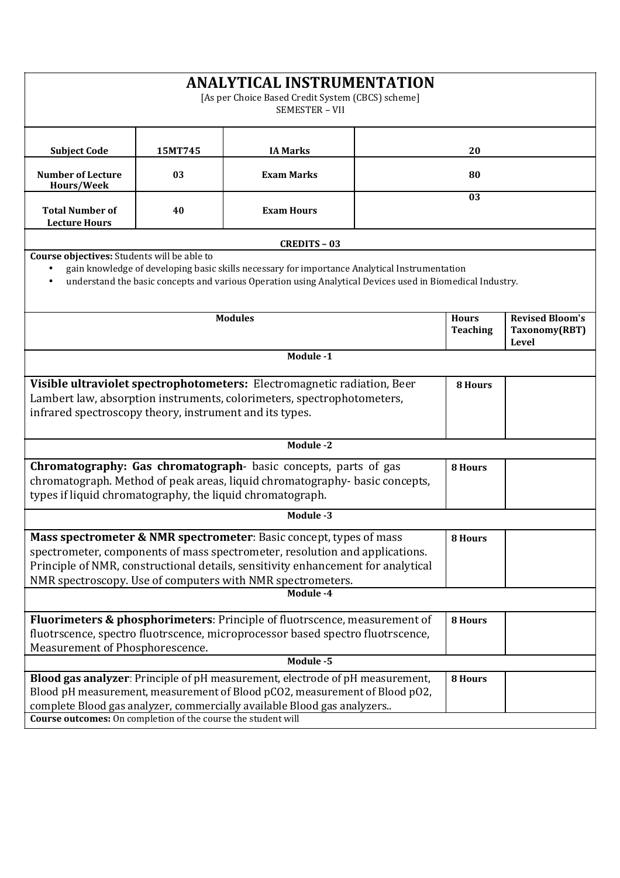# ANALYTICAL INSTRUMENTATION

[As per Choice Based Credit System (CBCS) scheme]

SEMESTER – VII

| Subject Code | 15MT745 | IA Marks | 20 |
|---|---|---|---|
| Number of Lecture Hours/Week | 03 | Exam Marks | 80 |
| Total Number of Lecture Hours | 40 | Exam Hours | 03 |

**CREDITS – 03**

**Course objectives:** Students will be able to

- gain knowledge of developing basic skills necessary for importance Analytical Instrumentation
- understand the basic concepts and various Operation using Analytical Devices used in Biomedical Industry.

| Modules | Hours Teaching | Revised Bloom's Taxonomy(RBT) Level |
|---|---|---|
| **Module -1** | | |
| **Visible ultraviolet spectrophotometers:** Electromagnetic radiation, Beer Lambert law, absorption instruments, colorimeters, spectrophotometers, infrared spectroscopy theory, instrument and its types. | 8 Hours | |
| **Module -2** | | |
| **Chromatography: Gas chromatograph**- basic concepts, parts of gas chromatograph. Method of peak areas, liquid chromatography- basic concepts, types if liquid chromatography, the liquid chromatograph. | 8 Hours | |
| **Module -3** | | |
| **Mass spectrometer & NMR spectrometer**: Basic concept, types of mass spectrometer, components of mass spectrometer, resolution and applications. Principle of NMR, constructional details, sensitivity enhancement for analytical NMR spectroscopy. Use of computers with NMR spectrometers. | 8 Hours | |
| **Module -4** | | |
| **Fluorimeters & phosphorimeters**: Principle of fluotrscence, measurement of fluotrscence, spectro fluotrscence, microprocessor based spectro fluotrscence, Measurement of Phosphorescence. | 8 Hours | |
| **Module -5** | | |
| **Blood gas analyzer**: Principle of pH measurement, electrode of pH measurement, Blood pH measurement, measurement of Blood pCO2, measurement of Blood pO2, complete Blood gas analyzer, commercially available Blood gas analyzers.. | 8 Hours | |

**Course outcomes:** On completion of the course the student will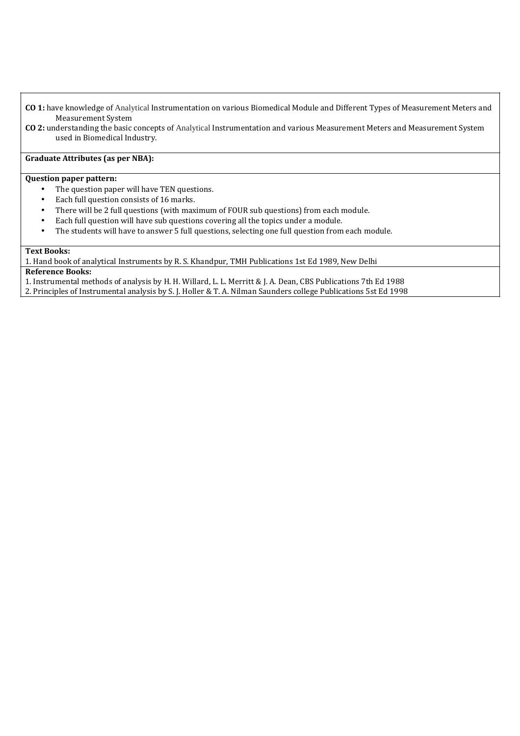**CO 1:** have knowledge of Analytical Instrumentation on various Biomedical Module and Different Types of Measurement Meters and Measurement System

**CO 2:** understanding the basic concepts of Analytical Instrumentation and various Measurement Meters and Measurement System used in Biomedical Industry.

**Graduate Attributes (as per NBA):**

**Question paper pattern:**

- The question paper will have TEN questions.
- Each full question consists of 16 marks.
- There will be 2 full questions (with maximum of FOUR sub questions) from each module.
- Each full question will have sub questions covering all the topics under a module.
- The students will have to answer 5 full questions, selecting one full question from each module.

**Text Books:**

1. Hand book of analytical Instruments by R. S. Khandpur, TMH Publications 1st Ed 1989, New Delhi

**Reference Books:**

1. Instrumental methods of analysis by H. H. Willard, L. L. Merritt & J. A. Dean, CBS Publications 7th Ed 1988
2. Principles of Instrumental analysis by S. J. Holler & T. A. Nilman Saunders college Publications 5st Ed 1998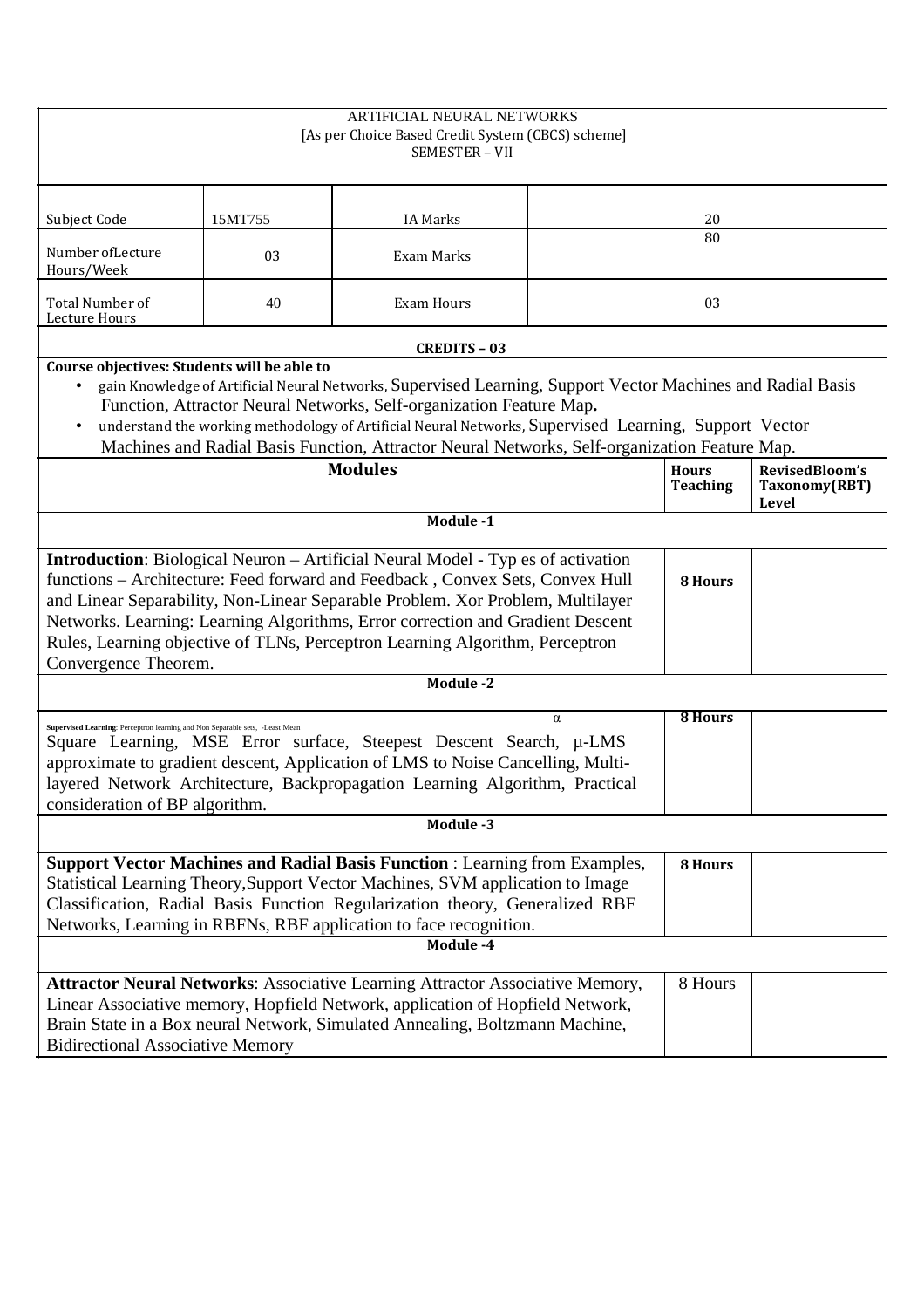ARTIFICIAL NEURAL NETWORKS
[As per Choice Based Credit System (CBCS) scheme]
SEMESTER – VII

| Subject Code | 15MT755 | IA Marks | 20 |
|---|---|---|---|
| Number ofLecture Hours/Week | 03 | Exam Marks | 80 |
| Total Number of Lecture Hours | 40 | Exam Hours | 03 |

**CREDITS – 03**

**Course objectives: Students will be able to**

- gain Knowledge of Artificial Neural Networks, Supervised Learning, Support Vector Machines and Radial Basis Function, Attractor Neural Networks, Self-organization Feature Map**.**
- understand the working methodology of Artificial Neural Networks, Supervised Learning, Support Vector Machines and Radial Basis Function, Attractor Neural Networks, Self-organization Feature Map.

| Modules | Hours Teaching | RevisedBloom's Taxonomy(RBT) Level |
|---|---|---|
| **Module -1** | | |
| **Introduction**: Biological Neuron – Artificial Neural Model - Typ es of activation functions – Architecture: Feed forward and Feedback , Convex Sets, Convex Hull and Linear Separability, Non-Linear Separable Problem. Xor Problem, Multilayer Networks. Learning: Learning Algorithms, Error correction and Gradient Descent Rules, Learning objective of TLNs, Perceptron Learning Algorithm, Perceptron Convergence Theorem. | **8 Hours** | |
| **Module -2** | | |
| **Supervised Learning**: Perceptron learning and Non Separable sets, $\alpha$-Least Mean Square Learning, MSE Error surface, Steepest Descent Search, µ-LMS approximate to gradient descent, Application of LMS to Noise Cancelling, Multi-layered Network Architecture, Backpropagation Learning Algorithm, Practical consideration of BP algorithm. | **8 Hours** | |
| **Module -3** | | |
| **Support Vector Machines and Radial Basis Function** : Learning from Examples, Statistical Learning Theory,Support Vector Machines, SVM application to Image Classification, Radial Basis Function Regularization theory, Generalized RBF Networks, Learning in RBFNs, RBF application to face recognition. | **8 Hours** | |
| **Module -4** | | |
| **Attractor Neural Networks**: Associative Learning Attractor Associative Memory, Linear Associative memory, Hopfield Network, application of Hopfield Network, Brain State in a Box neural Network, Simulated Annealing, Boltzmann Machine, Bidirectional Associative Memory | 8 Hours | |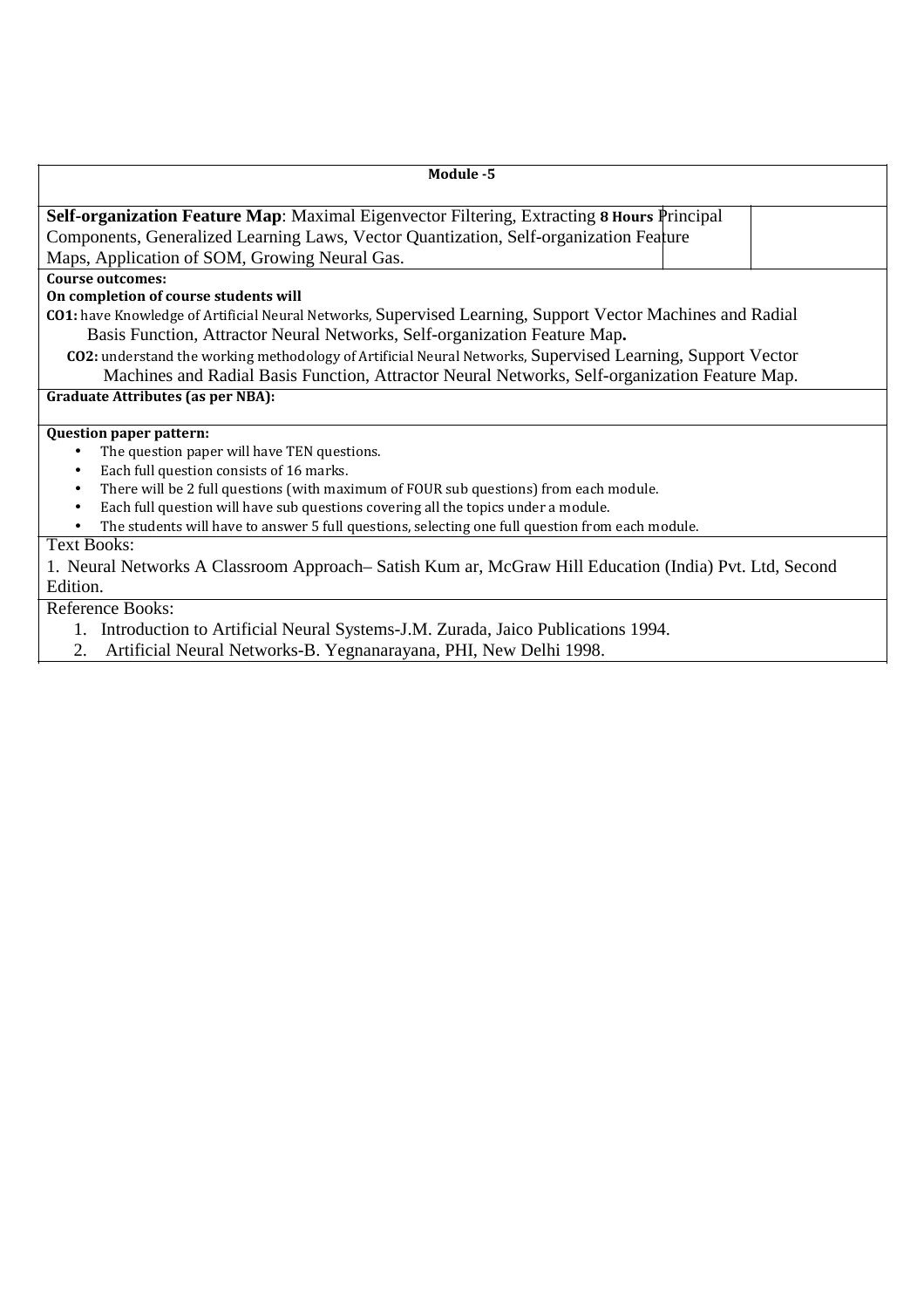| Module -5 | | |
|---|---|---|
| **Self-organization Feature Map**: Maximal Eigenvector Filtering, Extracting Principal Components, Generalized Learning Laws, Vector Quantization, Self-organization Feature Maps, Application of SOM, Growing Neural Gas. | **8 Hours** | |

**Course outcomes:**

**On completion of course students will**

**CO1:** have Knowledge of Artificial Neural Networks, Supervised Learning, Support Vector Machines and Radial Basis Function, Attractor Neural Networks, Self-organization Feature Map.

**CO2:** understand the working methodology of Artificial Neural Networks, Supervised Learning, Support Vector Machines and Radial Basis Function, Attractor Neural Networks, Self-organization Feature Map.

**Graduate Attributes (as per NBA):**

**Question paper pattern:**

- The question paper will have TEN questions.
- Each full question consists of 16 marks.
- There will be 2 full questions (with maximum of FOUR sub questions) from each module.
- Each full question will have sub questions covering all the topics under a module.
- The students will have to answer 5 full questions, selecting one full question from each module.

Text Books:

1. Neural Networks A Classroom Approach– Satish Kum ar, McGraw Hill Education (India) Pvt. Ltd, Second Edition.

Reference Books:

1. Introduction to Artificial Neural Systems-J.M. Zurada, Jaico Publications 1994.
2. Artificial Neural Networks-B. Yegnanarayana, PHI, New Delhi 1998.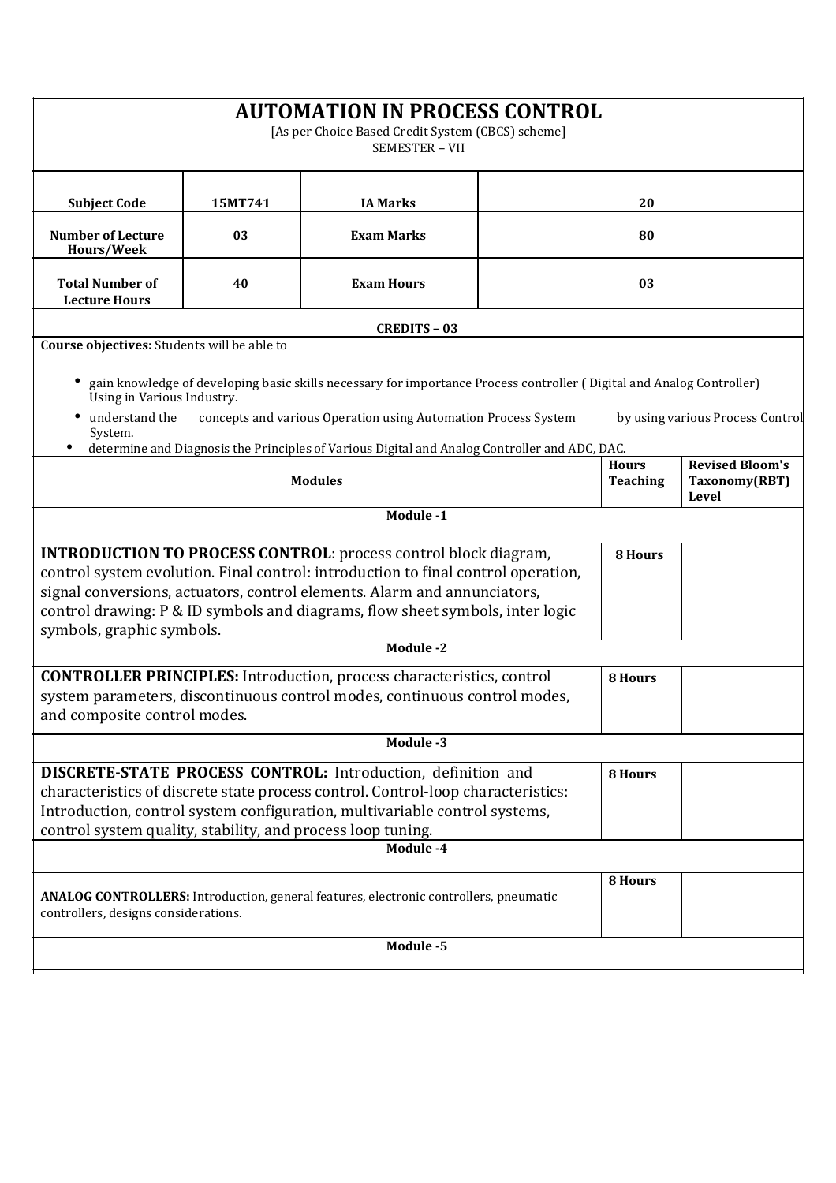# AUTOMATION IN PROCESS CONTROL

[As per Choice Based Credit System (CBCS) scheme]
SEMESTER – VII

| Subject Code | 15MT741 | IA Marks | 20 |
|---|---|---|---|
| Number of Lecture Hours/Week | 03 | Exam Marks | 80 |
| Total Number of Lecture Hours | 40 | Exam Hours | 03 |

**CREDITS – 03**

**Course objectives:** Students will be able to

- gain knowledge of developing basic skills necessary for importance Process controller ( Digital and Analog Controller) Using in Various Industry.
- understand the concepts and various Operation using Automation Process System by using various Process Control System.
- determine and Diagnosis the Principles of Various Digital and Analog Controller and ADC, DAC.

| Modules | Hours Teaching | Revised Bloom's Taxonomy(RBT) Level |
|---|---|---|
| **Module -1** | | |
| **INTRODUCTION TO PROCESS CONTROL**: process control block diagram, control system evolution. Final control: introduction to final control operation, signal conversions, actuators, control elements. Alarm and annunciators, control drawing: P & ID symbols and diagrams, flow sheet symbols, inter logic symbols, graphic symbols. | 8 Hours | |
| **Module -2** | | |
| **CONTROLLER PRINCIPLES:** Introduction, process characteristics, control system parameters, discontinuous control modes, continuous control modes, and composite control modes. | 8 Hours | |
| **Module -3** | | |
| **DISCRETE-STATE PROCESS CONTROL:** Introduction, definition and characteristics of discrete state process control. Control-loop characteristics: Introduction, control system configuration, multivariable control systems, control system quality, stability, and process loop tuning. | 8 Hours | |
| **Module -4** | | |
| **ANALOG CONTROLLERS:** Introduction, general features, electronic controllers, pneumatic controllers, designs considerations. | 8 Hours | |
| **Module -5** | | |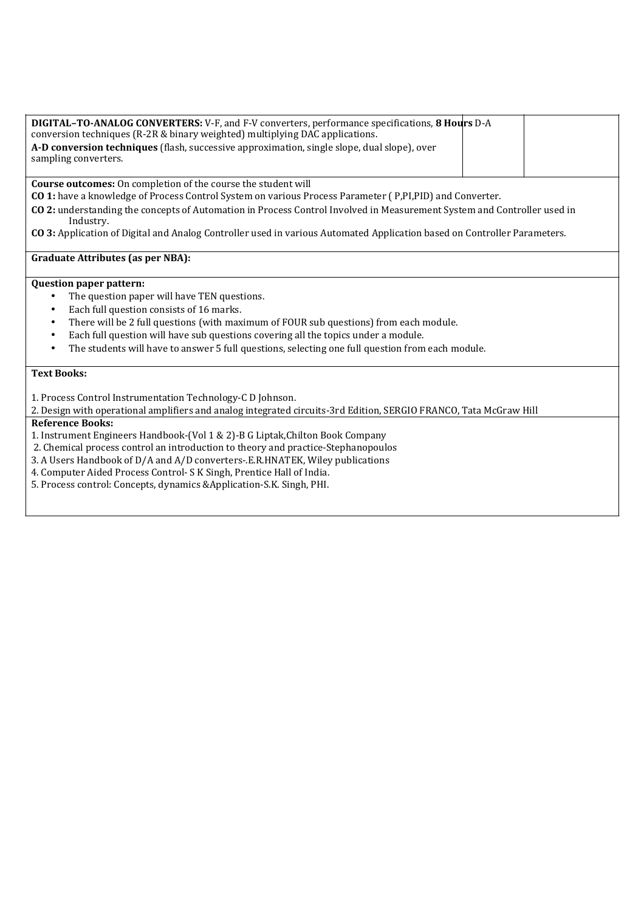| **DIGITAL–TO-ANALOG CONVERTERS:** V-F, and F-V converters, performance specifications, D-A conversion techniques (R-2R & binary weighted) multiplying DAC applications. **A-D conversion techniques** (flash, successive approximation, single slope, dual slope), over sampling converters. | **8 Hours** | |
|---|---|---|

**Course outcomes:** On completion of the course the student will

**CO 1:** have a knowledge of Process Control System on various Process Parameter ( P,PI,PID) and Converter.

**CO 2:** understanding the concepts of Automation in Process Control Involved in Measurement System and Controller used in Industry.

**CO 3:** Application of Digital and Analog Controller used in various Automated Application based on Controller Parameters.

**Graduate Attributes (as per NBA):**

**Question paper pattern:**

- The question paper will have TEN questions.
- Each full question consists of 16 marks.
- There will be 2 full questions (with maximum of FOUR sub questions) from each module.
- Each full question will have sub questions covering all the topics under a module.
- The students will have to answer 5 full questions, selecting one full question from each module.

**Text Books:**

1. Process Control Instrumentation Technology-C D Johnson.
2. Design with operational amplifiers and analog integrated circuits-3rd Edition, SERGIO FRANCO, Tata McGraw Hill

**Reference Books:**

1. Instrument Engineers Handbook-(Vol 1 & 2)-B G Liptak,Chilton Book Company
2. Chemical process control an introduction to theory and practice-Stephanopoulos
3. A Users Handbook of D/A and A/D converters-.E.R.HNATEK, Wiley publications
4. Computer Aided Process Control- S K Singh, Prentice Hall of India.
5. Process control: Concepts, dynamics &Application-S.K. Singh, PHI.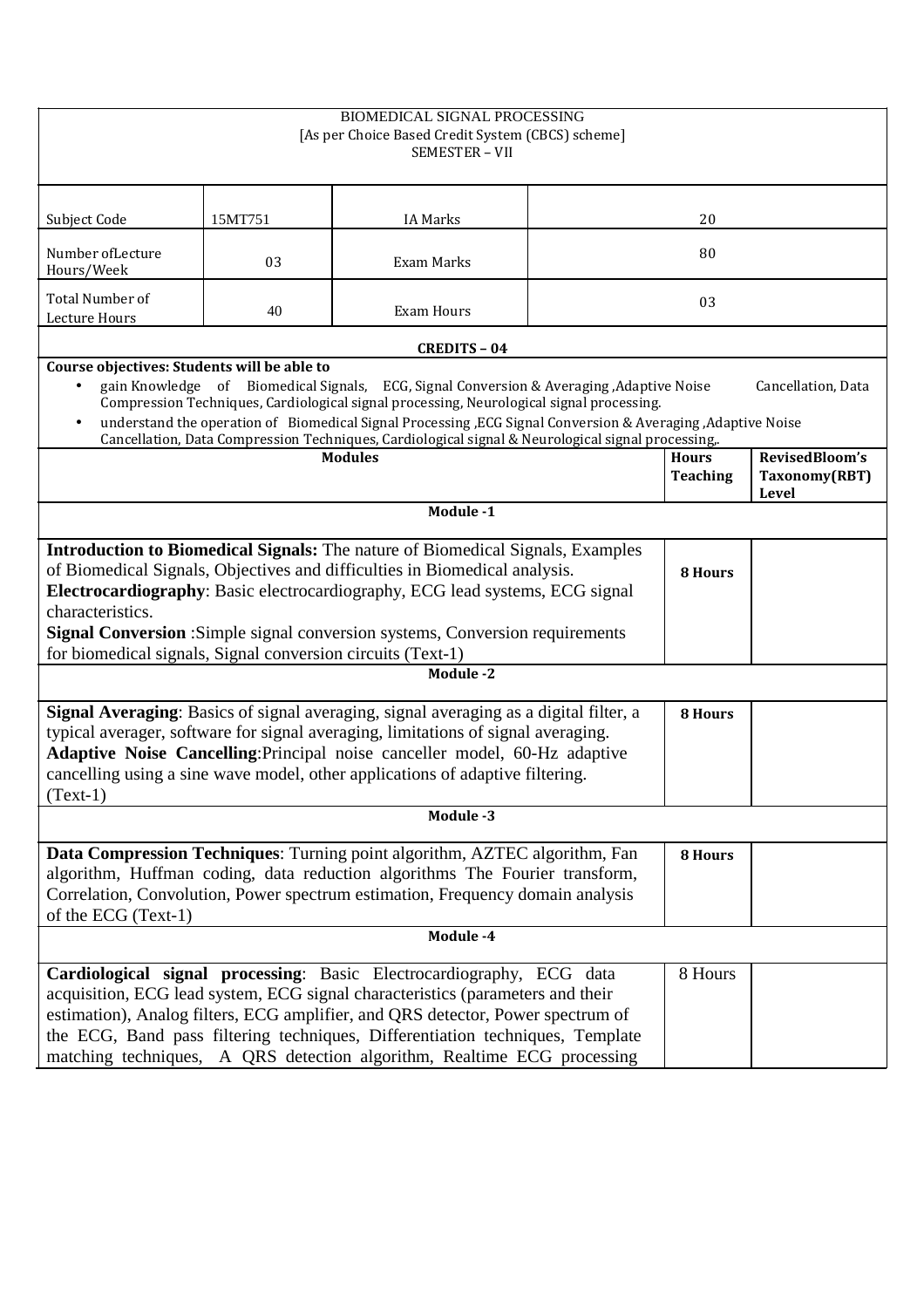# BIOMEDICAL SIGNAL PROCESSING

[As per Choice Based Credit System (CBCS) scheme]

SEMESTER – VII

| Subject Code | 15MT751 | IA Marks | 20 |
|---|---|---|---|
| Number ofLecture Hours/Week | 03 | Exam Marks | 80 |
| Total Number of Lecture Hours | 40 | Exam Hours | 03 |

**CREDITS – 04**

**Course objectives: Students will be able to**

- gain Knowledge of Biomedical Signals, ECG, Signal Conversion & Averaging ,Adaptive Noise Cancellation, Data Compression Techniques, Cardiological signal processing, Neurological signal processing.
- understand the operation of Biomedical Signal Processing ,ECG Signal Conversion & Averaging ,Adaptive Noise Cancellation, Data Compression Techniques, Cardiological signal & Neurological signal processing,.

| Modules | Hours Teaching | RevisedBloom's Taxonomy(RBT) Level |
|---|---|---|
| **Module -1** | | |
| **Introduction to Biomedical Signals:** The nature of Biomedical Signals, Examples of Biomedical Signals, Objectives and difficulties in Biomedical analysis. **Electrocardiography**: Basic electrocardiography, ECG lead systems, ECG signal characteristics. **Signal Conversion** :Simple signal conversion systems, Conversion requirements for biomedical signals, Signal conversion circuits (Text-1) | **8 Hours** | |
| **Module -2** | | |
| **Signal Averaging**: Basics of signal averaging, signal averaging as a digital filter, a typical averager, software for signal averaging, limitations of signal averaging. **Adaptive Noise Cancelling**:Principal noise canceller model, 60-Hz adaptive cancelling using a sine wave model, other applications of adaptive filtering. (Text-1) | **8 Hours** | |
| **Module -3** | | |
| **Data Compression Techniques**: Turning point algorithm, AZTEC algorithm, Fan algorithm, Huffman coding, data reduction algorithms The Fourier transform, Correlation, Convolution, Power spectrum estimation, Frequency domain analysis of the ECG (Text-1) | **8 Hours** | |
| **Module -4** | | |
| **Cardiological signal processing**: Basic Electrocardiography, ECG data acquisition, ECG lead system, ECG signal characteristics (parameters and their estimation), Analog filters, ECG amplifier, and QRS detector, Power spectrum of the ECG, Band pass filtering techniques, Differentiation techniques, Template matching techniques, A QRS detection algorithm, Realtime ECG processing | 8 Hours | |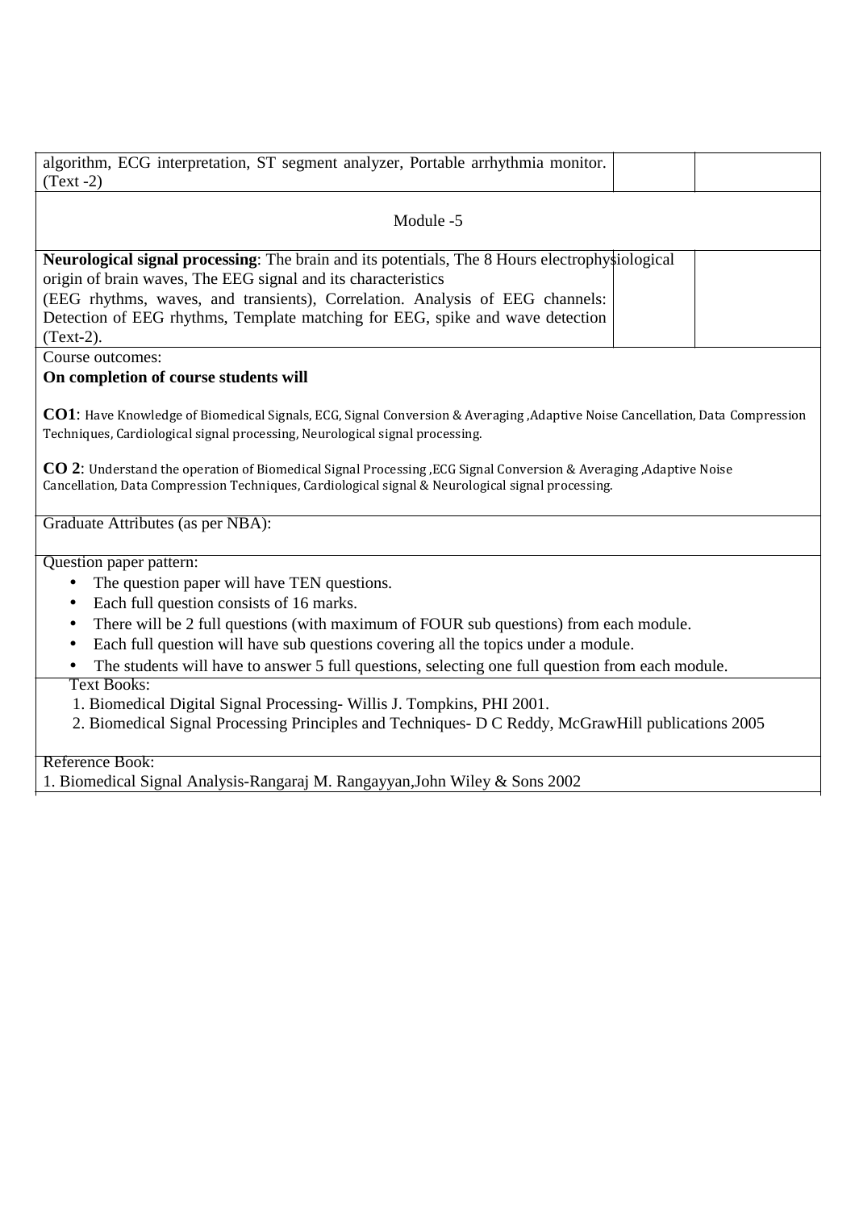| | | |
|---|---|---|
| algorithm, ECG interpretation, ST segment analyzer, Portable arrhythmia monitor. (Text -2) | | |
| Module -5 | | |
| **Neurological signal processing**: The brain and its potentials, The electrophysiological origin of brain waves, The EEG signal and its characteristics (EEG rhythms, waves, and transients), Correlation. Analysis of EEG channels: Detection of EEG rhythms, Template matching for EEG, spike and wave detection (Text-2). | 8 Hours | |

Course outcomes:

**On completion of course students will**

**CO1**: Have Knowledge of Biomedical Signals, ECG, Signal Conversion & Averaging ,Adaptive Noise Cancellation, Data Compression Techniques, Cardiological signal processing, Neurological signal processing.

**CO 2**: Understand the operation of Biomedical Signal Processing ,ECG Signal Conversion & Averaging ,Adaptive Noise Cancellation, Data Compression Techniques, Cardiological signal & Neurological signal processing.

Graduate Attributes (as per NBA):

Question paper pattern:

- The question paper will have TEN questions.
- Each full question consists of 16 marks.
- There will be 2 full questions (with maximum of FOUR sub questions) from each module.
- Each full question will have sub questions covering all the topics under a module.
- The students will have to answer 5 full questions, selecting one full question from each module.

Text Books:

1. Biomedical Digital Signal Processing- Willis J. Tompkins, PHI 2001.
2. Biomedical Signal Processing Principles and Techniques- D C Reddy, McGrawHill publications 2005

Reference Book:

1. Biomedical Signal Analysis-Rangaraj M. Rangayyan,John Wiley & Sons 2002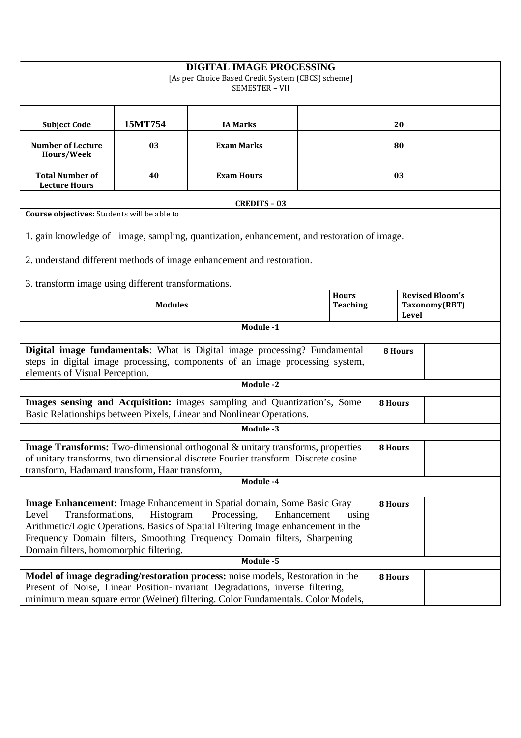# DIGITAL IMAGE PROCESSING

[As per Choice Based Credit System (CBCS) scheme]

SEMESTER – VII

| Subject Code | 15MT754 | IA Marks | 20 |
|---|---|---|---|
| Number of Lecture Hours/Week | 03 | Exam Marks | 80 |
| Total Number of Lecture Hours | 40 | Exam Hours | 03 |

**CREDITS – 03**

**Course objectives:** Students will be able to

1. gain knowledge of image, sampling, quantization, enhancement, and restoration of image.

2. understand different methods of image enhancement and restoration.

3. transform image using different transformations.

| Modules | Hours Teaching | Revised Bloom's Taxonomy(RBT) Level |
|---|---|---|
| **Module -1** | | |
| **Digital image fundamentals**: What is Digital image processing? Fundamental steps in digital image processing, components of an image processing system, elements of Visual Perception. | 8 Hours | |
| **Module -2** | | |
| **Images sensing and Acquisition:** images sampling and Quantization's, Some Basic Relationships between Pixels, Linear and Nonlinear Operations. | 8 Hours | |
| **Module -3** | | |
| **Image Transforms:** Two-dimensional orthogonal & unitary transforms, properties of unitary transforms, two dimensional discrete Fourier transform. Discrete cosine transform, Hadamard transform, Haar transform, | 8 Hours | |
| **Module -4** | | |
| **Image Enhancement:** Image Enhancement in Spatial domain, Some Basic Gray Level Transformations, Histogram Processing, Enhancement using Arithmetic/Logic Operations. Basics of Spatial Filtering Image enhancement in the Frequency Domain filters, Smoothing Frequency Domain filters, Sharpening Domain filters, homomorphic filtering. | 8 Hours | |
| **Module -5** | | |
| **Model of image degrading/restoration process:** noise models, Restoration in the Present of Noise, Linear Position-Invariant Degradations, inverse filtering, minimum mean square error (Weiner) filtering. Color Fundamentals. Color Models, | 8 Hours | |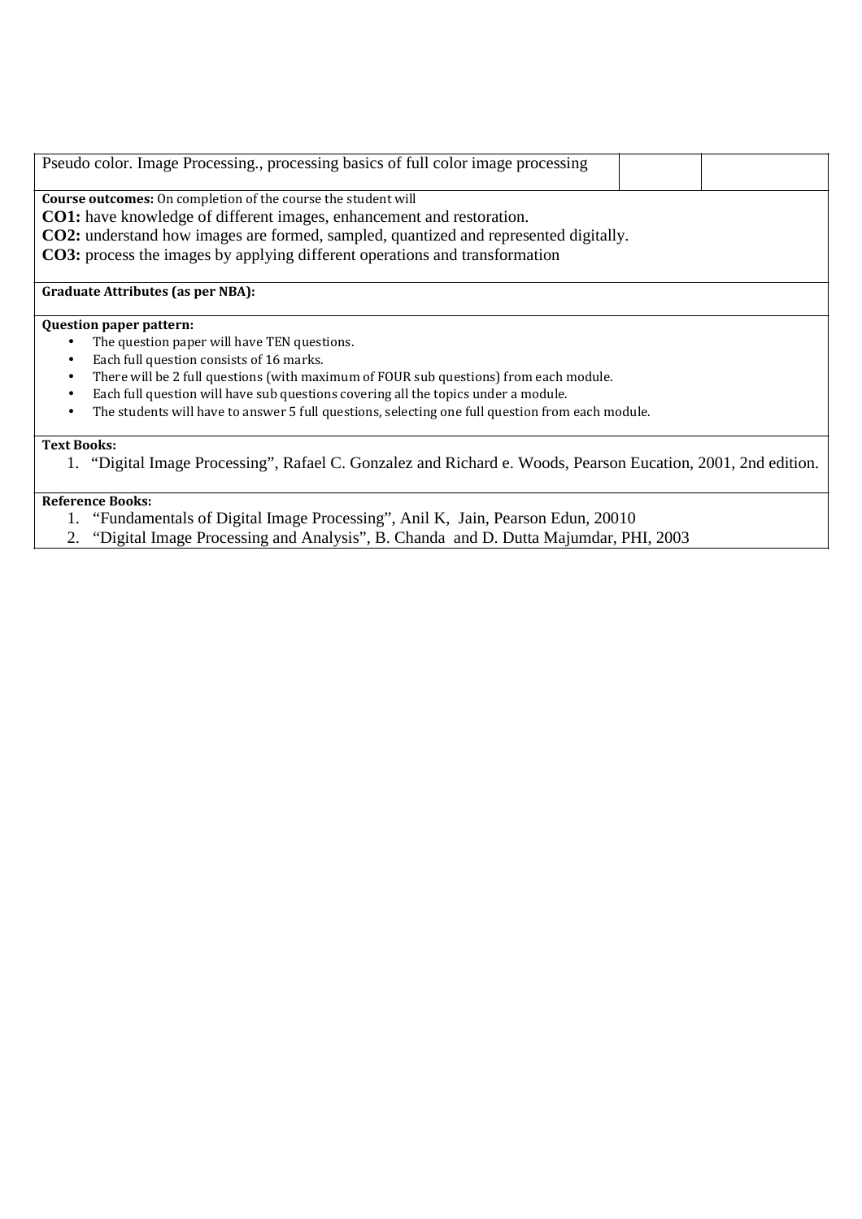| Pseudo color. Image Processing., processing basics of full color image processing | | |
|---|---|---|

**Course outcomes:** On completion of the course the student will

**CO1:** have knowledge of different images, enhancement and restoration.

**CO2:** understand how images are formed, sampled, quantized and represented digitally.

**CO3:** process the images by applying different operations and transformation

**Graduate Attributes (as per NBA):**

**Question paper pattern:**

- The question paper will have TEN questions.
- Each full question consists of 16 marks.
- There will be 2 full questions (with maximum of FOUR sub questions) from each module.
- Each full question will have sub questions covering all the topics under a module.
- The students will have to answer 5 full questions, selecting one full question from each module.

**Text Books:**

1. "Digital Image Processing", Rafael C. Gonzalez and Richard e. Woods, Pearson Eucation, 2001, 2nd edition.

**Reference Books:**

1. "Fundamentals of Digital Image Processing", Anil K, Jain, Pearson Edun, 20010
2. "Digital Image Processing and Analysis", B. Chanda and D. Dutta Majumdar, PHI, 2003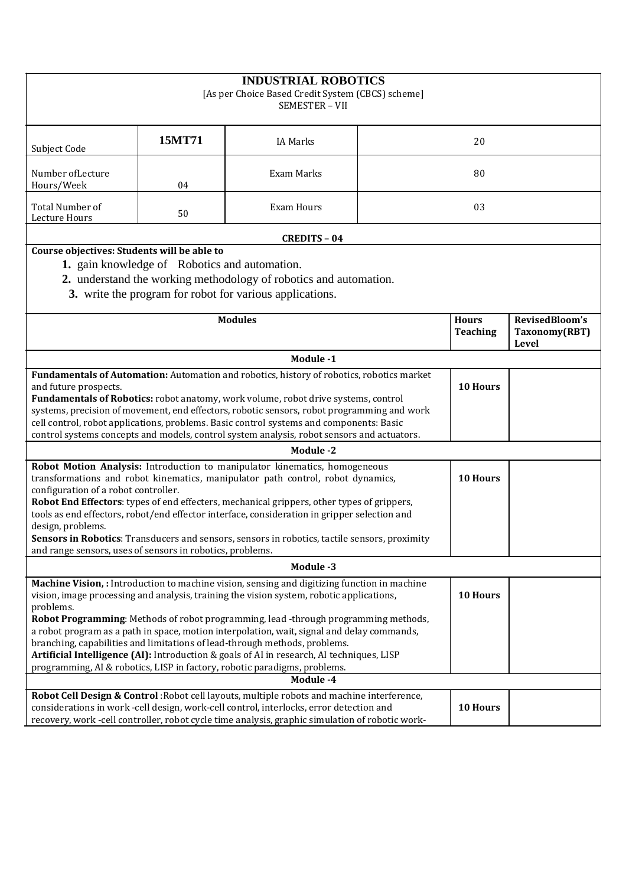# INDUSTRIAL ROBOTICS

[As per Choice Based Credit System (CBCS) scheme]

SEMESTER – VII

| Subject Code | **15MT71** | IA Marks | 20 |
|---|---|---|---|
| Number ofLecture Hours/Week | 04 | Exam Marks | 80 |
| Total Number of Lecture Hours | 50 | Exam Hours | 03 |

**CREDITS – 04**

**Course objectives: Students will be able to**

1. gain knowledge of Robotics and automation.
2. understand the working methodology of robotics and automation.
3. write the program for robot for various applications.

| **Modules** | **Hours Teaching** | **RevisedBloom's Taxonomy(RBT) Level** |
|---|---|---|
| **Module -1** | | |
| **Fundamentals of Automation:** Automation and robotics, history of robotics, robotics market and future prospects. **Fundamentals of Robotics:** robot anatomy, work volume, robot drive systems, control systems, precision of movement, end effectors, robotic sensors, robot programming and work cell control, robot applications, problems. Basic control systems and components: Basic control systems concepts and models, control system analysis, robot sensors and actuators. | **10 Hours** | |
| **Module -2** | | |
| **Robot Motion Analysis:** Introduction to manipulator kinematics, homogeneous transformations and robot kinematics, manipulator path control, robot dynamics, configuration of a robot controller. **Robot End Effectors**: types of end effecters, mechanical grippers, other types of grippers, tools as end effectors, robot/end effector interface, consideration in gripper selection and design, problems. **Sensors in Robotics**: Transducers and sensors, sensors in robotics, tactile sensors, proximity and range sensors, uses of sensors in robotics, problems. | **10 Hours** | |
| **Module -3** | | |
| **Machine Vision, :** Introduction to machine vision, sensing and digitizing function in machine vision, image processing and analysis, training the vision system, robotic applications, problems. **Robot Programming**: Methods of robot programming, lead -through programming methods, a robot program as a path in space, motion interpolation, wait, signal and delay commands, branching, capabilities and limitations of lead-through methods, problems. **Artificial Intelligence (AI):** Introduction & goals of AI in research, AI techniques, LISP programming, AI & robotics, LISP in factory, robotic paradigms, problems. | **10 Hours** | |
| **Module -4** | | |
| **Robot Cell Design & Control** :Robot cell layouts, multiple robots and machine interference, considerations in work -cell design, work-cell control, interlocks, error detection and recovery, work -cell controller, robot cycle time analysis, graphic simulation of robotic work- | **10 Hours** | |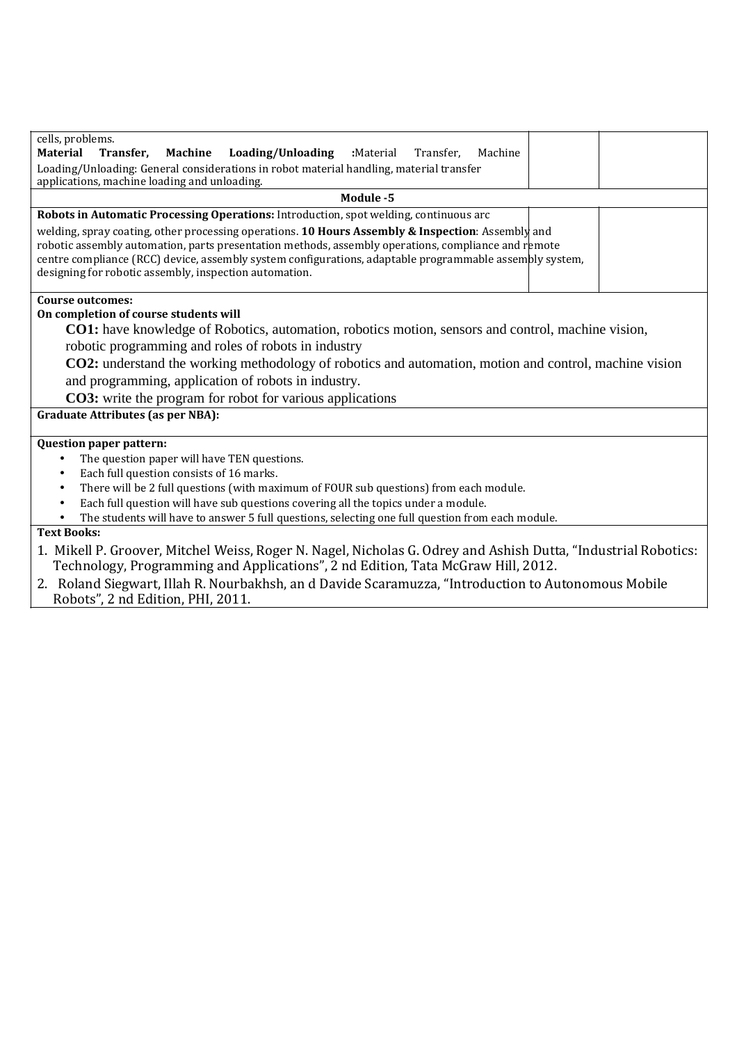| | | |
|---|---|---|
| cells, problems.<br>**Material Transfer, Machine Loading/Unloading** :Material Transfer, Machine Loading/Unloading: General considerations in robot material handling, material transfer applications, machine loading and unloading. | | |
| **Module -5** | | |
| **Robots in Automatic Processing Operations:** Introduction, spot welding, continuous arc welding, spray coating, other processing operations. **10 Hours Assembly & Inspection**: Assembly and robotic assembly automation, parts presentation methods, assembly operations, compliance and remote centre compliance (RCC) device, assembly system configurations, adaptable programmable assembly system, designing for robotic assembly, inspection automation. | | |

**Course outcomes:**

**On completion of course students will**

**CO1:** have knowledge of Robotics, automation, robotics motion, sensors and control, machine vision, robotic programming and roles of robots in industry

**CO2:** understand the working methodology of robotics and automation, motion and control, machine vision and programming, application of robots in industry.

**CO3:** write the program for robot for various applications

**Graduate Attributes (as per NBA):**

**Question paper pattern:**

- The question paper will have TEN questions.
- Each full question consists of 16 marks.
- There will be 2 full questions (with maximum of FOUR sub questions) from each module.
- Each full question will have sub questions covering all the topics under a module.
- The students will have to answer 5 full questions, selecting one full question from each module.

**Text Books:**

1. Mikell P. Groover, Mitchel Weiss, Roger N. Nagel, Nicholas G. Odrey and Ashish Dutta, "Industrial Robotics: Technology, Programming and Applications", 2 nd Edition, Tata McGraw Hill, 2012.
2. Roland Siegwart, Illah R. Nourbakhsh, an d Davide Scaramuzza, "Introduction to Autonomous Mobile Robots", 2 nd Edition, PHI, 2011.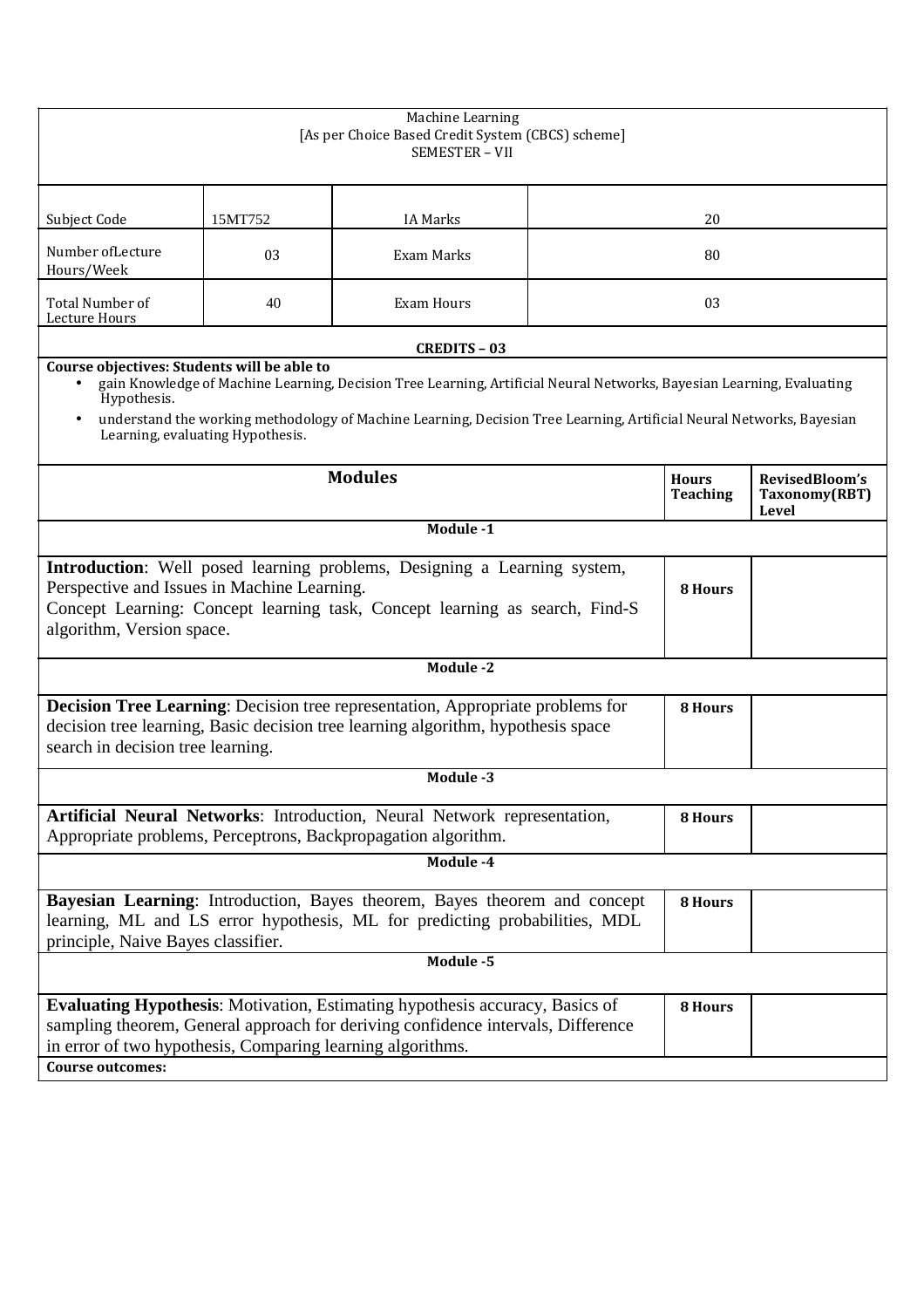Machine Learning
[As per Choice Based Credit System (CBCS) scheme]
SEMESTER – VII

| Subject Code | 15MT752 | IA Marks | 20 |
|---|---|---|---|
| Number ofLecture Hours/Week | 03 | Exam Marks | 80 |
| Total Number of Lecture Hours | 40 | Exam Hours | 03 |

**CREDITS – 03**

**Course objectives: Students will be able to**

- gain Knowledge of Machine Learning, Decision Tree Learning, Artificial Neural Networks, Bayesian Learning, Evaluating Hypothesis.
- understand the working methodology of Machine Learning, Decision Tree Learning, Artificial Neural Networks, Bayesian Learning, evaluating Hypothesis.

| Modules | Hours Teaching | RevisedBloom's Taxonomy(RBT) Level |
|---|---|---|
| **Module -1** | | |
| **Introduction**: Well posed learning problems, Designing a Learning system, Perspective and Issues in Machine Learning. Concept Learning: Concept learning task, Concept learning as search, Find-S algorithm, Version space. | **8 Hours** | |
| **Module -2** | | |
| **Decision Tree Learning**: Decision tree representation, Appropriate problems for decision tree learning, Basic decision tree learning algorithm, hypothesis space search in decision tree learning. | **8 Hours** | |
| **Module -3** | | |
| **Artificial Neural Networks**: Introduction, Neural Network representation, Appropriate problems, Perceptrons, Backpropagation algorithm. | **8 Hours** | |
| **Module -4** | | |
| **Bayesian Learning**: Introduction, Bayes theorem, Bayes theorem and concept learning, ML and LS error hypothesis, ML for predicting probabilities, MDL principle, Naive Bayes classifier. | **8 Hours** | |
| **Module -5** | | |
| **Evaluating Hypothesis**: Motivation, Estimating hypothesis accuracy, Basics of sampling theorem, General approach for deriving confidence intervals, Difference in error of two hypothesis, Comparing learning algorithms. | **8 Hours** | |

**Course outcomes:**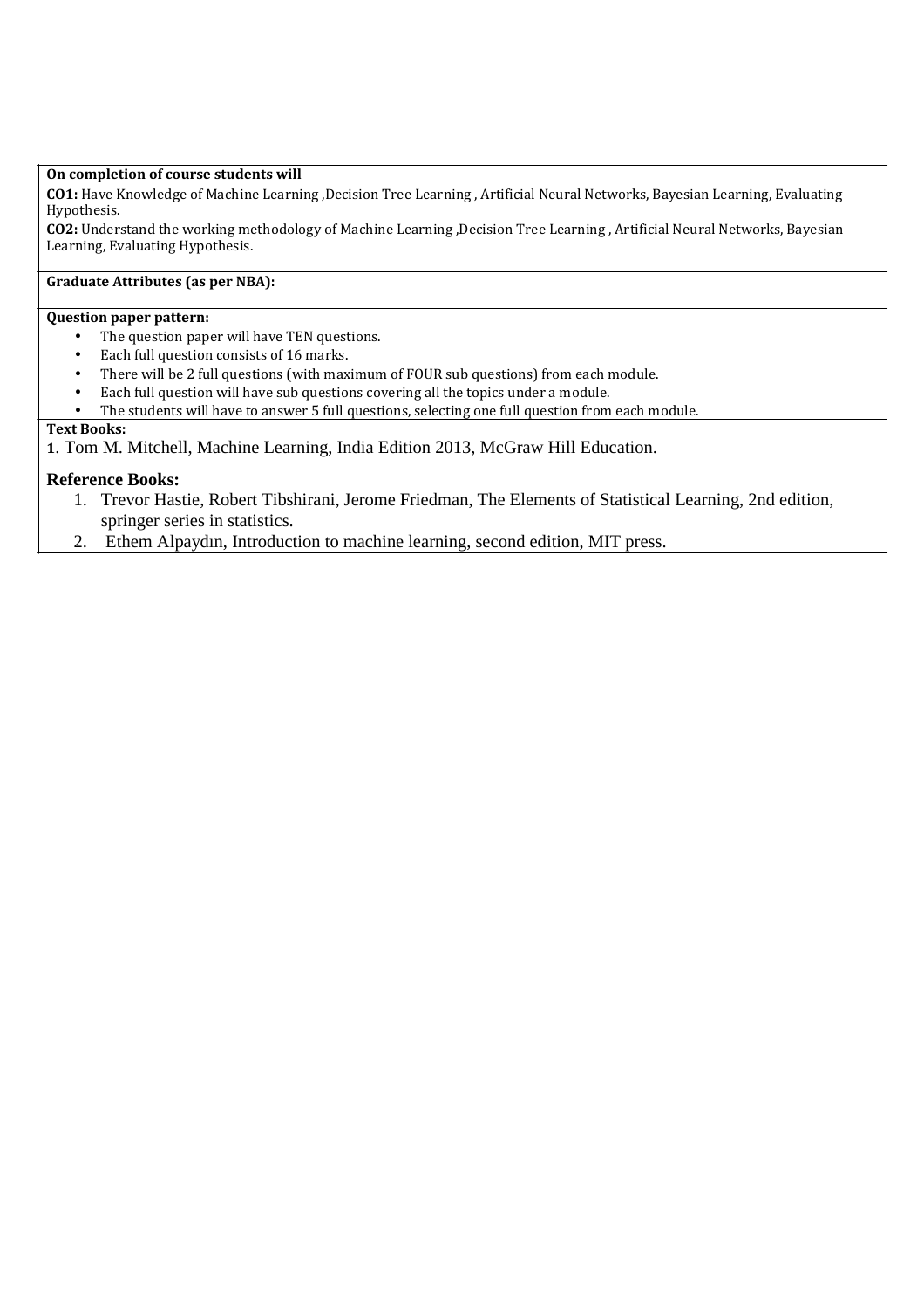**On completion of course students will**

**CO1:** Have Knowledge of Machine Learning ,Decision Tree Learning , Artificial Neural Networks, Bayesian Learning, Evaluating Hypothesis.

**CO2:** Understand the working methodology of Machine Learning ,Decision Tree Learning , Artificial Neural Networks, Bayesian Learning, Evaluating Hypothesis.

**Graduate Attributes (as per NBA):**

**Question paper pattern:**

- The question paper will have TEN questions.
- Each full question consists of 16 marks.
- There will be 2 full questions (with maximum of FOUR sub questions) from each module.
- Each full question will have sub questions covering all the topics under a module.
- The students will have to answer 5 full questions, selecting one full question from each module.

**Text Books:**

**1**. Tom M. Mitchell, Machine Learning, India Edition 2013, McGraw Hill Education.

**Reference Books:**

1. Trevor Hastie, Robert Tibshirani, Jerome Friedman, The Elements of Statistical Learning, 2nd edition, springer series in statistics.
2. Ethem Alpaydın, Introduction to machine learning, second edition, MIT press.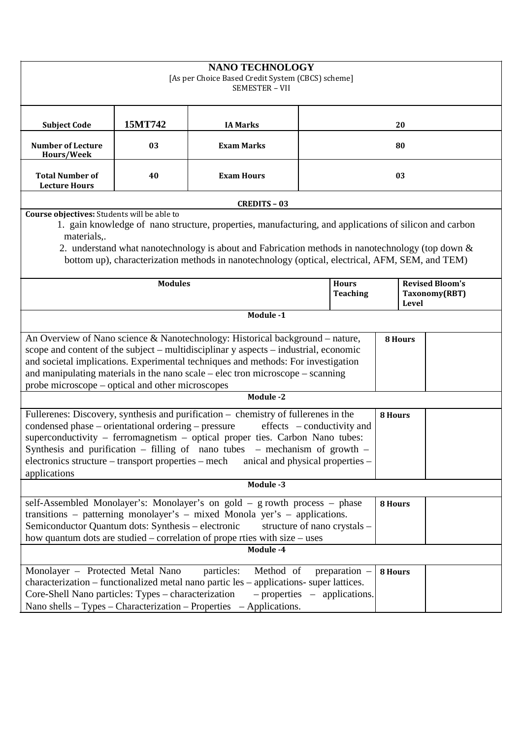# NANO TECHNOLOGY

[As per Choice Based Credit System (CBCS) scheme]

SEMESTER – VII

| Subject Code | 15MT742 | IA Marks | 20 |
|---|---|---|---|
| Number of Lecture Hours/Week | 03 | Exam Marks | 80 |
| Total Number of Lecture Hours | 40 | Exam Hours | 03 |

**CREDITS – 03**

**Course objectives:** Students will be able to

1. gain knowledge of nano structure, properties, manufacturing, and applications of silicon and carbon materials,.
2. understand what nanotechnology is about and Fabrication methods in nanotechnology (top down & bottom up), characterization methods in nanotechnology (optical, electrical, AFM, SEM, and TEM)

| Modules | Hours Teaching | Revised Bloom's Taxonomy(RBT) Level |
|---|---|---|
| **Module -1** | | |
| An Overview of Nano science & Nanotechnology: Historical background – nature, scope and content of the subject – multidisciplinar y aspects – industrial, economic and societal implications. Experimental techniques and methods: For investigation and manipulating materials in the nano scale – elec tron microscope – scanning probe microscope – optical and other microscopes | 8 Hours | |
| **Module -2** | | |
| Fullerenes: Discovery, synthesis and purification – chemistry of fullerenes in the condensed phase – orientational ordering – pressure effects – conductivity and superconductivity – ferromagnetism – optical proper ties. Carbon Nano tubes: Synthesis and purification – filling of nano tubes – mechanism of growth – electronics structure – transport properties – mech anical and physical properties – applications | 8 Hours | |
| **Module -3** | | |
| self-Assembled Monolayer's: Monolayer's on gold – g rowth process – phase transitions – patterning monolayer's – mixed Monola yer's – applications. Semiconductor Quantum dots: Synthesis – electronic structure of nano crystals – how quantum dots are studied – correlation of prope rties with size – uses | 8 Hours | |
| **Module -4** | | |
| Monolayer – Protected Metal Nano particles: Method of preparation – characterization – functionalized metal nano partic les – applications- super lattices. Core-Shell Nano particles: Types – characterization – properties – applications. Nano shells – Types – Characterization – Properties – Applications. | 8 Hours | |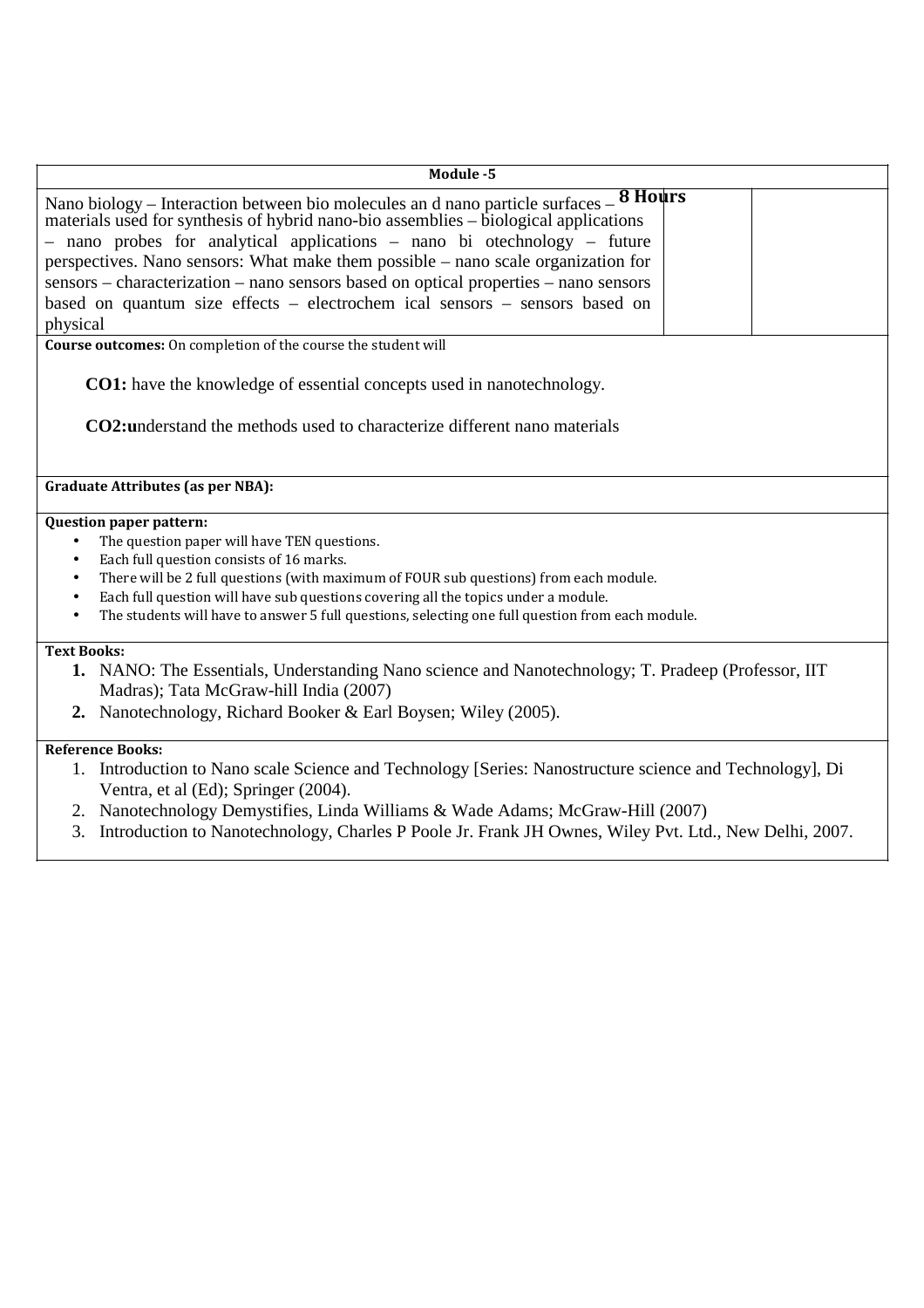| Module -5 | | |
|---|---|---|
| Nano biology – Interaction between bio molecules an d nano particle surfaces – materials used for synthesis of hybrid nano-bio assemblies – biological applications – nano probes for analytical applications – nano bi otechnology – future perspectives. Nano sensors: What make them possible – nano scale organization for sensors – characterization – nano sensors based on optical properties – nano sensors based on quantum size effects – electrochem ical sensors – sensors based on physical | 8 Hours | |

**Course outcomes:** On completion of the course the student will

**CO1:** have the knowledge of essential concepts used in nanotechnology.

**CO2:u**nderstand the methods used to characterize different nano materials

**Graduate Attributes (as per NBA):**

**Question paper pattern:**

- The question paper will have TEN questions.
- Each full question consists of 16 marks.
- There will be 2 full questions (with maximum of FOUR sub questions) from each module.
- Each full question will have sub questions covering all the topics under a module.
- The students will have to answer 5 full questions, selecting one full question from each module.

**Text Books:**

1. NANO: The Essentials, Understanding Nano science and Nanotechnology; T. Pradeep (Professor, IIT Madras); Tata McGraw-hill India (2007)
2. Nanotechnology, Richard Booker & Earl Boysen; Wiley (2005).

**Reference Books:**

1. Introduction to Nano scale Science and Technology [Series: Nanostructure science and Technology], Di Ventra, et al (Ed); Springer (2004).
2. Nanotechnology Demystifies, Linda Williams & Wade Adams; McGraw-Hill (2007)
3. Introduction to Nanotechnology, Charles P Poole Jr. Frank JH Ownes, Wiley Pvt. Ltd., New Delhi, 2007.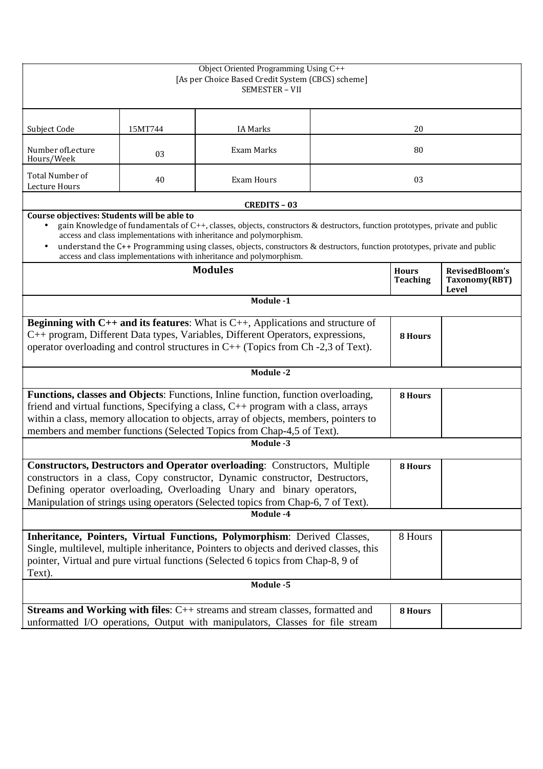Object Oriented Programming Using C++
[As per Choice Based Credit System (CBCS) scheme]
SEMESTER – VII

| Subject Code | 15MT744 | IA Marks | 20 |
|---|---|---|---|
| Number ofLecture Hours/Week | 03 | Exam Marks | 80 |
| Total Number of Lecture Hours | 40 | Exam Hours | 03 |

**CREDITS – 03**

**Course objectives: Students will be able to**

- gain Knowledge of fundamentals of C++, classes, objects, constructors & destructors, function prototypes, private and public access and class implementations with inheritance and polymorphism.
- understand the C++ Programming using classes, objects, constructors & destructors, function prototypes, private and public access and class implementations with inheritance and polymorphism.

| Modules | Hours Teaching | RevisedBloom's Taxonomy(RBT) Level |
|---|---|---|
| **Module -1** | | |
| **Beginning with C++ and its features**: What is C++, Applications and structure of C++ program, Different Data types, Variables, Different Operators, expressions, operator overloading and control structures in C++ (Topics from Ch -2,3 of Text). | **8 Hours** | |
| **Module -2** | | |
| **Functions, classes and Objects**: Functions, Inline function, function overloading, friend and virtual functions, Specifying a class, C++ program with a class, arrays within a class, memory allocation to objects, array of objects, members, pointers to members and member functions (Selected Topics from Chap-4,5 of Text). | **8 Hours** | |
| **Module -3** | | |
| **Constructors, Destructors and Operator overloading**: Constructors, Multiple constructors in a class, Copy constructor, Dynamic constructor, Destructors, Defining operator overloading, Overloading Unary and binary operators, Manipulation of strings using operators (Selected topics from Chap-6, 7 of Text). | **8 Hours** | |
| **Module -4** | | |
| **Inheritance, Pointers, Virtual Functions, Polymorphism**: Derived Classes, Single, multilevel, multiple inheritance, Pointers to objects and derived classes, this pointer, Virtual and pure virtual functions (Selected 6 topics from Chap-8, 9 of Text). | 8 Hours | |
| **Module -5** | | |
| **Streams and Working with files**: C++ streams and stream classes, formatted and unformatted I/O operations, Output with manipulators, Classes for file stream | **8 Hours** | |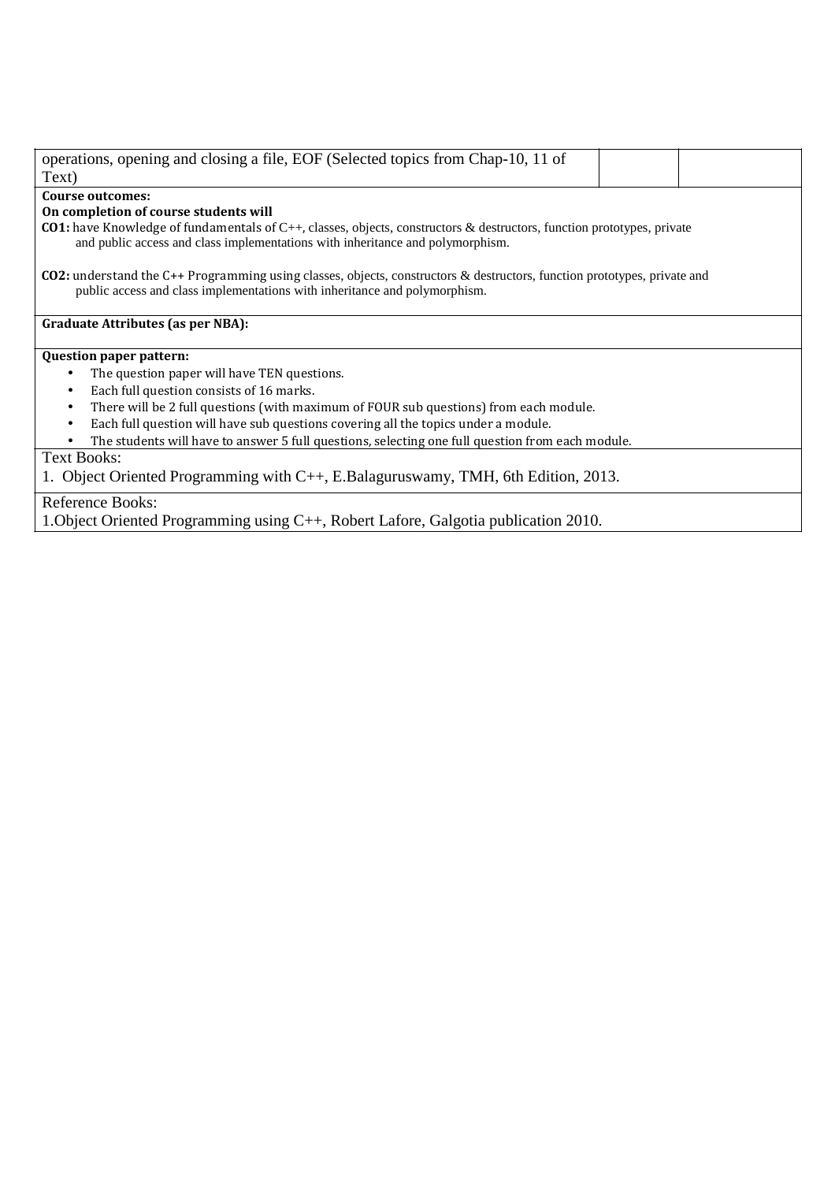| operations, opening and closing a file, EOF (Selected topics from Chap-10, 11 of Text) | | |
|---|---|---|

**Course outcomes:**

**On completion of course students will**

**CO1:** have Knowledge of fundamentals of C++, classes, objects, constructors & destructors, function prototypes, private and public access and class implementations with inheritance and polymorphism.

**CO2:** understand the C++ Programming using classes, objects, constructors & destructors, function prototypes, private and public access and class implementations with inheritance and polymorphism.

**Graduate Attributes (as per NBA):**

**Question paper pattern:**

- The question paper will have TEN questions.
- Each full question consists of 16 marks.
- There will be 2 full questions (with maximum of FOUR sub questions) from each module.
- Each full question will have sub questions covering all the topics under a module.
- The students will have to answer 5 full questions, selecting one full question from each module.

Text Books:

1. Object Oriented Programming with C++, E.Balaguruswamy, TMH, 6th Edition, 2013.

Reference Books:

1.Object Oriented Programming using C++, Robert Lafore, Galgotia publication 2010.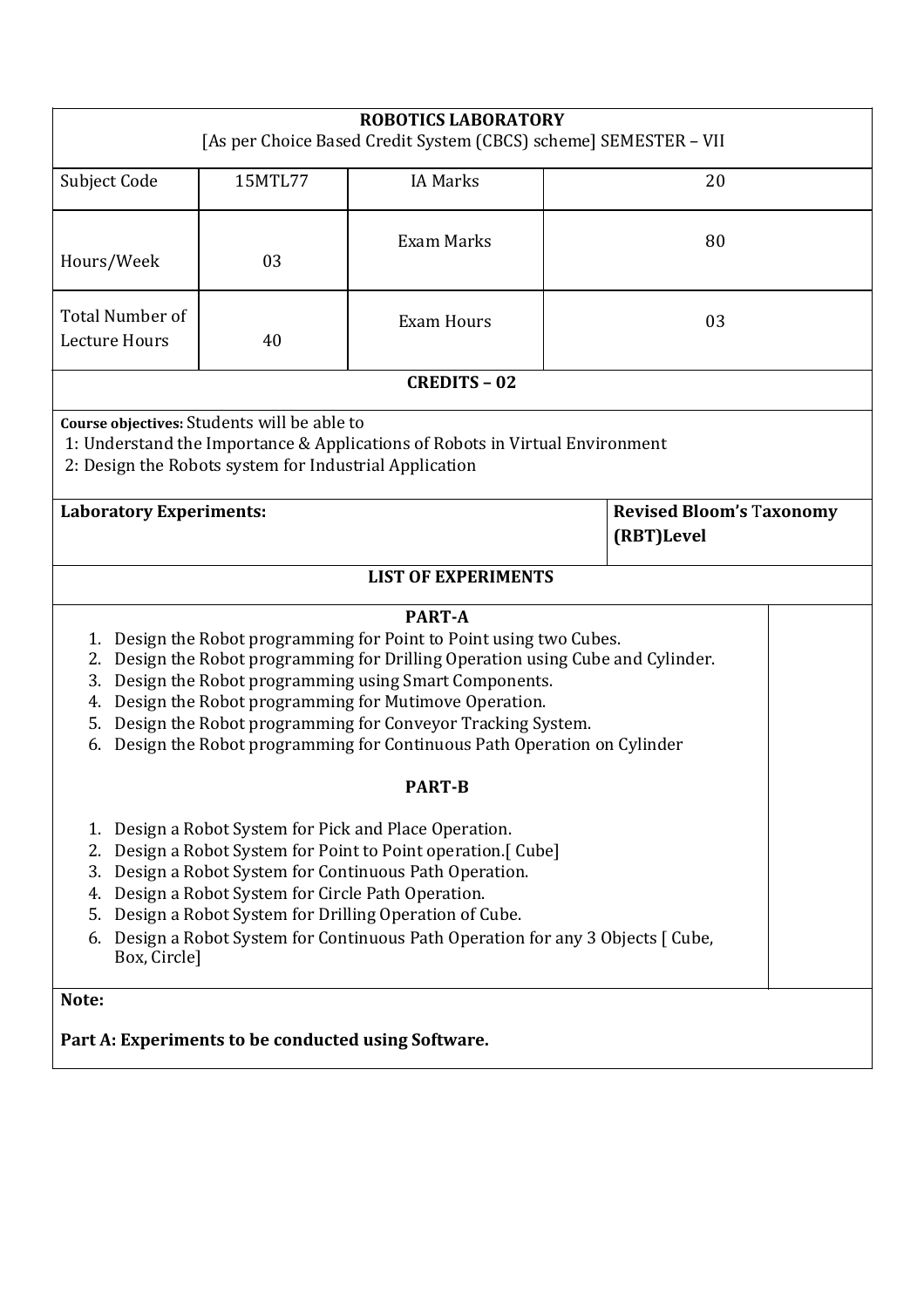**ROBOTICS LABORATORY**

[As per Choice Based Credit System (CBCS) scheme] SEMESTER – VII

| Subject Code | 15MTL77 | IA Marks | 20 |
|---|---|---|---|
| Hours/Week | 03 | Exam Marks | 80 |
| Total Number of Lecture Hours | 40 | Exam Hours | 03 |

**CREDITS – 02**

**Course objectives:** Students will be able to

1: Understand the Importance & Applications of Robots in Virtual Environment

2: Design the Robots system for Industrial Application

| **Laboratory Experiments:** | **Revised Bloom's Taxonomy (RBT)Level** |
|---|---|

**LIST OF EXPERIMENTS**

**PART-A**

1. Design the Robot programming for Point to Point using two Cubes.
2. Design the Robot programming for Drilling Operation using Cube and Cylinder.
3. Design the Robot programming using Smart Components.
4. Design the Robot programming for Mutimove Operation.
5. Design the Robot programming for Conveyor Tracking System.
6. Design the Robot programming for Continuous Path Operation on Cylinder

**PART-B**

1. Design a Robot System for Pick and Place Operation.
2. Design a Robot System for Point to Point operation.[ Cube]
3. Design a Robot System for Continuous Path Operation.
4. Design a Robot System for Circle Path Operation.
5. Design a Robot System for Drilling Operation of Cube.
6. Design a Robot System for Continuous Path Operation for any 3 Objects [ Cube, Box, Circle]

**Note:**

**Part A: Experiments to be conducted using Software.**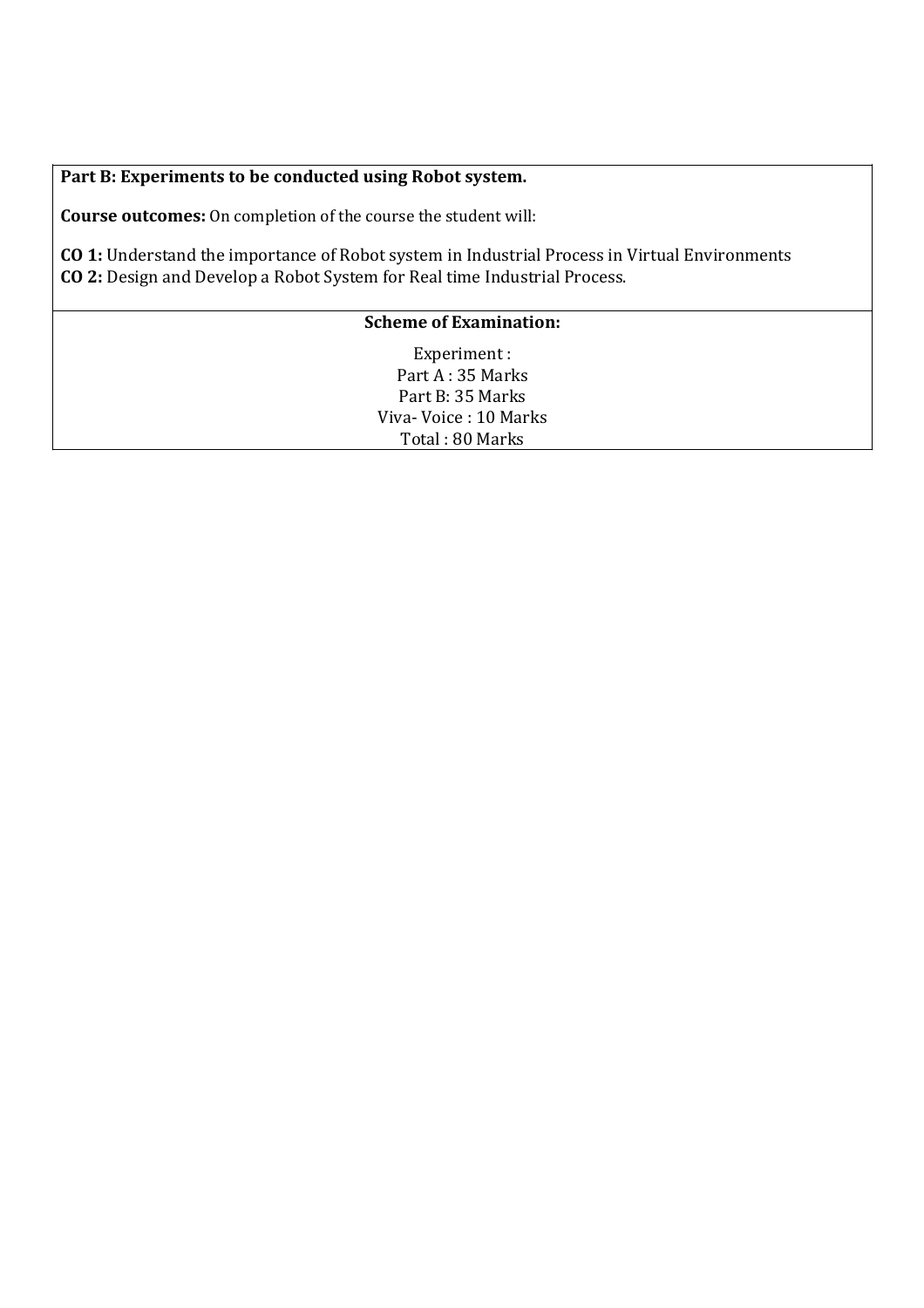**Part B: Experiments to be conducted using Robot system.**

**Course outcomes:** On completion of the course the student will:

**CO 1:** Understand the importance of Robot system in Industrial Process in Virtual Environments
**CO 2:** Design and Develop a Robot System for Real time Industrial Process.

**Scheme of Examination:**

Experiment :
Part A : 35 Marks
Part B: 35 Marks
Viva- Voice : 10 Marks
Total : 80 Marks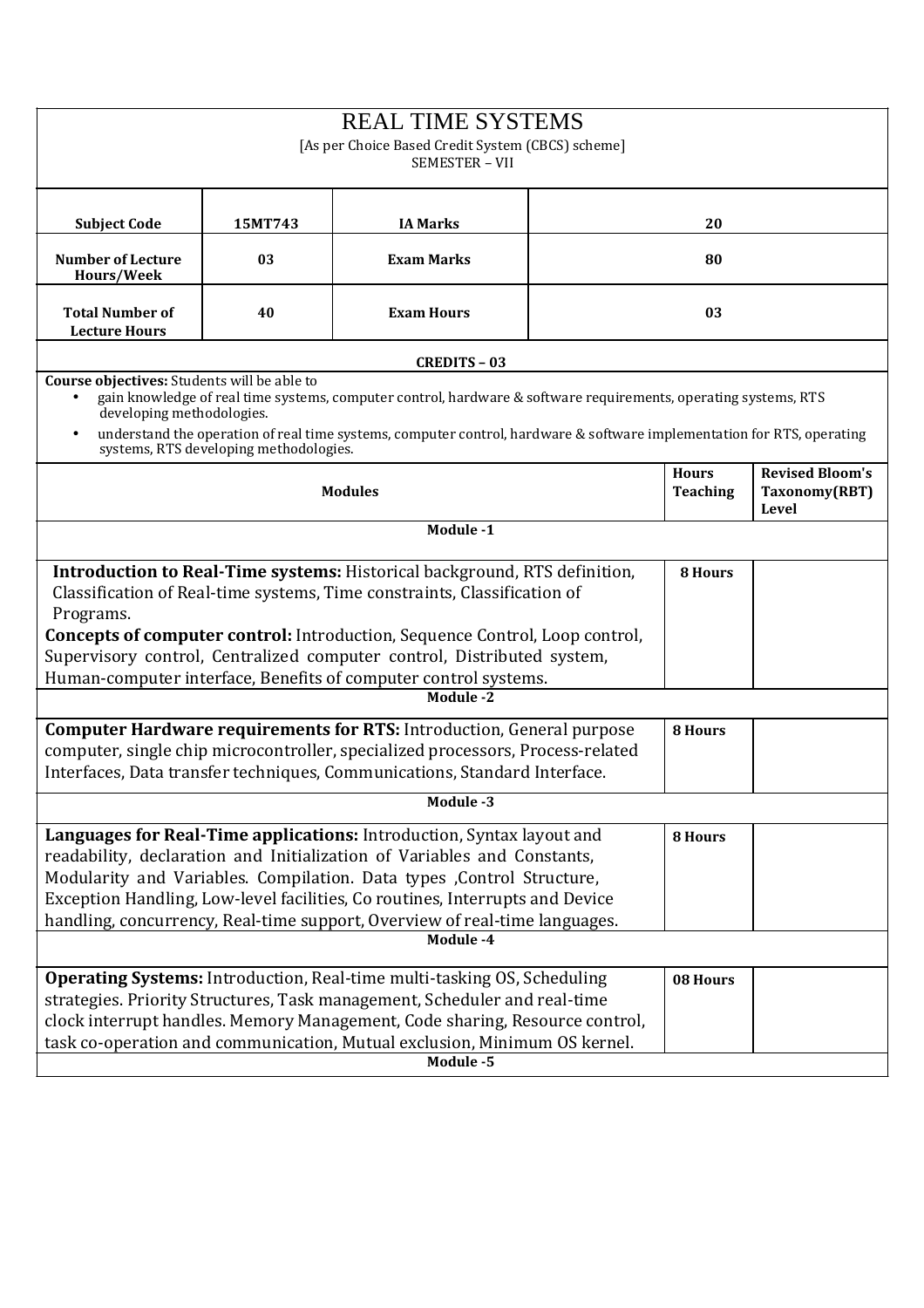# REAL TIME SYSTEMS

[As per Choice Based Credit System (CBCS) scheme]
SEMESTER – VII

| Subject Code | 15MT743 | IA Marks | 20 |
|---|---|---|---|
| Number of Lecture Hours/Week | 03 | Exam Marks | 80 |
| Total Number of Lecture Hours | 40 | Exam Hours | 03 |

**CREDITS – 03**

**Course objectives:** Students will be able to

- gain knowledge of real time systems, computer control, hardware & software requirements, operating systems, RTS developing methodologies.
- understand the operation of real time systems, computer control, hardware & software implementation for RTS, operating systems, RTS developing methodologies.

| Modules | Hours Teaching | Revised Bloom's Taxonomy(RBT) Level |
|---|---|---|
| **Module -1** | | |
| **Introduction to Real-Time systems:** Historical background, RTS definition, Classification of Real-time systems, Time constraints, Classification of Programs. **Concepts of computer control:** Introduction, Sequence Control, Loop control, Supervisory control, Centralized computer control, Distributed system, Human-computer interface, Benefits of computer control systems. | 8 Hours | |
| **Module -2** | | |
| **Computer Hardware requirements for RTS:** Introduction, General purpose computer, single chip microcontroller, specialized processors, Process-related Interfaces, Data transfer techniques, Communications, Standard Interface. | 8 Hours | |
| **Module -3** | | |
| **Languages for Real-Time applications:** Introduction, Syntax layout and readability, declaration and Initialization of Variables and Constants, Modularity and Variables. Compilation. Data types ,Control Structure, Exception Handling, Low-level facilities, Co routines, Interrupts and Device handling, concurrency, Real-time support, Overview of real-time languages. | 8 Hours | |
| **Module -4** | | |
| **Operating Systems:** Introduction, Real-time multi-tasking OS, Scheduling strategies. Priority Structures, Task management, Scheduler and real-time clock interrupt handles. Memory Management, Code sharing, Resource control, task co-operation and communication, Mutual exclusion, Minimum OS kernel. | 08 Hours | |
| **Module -5** | | |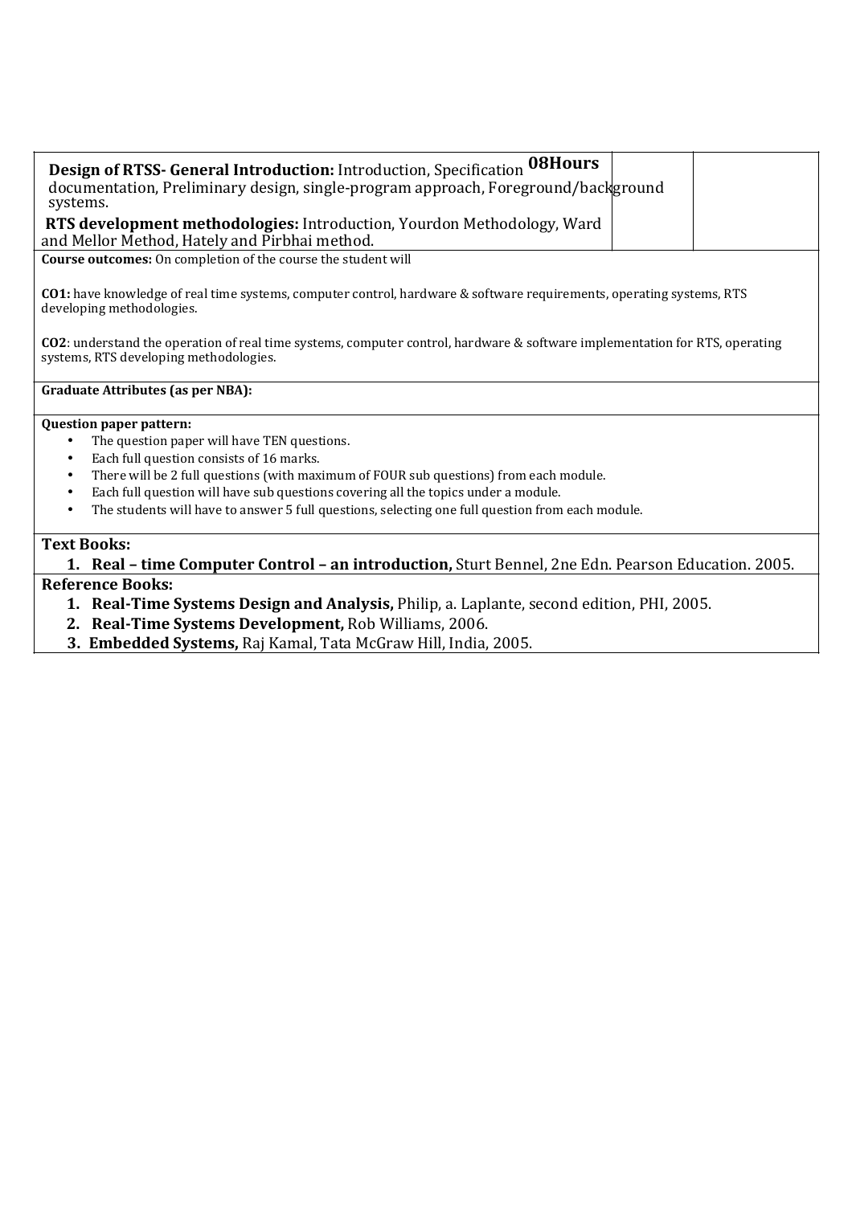| Design of RTSS- General Introduction: Introduction, Specification documentation, Preliminary design, single-program approach, Foreground/background systems. RTS development methodologies: Introduction, Yourdon Methodology, Ward and Mellor Method, Hately and Pirbhai method. | 08Hours | |
| --- | --- | --- |

**Course outcomes:** On completion of the course the student will

**CO1:** have knowledge of real time systems, computer control, hardware & software requirements, operating systems, RTS developing methodologies.

**CO2**: understand the operation of real time systems, computer control, hardware & software implementation for RTS, operating systems, RTS developing methodologies.

**Graduate Attributes (as per NBA):**

**Question paper pattern:**

- The question paper will have TEN questions.
- Each full question consists of 16 marks.
- There will be 2 full questions (with maximum of FOUR sub questions) from each module.
- Each full question will have sub questions covering all the topics under a module.
- The students will have to answer 5 full questions, selecting one full question from each module.

**Text Books:**

1. **Real – time Computer Control – an introduction,** Sturt Bennel, 2ne Edn. Pearson Education. 2005.

**Reference Books:**

1. **Real-Time Systems Design and Analysis,** Philip, a. Laplante, second edition, PHI, 2005.
2. **Real-Time Systems Development,** Rob Williams, 2006.
3. **Embedded Systems,** Raj Kamal, Tata McGraw Hill, India, 2005.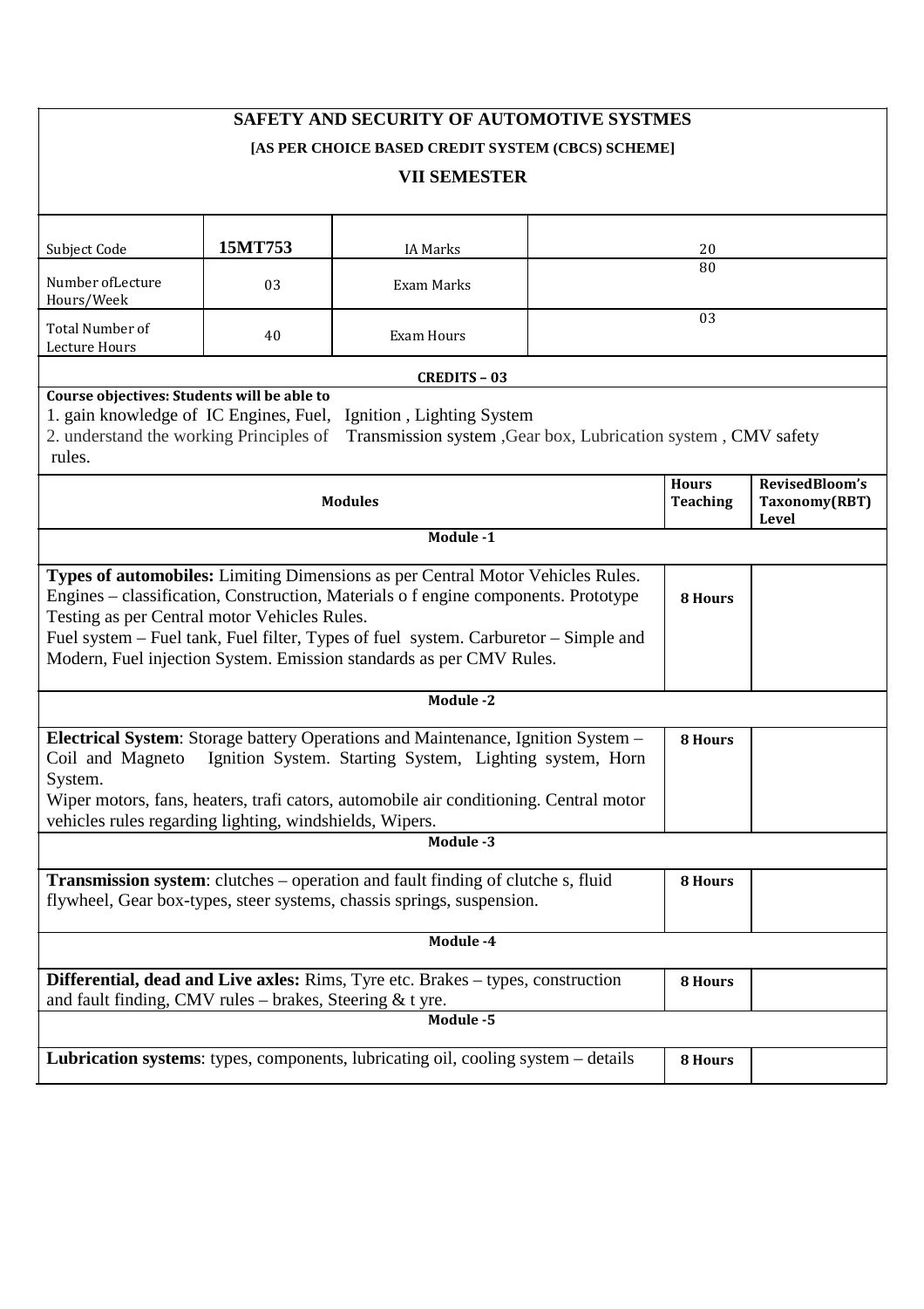# SAFETY AND SECURITY OF AUTOMOTIVE SYSTMES

**[AS PER CHOICE BASED CREDIT SYSTEM (CBCS) SCHEME]**

**VII SEMESTER**

| Subject Code | 15MT753 | IA Marks | 20 |
|---|---|---|---|
| Number ofLecture Hours/Week | 03 | Exam Marks | 80 |
| Total Number of Lecture Hours | 40 | Exam Hours | 03 |

**CREDITS – 03**

**Course objectives: Students will be able to**

1. gain knowledge of IC Engines, Fuel, Ignition , Lighting System
2. understand the working Principles of Transmission system ,Gear box, Lubrication system , CMV safety rules.

| Modules | Hours Teaching | RevisedBloom's Taxonomy(RBT) Level |
|---|---|---|
| **Module -1** | | |
| **Types of automobiles:** Limiting Dimensions as per Central Motor Vehicles Rules. Engines – classification, Construction, Materials o f engine components. Prototype Testing as per Central motor Vehicles Rules. Fuel system – Fuel tank, Fuel filter, Types of fuel system. Carburetor – Simple and Modern, Fuel injection System. Emission standards as per CMV Rules. | 8 Hours | |
| **Module -2** | | |
| **Electrical System**: Storage battery Operations and Maintenance, Ignition System – Coil and Magneto Ignition System. Starting System, Lighting system, Horn System. Wiper motors, fans, heaters, trafi cators, automobile air conditioning. Central motor vehicles rules regarding lighting, windshields, Wipers. | 8 Hours | |
| **Module -3** | | |
| **Transmission system**: clutches – operation and fault finding of clutche s, fluid flywheel, Gear box-types, steer systems, chassis springs, suspension. | 8 Hours | |
| **Module -4** | | |
| **Differential, dead and Live axles:** Rims, Tyre etc. Brakes – types, construction and fault finding, CMV rules – brakes, Steering & t yre. | 8 Hours | |
| **Module -5** | | |
| **Lubrication systems**: types, components, lubricating oil, cooling system – details | 8 Hours | |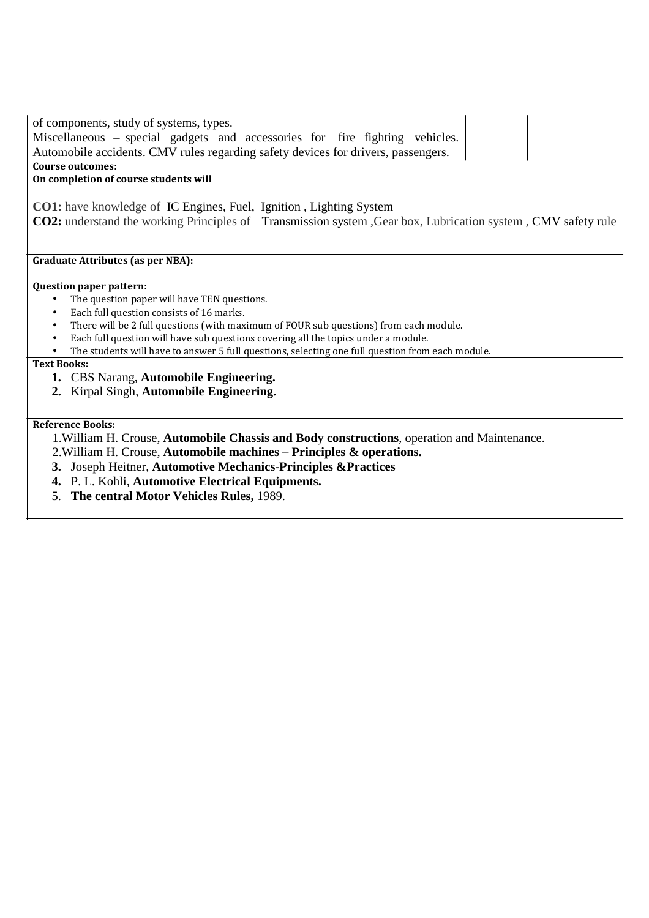| | | |
|---|---|---|
| of components, study of systems, types.<br>Miscellaneous – special gadgets and accessories for fire fighting vehicles. Automobile accidents. CMV rules regarding safety devices for drivers, passengers. | | |

**Course outcomes:**

**On completion of course students will**

**CO1:** have knowledge of IC Engines, Fuel, Ignition , Lighting System

**CO2:** understand the working Principles of Transmission system ,Gear box, Lubrication system , CMV safety rule

**Graduate Attributes (as per NBA):**

**Question paper pattern:**

- The question paper will have TEN questions.
- Each full question consists of 16 marks.
- There will be 2 full questions (with maximum of FOUR sub questions) from each module.
- Each full question will have sub questions covering all the topics under a module.
- The students will have to answer 5 full questions, selecting one full question from each module.

**Text Books:**

1. CBS Narang, **Automobile Engineering.**
2. Kirpal Singh, **Automobile Engineering.**

**Reference Books:**

1. William H. Crouse, **Automobile Chassis and Body constructions**, operation and Maintenance.
2. William H. Crouse, **Automobile machines – Principles & operations.**
3. Joseph Heitner, **Automotive Mechanics-Principles &Practices**
4. P. L. Kohli, **Automotive Electrical Equipments.**
5. **The central Motor Vehicles Rules,** 1989.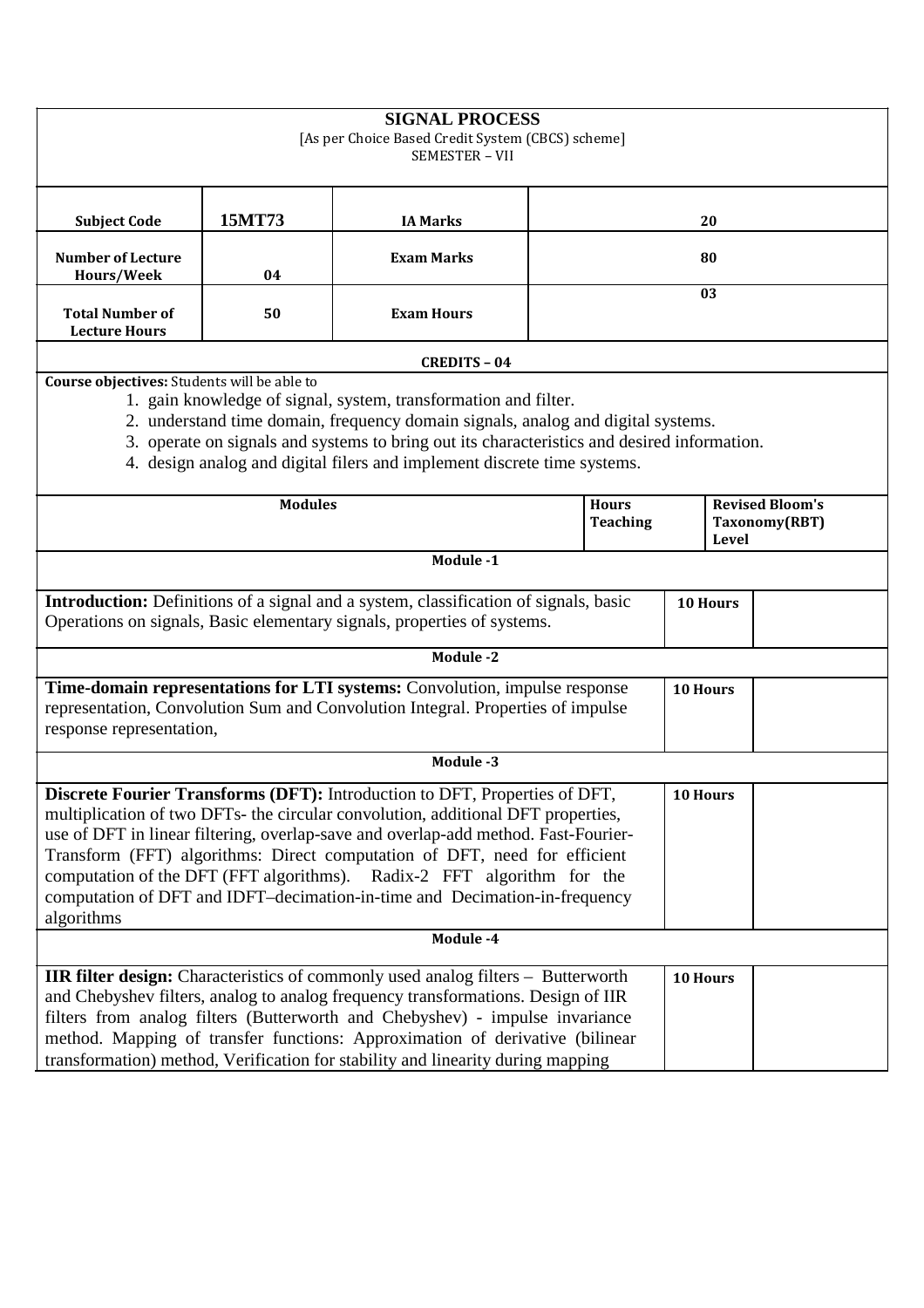# SIGNAL PROCESS

[As per Choice Based Credit System (CBCS) scheme]
SEMESTER – VII

| Subject Code | 15MT73 | IA Marks | 20 |
|---|---|---|---|
| Number of Lecture Hours/Week | 04 | Exam Marks | 80 |
| Total Number of Lecture Hours | 50 | Exam Hours | 03 |

**CREDITS – 04**

**Course objectives:** Students will be able to

1. gain knowledge of signal, system, transformation and filter.
2. understand time domain, frequency domain signals, analog and digital systems.
3. operate on signals and systems to bring out its characteristics and desired information.
4. design analog and digital filers and implement discrete time systems.

| Modules | Hours Teaching | Revised Bloom's Taxonomy(RBT) Level |
|---|---|---|
| **Module -1** | | |
| **Introduction:** Definitions of a signal and a system, classification of signals, basic Operations on signals, Basic elementary signals, properties of systems. | 10 Hours | |
| **Module -2** | | |
| **Time-domain representations for LTI systems:** Convolution, impulse response representation, Convolution Sum and Convolution Integral. Properties of impulse response representation, | 10 Hours | |
| **Module -3** | | |
| **Discrete Fourier Transforms (DFT):** Introduction to DFT, Properties of DFT, multiplication of two DFTs- the circular convolution, additional DFT properties, use of DFT in linear filtering, overlap-save and overlap-add method. Fast-Fourier-Transform (FFT) algorithms: Direct computation of DFT, need for efficient computation of the DFT (FFT algorithms). Radix-2 FFT algorithm for the computation of DFT and IDFT–decimation-in-time and Decimation-in-frequency algorithms | 10 Hours | |
| **Module -4** | | |
| **IIR filter design:** Characteristics of commonly used analog filters – Butterworth and Chebyshev filters, analog to analog frequency transformations. Design of IIR filters from analog filters (Butterworth and Chebyshev) - impulse invariance method. Mapping of transfer functions: Approximation of derivative (bilinear transformation) method, Verification for stability and linearity during mapping | 10 Hours | |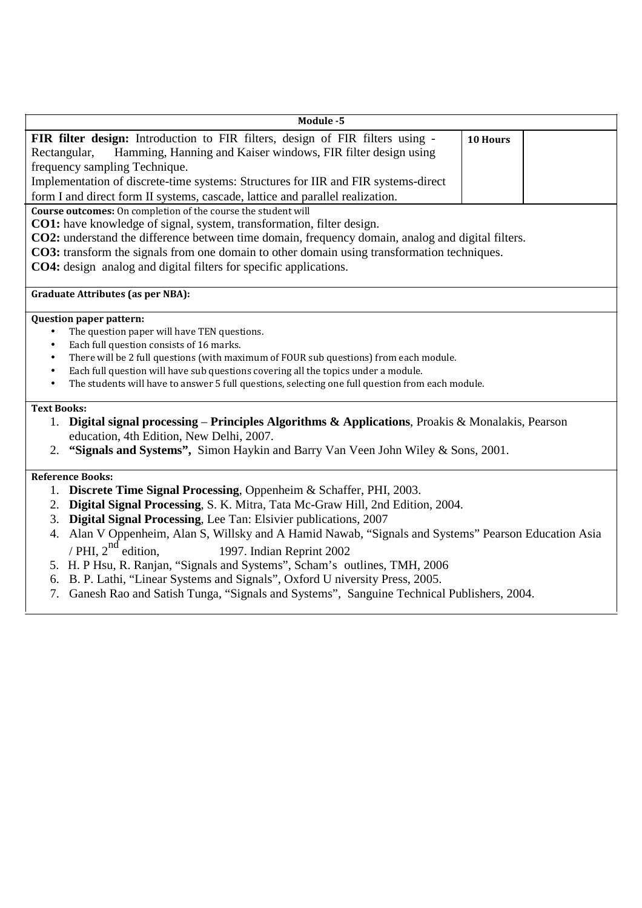| Module -5 | | |
|---|---|---|
| **FIR filter design:** Introduction to FIR filters, design of FIR filters using - Rectangular, Hamming, Hanning and Kaiser windows, FIR filter design using frequency sampling Technique.<br>Implementation of discrete-time systems: Structures for IIR and FIR systems-direct form I and direct form II systems, cascade, lattice and parallel realization. | **10 Hours** | |

**Course outcomes:** On completion of the course the student will

**CO1:** have knowledge of signal, system, transformation, filter design.

**CO2:** understand the difference between time domain, frequency domain, analog and digital filters.

**CO3:** transform the signals from one domain to other domain using transformation techniques.

**CO4:** design analog and digital filters for specific applications.

**Graduate Attributes (as per NBA):**

**Question paper pattern:**

- The question paper will have TEN questions.
- Each full question consists of 16 marks.
- There will be 2 full questions (with maximum of FOUR sub questions) from each module.
- Each full question will have sub questions covering all the topics under a module.
- The students will have to answer 5 full questions, selecting one full question from each module.

**Text Books:**

1. **Digital signal processing** – **Principles Algorithms & Applications**, Proakis & Monalakis, Pearson education, 4th Edition, New Delhi, 2007.
2. **"Signals and Systems",** Simon Haykin and Barry Van Veen John Wiley & Sons, 2001.

**Reference Books:**

1. **Discrete Time Signal Processing**, Oppenheim & Schaffer, PHI, 2003.
2. **Digital Signal Processing**, S. K. Mitra, Tata Mc-Graw Hill, 2nd Edition, 2004.
3. **Digital Signal Processing**, Lee Tan: Elsivier publications, 2007
4. Alan V Oppenheim, Alan S, Willsky and A Hamid Nawab, "Signals and Systems" Pearson Education Asia / PHI, 2nd edition, 1997. Indian Reprint 2002
5. H. P Hsu, R. Ranjan, "Signals and Systems", Scham's outlines, TMH, 2006
6. B. P. Lathi, "Linear Systems and Signals", Oxford U niversity Press, 2005.
7. Ganesh Rao and Satish Tunga, "Signals and Systems", Sanguine Technical Publishers, 2004.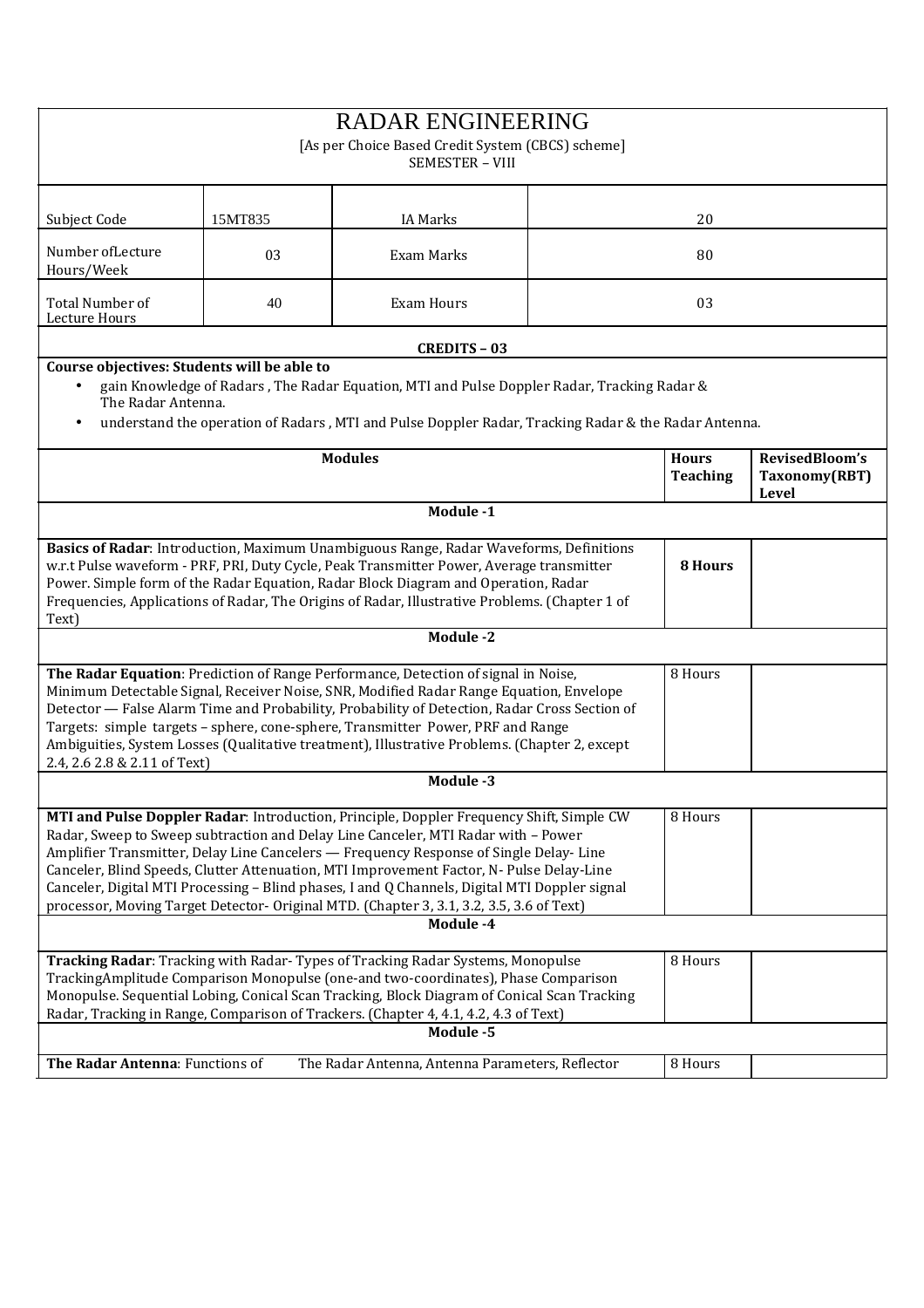# RADAR ENGINEERING

[As per Choice Based Credit System (CBCS) scheme]
SEMESTER – VIII

| Subject Code | 15MT835 | IA Marks | 20 |
|---|---|---|---|
| Number ofLecture Hours/Week | 03 | Exam Marks | 80 |
| Total Number of Lecture Hours | 40 | Exam Hours | 03 |

**CREDITS – 03**

**Course objectives: Students will be able to**

- gain Knowledge of Radars , The Radar Equation, MTI and Pulse Doppler Radar, Tracking Radar & The Radar Antenna.
- understand the operation of Radars , MTI and Pulse Doppler Radar, Tracking Radar & the Radar Antenna.

| Modules | Hours Teaching | RevisedBloom's Taxonomy(RBT) Level |
|---|---|---|
| **Module -1** | | |
| **Basics of Radar**: Introduction, Maximum Unambiguous Range, Radar Waveforms, Definitions w.r.t Pulse waveform - PRF, PRI, Duty Cycle, Peak Transmitter Power, Average transmitter Power. Simple form of the Radar Equation, Radar Block Diagram and Operation, Radar Frequencies, Applications of Radar, The Origins of Radar, Illustrative Problems. (Chapter 1 of Text) | **8 Hours** | |
| **Module -2** | | |
| **The Radar Equation**: Prediction of Range Performance, Detection of signal in Noise, Minimum Detectable Signal, Receiver Noise, SNR, Modified Radar Range Equation, Envelope Detector — False Alarm Time and Probability, Probability of Detection, Radar Cross Section of Targets: simple targets – sphere, cone-sphere, Transmitter Power, PRF and Range Ambiguities, System Losses (Qualitative treatment), Illustrative Problems. (Chapter 2, except 2.4, 2.6 2.8 & 2.11 of Text) | 8 Hours | |
| **Module -3** | | |
| **MTI and Pulse Doppler Radar**: Introduction, Principle, Doppler Frequency Shift, Simple CW Radar, Sweep to Sweep subtraction and Delay Line Canceler, MTI Radar with – Power Amplifier Transmitter, Delay Line Cancelers — Frequency Response of Single Delay- Line Canceler, Blind Speeds, Clutter Attenuation, MTI Improvement Factor, N- Pulse Delay-Line Canceler, Digital MTI Processing – Blind phases, I and Q Channels, Digital MTI Doppler signal processor, Moving Target Detector- Original MTD. (Chapter 3, 3.1, 3.2, 3.5, 3.6 of Text) | 8 Hours | |
| **Module -4** | | |
| **Tracking Radar**: Tracking with Radar- Types of Tracking Radar Systems, Monopulse TrackingAmplitude Comparison Monopulse (one-and two-coordinates), Phase Comparison Monopulse. Sequential Lobing, Conical Scan Tracking, Block Diagram of Conical Scan Tracking Radar, Tracking in Range, Comparison of Trackers. (Chapter 4, 4.1, 4.2, 4.3 of Text) | 8 Hours | |
| **Module -5** | | |
| **The Radar Antenna**: Functions of The Radar Antenna, Antenna Parameters, Reflector | 8 Hours | |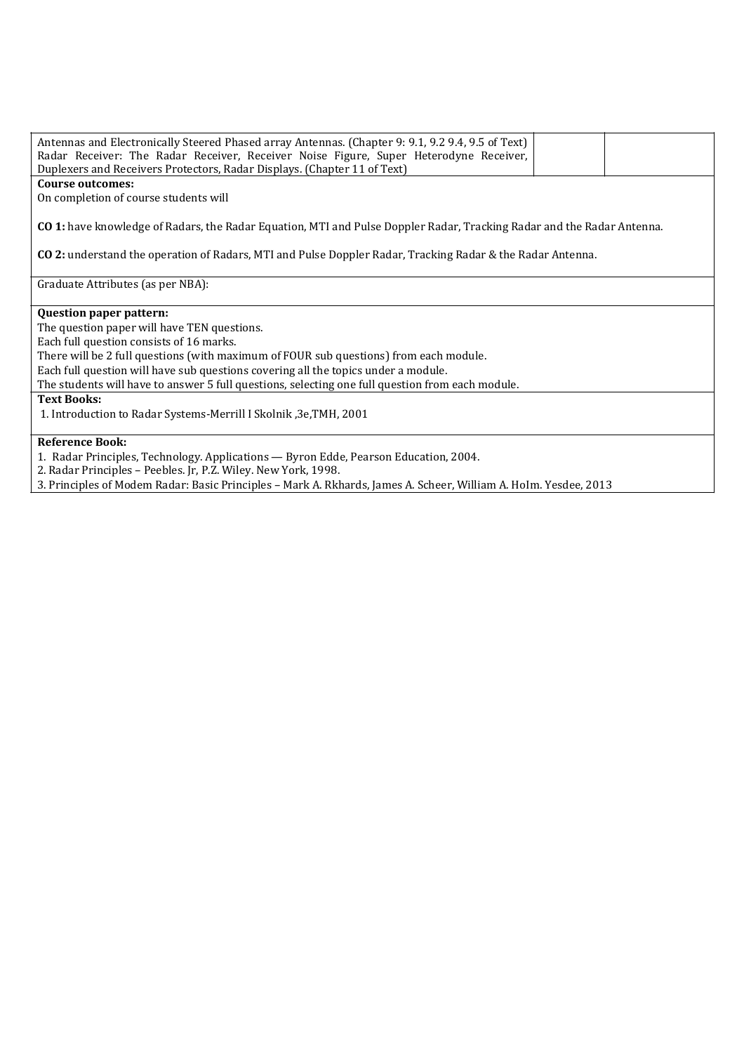| | | |
|---|---|---|
| Antennas and Electronically Steered Phased array Antennas. (Chapter 9: 9.1, 9.2 9.4, 9.5 of Text) Radar Receiver: The Radar Receiver, Receiver Noise Figure, Super Heterodyne Receiver, Duplexers and Receivers Protectors, Radar Displays. (Chapter 11 of Text) | | |

**Course outcomes:**

On completion of course students will

**CO 1:** have knowledge of Radars, the Radar Equation, MTI and Pulse Doppler Radar, Tracking Radar and the Radar Antenna.

**CO 2:** understand the operation of Radars, MTI and Pulse Doppler Radar, Tracking Radar & the Radar Antenna.

Graduate Attributes (as per NBA):

**Question paper pattern:**

The question paper will have TEN questions.
Each full question consists of 16 marks.
There will be 2 full questions (with maximum of FOUR sub questions) from each module.
Each full question will have sub questions covering all the topics under a module.
The students will have to answer 5 full questions, selecting one full question from each module.

**Text Books:**

1. Introduction to Radar Systems-Merrill I Skolnik ,3e,TMH, 2001

**Reference Book:**

1. Radar Principles, Technology. Applications — Byron Edde, Pearson Education, 2004.
2. Radar Principles – Peebles. Jr, P.Z. Wiley. New York, 1998.
3. Principles of Modem Radar: Basic Principles – Mark A. Rkhards, James A. Scheer, William A. HoIm. Yesdee, 2013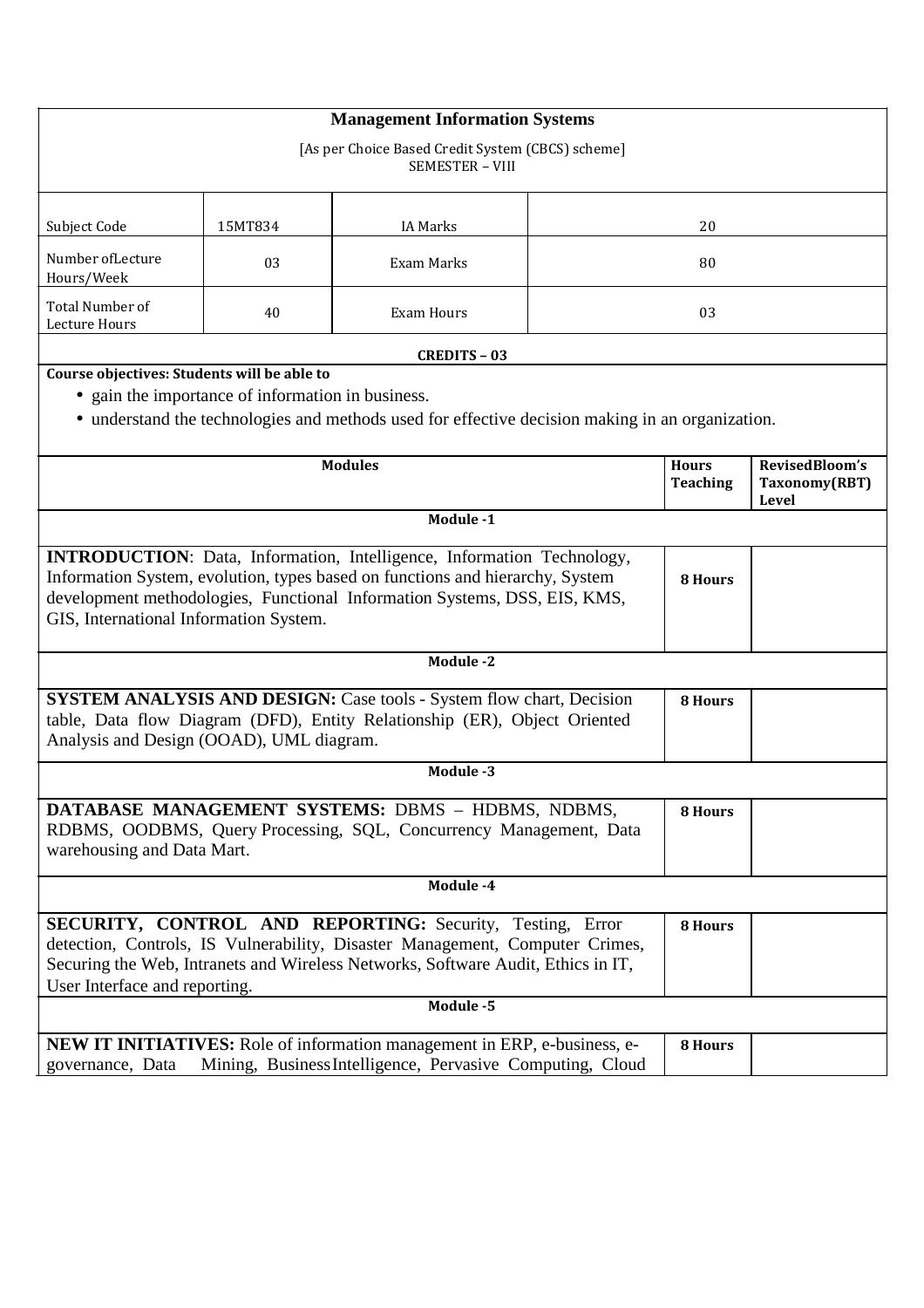# Management Information Systems

[As per Choice Based Credit System (CBCS) scheme]
SEMESTER – VIII

| Subject Code | 15MT834 | IA Marks | 20 |
|---|---|---|---|
| Number ofLecture Hours/Week | 03 | Exam Marks | 80 |
| Total Number of Lecture Hours | 40 | Exam Hours | 03 |

**CREDITS – 03**

**Course objectives: Students will be able to**

- gain the importance of information in business.
- understand the technologies and methods used for effective decision making in an organization.

| Modules | Hours Teaching | RevisedBloom's Taxonomy(RBT) Level |
|---|---|---|
| **Module -1** | | |
| **INTRODUCTION**: Data, Information, Intelligence, Information Technology, Information System, evolution, types based on functions and hierarchy, System development methodologies, Functional Information Systems, DSS, EIS, KMS, GIS, International Information System. | 8 Hours | |
| **Module -2** | | |
| **SYSTEM ANALYSIS AND DESIGN:** Case tools - System flow chart, Decision table, Data flow Diagram (DFD), Entity Relationship (ER), Object Oriented Analysis and Design (OOAD), UML diagram. | 8 Hours | |
| **Module -3** | | |
| **DATABASE MANAGEMENT SYSTEMS:** DBMS – HDBMS, NDBMS, RDBMS, OODBMS, Query Processing, SQL, Concurrency Management, Data warehousing and Data Mart. | 8 Hours | |
| **Module -4** | | |
| **SECURITY, CONTROL AND REPORTING:** Security, Testing, Error detection, Controls, IS Vulnerability, Disaster Management, Computer Crimes, Securing the Web, Intranets and Wireless Networks, Software Audit, Ethics in IT, User Interface and reporting. | 8 Hours | |
| **Module -5** | | |
| **NEW IT INITIATIVES:** Role of information management in ERP, e-business, e-governance, Data Mining, BusinessIntelligence, Pervasive Computing, Cloud | 8 Hours | |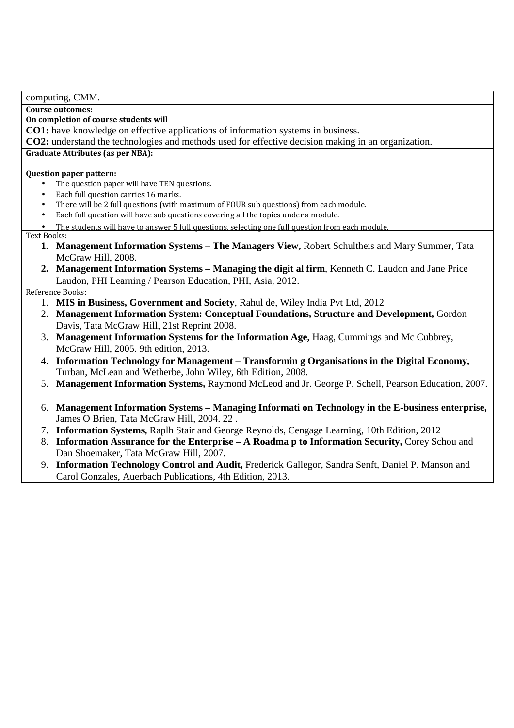computing, CMM.

**Course outcomes:**

**On completion of course students will**

**CO1:** have knowledge on effective applications of information systems in business.

**CO2:** understand the technologies and methods used for effective decision making in an organization.

**Graduate Attributes (as per NBA):**

**Question paper pattern:**

- The question paper will have TEN questions.
- Each full question carries 16 marks.
- There will be 2 full questions (with maximum of FOUR sub questions) from each module.
- Each full question will have sub questions covering all the topics under a module.
- The students will have to answer 5 full questions, selecting one full question from each module.

Text Books:

1. **Management Information Systems – The Managers View,** Robert Schultheis and Mary Summer, Tata McGraw Hill, 2008.
2. **Management Information Systems – Managing the digit al firm**, Kenneth C. Laudon and Jane Price Laudon, PHI Learning / Pearson Education, PHI, Asia, 2012.

Reference Books:

1. **MIS in Business, Government and Society**, Rahul de, Wiley India Pvt Ltd, 2012
2. **Management Information System: Conceptual Foundations, Structure and Development,** Gordon Davis, Tata McGraw Hill, 21st Reprint 2008.
3. **Management Information Systems for the Information Age,** Haag, Cummings and Mc Cubbrey, McGraw Hill, 2005. 9th edition, 2013.
4. **Information Technology for Management – Transformin g Organisations in the Digital Economy,** Turban, McLean and Wetherbe, John Wiley, 6th Edition, 2008.
5. **Management Information Systems,** Raymond McLeod and Jr. George P. Schell, Pearson Education, 2007.
6. **Management Information Systems – Managing Informati on Technology in the E-business enterprise,** James O Brien, Tata McGraw Hill, 2004. 22 .
7. **Information Systems,** Raplh Stair and George Reynolds, Cengage Learning, 10th Edition, 2012
8. **Information Assurance for the Enterprise – A Roadma p to Information Security,** Corey Schou and Dan Shoemaker, Tata McGraw Hill, 2007.
9. **Information Technology Control and Audit,** Frederick Gallegor, Sandra Senft, Daniel P. Manson and Carol Gonzales, Auerbach Publications, 4th Edition, 2013.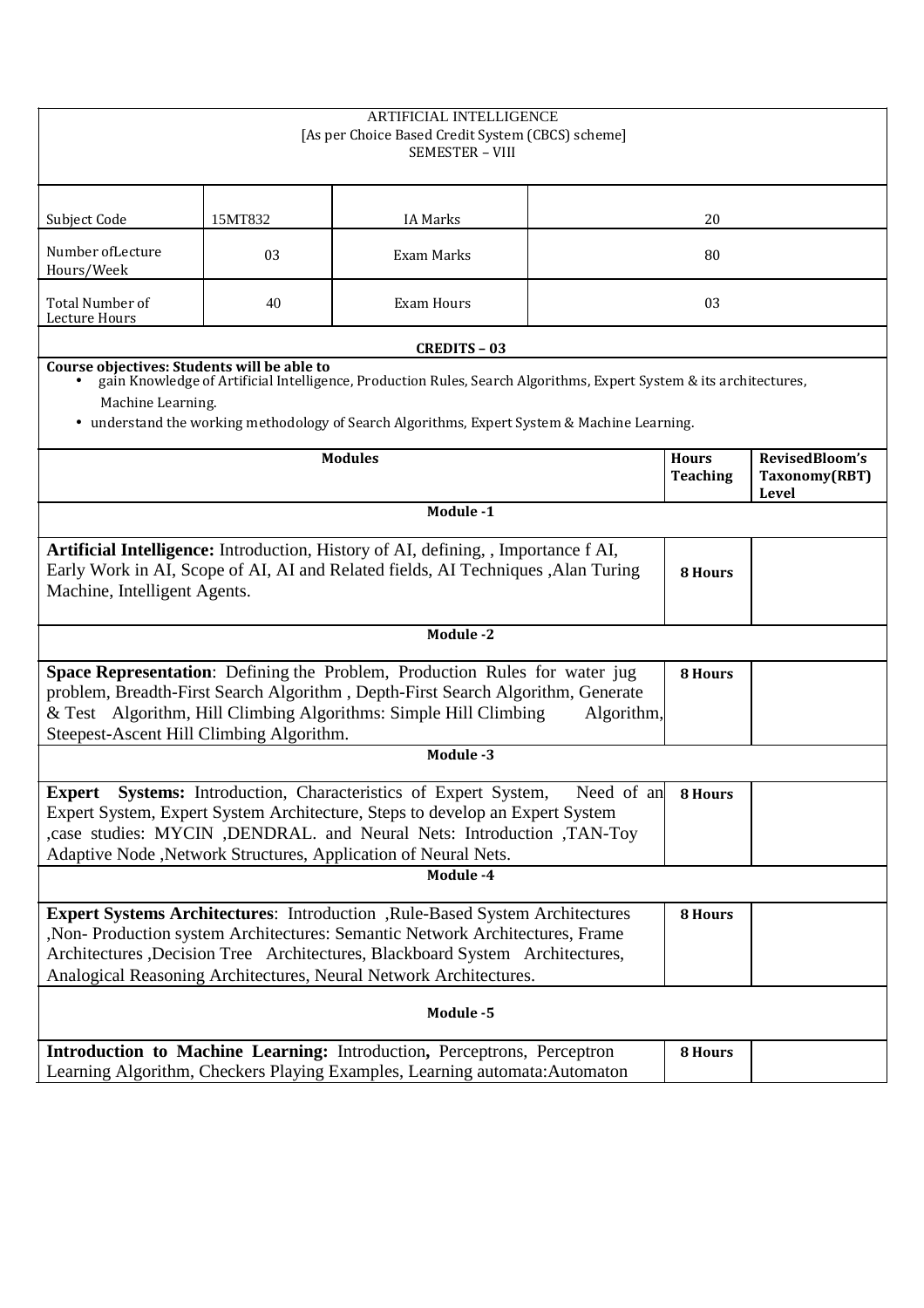ARTIFICIAL INTELLIGENCE
[As per Choice Based Credit System (CBCS) scheme]
SEMESTER – VIII

| Subject Code | 15MT832 | IA Marks | 20 |
|---|---|---|---|
| Number ofLecture Hours/Week | 03 | Exam Marks | 80 |
| Total Number of Lecture Hours | 40 | Exam Hours | 03 |

**CREDITS – 03**

**Course objectives: Students will be able to**

- gain Knowledge of Artificial Intelligence, Production Rules, Search Algorithms, Expert System & its architectures, Machine Learning.
- understand the working methodology of Search Algorithms, Expert System & Machine Learning.

| Modules | Hours Teaching | RevisedBloom's Taxonomy(RBT) Level |
|---|---|---|
| **Module -1** | | |
| **Artificial Intelligence:** Introduction, History of AI, defining, , Importance f AI, Early Work in AI, Scope of AI, AI and Related fields, AI Techniques ,Alan Turing Machine, Intelligent Agents. | **8 Hours** | |
| **Module -2** | | |
| **Space Representation**: Defining the Problem, Production Rules for water jug problem, Breadth-First Search Algorithm , Depth-First Search Algorithm, Generate & Test Algorithm, Hill Climbing Algorithms: Simple Hill Climbing Algorithm, Steepest-Ascent Hill Climbing Algorithm. | **8 Hours** | |
| **Module -3** | | |
| **Expert Systems:** Introduction, Characteristics of Expert System, Need of an Expert System, Expert System Architecture, Steps to develop an Expert System ,case studies: MYCIN ,DENDRAL. and Neural Nets: Introduction ,TAN-Toy Adaptive Node ,Network Structures, Application of Neural Nets. | **8 Hours** | |
| **Module -4** | | |
| **Expert Systems Architectures**: Introduction ,Rule-Based System Architectures ,Non- Production system Architectures: Semantic Network Architectures, Frame Architectures ,Decision Tree Architectures, Blackboard System Architectures, Analogical Reasoning Architectures, Neural Network Architectures. | **8 Hours** | |
| **Module -5** | | |
| **Introduction to Machine Learning:** Introduction**,** Perceptrons, Perceptron Learning Algorithm, Checkers Playing Examples, Learning automata:Automaton | **8 Hours** | |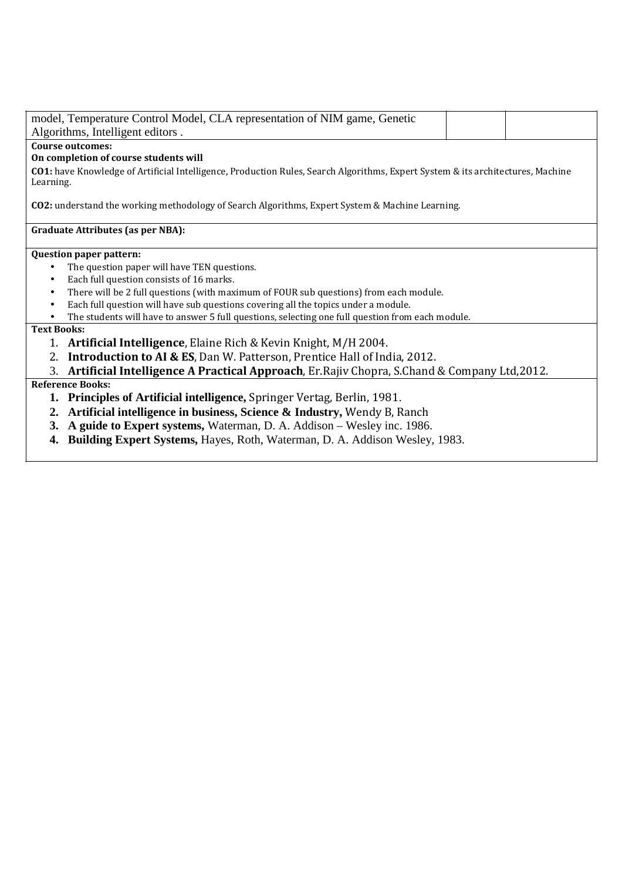| model, Temperature Control Model, CLA representation of NIM game, Genetic Algorithms, Intelligent editors . | | |
|---|---|---|

**Course outcomes:**

**On completion of course students will**

**CO1:** have Knowledge of Artificial Intelligence, Production Rules, Search Algorithms, Expert System & its architectures, Machine Learning.

**CO2:** understand the working methodology of Search Algorithms, Expert System & Machine Learning.

**Graduate Attributes (as per NBA):**

**Question paper pattern:**

- The question paper will have TEN questions.
- Each full question consists of 16 marks.
- There will be 2 full questions (with maximum of FOUR sub questions) from each module.
- Each full question will have sub questions covering all the topics under a module.
- The students will have to answer 5 full questions, selecting one full question from each module.

**Text Books:**

1. **Artificial Intelligence**, Elaine Rich & Kevin Knight, M/H 2004.
2. **Introduction to AI & ES**, Dan W. Patterson, Prentice Hall of India, 2012.
3. **Artificial Intelligence A Practical Approach**, Er.Rajiv Chopra, S.Chand & Company Ltd,2012.

**Reference Books:**

1. **Principles of Artificial intelligence,** Springer Vertag, Berlin, 1981.
2. **Artificial intelligence in business, Science & Industry,** Wendy B, Ranch
3. **A guide to Expert systems,** Waterman, D. A. Addison – Wesley inc. 1986.
4. **Building Expert Systems,** Hayes, Roth, Waterman, D. A. Addison Wesley, 1983.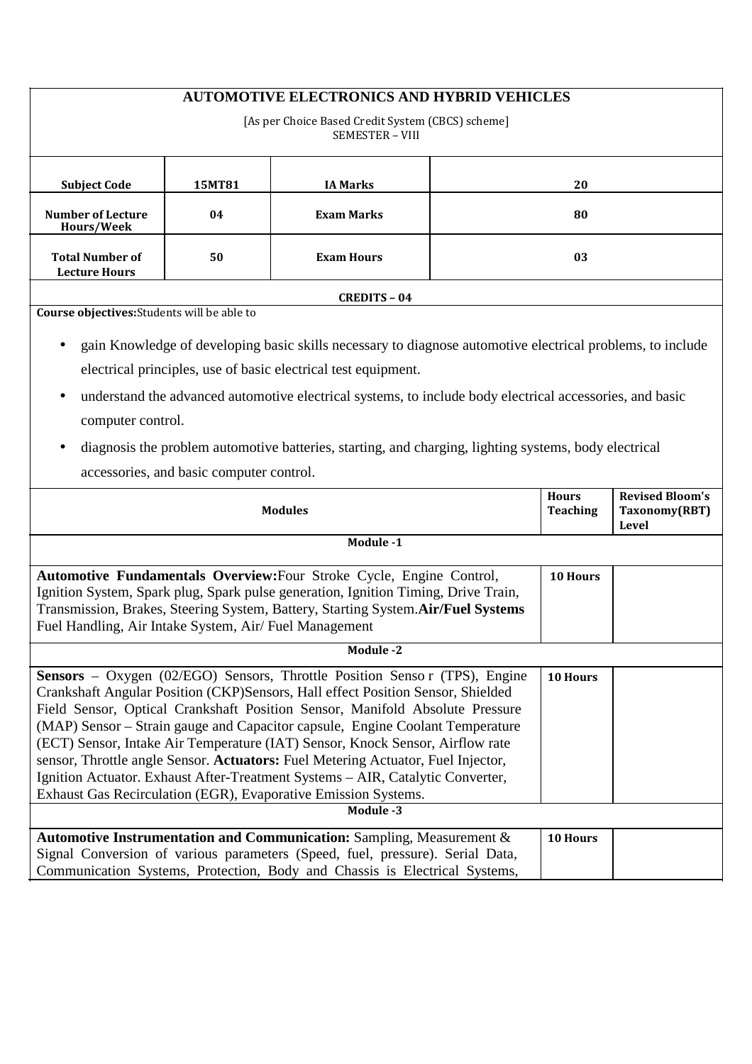# AUTOMOTIVE ELECTRONICS AND HYBRID VEHICLES

[As per Choice Based Credit System (CBCS) scheme]
SEMESTER – VIII

| Subject Code | 15MT81 | IA Marks | 20 |
|---|---|---|---|
| Number of Lecture Hours/Week | 04 | Exam Marks | 80 |
| Total Number of Lecture Hours | 50 | Exam Hours | 03 |

**CREDITS – 04**

**Course objectives:** Students will be able to

- gain Knowledge of developing basic skills necessary to diagnose automotive electrical problems, to include electrical principles, use of basic electrical test equipment.
- understand the advanced automotive electrical systems, to include body electrical accessories, and basic computer control.
- diagnosis the problem automotive batteries, starting, and charging, lighting systems, body electrical accessories, and basic computer control.

| Modules | Hours Teaching | Revised Bloom's Taxonomy(RBT) Level |
|---|---|---|
| **Module -1** | | |
| **Automotive Fundamentals Overview:** Four Stroke Cycle, Engine Control, Ignition System, Spark plug, Spark pulse generation, Ignition Timing, Drive Train, Transmission, Brakes, Steering System, Battery, Starting System. **Air/Fuel Systems** Fuel Handling, Air Intake System, Air/ Fuel Management | 10 Hours | |
| **Module -2** | | |
| **Sensors** – Oxygen (02/EGO) Sensors, Throttle Position Senso r (TPS), Engine Crankshaft Angular Position (CKP)Sensors, Hall effect Position Sensor, Shielded Field Sensor, Optical Crankshaft Position Sensor, Manifold Absolute Pressure (MAP) Sensor – Strain gauge and Capacitor capsule, Engine Coolant Temperature (ECT) Sensor, Intake Air Temperature (IAT) Sensor, Knock Sensor, Airflow rate sensor, Throttle angle Sensor. **Actuators:** Fuel Metering Actuator, Fuel Injector, Ignition Actuator. Exhaust After-Treatment Systems – AIR, Catalytic Converter, Exhaust Gas Recirculation (EGR), Evaporative Emission Systems. | 10 Hours | |
| **Module -3** | | |
| **Automotive Instrumentation and Communication:** Sampling, Measurement & Signal Conversion of various parameters (Speed, fuel, pressure). Serial Data, Communication Systems, Protection, Body and Chassis is Electrical Systems, | 10 Hours | |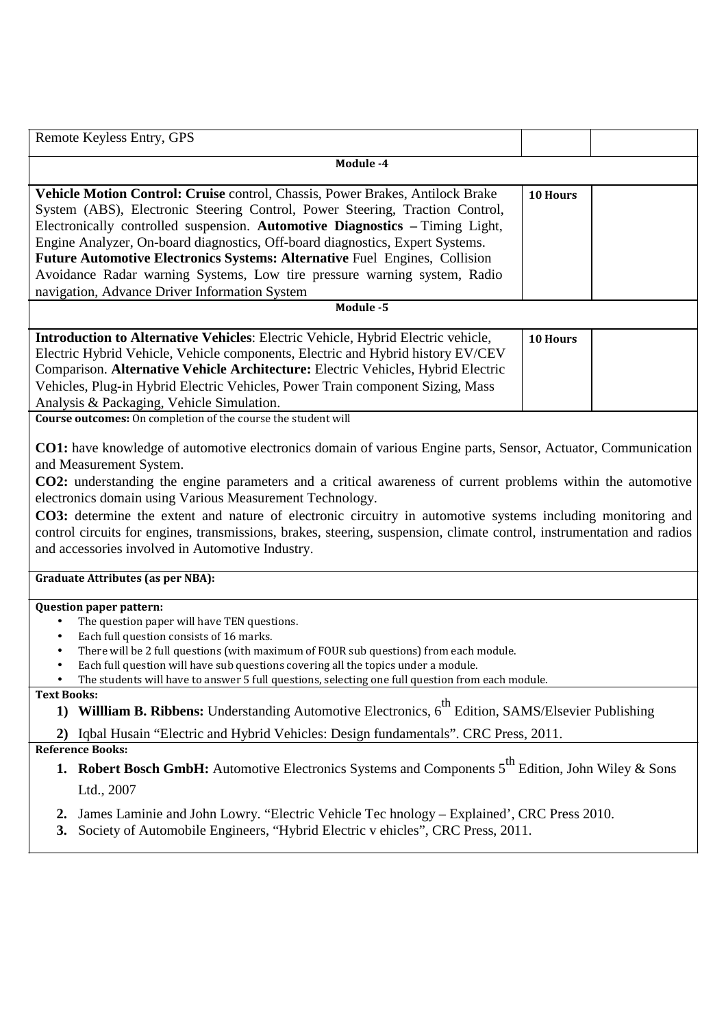| | | |
|---|---|---|
| Remote Keyless Entry, GPS | | |
| **Module -4** | | |
| **Vehicle Motion Control: Cruise** control, Chassis, Power Brakes, Antilock Brake System (ABS), Electronic Steering Control, Power Steering, Traction Control, Electronically controlled suspension. **Automotive Diagnostics –** Timing Light, Engine Analyzer, On-board diagnostics, Off-board diagnostics, Expert Systems. **Future Automotive Electronics Systems: Alternative** Fuel Engines, Collision Avoidance Radar warning Systems, Low tire pressure warning system, Radio navigation, Advance Driver Information System | **10 Hours** | |
| **Module -5** | | |
| **Introduction to Alternative Vehicles**: Electric Vehicle, Hybrid Electric vehicle, Electric Hybrid Vehicle, Vehicle components, Electric and Hybrid history EV/CEV Comparison. **Alternative Vehicle Architecture:** Electric Vehicles, Hybrid Electric Vehicles, Plug-in Hybrid Electric Vehicles, Power Train component Sizing, Mass Analysis & Packaging, Vehicle Simulation. | **10 Hours** | |

**Course outcomes:** On completion of the course the student will

**CO1:** have knowledge of automotive electronics domain of various Engine parts, Sensor, Actuator, Communication and Measurement System.

**CO2:** understanding the engine parameters and a critical awareness of current problems within the automotive electronics domain using Various Measurement Technology.

**CO3:** determine the extent and nature of electronic circuitry in automotive systems including monitoring and control circuits for engines, transmissions, brakes, steering, suspension, climate control, instrumentation and radios and accessories involved in Automotive Industry.

**Graduate Attributes (as per NBA):**

**Question paper pattern:**

- The question paper will have TEN questions.
- Each full question consists of 16 marks.
- There will be 2 full questions (with maximum of FOUR sub questions) from each module.
- Each full question will have sub questions covering all the topics under a module.
- The students will have to answer 5 full questions, selecting one full question from each module.

**Text Books:**

1) **Willliam B. Ribbens:** Understanding Automotive Electronics, 6$^{th}$ Edition, SAMS/Elsevier Publishing
2) Iqbal Husain "Electric and Hybrid Vehicles: Design fundamentals". CRC Press, 2011.

**Reference Books:**

1. **Robert Bosch GmbH:** Automotive Electronics Systems and Components 5$^{th}$ Edition, John Wiley & Sons Ltd., 2007
2. James Laminie and John Lowry. "Electric Vehicle Tec hnology – Explained', CRC Press 2010.
3. Society of Automobile Engineers, "Hybrid Electric v ehicles", CRC Press, 2011.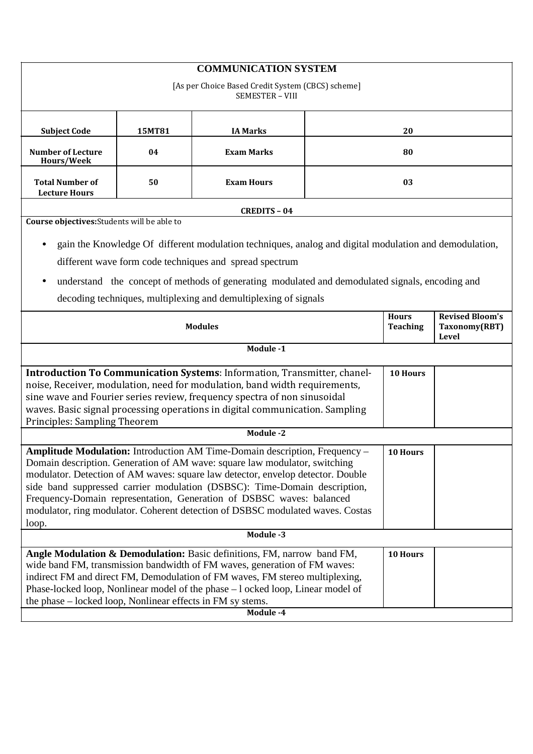# COMMUNICATION SYSTEM

[As per Choice Based Credit System (CBCS) scheme]
SEMESTER – VIII

| Subject Code | 15MT81 | IA Marks | 20 |
|---|---|---|---|
| Number of Lecture Hours/Week | 04 | Exam Marks | 80 |
| Total Number of Lecture Hours | 50 | Exam Hours | 03 |

**CREDITS – 04**

**Course objectives:** Students will be able to

- gain the Knowledge Of different modulation techniques, analog and digital modulation and demodulation, different wave form code techniques and spread spectrum
- understand the concept of methods of generating modulated and demodulated signals, encoding and decoding techniques, multiplexing and demultiplexing of signals

| Modules | Hours Teaching | Revised Bloom's Taxonomy(RBT) Level |
|---|---|---|
| **Module -1** | | |
| **Introduction To Communication Systems**: Information, Transmitter, chanel-noise, Receiver, modulation, need for modulation, band width requirements, sine wave and Fourier series review, frequency spectra of non sinusoidal waves. Basic signal processing operations in digital communication. Sampling Principles: Sampling Theorem | 10 Hours | |
| **Module -2** | | |
| **Amplitude Modulation:** Introduction AM Time-Domain description, Frequency –Domain description. Generation of AM wave: square law modulator, switching modulator. Detection of AM waves: square law detector, envelop detector. Double side band suppressed carrier modulation (DSBSC): Time-Domain description, Frequency-Domain representation, Generation of DSBSC waves: balanced modulator, ring modulator. Coherent detection of DSBSC modulated waves. Costas loop. | 10 Hours | |
| **Module -3** | | |
| **Angle Modulation & Demodulation:** Basic definitions, FM, narrow band FM, wide band FM, transmission bandwidth of FM waves, generation of FM waves: indirect FM and direct FM, Demodulation of FM waves, FM stereo multiplexing, Phase-locked loop, Nonlinear model of the phase – l ocked loop, Linear model of the phase – locked loop, Nonlinear effects in FM sy stems. | 10 Hours | |
| **Module -4** | | |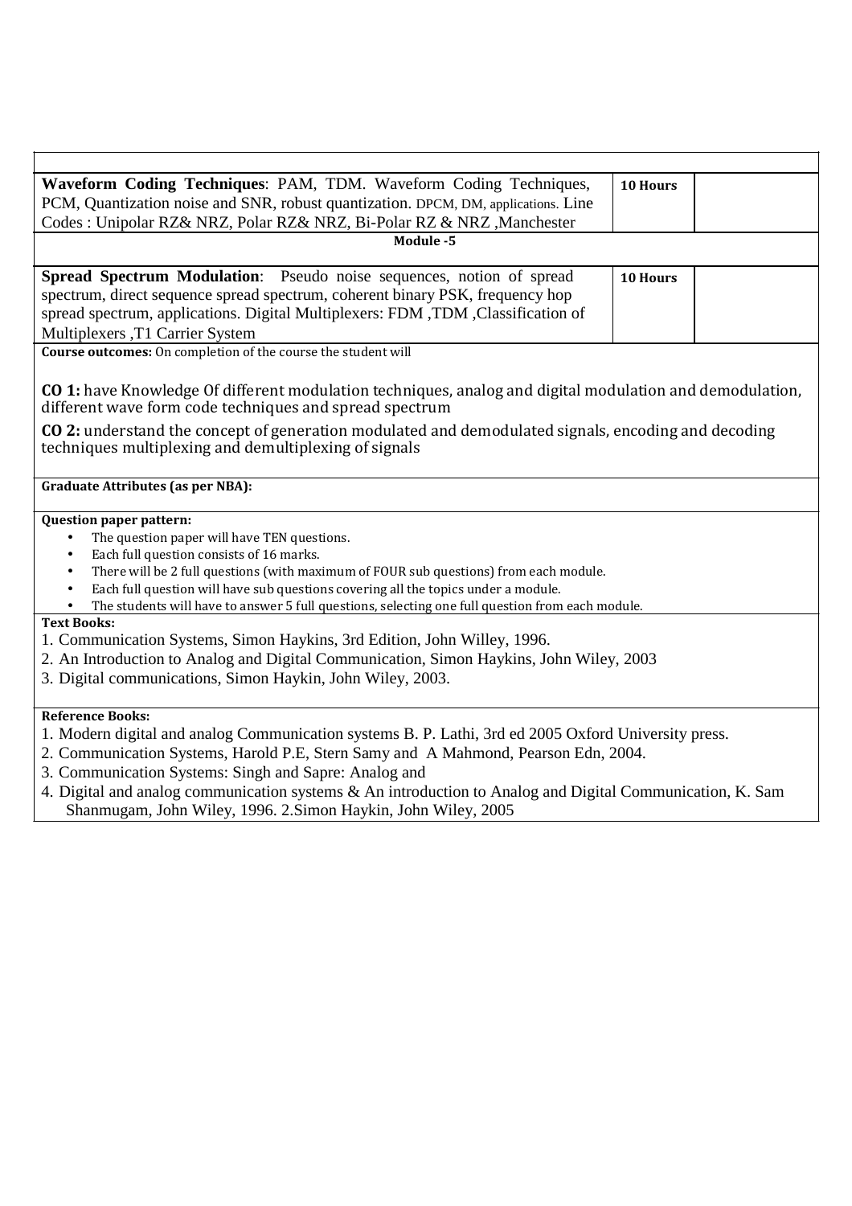| | | |
|---|---|---|
| **Waveform Coding Techniques**: PAM, TDM. Waveform Coding Techniques, PCM, Quantization noise and SNR, robust quantization. DPCM, DM, applications. Line Codes : Unipolar RZ& NRZ, Polar RZ& NRZ, Bi-Polar RZ & NRZ ,Manchester | **10 Hours** | |
| **Module -5** | | |
| **Spread Spectrum Modulation**: Pseudo noise sequences, notion of spread spectrum, direct sequence spread spectrum, coherent binary PSK, frequency hop spread spectrum, applications. Digital Multiplexers: FDM ,TDM ,Classification of Multiplexers ,T1 Carrier System | **10 Hours** | |

**Course outcomes:** On completion of the course the student will

**CO 1:** have Knowledge Of different modulation techniques, analog and digital modulation and demodulation, different wave form code techniques and spread spectrum

**CO 2:** understand the concept of generation modulated and demodulated signals, encoding and decoding techniques multiplexing and demultiplexing of signals

**Graduate Attributes (as per NBA):**

**Question paper pattern:**

- The question paper will have TEN questions.
- Each full question consists of 16 marks.
- There will be 2 full questions (with maximum of FOUR sub questions) from each module.
- Each full question will have sub questions covering all the topics under a module.
- The students will have to answer 5 full questions, selecting one full question from each module.

**Text Books:**

1. Communication Systems, Simon Haykins, 3rd Edition, John Willey, 1996.
2. An Introduction to Analog and Digital Communication, Simon Haykins, John Wiley, 2003
3. Digital communications, Simon Haykin, John Wiley, 2003.

**Reference Books:**

1. Modern digital and analog Communication systems B. P. Lathi, 3rd ed 2005 Oxford University press.
2. Communication Systems, Harold P.E, Stern Samy and A Mahmond, Pearson Edn, 2004.
3. Communication Systems: Singh and Sapre: Analog and
4. Digital and analog communication systems & An introduction to Analog and Digital Communication, K. Sam Shanmugam, John Wiley, 1996. 2.Simon Haykin, John Wiley, 2005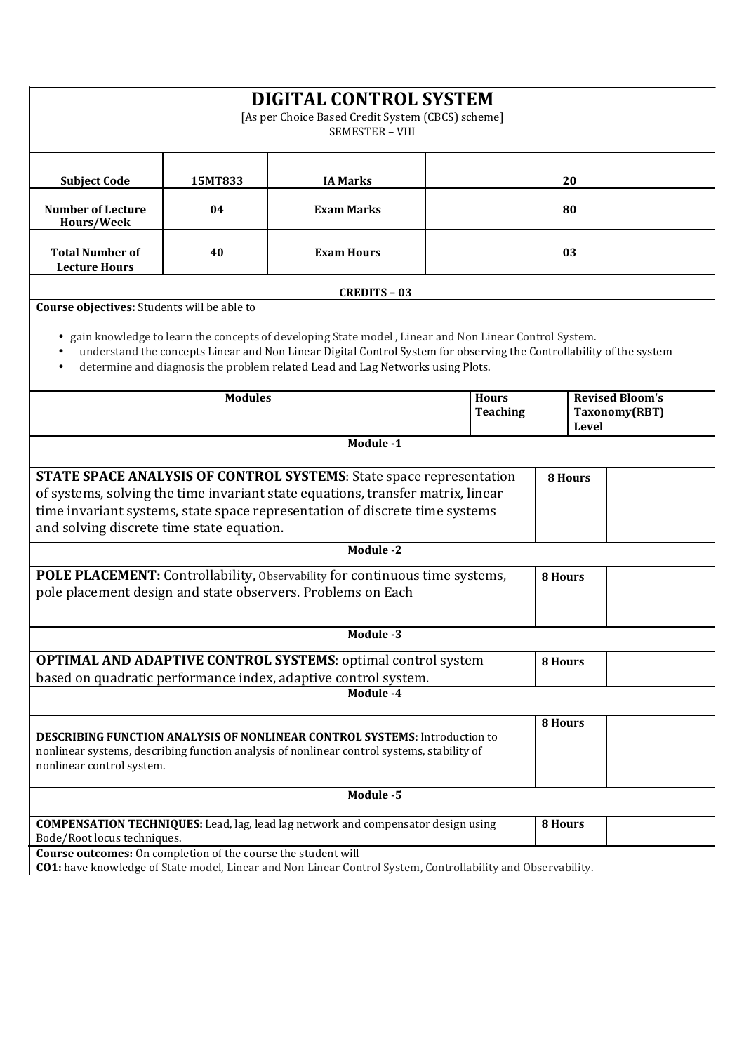# DIGITAL CONTROL SYSTEM

[As per Choice Based Credit System (CBCS) scheme]

SEMESTER – VIII

| Subject Code | 15MT833 | IA Marks | 20 |
|---|---|---|---|
| Number of Lecture Hours/Week | 04 | Exam Marks | 80 |
| Total Number of Lecture Hours | 40 | Exam Hours | 03 |

**CREDITS – 03**

**Course objectives:** Students will be able to

- gain knowledge to learn the concepts of developing State model , Linear and Non Linear Control System.
- understand the concepts Linear and Non Linear Digital Control System for observing the Controllability of the system
- determine and diagnosis the problem related Lead and Lag Networks using Plots.

| Modules | Hours Teaching | Revised Bloom's Taxonomy(RBT) Level |
|---|---|---|
| **Module -1** | | |
| **STATE SPACE ANALYSIS OF CONTROL SYSTEMS**: State space representation of systems, solving the time invariant state equations, transfer matrix, linear time invariant systems, state space representation of discrete time systems and solving discrete time state equation. | 8 Hours | |
| **Module -2** | | |
| **POLE PLACEMENT:** Controllability, Observability for continuous time systems, pole placement design and state observers. Problems on Each | 8 Hours | |
| **Module -3** | | |
| **OPTIMAL AND ADAPTIVE CONTROL SYSTEMS**: optimal control system based on quadratic performance index, adaptive control system. | 8 Hours | |
| **Module -4** | | |
| **DESCRIBING FUNCTION ANALYSIS OF NONLINEAR CONTROL SYSTEMS:** Introduction to nonlinear systems, describing function analysis of nonlinear control systems, stability of nonlinear control system. | 8 Hours | |
| **Module -5** | | |
| **COMPENSATION TECHNIQUES:** Lead, lag, lead lag network and compensator design using Bode/Root locus techniques. | 8 Hours | |

**Course outcomes:** On completion of the course the student will

**CO1:** have knowledge of State model, Linear and Non Linear Control System, Controllability and Observability.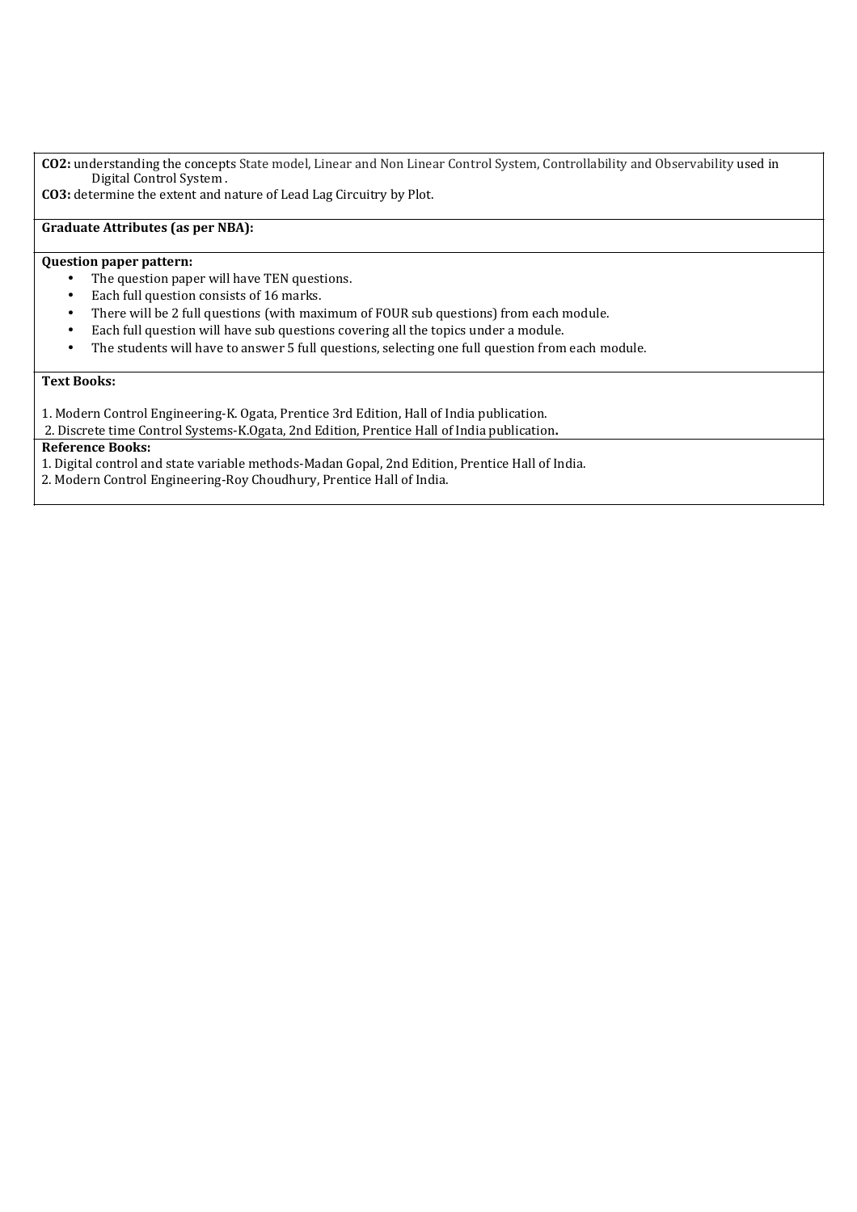**CO2:** understanding the concepts State model, Linear and Non Linear Control System, Controllability and Observability used in Digital Control System .

**CO3:** determine the extent and nature of Lead Lag Circuitry by Plot.

**Graduate Attributes (as per NBA):**

**Question paper pattern:**

- The question paper will have TEN questions.
- Each full question consists of 16 marks.
- There will be 2 full questions (with maximum of FOUR sub questions) from each module.
- Each full question will have sub questions covering all the topics under a module.
- The students will have to answer 5 full questions, selecting one full question from each module.

**Text Books:**

1. Modern Control Engineering-K. Ogata, Prentice 3rd Edition, Hall of India publication.
2. Discrete time Control Systems-K.Ogata, 2nd Edition, Prentice Hall of India publication**.**

**Reference Books:**

1. Digital control and state variable methods-Madan Gopal, 2nd Edition, Prentice Hall of India.
2. Modern Control Engineering-Roy Choudhury, Prentice Hall of India.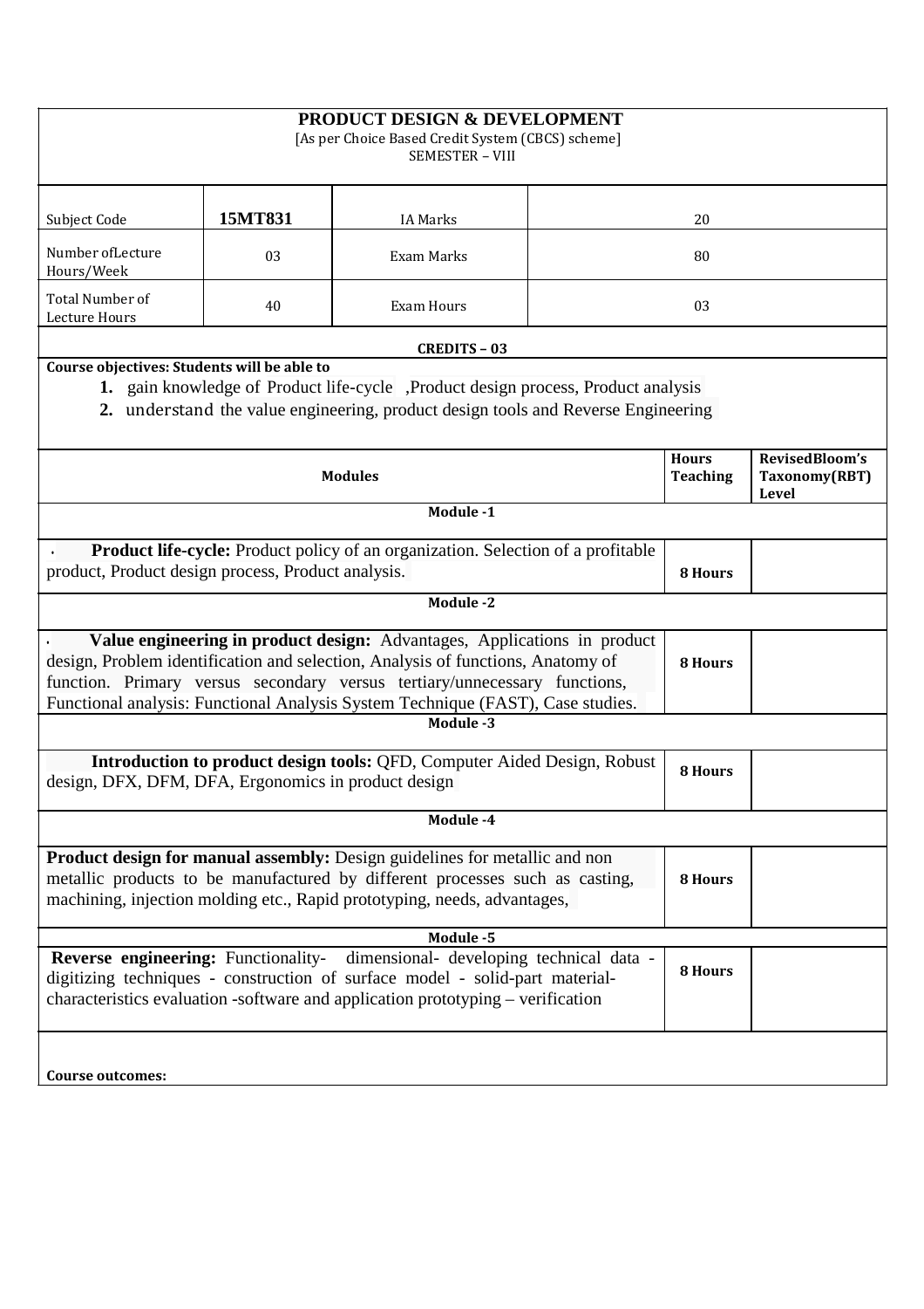# PRODUCT DESIGN & DEVELOPMENT

[As per Choice Based Credit System (CBCS) scheme]

SEMESTER – VIII

| Subject Code | 15MT831 | IA Marks | 20 |
|---|---|---|---|
| Number ofLecture Hours/Week | 03 | Exam Marks | 80 |
| Total Number of Lecture Hours | 40 | Exam Hours | 03 |

**CREDITS – 03**

**Course objectives: Students will be able to**

1. gain knowledge of Product life-cycle ,Product design process, Product analysis
2. understand the value engineering, product design tools and Reverse Engineering

| Modules | Hours Teaching | RevisedBloom's Taxonomy(RBT) Level |
|---|---|---|
| **Module -1** | | |
| **Product life-cycle:** Product policy of an organization. Selection of a profitable product, Product design process, Product analysis. | 8 Hours | |
| **Module -2** | | |
| **Value engineering in product design:** Advantages, Applications in product design, Problem identification and selection, Analysis of functions, Anatomy of function. Primary versus secondary versus tertiary/unnecessary functions, Functional analysis: Functional Analysis System Technique (FAST), Case studies. | 8 Hours | |
| **Module -3** | | |
| **Introduction to product design tools:** QFD, Computer Aided Design, Robust design, DFX, DFM, DFA, Ergonomics in product design | 8 Hours | |
| **Module -4** | | |
| **Product design for manual assembly:** Design guidelines for metallic and non metallic products to be manufactured by different processes such as casting, machining, injection molding etc., Rapid prototyping, needs, advantages, | 8 Hours | |
| **Module -5** | | |
| **Reverse engineering:** Functionality- dimensional- developing technical data - digitizing techniques - construction of surface model - solid-part material- characteristics evaluation -software and application prototyping – verification | 8 Hours | |

**Course outcomes:**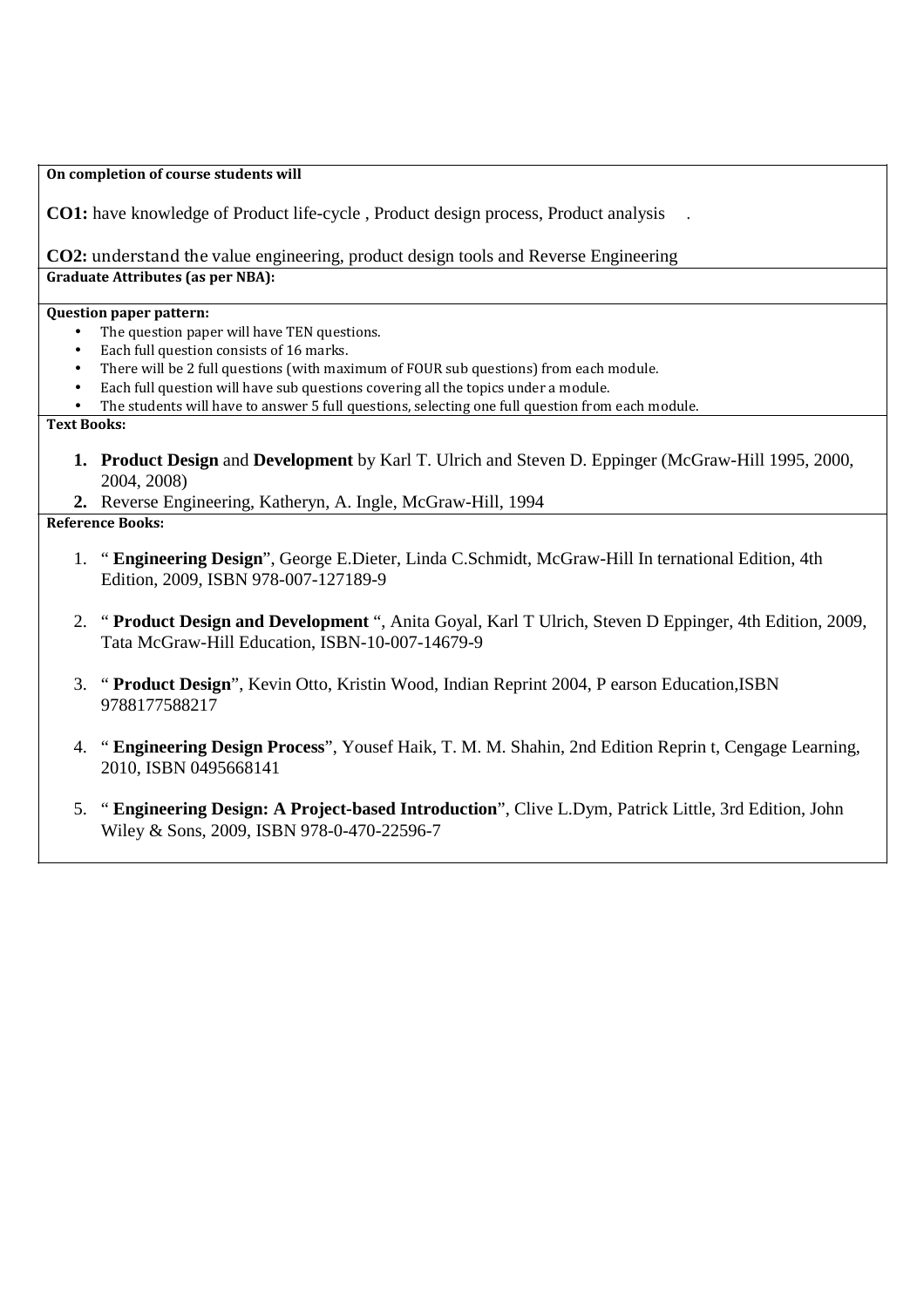**On completion of course students will**

**CO1:** have knowledge of Product life-cycle , Product design process, Product analysis .

**CO2:** understand the value engineering, product design tools and Reverse Engineering

**Graduate Attributes (as per NBA):**

**Question paper pattern:**

- The question paper will have TEN questions.
- Each full question consists of 16 marks.
- There will be 2 full questions (with maximum of FOUR sub questions) from each module.
- Each full question will have sub questions covering all the topics under a module.
- The students will have to answer 5 full questions, selecting one full question from each module.

**Text Books:**

1. **Product Design** and **Development** by Karl T. Ulrich and Steven D. Eppinger (McGraw-Hill 1995, 2000, 2004, 2008)
2. Reverse Engineering, Katheryn, A. Ingle, McGraw-Hill, 1994

**Reference Books:**

1. " **Engineering Design**", George E.Dieter, Linda C.Schmidt, McGraw-Hill In ternational Edition, 4th Edition, 2009, ISBN 978-007-127189-9
2. " **Product Design and Development** ", Anita Goyal, Karl T Ulrich, Steven D Eppinger, 4th Edition, 2009, Tata McGraw-Hill Education, ISBN-10-007-14679-9
3. " **Product Design**", Kevin Otto, Kristin Wood, Indian Reprint 2004, P earson Education,ISBN 9788177588217
4. " **Engineering Design Process**", Yousef Haik, T. M. M. Shahin, 2nd Edition Reprin t, Cengage Learning, 2010, ISBN 0495668141
5. " **Engineering Design: A Project-based Introduction**", Clive L.Dym, Patrick Little, 3rd Edition, John Wiley & Sons, 2009, ISBN 978-0-470-22596-7